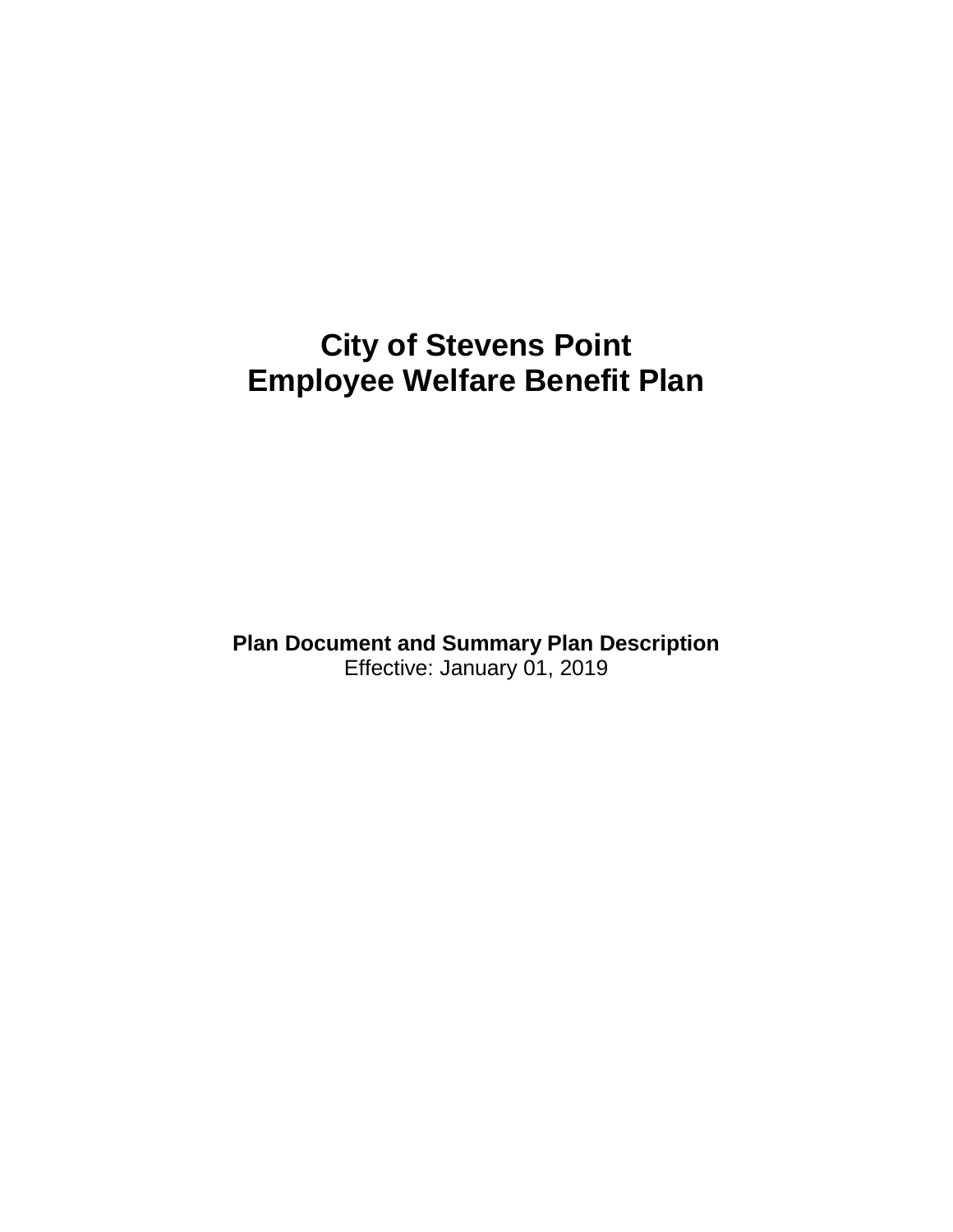# City of Stevens Point Employee Welfare Benefit Plan

**Plan Document and Summary Plan Description**
Effective: January 01, 2019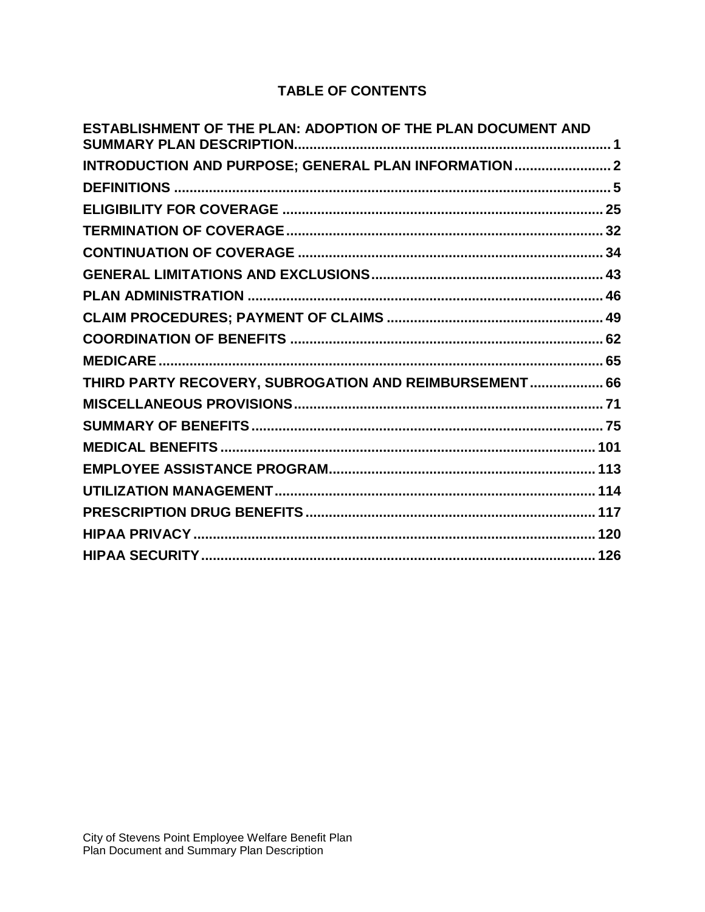# TABLE OF CONTENTS

| Section | Page |
|---|---|
| ESTABLISHMENT OF THE PLAN: ADOPTION OF THE PLAN DOCUMENT AND SUMMARY PLAN DESCRIPTION | 1 |
| INTRODUCTION AND PURPOSE; GENERAL PLAN INFORMATION | 2 |
| DEFINITIONS | 5 |
| ELIGIBILITY FOR COVERAGE | 25 |
| TERMINATION OF COVERAGE | 32 |
| CONTINUATION OF COVERAGE | 34 |
| GENERAL LIMITATIONS AND EXCLUSIONS | 43 |
| PLAN ADMINISTRATION | 46 |
| CLAIM PROCEDURES; PAYMENT OF CLAIMS | 49 |
| COORDINATION OF BENEFITS | 62 |
| MEDICARE | 65 |
| THIRD PARTY RECOVERY, SUBROGATION AND REIMBURSEMENT | 66 |
| MISCELLANEOUS PROVISIONS | 71 |
| SUMMARY OF BENEFITS | 75 |
| MEDICAL BENEFITS | 101 |
| EMPLOYEE ASSISTANCE PROGRAM | 113 |
| UTILIZATION MANAGEMENT | 114 |
| PRESCRIPTION DRUG BENEFITS | 117 |
| HIPAA PRIVACY | 120 |
| HIPAA SECURITY | 126 |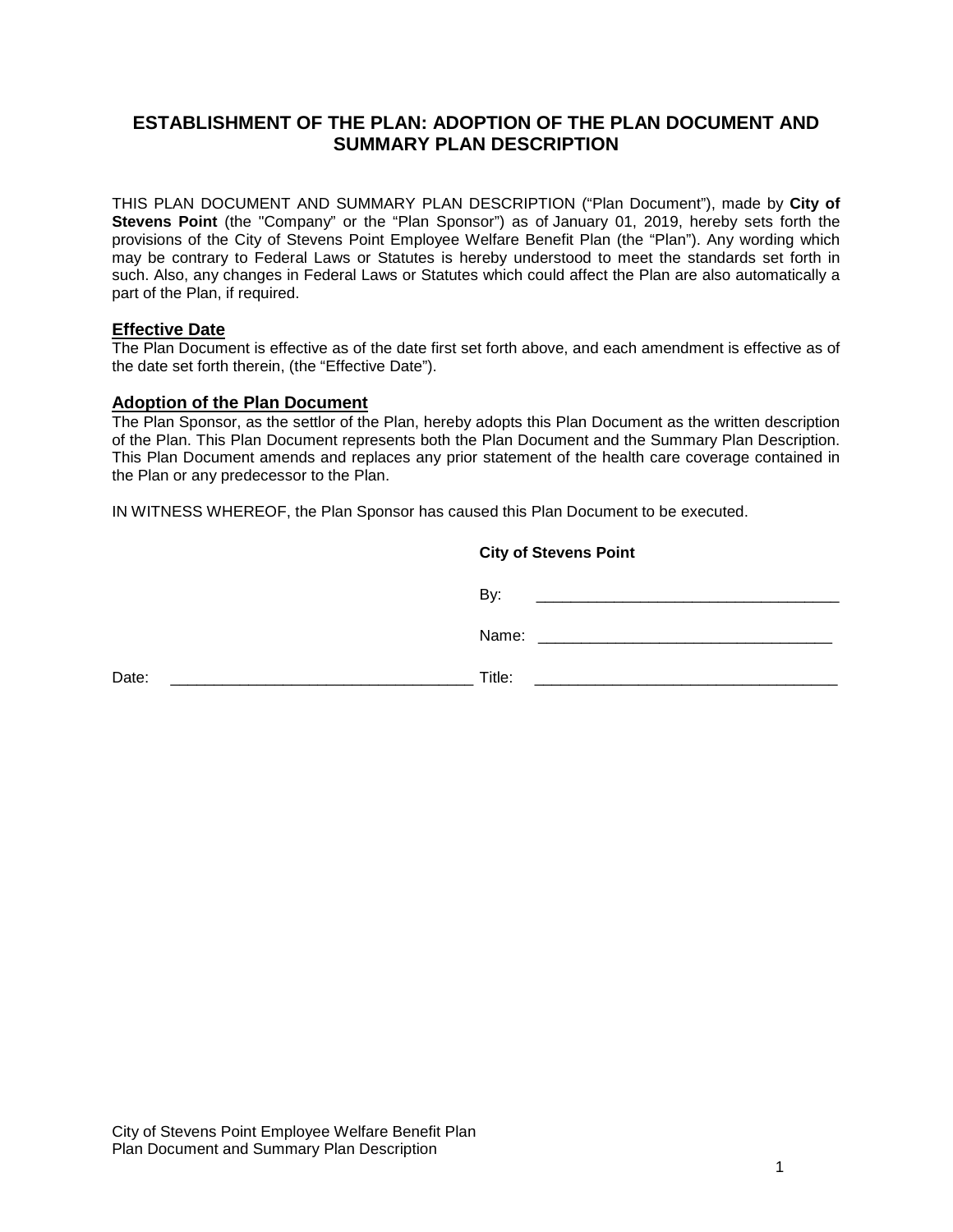# ESTABLISHMENT OF THE PLAN: ADOPTION OF THE PLAN DOCUMENT AND SUMMARY PLAN DESCRIPTION

THIS PLAN DOCUMENT AND SUMMARY PLAN DESCRIPTION ("Plan Document"), made by **City of Stevens Point** (the "Company" or the "Plan Sponsor") as of January 01, 2019, hereby sets forth the provisions of the City of Stevens Point Employee Welfare Benefit Plan (the "Plan"). Any wording which may be contrary to Federal Laws or Statutes is hereby understood to meet the standards set forth in such. Also, any changes in Federal Laws or Statutes which could affect the Plan are also automatically a part of the Plan, if required.

## Effective Date

The Plan Document is effective as of the date first set forth above, and each amendment is effective as of the date set forth therein, (the "Effective Date").

## Adoption of the Plan Document

The Plan Sponsor, as the settlor of the Plan, hereby adopts this Plan Document as the written description of the Plan. This Plan Document represents both the Plan Document and the Summary Plan Description. This Plan Document amends and replaces any prior statement of the health care coverage contained in the Plan or any predecessor to the Plan.

IN WITNESS WHEREOF, the Plan Sponsor has caused this Plan Document to be executed.

**City of Stevens Point**

By: ___________________________________

Name: _________________________________

Date: ___________________________________ Title: ___________________________________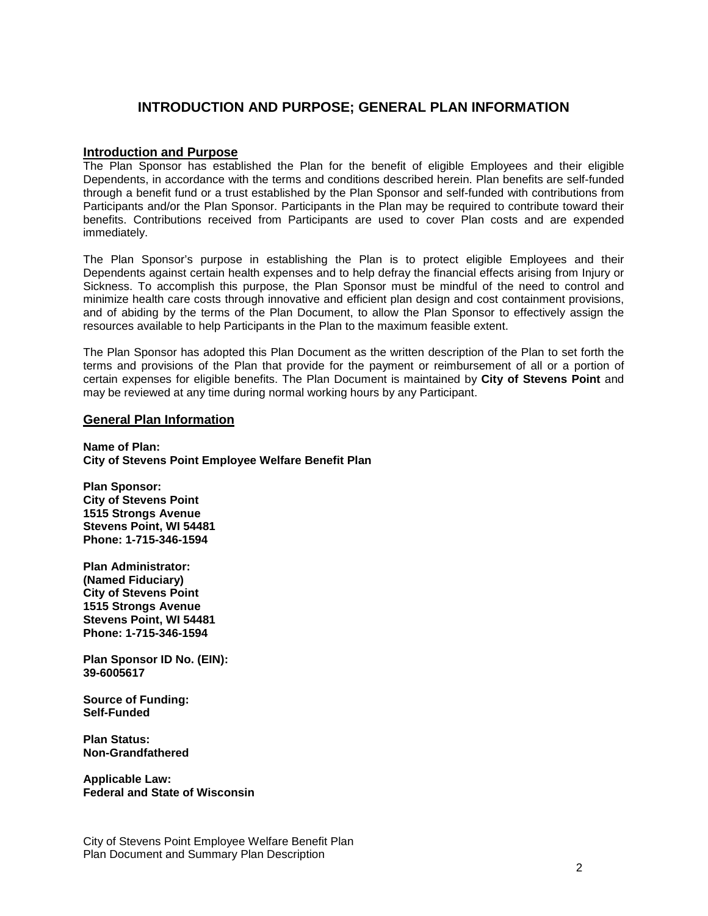# INTRODUCTION AND PURPOSE; GENERAL PLAN INFORMATION

## Introduction and Purpose

The Plan Sponsor has established the Plan for the benefit of eligible Employees and their eligible Dependents, in accordance with the terms and conditions described herein. Plan benefits are self-funded through a benefit fund or a trust established by the Plan Sponsor and self-funded with contributions from Participants and/or the Plan Sponsor. Participants in the Plan may be required to contribute toward their benefits. Contributions received from Participants are used to cover Plan costs and are expended immediately.

The Plan Sponsor's purpose in establishing the Plan is to protect eligible Employees and their Dependents against certain health expenses and to help defray the financial effects arising from Injury or Sickness. To accomplish this purpose, the Plan Sponsor must be mindful of the need to control and minimize health care costs through innovative and efficient plan design and cost containment provisions, and of abiding by the terms of the Plan Document, to allow the Plan Sponsor to effectively assign the resources available to help Participants in the Plan to the maximum feasible extent.

The Plan Sponsor has adopted this Plan Document as the written description of the Plan to set forth the terms and provisions of the Plan that provide for the payment or reimbursement of all or a portion of certain expenses for eligible benefits. The Plan Document is maintained by **City of Stevens Point** and may be reviewed at any time during normal working hours by any Participant.

## General Plan Information

**Name of Plan:**
**City of Stevens Point Employee Welfare Benefit Plan**

**Plan Sponsor:**
**City of Stevens Point**
**1515 Strongs Avenue**
**Stevens Point, WI 54481**
**Phone: 1-715-346-1594**

**Plan Administrator:**
**(Named Fiduciary)**
**City of Stevens Point**
**1515 Strongs Avenue**
**Stevens Point, WI 54481**
**Phone: 1-715-346-1594**

**Plan Sponsor ID No. (EIN):**
**39-6005617**

**Source of Funding:**
**Self-Funded**

**Plan Status:**
**Non-Grandfathered**

**Applicable Law:**
**Federal and State of Wisconsin**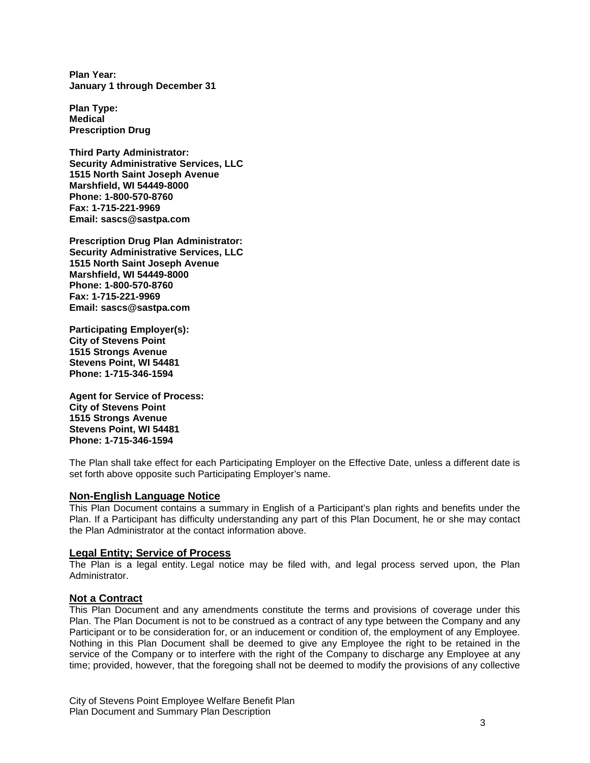**Plan Year:**
**January 1 through December 31**

**Plan Type:**
**Medical**
**Prescription Drug**

**Third Party Administrator:**
**Security Administrative Services, LLC**
**1515 North Saint Joseph Avenue**
**Marshfield, WI 54449-8000**
**Phone: 1-800-570-8760**
**Fax: 1-715-221-9969**
**Email: sascs@sastpa.com**

**Prescription Drug Plan Administrator:**
**Security Administrative Services, LLC**
**1515 North Saint Joseph Avenue**
**Marshfield, WI 54449-8000**
**Phone: 1-800-570-8760**
**Fax: 1-715-221-9969**
**Email: sascs@sastpa.com**

**Participating Employer(s):**
**City of Stevens Point**
**1515 Strongs Avenue**
**Stevens Point, WI 54481**
**Phone: 1-715-346-1594**

**Agent for Service of Process:**
**City of Stevens Point**
**1515 Strongs Avenue**
**Stevens Point, WI 54481**
**Phone: 1-715-346-1594**

The Plan shall take effect for each Participating Employer on the Effective Date, unless a different date is set forth above opposite such Participating Employer's name.

## Non-English Language Notice

This Plan Document contains a summary in English of a Participant's plan rights and benefits under the Plan. If a Participant has difficulty understanding any part of this Plan Document, he or she may contact the Plan Administrator at the contact information above.

## Legal Entity; Service of Process

The Plan is a legal entity. Legal notice may be filed with, and legal process served upon, the Plan Administrator.

## Not a Contract

This Plan Document and any amendments constitute the terms and provisions of coverage under this Plan. The Plan Document is not to be construed as a contract of any type between the Company and any Participant or to be consideration for, or an inducement or condition of, the employment of any Employee. Nothing in this Plan Document shall be deemed to give any Employee the right to be retained in the service of the Company or to interfere with the right of the Company to discharge any Employee at any time; provided, however, that the foregoing shall not be deemed to modify the provisions of any collective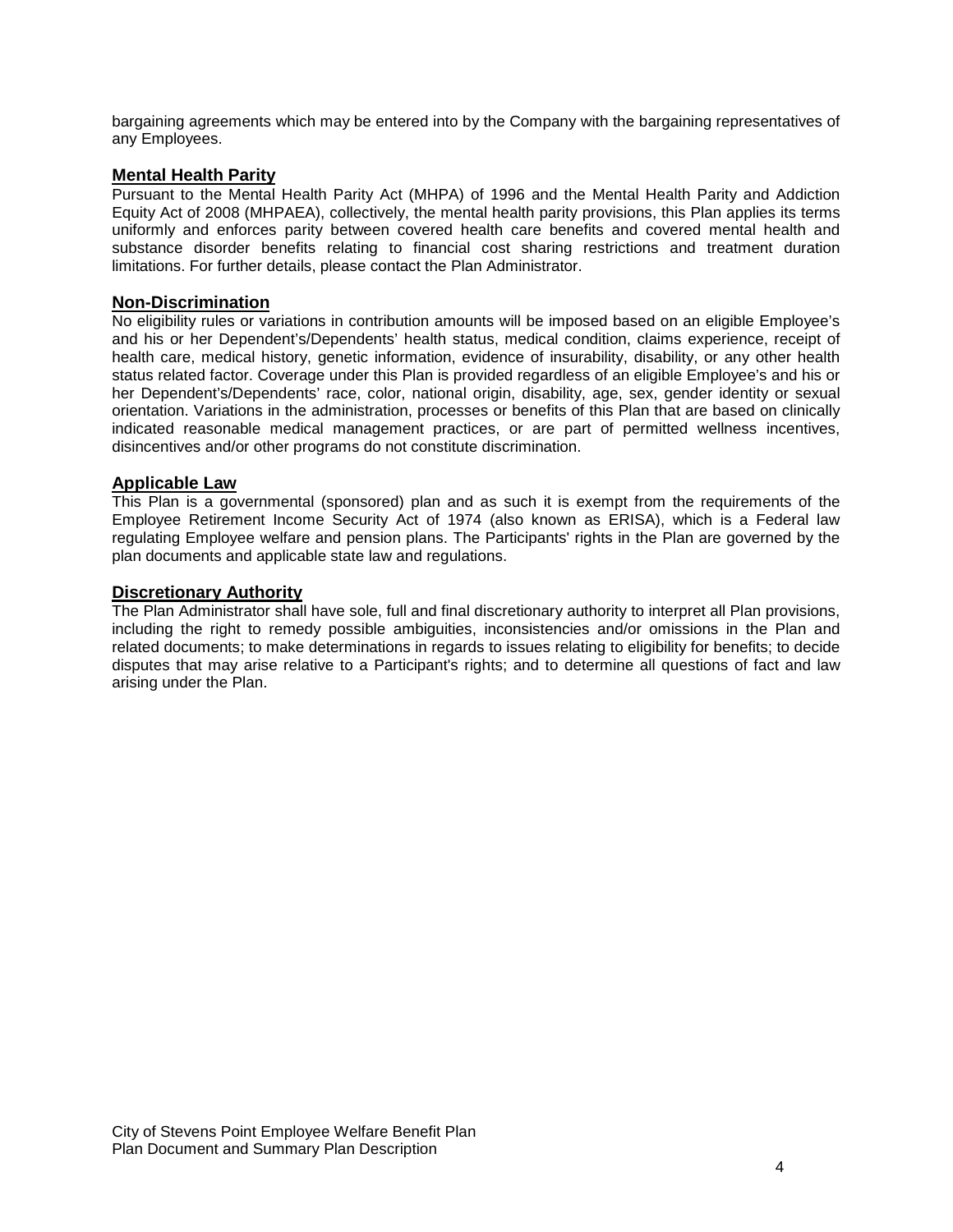bargaining agreements which may be entered into by the Company with the bargaining representatives of any Employees.

## Mental Health Parity

Pursuant to the Mental Health Parity Act (MHPA) of 1996 and the Mental Health Parity and Addiction Equity Act of 2008 (MHPAEA), collectively, the mental health parity provisions, this Plan applies its terms uniformly and enforces parity between covered health care benefits and covered mental health and substance disorder benefits relating to financial cost sharing restrictions and treatment duration limitations. For further details, please contact the Plan Administrator.

## Non-Discrimination

No eligibility rules or variations in contribution amounts will be imposed based on an eligible Employee's and his or her Dependent's/Dependents' health status, medical condition, claims experience, receipt of health care, medical history, genetic information, evidence of insurability, disability, or any other health status related factor. Coverage under this Plan is provided regardless of an eligible Employee's and his or her Dependent's/Dependents' race, color, national origin, disability, age, sex, gender identity or sexual orientation. Variations in the administration, processes or benefits of this Plan that are based on clinically indicated reasonable medical management practices, or are part of permitted wellness incentives, disincentives and/or other programs do not constitute discrimination.

## Applicable Law

This Plan is a governmental (sponsored) plan and as such it is exempt from the requirements of the Employee Retirement Income Security Act of 1974 (also known as ERISA), which is a Federal law regulating Employee welfare and pension plans. The Participants' rights in the Plan are governed by the plan documents and applicable state law and regulations.

## Discretionary Authority

The Plan Administrator shall have sole, full and final discretionary authority to interpret all Plan provisions, including the right to remedy possible ambiguities, inconsistencies and/or omissions in the Plan and related documents; to make determinations in regards to issues relating to eligibility for benefits; to decide disputes that may arise relative to a Participant's rights; and to determine all questions of fact and law arising under the Plan.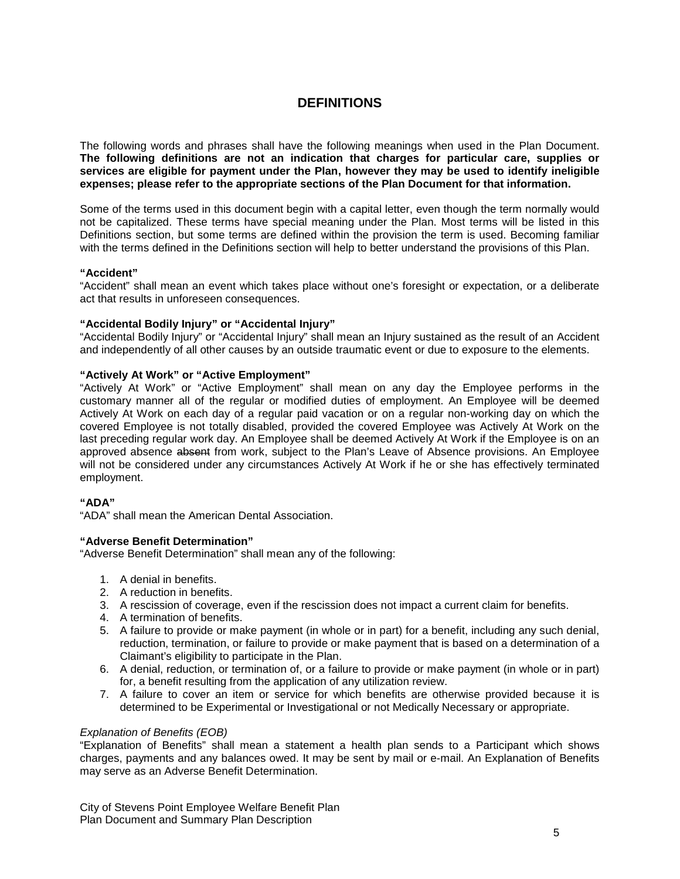# DEFINITIONS

The following words and phrases shall have the following meanings when used in the Plan Document. **The following definitions are not an indication that charges for particular care, supplies or services are eligible for payment under the Plan, however they may be used to identify ineligible expenses; please refer to the appropriate sections of the Plan Document for that information.**

Some of the terms used in this document begin with a capital letter, even though the term normally would not be capitalized. These terms have special meaning under the Plan. Most terms will be listed in this Definitions section, but some terms are defined within the provision the term is used. Becoming familiar with the terms defined in the Definitions section will help to better understand the provisions of this Plan.

**"Accident"**
"Accident" shall mean an event which takes place without one's foresight or expectation, or a deliberate act that results in unforeseen consequences.

**"Accidental Bodily Injury" or "Accidental Injury"**
"Accidental Bodily Injury" or "Accidental Injury" shall mean an Injury sustained as the result of an Accident and independently of all other causes by an outside traumatic event or due to exposure to the elements.

**"Actively At Work" or "Active Employment"**
"Actively At Work" or "Active Employment" shall mean on any day the Employee performs in the customary manner all of the regular or modified duties of employment. An Employee will be deemed Actively At Work on each day of a regular paid vacation or on a regular non-working day on which the covered Employee is not totally disabled, provided the covered Employee was Actively At Work on the last preceding regular work day. An Employee shall be deemed Actively At Work if the Employee is on an approved absence ~~absent~~ from work, subject to the Plan's Leave of Absence provisions. An Employee will not be considered under any circumstances Actively At Work if he or she has effectively terminated employment.

**"ADA"**
"ADA" shall mean the American Dental Association.

**"Adverse Benefit Determination"**
"Adverse Benefit Determination" shall mean any of the following:

1. A denial in benefits.
2. A reduction in benefits.
3. A rescission of coverage, even if the rescission does not impact a current claim for benefits.
4. A termination of benefits.
5. A failure to provide or make payment (in whole or in part) for a benefit, including any such denial, reduction, termination, or failure to provide or make payment that is based on a determination of a Claimant's eligibility to participate in the Plan.
6. A denial, reduction, or termination of, or a failure to provide or make payment (in whole or in part) for, a benefit resulting from the application of any utilization review.
7. A failure to cover an item or service for which benefits are otherwise provided because it is determined to be Experimental or Investigational or not Medically Necessary or appropriate.

*Explanation of Benefits (EOB)*
"Explanation of Benefits" shall mean a statement a health plan sends to a Participant which shows charges, payments and any balances owed. It may be sent by mail or e-mail. An Explanation of Benefits may serve as an Adverse Benefit Determination.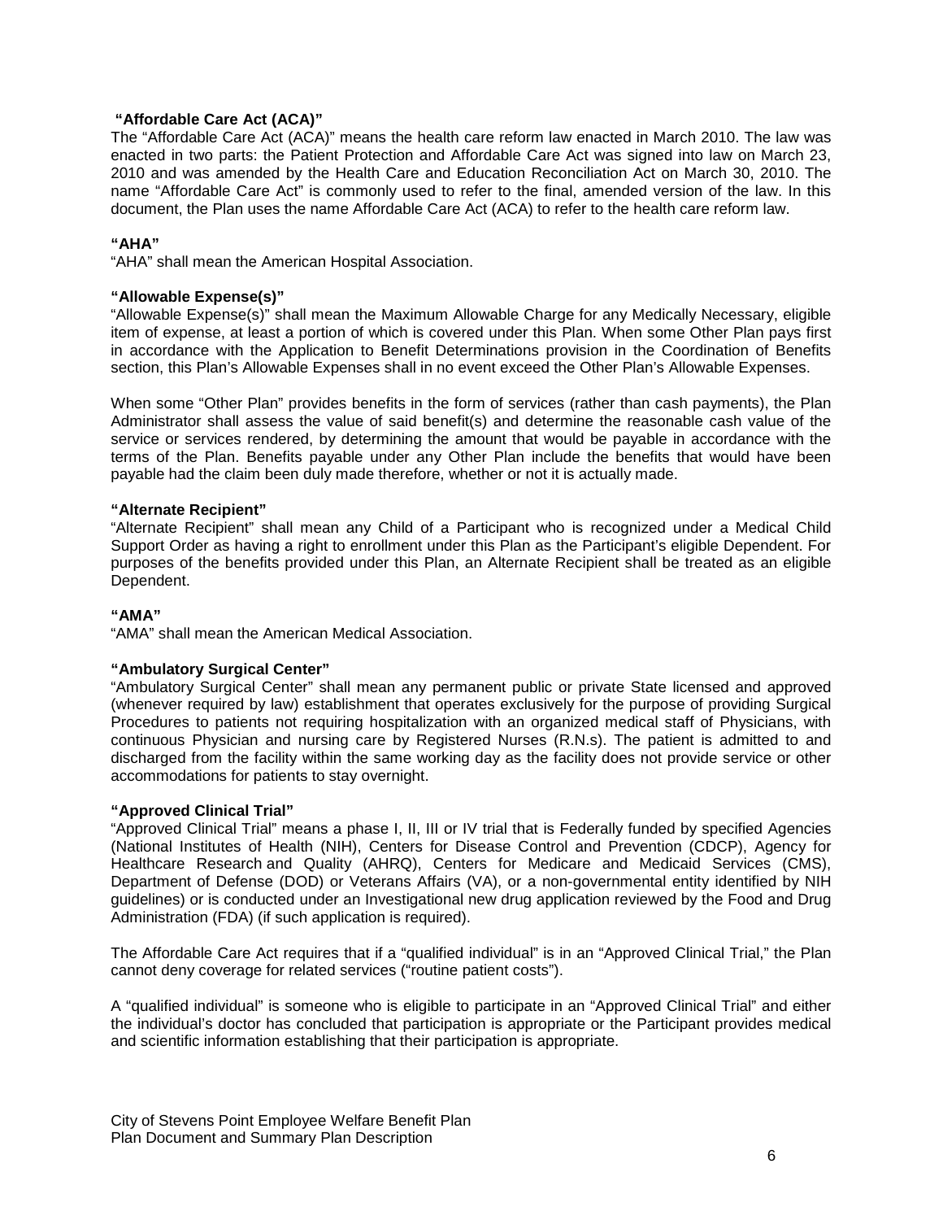**"Affordable Care Act (ACA)"**

The "Affordable Care Act (ACA)" means the health care reform law enacted in March 2010. The law was enacted in two parts: the Patient Protection and Affordable Care Act was signed into law on March 23, 2010 and was amended by the Health Care and Education Reconciliation Act on March 30, 2010. The name "Affordable Care Act" is commonly used to refer to the final, amended version of the law. In this document, the Plan uses the name Affordable Care Act (ACA) to refer to the health care reform law.

**"AHA"**

"AHA" shall mean the American Hospital Association.

**"Allowable Expense(s)"**

"Allowable Expense(s)" shall mean the Maximum Allowable Charge for any Medically Necessary, eligible item of expense, at least a portion of which is covered under this Plan. When some Other Plan pays first in accordance with the Application to Benefit Determinations provision in the Coordination of Benefits section, this Plan's Allowable Expenses shall in no event exceed the Other Plan's Allowable Expenses.

When some "Other Plan" provides benefits in the form of services (rather than cash payments), the Plan Administrator shall assess the value of said benefit(s) and determine the reasonable cash value of the service or services rendered, by determining the amount that would be payable in accordance with the terms of the Plan. Benefits payable under any Other Plan include the benefits that would have been payable had the claim been duly made therefore, whether or not it is actually made.

**"Alternate Recipient"**

"Alternate Recipient" shall mean any Child of a Participant who is recognized under a Medical Child Support Order as having a right to enrollment under this Plan as the Participant's eligible Dependent. For purposes of the benefits provided under this Plan, an Alternate Recipient shall be treated as an eligible Dependent.

**"AMA"**

"AMA" shall mean the American Medical Association.

**"Ambulatory Surgical Center"**

"Ambulatory Surgical Center" shall mean any permanent public or private State licensed and approved (whenever required by law) establishment that operates exclusively for the purpose of providing Surgical Procedures to patients not requiring hospitalization with an organized medical staff of Physicians, with continuous Physician and nursing care by Registered Nurses (R.N.s). The patient is admitted to and discharged from the facility within the same working day as the facility does not provide service or other accommodations for patients to stay overnight.

**"Approved Clinical Trial"**

"Approved Clinical Trial" means a phase I, II, III or IV trial that is Federally funded by specified Agencies (National Institutes of Health (NIH), Centers for Disease Control and Prevention (CDCP), Agency for Healthcare Research and Quality (AHRQ), Centers for Medicare and Medicaid Services (CMS), Department of Defense (DOD) or Veterans Affairs (VA), or a non-governmental entity identified by NIH guidelines) or is conducted under an Investigational new drug application reviewed by the Food and Drug Administration (FDA) (if such application is required).

The Affordable Care Act requires that if a "qualified individual" is in an "Approved Clinical Trial," the Plan cannot deny coverage for related services ("routine patient costs").

A "qualified individual" is someone who is eligible to participate in an "Approved Clinical Trial" and either the individual's doctor has concluded that participation is appropriate or the Participant provides medical and scientific information establishing that their participation is appropriate.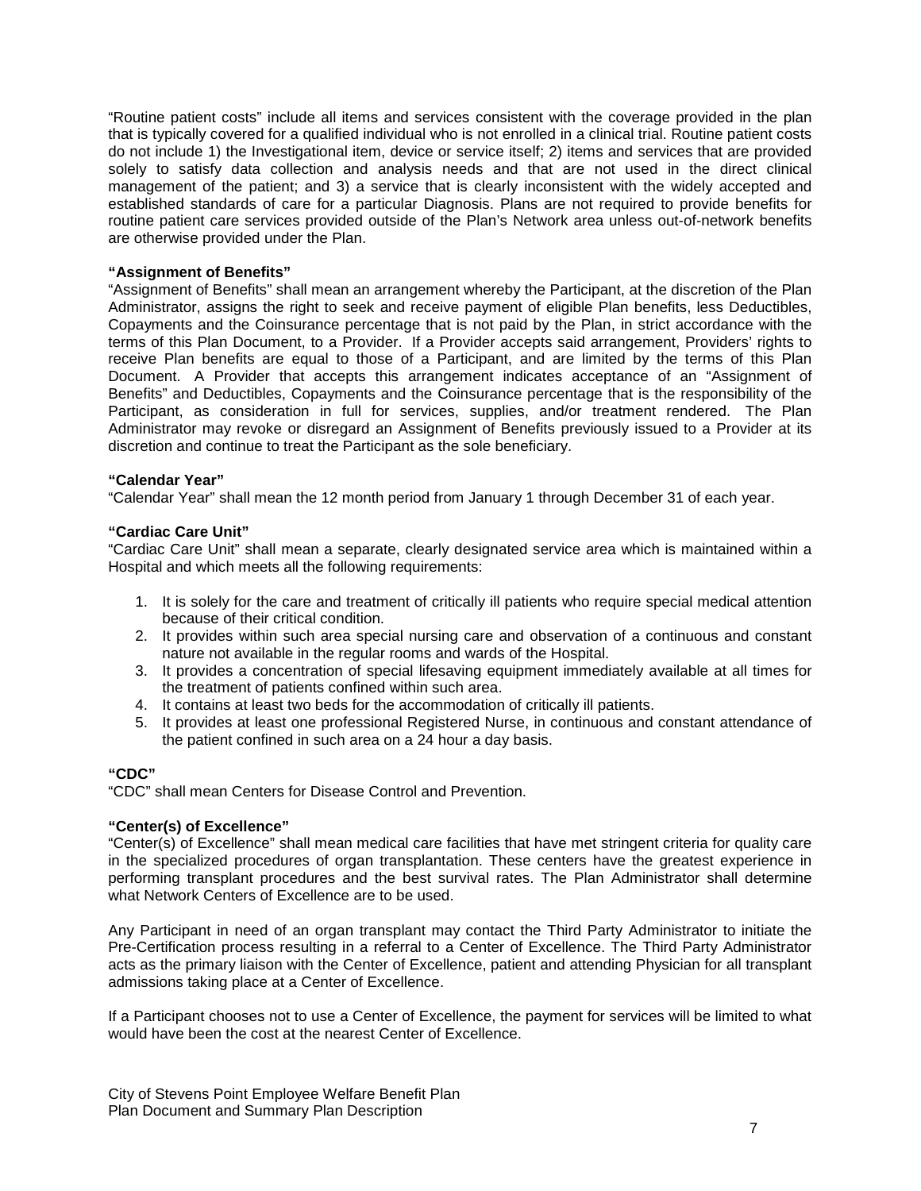"Routine patient costs" include all items and services consistent with the coverage provided in the plan that is typically covered for a qualified individual who is not enrolled in a clinical trial. Routine patient costs do not include 1) the Investigational item, device or service itself; 2) items and services that are provided solely to satisfy data collection and analysis needs and that are not used in the direct clinical management of the patient; and 3) a service that is clearly inconsistent with the widely accepted and established standards of care for a particular Diagnosis. Plans are not required to provide benefits for routine patient care services provided outside of the Plan's Network area unless out-of-network benefits are otherwise provided under the Plan.

**"Assignment of Benefits"**

"Assignment of Benefits" shall mean an arrangement whereby the Participant, at the discretion of the Plan Administrator, assigns the right to seek and receive payment of eligible Plan benefits, less Deductibles, Copayments and the Coinsurance percentage that is not paid by the Plan, in strict accordance with the terms of this Plan Document, to a Provider. If a Provider accepts said arrangement, Providers' rights to receive Plan benefits are equal to those of a Participant, and are limited by the terms of this Plan Document. A Provider that accepts this arrangement indicates acceptance of an "Assignment of Benefits" and Deductibles, Copayments and the Coinsurance percentage that is the responsibility of the Participant, as consideration in full for services, supplies, and/or treatment rendered. The Plan Administrator may revoke or disregard an Assignment of Benefits previously issued to a Provider at its discretion and continue to treat the Participant as the sole beneficiary.

**"Calendar Year"**

"Calendar Year" shall mean the 12 month period from January 1 through December 31 of each year.

**"Cardiac Care Unit"**

"Cardiac Care Unit" shall mean a separate, clearly designated service area which is maintained within a Hospital and which meets all the following requirements:

1. It is solely for the care and treatment of critically ill patients who require special medical attention because of their critical condition.
2. It provides within such area special nursing care and observation of a continuous and constant nature not available in the regular rooms and wards of the Hospital.
3. It provides a concentration of special lifesaving equipment immediately available at all times for the treatment of patients confined within such area.
4. It contains at least two beds for the accommodation of critically ill patients.
5. It provides at least one professional Registered Nurse, in continuous and constant attendance of the patient confined in such area on a 24 hour a day basis.

**"CDC"**

"CDC" shall mean Centers for Disease Control and Prevention.

**"Center(s) of Excellence"**

"Center(s) of Excellence" shall mean medical care facilities that have met stringent criteria for quality care in the specialized procedures of organ transplantation. These centers have the greatest experience in performing transplant procedures and the best survival rates. The Plan Administrator shall determine what Network Centers of Excellence are to be used.

Any Participant in need of an organ transplant may contact the Third Party Administrator to initiate the Pre-Certification process resulting in a referral to a Center of Excellence. The Third Party Administrator acts as the primary liaison with the Center of Excellence, patient and attending Physician for all transplant admissions taking place at a Center of Excellence.

If a Participant chooses not to use a Center of Excellence, the payment for services will be limited to what would have been the cost at the nearest Center of Excellence.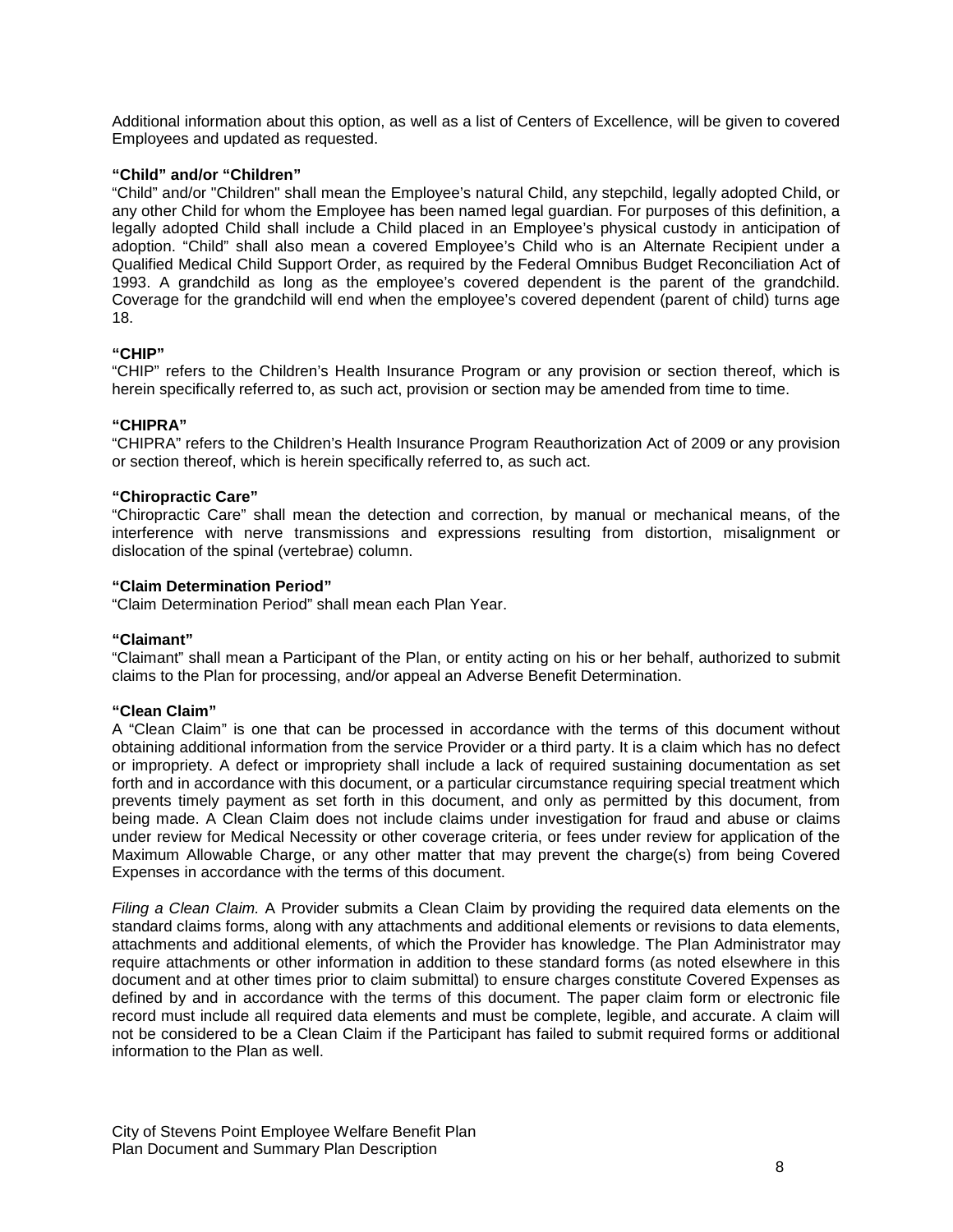Additional information about this option, as well as a list of Centers of Excellence, will be given to covered Employees and updated as requested.

**"Child" and/or "Children"**

"Child" and/or "Children" shall mean the Employee's natural Child, any stepchild, legally adopted Child, or any other Child for whom the Employee has been named legal guardian. For purposes of this definition, a legally adopted Child shall include a Child placed in an Employee's physical custody in anticipation of adoption. "Child" shall also mean a covered Employee's Child who is an Alternate Recipient under a Qualified Medical Child Support Order, as required by the Federal Omnibus Budget Reconciliation Act of 1993. A grandchild as long as the employee's covered dependent is the parent of the grandchild. Coverage for the grandchild will end when the employee's covered dependent (parent of child) turns age 18.

**"CHIP"**

"CHIP" refers to the Children's Health Insurance Program or any provision or section thereof, which is herein specifically referred to, as such act, provision or section may be amended from time to time.

**"CHIPRA"**

"CHIPRA" refers to the Children's Health Insurance Program Reauthorization Act of 2009 or any provision or section thereof, which is herein specifically referred to, as such act.

**"Chiropractic Care"**

"Chiropractic Care" shall mean the detection and correction, by manual or mechanical means, of the interference with nerve transmissions and expressions resulting from distortion, misalignment or dislocation of the spinal (vertebrae) column.

**"Claim Determination Period"**

"Claim Determination Period" shall mean each Plan Year.

**"Claimant"**

"Claimant" shall mean a Participant of the Plan, or entity acting on his or her behalf, authorized to submit claims to the Plan for processing, and/or appeal an Adverse Benefit Determination.

**"Clean Claim"**

A "Clean Claim" is one that can be processed in accordance with the terms of this document without obtaining additional information from the service Provider or a third party. It is a claim which has no defect or impropriety. A defect or impropriety shall include a lack of required sustaining documentation as set forth and in accordance with this document, or a particular circumstance requiring special treatment which prevents timely payment as set forth in this document, and only as permitted by this document, from being made. A Clean Claim does not include claims under investigation for fraud and abuse or claims under review for Medical Necessity or other coverage criteria, or fees under review for application of the Maximum Allowable Charge, or any other matter that may prevent the charge(s) from being Covered Expenses in accordance with the terms of this document.

*Filing a Clean Claim.* A Provider submits a Clean Claim by providing the required data elements on the standard claims forms, along with any attachments and additional elements or revisions to data elements, attachments and additional elements, of which the Provider has knowledge. The Plan Administrator may require attachments or other information in addition to these standard forms (as noted elsewhere in this document and at other times prior to claim submittal) to ensure charges constitute Covered Expenses as defined by and in accordance with the terms of this document. The paper claim form or electronic file record must include all required data elements and must be complete, legible, and accurate. A claim will not be considered to be a Clean Claim if the Participant has failed to submit required forms or additional information to the Plan as well.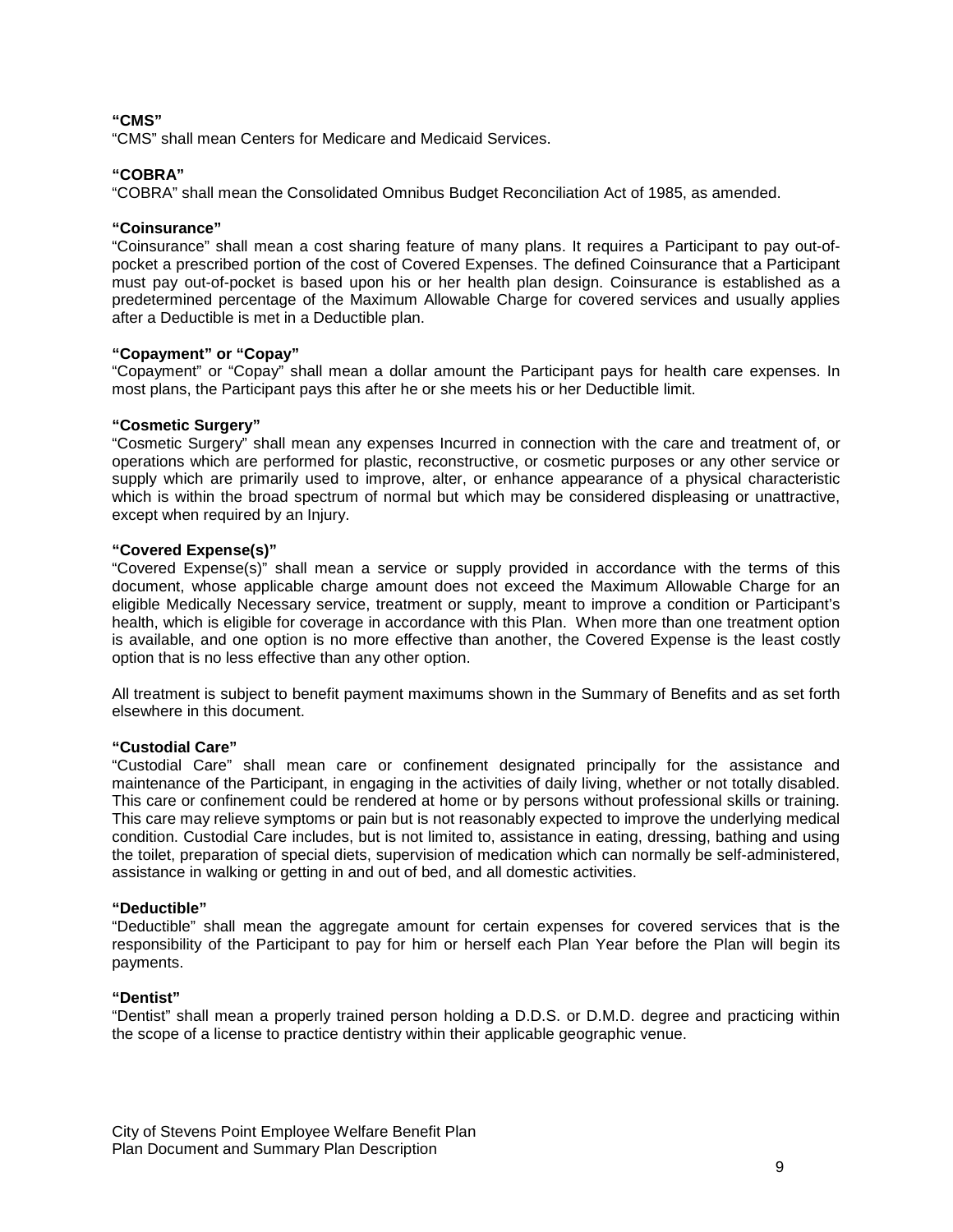**"CMS"**
"CMS" shall mean Centers for Medicare and Medicaid Services.

**"COBRA"**
"COBRA" shall mean the Consolidated Omnibus Budget Reconciliation Act of 1985, as amended.

**"Coinsurance"**
"Coinsurance" shall mean a cost sharing feature of many plans. It requires a Participant to pay out-of-pocket a prescribed portion of the cost of Covered Expenses. The defined Coinsurance that a Participant must pay out-of-pocket is based upon his or her health plan design. Coinsurance is established as a predetermined percentage of the Maximum Allowable Charge for covered services and usually applies after a Deductible is met in a Deductible plan.

**"Copayment" or "Copay"**
"Copayment" or "Copay" shall mean a dollar amount the Participant pays for health care expenses. In most plans, the Participant pays this after he or she meets his or her Deductible limit.

**"Cosmetic Surgery"**
"Cosmetic Surgery" shall mean any expenses Incurred in connection with the care and treatment of, or operations which are performed for plastic, reconstructive, or cosmetic purposes or any other service or supply which are primarily used to improve, alter, or enhance appearance of a physical characteristic which is within the broad spectrum of normal but which may be considered displeasing or unattractive, except when required by an Injury.

**"Covered Expense(s)"**
"Covered Expense(s)" shall mean a service or supply provided in accordance with the terms of this document, whose applicable charge amount does not exceed the Maximum Allowable Charge for an eligible Medically Necessary service, treatment or supply, meant to improve a condition or Participant's health, which is eligible for coverage in accordance with this Plan. When more than one treatment option is available, and one option is no more effective than another, the Covered Expense is the least costly option that is no less effective than any other option.

All treatment is subject to benefit payment maximums shown in the Summary of Benefits and as set forth elsewhere in this document.

**"Custodial Care"**
"Custodial Care" shall mean care or confinement designated principally for the assistance and maintenance of the Participant, in engaging in the activities of daily living, whether or not totally disabled. This care or confinement could be rendered at home or by persons without professional skills or training. This care may relieve symptoms or pain but is not reasonably expected to improve the underlying medical condition. Custodial Care includes, but is not limited to, assistance in eating, dressing, bathing and using the toilet, preparation of special diets, supervision of medication which can normally be self-administered, assistance in walking or getting in and out of bed, and all domestic activities.

**"Deductible"**
"Deductible" shall mean the aggregate amount for certain expenses for covered services that is the responsibility of the Participant to pay for him or herself each Plan Year before the Plan will begin its payments.

**"Dentist"**
"Dentist" shall mean a properly trained person holding a D.D.S. or D.M.D. degree and practicing within the scope of a license to practice dentistry within their applicable geographic venue.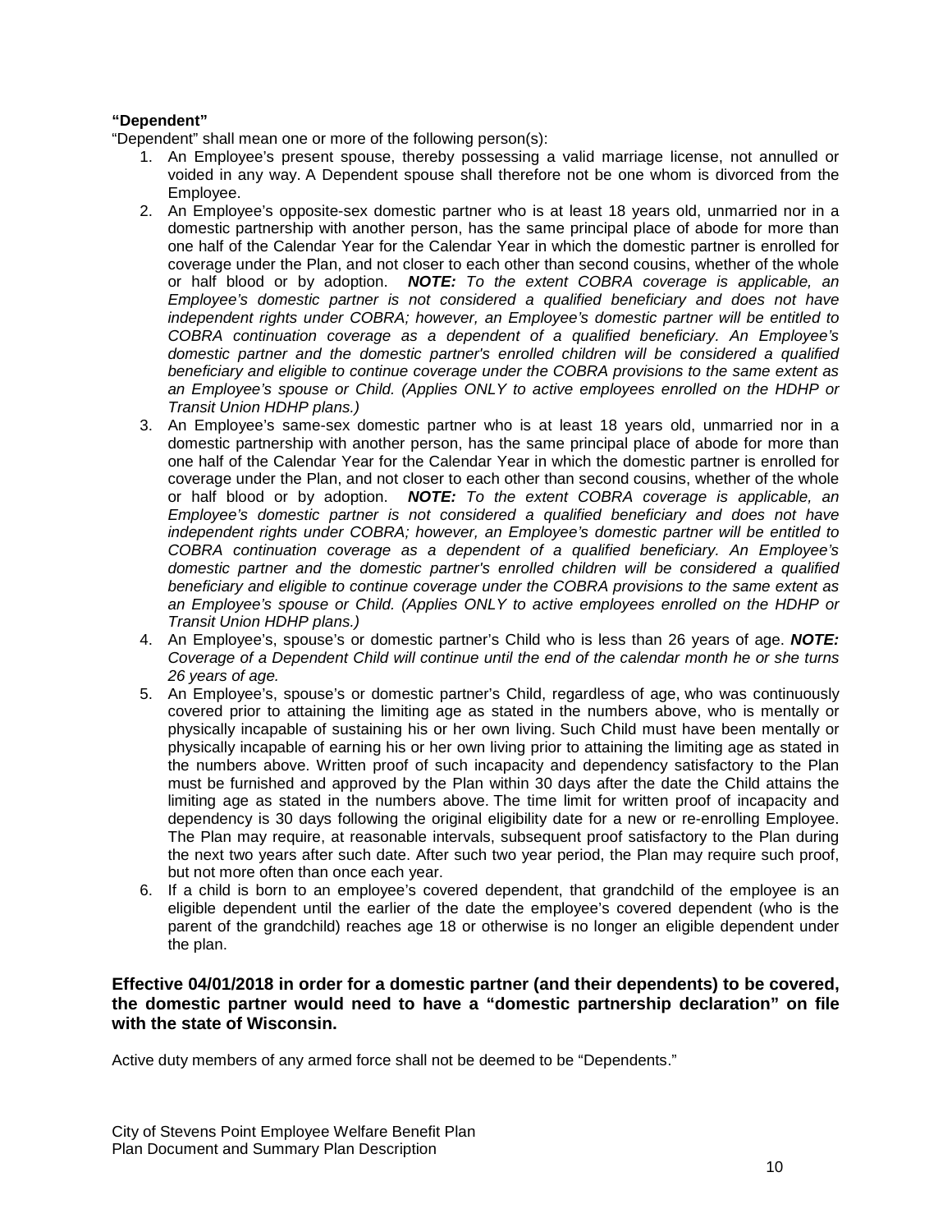**"Dependent"**

"Dependent" shall mean one or more of the following person(s):

1. An Employee's present spouse, thereby possessing a valid marriage license, not annulled or voided in any way. A Dependent spouse shall therefore not be one whom is divorced from the Employee.
2. An Employee's opposite-sex domestic partner who is at least 18 years old, unmarried nor in a domestic partnership with another person, has the same principal place of abode for more than one half of the Calendar Year for the Calendar Year in which the domestic partner is enrolled for coverage under the Plan, and not closer to each other than second cousins, whether of the whole or half blood or by adoption. ***NOTE:*** *To the extent COBRA coverage is applicable, an Employee's domestic partner is not considered a qualified beneficiary and does not have independent rights under COBRA; however, an Employee's domestic partner will be entitled to COBRA continuation coverage as a dependent of a qualified beneficiary. An Employee's domestic partner and the domestic partner's enrolled children will be considered a qualified beneficiary and eligible to continue coverage under the COBRA provisions to the same extent as an Employee's spouse or Child. (Applies ONLY to active employees enrolled on the HDHP or Transit Union HDHP plans.)*
3. An Employee's same-sex domestic partner who is at least 18 years old, unmarried nor in a domestic partnership with another person, has the same principal place of abode for more than one half of the Calendar Year for the Calendar Year in which the domestic partner is enrolled for coverage under the Plan, and not closer to each other than second cousins, whether of the whole or half blood or by adoption. ***NOTE:*** *To the extent COBRA coverage is applicable, an Employee's domestic partner is not considered a qualified beneficiary and does not have independent rights under COBRA; however, an Employee's domestic partner will be entitled to COBRA continuation coverage as a dependent of a qualified beneficiary. An Employee's domestic partner and the domestic partner's enrolled children will be considered a qualified beneficiary and eligible to continue coverage under the COBRA provisions to the same extent as an Employee's spouse or Child. (Applies ONLY to active employees enrolled on the HDHP or Transit Union HDHP plans.)*
4. An Employee's, spouse's or domestic partner's Child who is less than 26 years of age. ***NOTE:*** *Coverage of a Dependent Child will continue until the end of the calendar month he or she turns 26 years of age.*
5. An Employee's, spouse's or domestic partner's Child, regardless of age, who was continuously covered prior to attaining the limiting age as stated in the numbers above, who is mentally or physically incapable of sustaining his or her own living. Such Child must have been mentally or physically incapable of earning his or her own living prior to attaining the limiting age as stated in the numbers above. Written proof of such incapacity and dependency satisfactory to the Plan must be furnished and approved by the Plan within 30 days after the date the Child attains the limiting age as stated in the numbers above. The time limit for written proof of incapacity and dependency is 30 days following the original eligibility date for a new or re-enrolling Employee. The Plan may require, at reasonable intervals, subsequent proof satisfactory to the Plan during the next two years after such date. After such two year period, the Plan may require such proof, but not more often than once each year.
6. If a child is born to an employee's covered dependent, that grandchild of the employee is an eligible dependent until the earlier of the date the employee's covered dependent (who is the parent of the grandchild) reaches age 18 or otherwise is no longer an eligible dependent under the plan.

**Effective 04/01/2018 in order for a domestic partner (and their dependents) to be covered, the domestic partner would need to have a "domestic partnership declaration" on file with the state of Wisconsin.**

Active duty members of any armed force shall not be deemed to be "Dependents."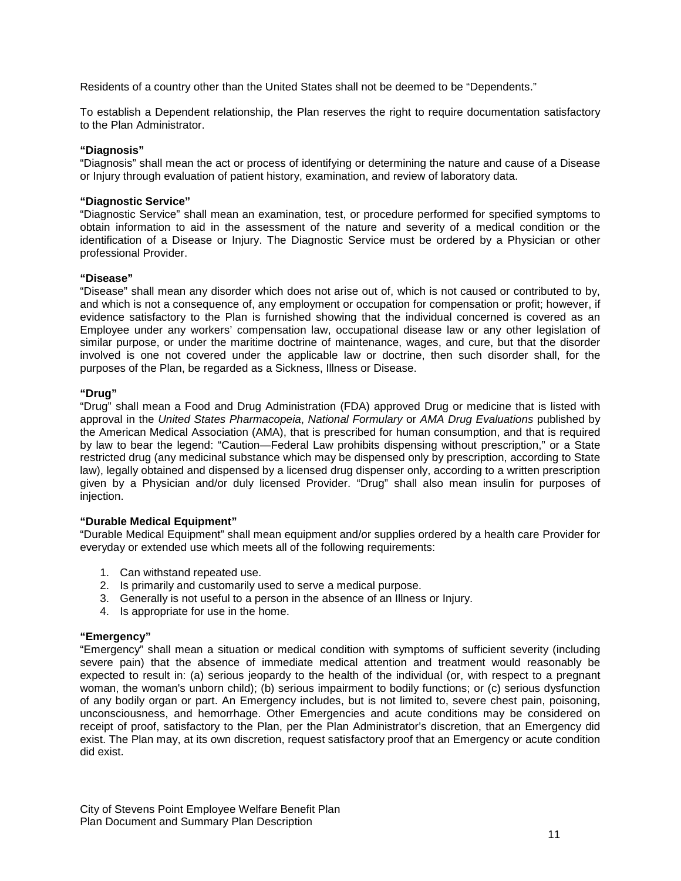Residents of a country other than the United States shall not be deemed to be "Dependents."

To establish a Dependent relationship, the Plan reserves the right to require documentation satisfactory to the Plan Administrator.

**"Diagnosis"**
"Diagnosis" shall mean the act or process of identifying or determining the nature and cause of a Disease or Injury through evaluation of patient history, examination, and review of laboratory data.

**"Diagnostic Service"**
"Diagnostic Service" shall mean an examination, test, or procedure performed for specified symptoms to obtain information to aid in the assessment of the nature and severity of a medical condition or the identification of a Disease or Injury. The Diagnostic Service must be ordered by a Physician or other professional Provider.

**"Disease"**
"Disease" shall mean any disorder which does not arise out of, which is not caused or contributed to by, and which is not a consequence of, any employment or occupation for compensation or profit; however, if evidence satisfactory to the Plan is furnished showing that the individual concerned is covered as an Employee under any workers' compensation law, occupational disease law or any other legislation of similar purpose, or under the maritime doctrine of maintenance, wages, and cure, but that the disorder involved is one not covered under the applicable law or doctrine, then such disorder shall, for the purposes of the Plan, be regarded as a Sickness, Illness or Disease.

**"Drug"**
"Drug" shall mean a Food and Drug Administration (FDA) approved Drug or medicine that is listed with approval in the *United States Pharmacopeia*, *National Formulary* or *AMA Drug Evaluations* published by the American Medical Association (AMA), that is prescribed for human consumption, and that is required by law to bear the legend: "Caution—Federal Law prohibits dispensing without prescription," or a State restricted drug (any medicinal substance which may be dispensed only by prescription, according to State law), legally obtained and dispensed by a licensed drug dispenser only, according to a written prescription given by a Physician and/or duly licensed Provider. "Drug" shall also mean insulin for purposes of injection.

**"Durable Medical Equipment"**
"Durable Medical Equipment" shall mean equipment and/or supplies ordered by a health care Provider for everyday or extended use which meets all of the following requirements:

1. Can withstand repeated use.
2. Is primarily and customarily used to serve a medical purpose.
3. Generally is not useful to a person in the absence of an Illness or Injury.
4. Is appropriate for use in the home.

**"Emergency"**
"Emergency" shall mean a situation or medical condition with symptoms of sufficient severity (including severe pain) that the absence of immediate medical attention and treatment would reasonably be expected to result in: (a) serious jeopardy to the health of the individual (or, with respect to a pregnant woman, the woman's unborn child); (b) serious impairment to bodily functions; or (c) serious dysfunction of any bodily organ or part. An Emergency includes, but is not limited to, severe chest pain, poisoning, unconsciousness, and hemorrhage. Other Emergencies and acute conditions may be considered on receipt of proof, satisfactory to the Plan, per the Plan Administrator's discretion, that an Emergency did exist. The Plan may, at its own discretion, request satisfactory proof that an Emergency or acute condition did exist.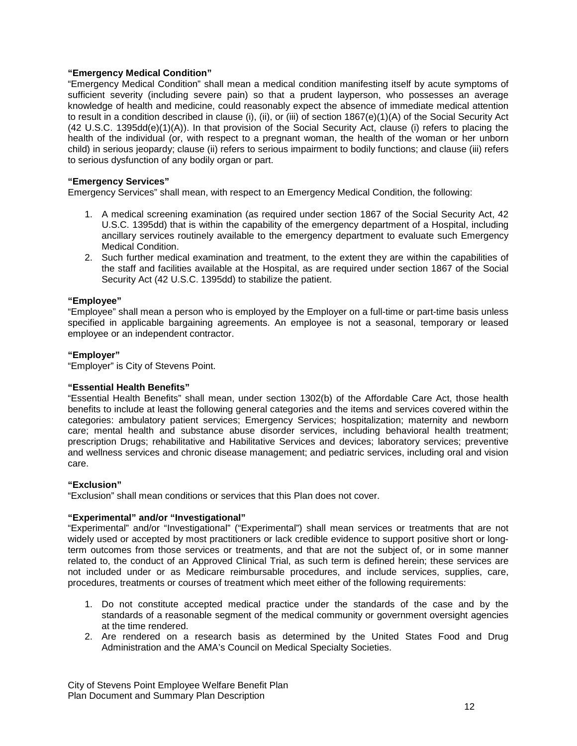**"Emergency Medical Condition"**

"Emergency Medical Condition" shall mean a medical condition manifesting itself by acute symptoms of sufficient severity (including severe pain) so that a prudent layperson, who possesses an average knowledge of health and medicine, could reasonably expect the absence of immediate medical attention to result in a condition described in clause (i), (ii), or (iii) of section 1867(e)(1)(A) of the Social Security Act (42 U.S.C. 1395dd(e)(1)(A)). In that provision of the Social Security Act, clause (i) refers to placing the health of the individual (or, with respect to a pregnant woman, the health of the woman or her unborn child) in serious jeopardy; clause (ii) refers to serious impairment to bodily functions; and clause (iii) refers to serious dysfunction of any bodily organ or part.

**"Emergency Services"**

Emergency Services" shall mean, with respect to an Emergency Medical Condition, the following:

1. A medical screening examination (as required under section 1867 of the Social Security Act, 42 U.S.C. 1395dd) that is within the capability of the emergency department of a Hospital, including ancillary services routinely available to the emergency department to evaluate such Emergency Medical Condition.
2. Such further medical examination and treatment, to the extent they are within the capabilities of the staff and facilities available at the Hospital, as are required under section 1867 of the Social Security Act (42 U.S.C. 1395dd) to stabilize the patient.

**"Employee"**

"Employee" shall mean a person who is employed by the Employer on a full-time or part-time basis unless specified in applicable bargaining agreements. An employee is not a seasonal, temporary or leased employee or an independent contractor.

**"Employer"**

"Employer" is City of Stevens Point.

**"Essential Health Benefits"**

"Essential Health Benefits" shall mean, under section 1302(b) of the Affordable Care Act, those health benefits to include at least the following general categories and the items and services covered within the categories: ambulatory patient services; Emergency Services; hospitalization; maternity and newborn care; mental health and substance abuse disorder services, including behavioral health treatment; prescription Drugs; rehabilitative and Habilitative Services and devices; laboratory services; preventive and wellness services and chronic disease management; and pediatric services, including oral and vision care.

**"Exclusion"**

"Exclusion" shall mean conditions or services that this Plan does not cover.

**"Experimental" and/or "Investigational"**

"Experimental" and/or "Investigational" ("Experimental") shall mean services or treatments that are not widely used or accepted by most practitioners or lack credible evidence to support positive short or long-term outcomes from those services or treatments, and that are not the subject of, or in some manner related to, the conduct of an Approved Clinical Trial, as such term is defined herein; these services are not included under or as Medicare reimbursable procedures, and include services, supplies, care, procedures, treatments or courses of treatment which meet either of the following requirements:

1. Do not constitute accepted medical practice under the standards of the case and by the standards of a reasonable segment of the medical community or government oversight agencies at the time rendered.
2. Are rendered on a research basis as determined by the United States Food and Drug Administration and the AMA's Council on Medical Specialty Societies.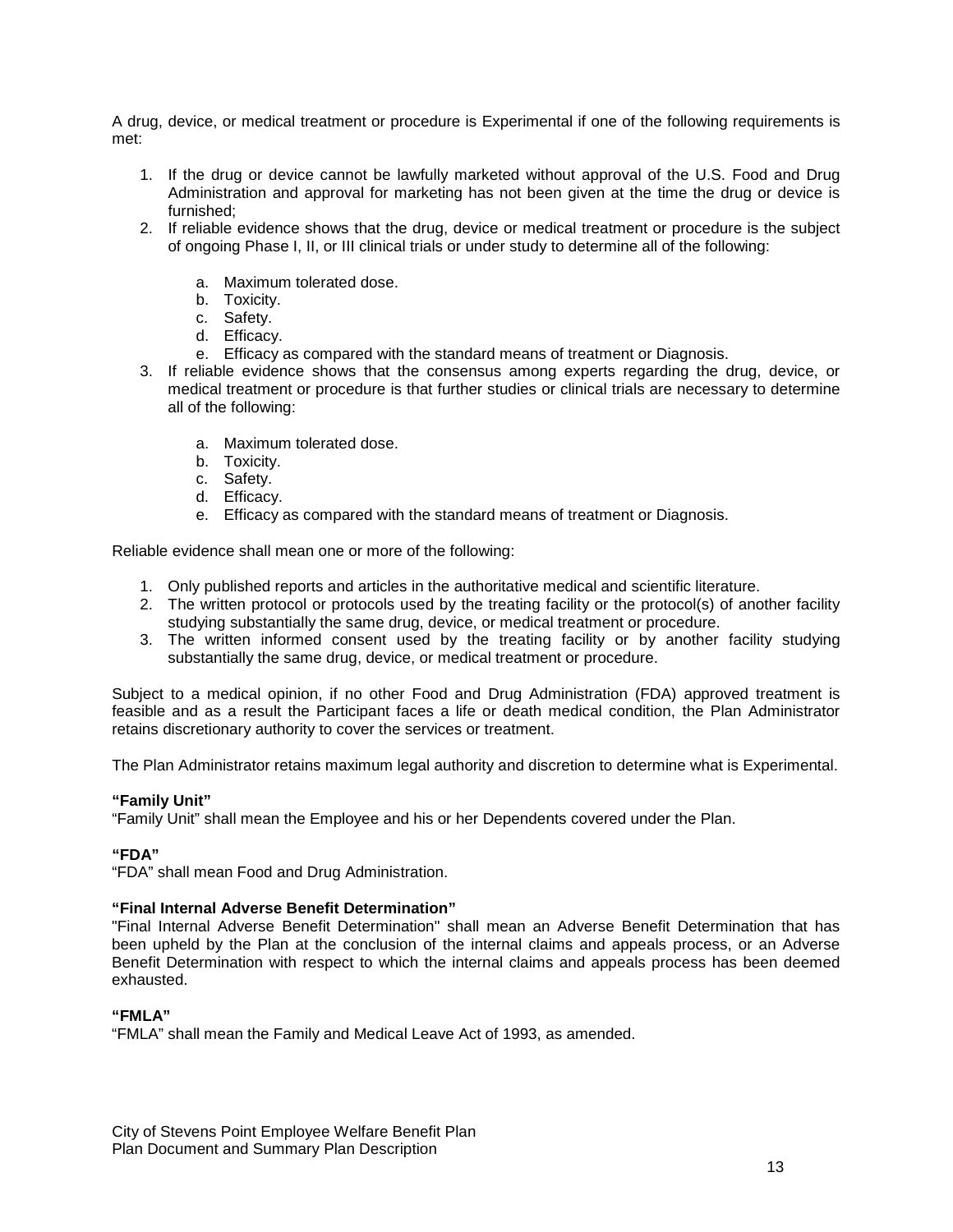A drug, device, or medical treatment or procedure is Experimental if one of the following requirements is met:

1. If the drug or device cannot be lawfully marketed without approval of the U.S. Food and Drug Administration and approval for marketing has not been given at the time the drug or device is furnished;
2. If reliable evidence shows that the drug, device or medical treatment or procedure is the subject of ongoing Phase I, II, or III clinical trials or under study to determine all of the following:
   a. Maximum tolerated dose.
   b. Toxicity.
   c. Safety.
   d. Efficacy.
   e. Efficacy as compared with the standard means of treatment or Diagnosis.
3. If reliable evidence shows that the consensus among experts regarding the drug, device, or medical treatment or procedure is that further studies or clinical trials are necessary to determine all of the following:
   a. Maximum tolerated dose.
   b. Toxicity.
   c. Safety.
   d. Efficacy.
   e. Efficacy as compared with the standard means of treatment or Diagnosis.

Reliable evidence shall mean one or more of the following:

1. Only published reports and articles in the authoritative medical and scientific literature.
2. The written protocol or protocols used by the treating facility or the protocol(s) of another facility studying substantially the same drug, device, or medical treatment or procedure.
3. The written informed consent used by the treating facility or by another facility studying substantially the same drug, device, or medical treatment or procedure.

Subject to a medical opinion, if no other Food and Drug Administration (FDA) approved treatment is feasible and as a result the Participant faces a life or death medical condition, the Plan Administrator retains discretionary authority to cover the services or treatment.

The Plan Administrator retains maximum legal authority and discretion to determine what is Experimental.

**"Family Unit"**
"Family Unit" shall mean the Employee and his or her Dependents covered under the Plan.

**"FDA"**
"FDA" shall mean Food and Drug Administration.

**"Final Internal Adverse Benefit Determination"**
"Final Internal Adverse Benefit Determination" shall mean an Adverse Benefit Determination that has been upheld by the Plan at the conclusion of the internal claims and appeals process, or an Adverse Benefit Determination with respect to which the internal claims and appeals process has been deemed exhausted.

**"FMLA"**
"FMLA" shall mean the Family and Medical Leave Act of 1993, as amended.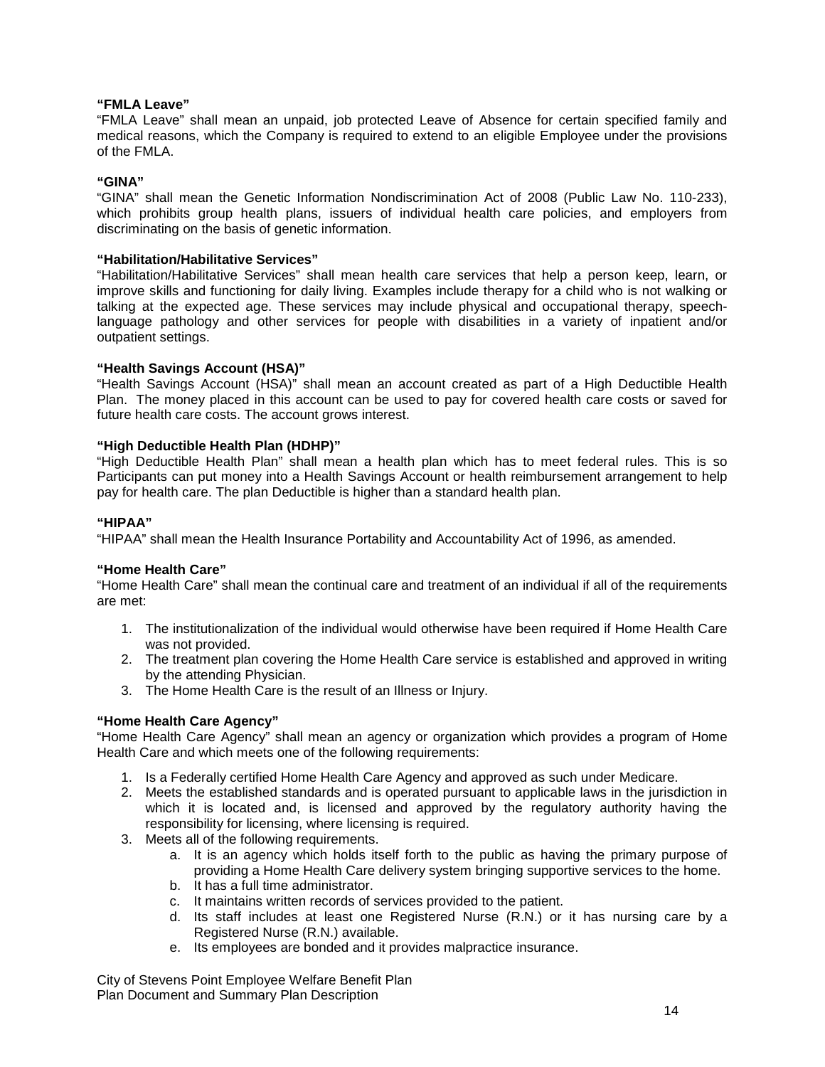**“FMLA Leave”**
“FMLA Leave” shall mean an unpaid, job protected Leave of Absence for certain specified family and medical reasons, which the Company is required to extend to an eligible Employee under the provisions of the FMLA.

**“GINA”**
“GINA” shall mean the Genetic Information Nondiscrimination Act of 2008 (Public Law No. 110-233), which prohibits group health plans, issuers of individual health care policies, and employers from discriminating on the basis of genetic information.

**“Habilitation/Habilitative Services”**
“Habilitation/Habilitative Services” shall mean health care services that help a person keep, learn, or improve skills and functioning for daily living. Examples include therapy for a child who is not walking or talking at the expected age. These services may include physical and occupational therapy, speech-language pathology and other services for people with disabilities in a variety of inpatient and/or outpatient settings.

**“Health Savings Account (HSA)”**
“Health Savings Account (HSA)” shall mean an account created as part of a High Deductible Health Plan. The money placed in this account can be used to pay for covered health care costs or saved for future health care costs. The account grows interest.

**“High Deductible Health Plan (HDHP)”**
“High Deductible Health Plan” shall mean a health plan which has to meet federal rules. This is so Participants can put money into a Health Savings Account or health reimbursement arrangement to help pay for health care. The plan Deductible is higher than a standard health plan.

**“HIPAA”**
“HIPAA” shall mean the Health Insurance Portability and Accountability Act of 1996, as amended.

**“Home Health Care”**
“Home Health Care” shall mean the continual care and treatment of an individual if all of the requirements are met:

1. The institutionalization of the individual would otherwise have been required if Home Health Care was not provided.
2. The treatment plan covering the Home Health Care service is established and approved in writing by the attending Physician.
3. The Home Health Care is the result of an Illness or Injury.

**“Home Health Care Agency”**
“Home Health Care Agency” shall mean an agency or organization which provides a program of Home Health Care and which meets one of the following requirements:

1. Is a Federally certified Home Health Care Agency and approved as such under Medicare.
2. Meets the established standards and is operated pursuant to applicable laws in the jurisdiction in which it is located and, is licensed and approved by the regulatory authority having the responsibility for licensing, where licensing is required.
3. Meets all of the following requirements.
   a. It is an agency which holds itself forth to the public as having the primary purpose of providing a Home Health Care delivery system bringing supportive services to the home.
   b. It has a full time administrator.
   c. It maintains written records of services provided to the patient.
   d. Its staff includes at least one Registered Nurse (R.N.) or it has nursing care by a Registered Nurse (R.N.) available.
   e. Its employees are bonded and it provides malpractice insurance.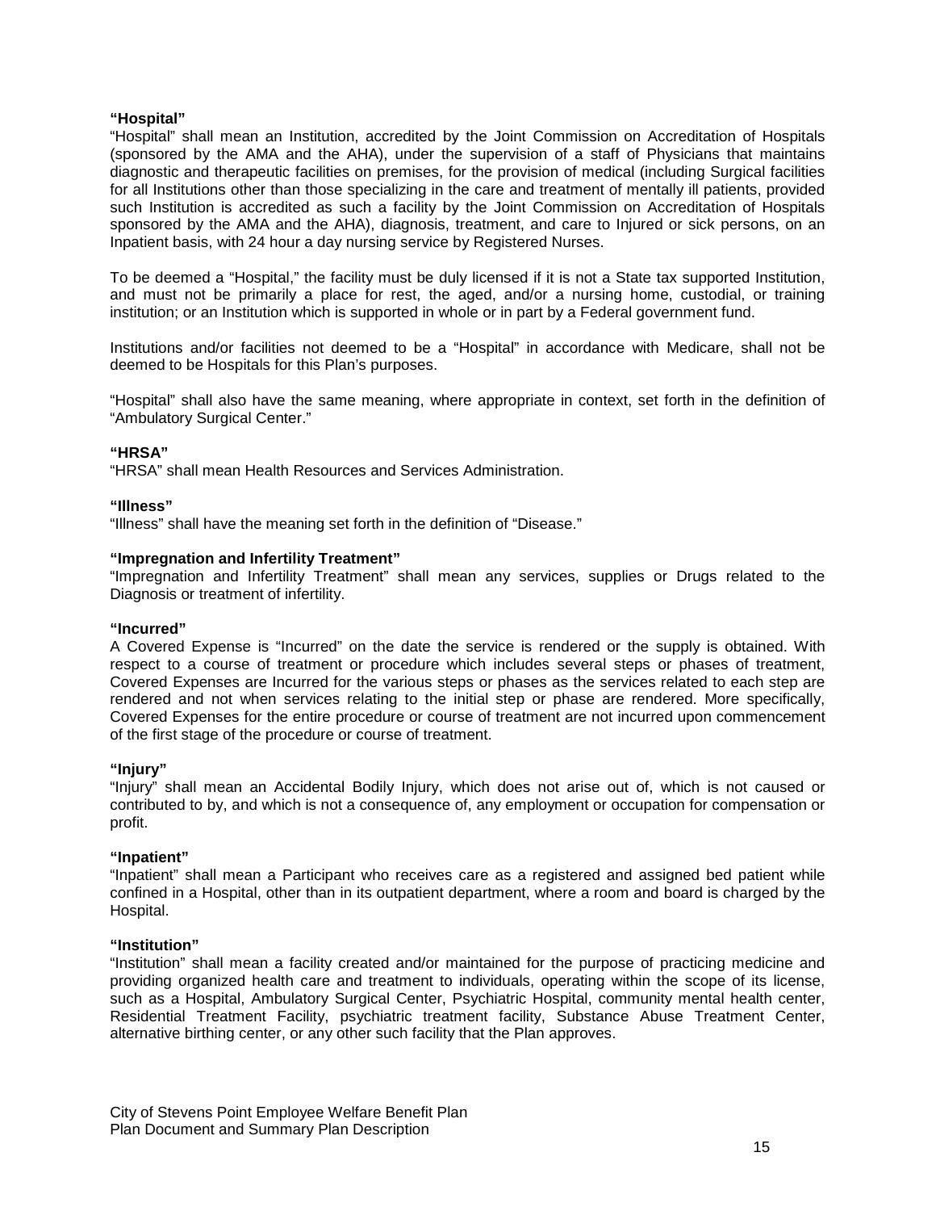**“Hospital”**
“Hospital” shall mean an Institution, accredited by the Joint Commission on Accreditation of Hospitals (sponsored by the AMA and the AHA), under the supervision of a staff of Physicians that maintains diagnostic and therapeutic facilities on premises, for the provision of medical (including Surgical facilities for all Institutions other than those specializing in the care and treatment of mentally ill patients, provided such Institution is accredited as such a facility by the Joint Commission on Accreditation of Hospitals sponsored by the AMA and the AHA), diagnosis, treatment, and care to Injured or sick persons, on an Inpatient basis, with 24 hour a day nursing service by Registered Nurses.

To be deemed a “Hospital,” the facility must be duly licensed if it is not a State tax supported Institution, and must not be primarily a place for rest, the aged, and/or a nursing home, custodial, or training institution; or an Institution which is supported in whole or in part by a Federal government fund.

Institutions and/or facilities not deemed to be a “Hospital” in accordance with Medicare, shall not be deemed to be Hospitals for this Plan’s purposes.

“Hospital” shall also have the same meaning, where appropriate in context, set forth in the definition of “Ambulatory Surgical Center.”

**“HRSA”**
“HRSA” shall mean Health Resources and Services Administration.

**“Illness”**
“Illness” shall have the meaning set forth in the definition of “Disease.”

**“Impregnation and Infertility Treatment”**
“Impregnation and Infertility Treatment” shall mean any services, supplies or Drugs related to the Diagnosis or treatment of infertility.

**“Incurred”**
A Covered Expense is “Incurred” on the date the service is rendered or the supply is obtained. With respect to a course of treatment or procedure which includes several steps or phases of treatment, Covered Expenses are Incurred for the various steps or phases as the services related to each step are rendered and not when services relating to the initial step or phase are rendered. More specifically, Covered Expenses for the entire procedure or course of treatment are not incurred upon commencement of the first stage of the procedure or course of treatment.

**“Injury”**
“Injury” shall mean an Accidental Bodily Injury, which does not arise out of, which is not caused or contributed to by, and which is not a consequence of, any employment or occupation for compensation or profit.

**“Inpatient”**
“Inpatient” shall mean a Participant who receives care as a registered and assigned bed patient while confined in a Hospital, other than in its outpatient department, where a room and board is charged by the Hospital.

**“Institution”**
“Institution” shall mean a facility created and/or maintained for the purpose of practicing medicine and providing organized health care and treatment to individuals, operating within the scope of its license, such as a Hospital, Ambulatory Surgical Center, Psychiatric Hospital, community mental health center, Residential Treatment Facility, psychiatric treatment facility, Substance Abuse Treatment Center, alternative birthing center, or any other such facility that the Plan approves.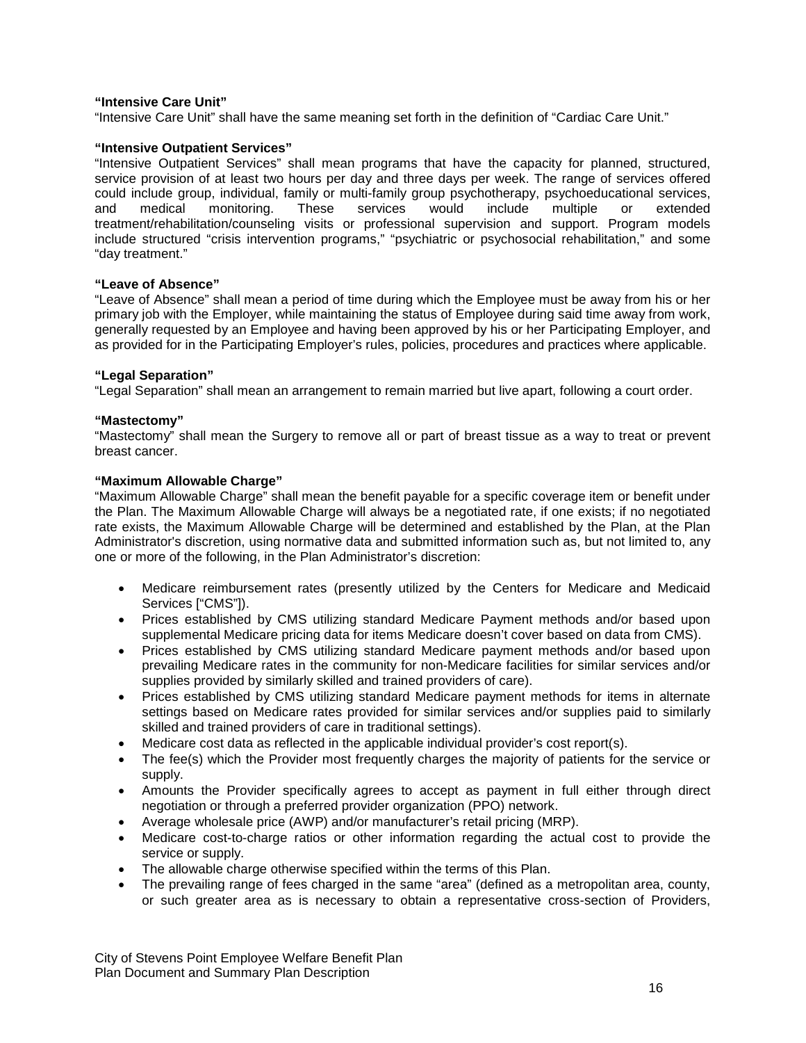**"Intensive Care Unit"**
"Intensive Care Unit" shall have the same meaning set forth in the definition of "Cardiac Care Unit."

**"Intensive Outpatient Services"**
"Intensive Outpatient Services" shall mean programs that have the capacity for planned, structured, service provision of at least two hours per day and three days per week. The range of services offered could include group, individual, family or multi-family group psychotherapy, psychoeducational services, and medical monitoring. These services would include multiple or extended treatment/rehabilitation/counseling visits or professional supervision and support. Program models include structured "crisis intervention programs," "psychiatric or psychosocial rehabilitation," and some "day treatment."

**"Leave of Absence"**
"Leave of Absence" shall mean a period of time during which the Employee must be away from his or her primary job with the Employer, while maintaining the status of Employee during said time away from work, generally requested by an Employee and having been approved by his or her Participating Employer, and as provided for in the Participating Employer's rules, policies, procedures and practices where applicable.

**"Legal Separation"**
"Legal Separation" shall mean an arrangement to remain married but live apart, following a court order.

**"Mastectomy"**
"Mastectomy" shall mean the Surgery to remove all or part of breast tissue as a way to treat or prevent breast cancer.

**"Maximum Allowable Charge"**
"Maximum Allowable Charge" shall mean the benefit payable for a specific coverage item or benefit under the Plan. The Maximum Allowable Charge will always be a negotiated rate, if one exists; if no negotiated rate exists, the Maximum Allowable Charge will be determined and established by the Plan, at the Plan Administrator's discretion, using normative data and submitted information such as, but not limited to, any one or more of the following, in the Plan Administrator's discretion:

- Medicare reimbursement rates (presently utilized by the Centers for Medicare and Medicaid Services ["CMS"]).
- Prices established by CMS utilizing standard Medicare Payment methods and/or based upon supplemental Medicare pricing data for items Medicare doesn't cover based on data from CMS).
- Prices established by CMS utilizing standard Medicare payment methods and/or based upon prevailing Medicare rates in the community for non-Medicare facilities for similar services and/or supplies provided by similarly skilled and trained providers of care).
- Prices established by CMS utilizing standard Medicare payment methods for items in alternate settings based on Medicare rates provided for similar services and/or supplies paid to similarly skilled and trained providers of care in traditional settings).
- Medicare cost data as reflected in the applicable individual provider's cost report(s).
- The fee(s) which the Provider most frequently charges the majority of patients for the service or supply.
- Amounts the Provider specifically agrees to accept as payment in full either through direct negotiation or through a preferred provider organization (PPO) network.
- Average wholesale price (AWP) and/or manufacturer's retail pricing (MRP).
- Medicare cost-to-charge ratios or other information regarding the actual cost to provide the service or supply.
- The allowable charge otherwise specified within the terms of this Plan.
- The prevailing range of fees charged in the same "area" (defined as a metropolitan area, county, or such greater area as is necessary to obtain a representative cross-section of Providers,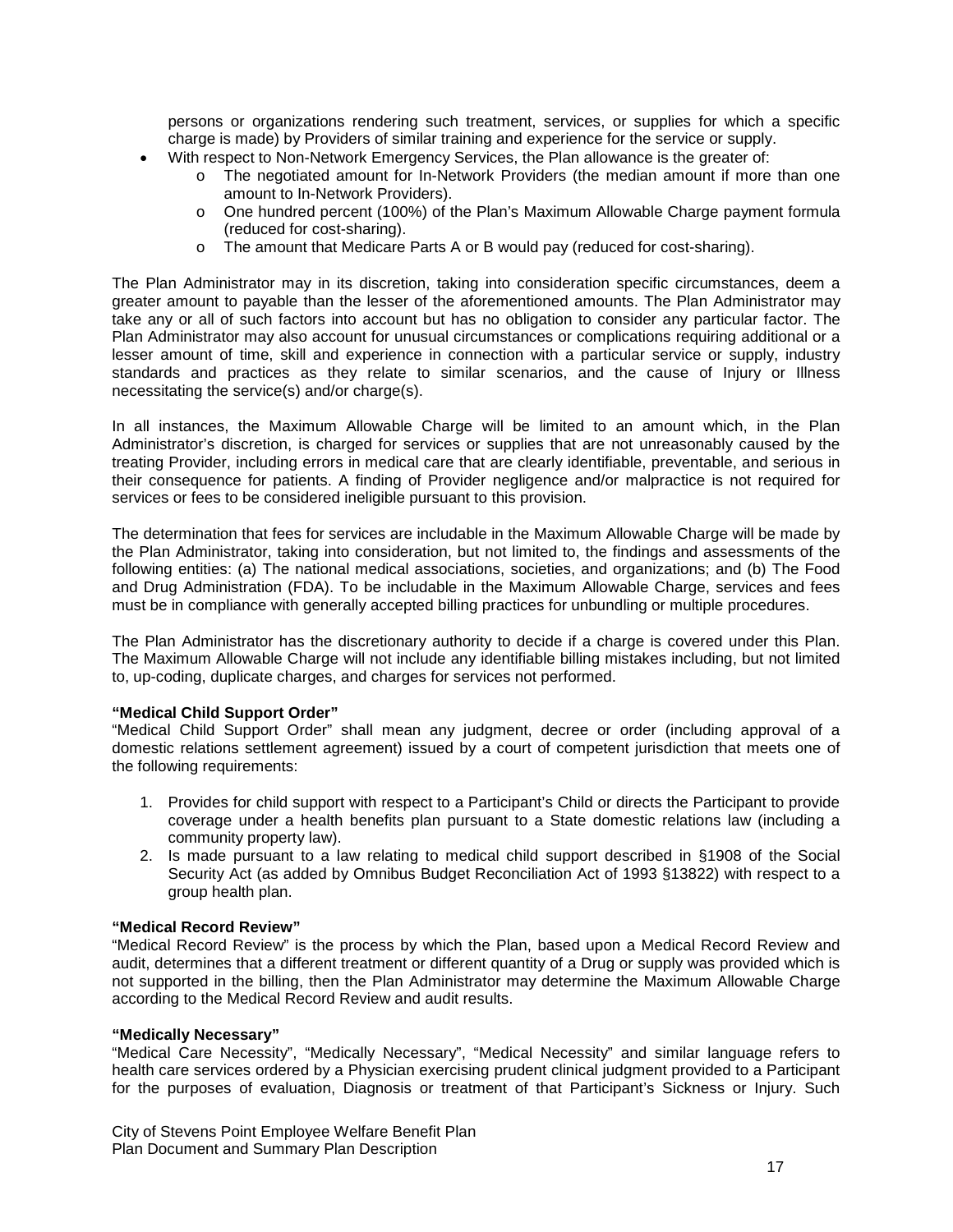persons or organizations rendering such treatment, services, or supplies for which a specific charge is made) by Providers of similar training and experience for the service or supply.

- With respect to Non-Network Emergency Services, the Plan allowance is the greater of:
  - The negotiated amount for In-Network Providers (the median amount if more than one amount to In-Network Providers).
  - One hundred percent (100%) of the Plan's Maximum Allowable Charge payment formula (reduced for cost-sharing).
  - The amount that Medicare Parts A or B would pay (reduced for cost-sharing).

The Plan Administrator may in its discretion, taking into consideration specific circumstances, deem a greater amount to payable than the lesser of the aforementioned amounts. The Plan Administrator may take any or all of such factors into account but has no obligation to consider any particular factor. The Plan Administrator may also account for unusual circumstances or complications requiring additional or a lesser amount of time, skill and experience in connection with a particular service or supply, industry standards and practices as they relate to similar scenarios, and the cause of Injury or Illness necessitating the service(s) and/or charge(s).

In all instances, the Maximum Allowable Charge will be limited to an amount which, in the Plan Administrator's discretion, is charged for services or supplies that are not unreasonably caused by the treating Provider, including errors in medical care that are clearly identifiable, preventable, and serious in their consequence for patients. A finding of Provider negligence and/or malpractice is not required for services or fees to be considered ineligible pursuant to this provision.

The determination that fees for services are includable in the Maximum Allowable Charge will be made by the Plan Administrator, taking into consideration, but not limited to, the findings and assessments of the following entities: (a) The national medical associations, societies, and organizations; and (b) The Food and Drug Administration (FDA). To be includable in the Maximum Allowable Charge, services and fees must be in compliance with generally accepted billing practices for unbundling or multiple procedures.

The Plan Administrator has the discretionary authority to decide if a charge is covered under this Plan. The Maximum Allowable Charge will not include any identifiable billing mistakes including, but not limited to, up-coding, duplicate charges, and charges for services not performed.

**"Medical Child Support Order"**

"Medical Child Support Order" shall mean any judgment, decree or order (including approval of a domestic relations settlement agreement) issued by a court of competent jurisdiction that meets one of the following requirements:

1. Provides for child support with respect to a Participant's Child or directs the Participant to provide coverage under a health benefits plan pursuant to a State domestic relations law (including a community property law).
2. Is made pursuant to a law relating to medical child support described in §1908 of the Social Security Act (as added by Omnibus Budget Reconciliation Act of 1993 §13822) with respect to a group health plan.

**"Medical Record Review"**

"Medical Record Review" is the process by which the Plan, based upon a Medical Record Review and audit, determines that a different treatment or different quantity of a Drug or supply was provided which is not supported in the billing, then the Plan Administrator may determine the Maximum Allowable Charge according to the Medical Record Review and audit results.

**"Medically Necessary"**

"Medical Care Necessity", "Medically Necessary", "Medical Necessity" and similar language refers to health care services ordered by a Physician exercising prudent clinical judgment provided to a Participant for the purposes of evaluation, Diagnosis or treatment of that Participant's Sickness or Injury. Such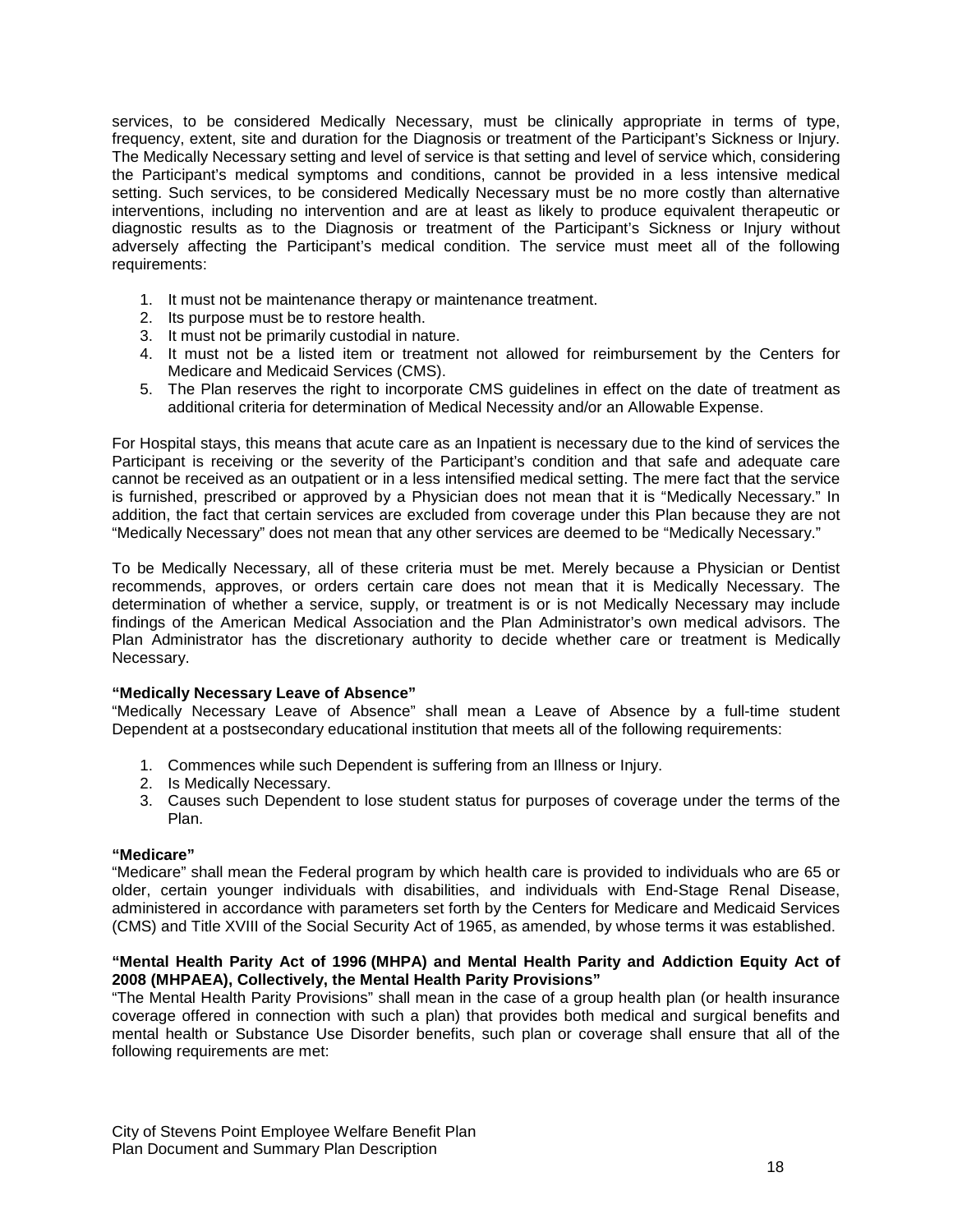services, to be considered Medically Necessary, must be clinically appropriate in terms of type, frequency, extent, site and duration for the Diagnosis or treatment of the Participant's Sickness or Injury. The Medically Necessary setting and level of service is that setting and level of service which, considering the Participant's medical symptoms and conditions, cannot be provided in a less intensive medical setting. Such services, to be considered Medically Necessary must be no more costly than alternative interventions, including no intervention and are at least as likely to produce equivalent therapeutic or diagnostic results as to the Diagnosis or treatment of the Participant's Sickness or Injury without adversely affecting the Participant's medical condition. The service must meet all of the following requirements:

1. It must not be maintenance therapy or maintenance treatment.
2. Its purpose must be to restore health.
3. It must not be primarily custodial in nature.
4. It must not be a listed item or treatment not allowed for reimbursement by the Centers for Medicare and Medicaid Services (CMS).
5. The Plan reserves the right to incorporate CMS guidelines in effect on the date of treatment as additional criteria for determination of Medical Necessity and/or an Allowable Expense.

For Hospital stays, this means that acute care as an Inpatient is necessary due to the kind of services the Participant is receiving or the severity of the Participant's condition and that safe and adequate care cannot be received as an outpatient or in a less intensified medical setting. The mere fact that the service is furnished, prescribed or approved by a Physician does not mean that it is "Medically Necessary." In addition, the fact that certain services are excluded from coverage under this Plan because they are not "Medically Necessary" does not mean that any other services are deemed to be "Medically Necessary."

To be Medically Necessary, all of these criteria must be met. Merely because a Physician or Dentist recommends, approves, or orders certain care does not mean that it is Medically Necessary. The determination of whether a service, supply, or treatment is or is not Medically Necessary may include findings of the American Medical Association and the Plan Administrator's own medical advisors. The Plan Administrator has the discretionary authority to decide whether care or treatment is Medically Necessary.

**"Medically Necessary Leave of Absence"**
"Medically Necessary Leave of Absence" shall mean a Leave of Absence by a full-time student Dependent at a postsecondary educational institution that meets all of the following requirements:

1. Commences while such Dependent is suffering from an Illness or Injury.
2. Is Medically Necessary.
3. Causes such Dependent to lose student status for purposes of coverage under the terms of the Plan.

**"Medicare"**
"Medicare" shall mean the Federal program by which health care is provided to individuals who are 65 or older, certain younger individuals with disabilities, and individuals with End-Stage Renal Disease, administered in accordance with parameters set forth by the Centers for Medicare and Medicaid Services (CMS) and Title XVIII of the Social Security Act of 1965, as amended, by whose terms it was established.

**"Mental Health Parity Act of 1996 (MHPA) and Mental Health Parity and Addiction Equity Act of 2008 (MHPAEA), Collectively, the Mental Health Parity Provisions"**
"The Mental Health Parity Provisions" shall mean in the case of a group health plan (or health insurance coverage offered in connection with such a plan) that provides both medical and surgical benefits and mental health or Substance Use Disorder benefits, such plan or coverage shall ensure that all of the following requirements are met: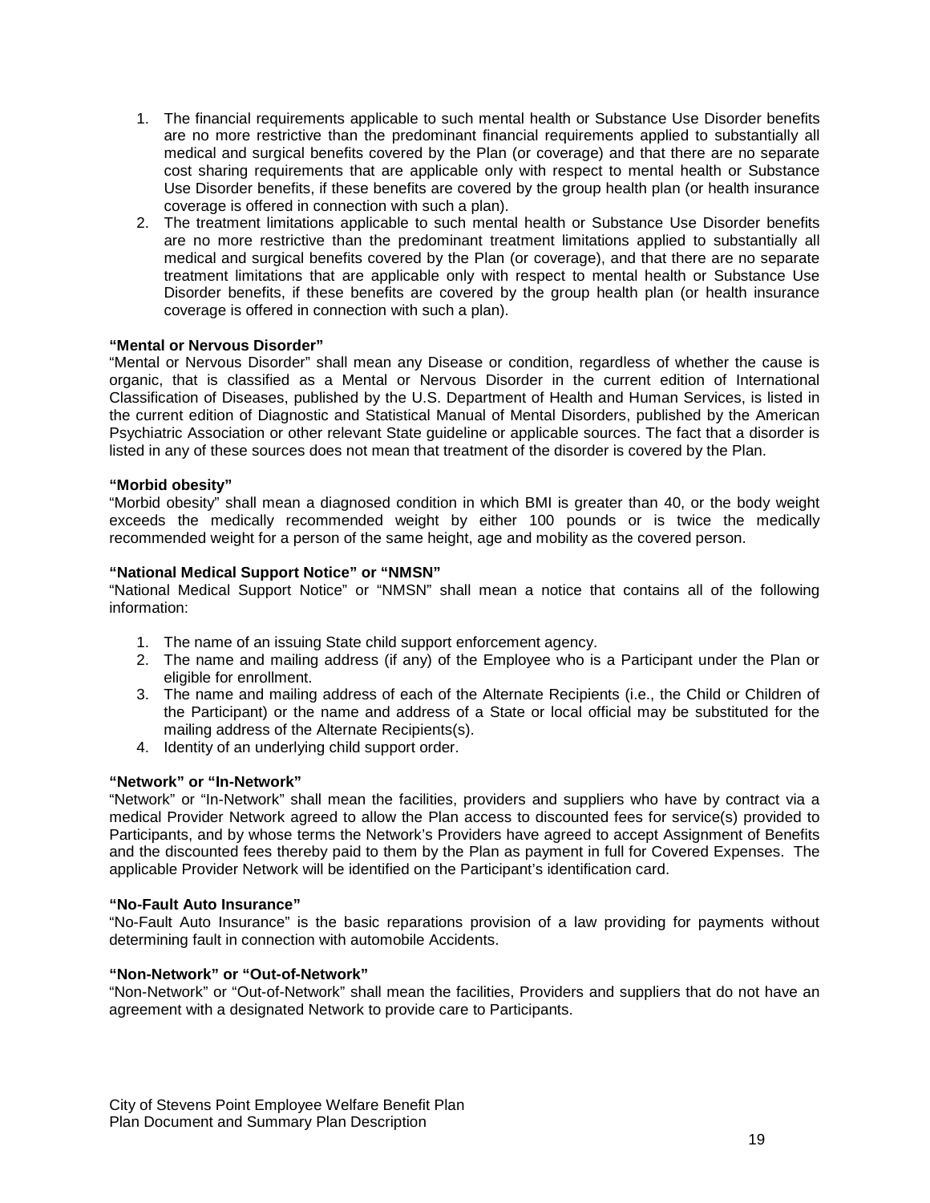1. The financial requirements applicable to such mental health or Substance Use Disorder benefits are no more restrictive than the predominant financial requirements applied to substantially all medical and surgical benefits covered by the Plan (or coverage) and that there are no separate cost sharing requirements that are applicable only with respect to mental health or Substance Use Disorder benefits, if these benefits are covered by the group health plan (or health insurance coverage is offered in connection with such a plan).
2. The treatment limitations applicable to such mental health or Substance Use Disorder benefits are no more restrictive than the predominant treatment limitations applied to substantially all medical and surgical benefits covered by the Plan (or coverage), and that there are no separate treatment limitations that are applicable only with respect to mental health or Substance Use Disorder benefits, if these benefits are covered by the group health plan (or health insurance coverage is offered in connection with such a plan).

**"Mental or Nervous Disorder"**

"Mental or Nervous Disorder" shall mean any Disease or condition, regardless of whether the cause is organic, that is classified as a Mental or Nervous Disorder in the current edition of International Classification of Diseases, published by the U.S. Department of Health and Human Services, is listed in the current edition of Diagnostic and Statistical Manual of Mental Disorders, published by the American Psychiatric Association or other relevant State guideline or applicable sources. The fact that a disorder is listed in any of these sources does not mean that treatment of the disorder is covered by the Plan.

**"Morbid obesity"**

"Morbid obesity" shall mean a diagnosed condition in which BMI is greater than 40, or the body weight exceeds the medically recommended weight by either 100 pounds or is twice the medically recommended weight for a person of the same height, age and mobility as the covered person.

**"National Medical Support Notice" or "NMSN"**

"National Medical Support Notice" or "NMSN" shall mean a notice that contains all of the following information:

1. The name of an issuing State child support enforcement agency.
2. The name and mailing address (if any) of the Employee who is a Participant under the Plan or eligible for enrollment.
3. The name and mailing address of each of the Alternate Recipients (i.e., the Child or Children of the Participant) or the name and address of a State or local official may be substituted for the mailing address of the Alternate Recipients(s).
4. Identity of an underlying child support order.

**"Network" or "In-Network"**

"Network" or "In-Network" shall mean the facilities, providers and suppliers who have by contract via a medical Provider Network agreed to allow the Plan access to discounted fees for service(s) provided to Participants, and by whose terms the Network's Providers have agreed to accept Assignment of Benefits and the discounted fees thereby paid to them by the Plan as payment in full for Covered Expenses. The applicable Provider Network will be identified on the Participant's identification card.

**"No-Fault Auto Insurance"**

"No-Fault Auto Insurance" is the basic reparations provision of a law providing for payments without determining fault in connection with automobile Accidents.

**"Non-Network" or "Out-of-Network"**

"Non-Network" or "Out-of-Network" shall mean the facilities, Providers and suppliers that do not have an agreement with a designated Network to provide care to Participants.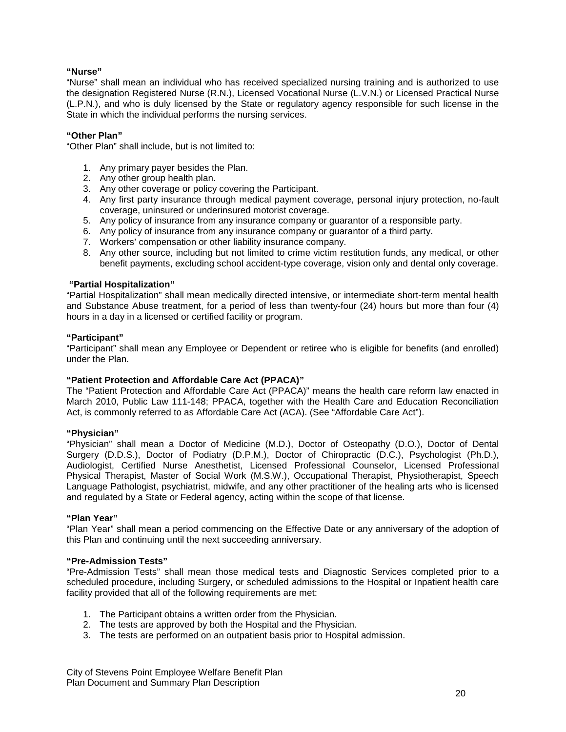**“Nurse”**
“Nurse” shall mean an individual who has received specialized nursing training and is authorized to use the designation Registered Nurse (R.N.), Licensed Vocational Nurse (L.V.N.) or Licensed Practical Nurse (L.P.N.), and who is duly licensed by the State or regulatory agency responsible for such license in the State in which the individual performs the nursing services.

**“Other Plan”**
“Other Plan” shall include, but is not limited to:

1. Any primary payer besides the Plan.
2. Any other group health plan.
3. Any other coverage or policy covering the Participant.
4. Any first party insurance through medical payment coverage, personal injury protection, no-fault coverage, uninsured or underinsured motorist coverage.
5. Any policy of insurance from any insurance company or guarantor of a responsible party.
6. Any policy of insurance from any insurance company or guarantor of a third party.
7. Workers’ compensation or other liability insurance company.
8. Any other source, including but not limited to crime victim restitution funds, any medical, or other benefit payments, excluding school accident-type coverage, vision only and dental only coverage.

**“Partial Hospitalization”**
“Partial Hospitalization” shall mean medically directed intensive, or intermediate short-term mental health and Substance Abuse treatment, for a period of less than twenty-four (24) hours but more than four (4) hours in a day in a licensed or certified facility or program.

**“Participant”**
“Participant” shall mean any Employee or Dependent or retiree who is eligible for benefits (and enrolled) under the Plan.

**“Patient Protection and Affordable Care Act (PPACA)”**
The “Patient Protection and Affordable Care Act (PPACA)” means the health care reform law enacted in March 2010, Public Law 111-148; PPACA, together with the Health Care and Education Reconciliation Act, is commonly referred to as Affordable Care Act (ACA). (See “Affordable Care Act”).

**“Physician”**
“Physician” shall mean a Doctor of Medicine (M.D.), Doctor of Osteopathy (D.O.), Doctor of Dental Surgery (D.D.S.), Doctor of Podiatry (D.P.M.), Doctor of Chiropractic (D.C.), Psychologist (Ph.D.), Audiologist, Certified Nurse Anesthetist, Licensed Professional Counselor, Licensed Professional Physical Therapist, Master of Social Work (M.S.W.), Occupational Therapist, Physiotherapist, Speech Language Pathologist, psychiatrist, midwife, and any other practitioner of the healing arts who is licensed and regulated by a State or Federal agency, acting within the scope of that license.

**“Plan Year”**
“Plan Year” shall mean a period commencing on the Effective Date or any anniversary of the adoption of this Plan and continuing until the next succeeding anniversary.

**“Pre-Admission Tests”**
“Pre-Admission Tests” shall mean those medical tests and Diagnostic Services completed prior to a scheduled procedure, including Surgery, or scheduled admissions to the Hospital or Inpatient health care facility provided that all of the following requirements are met:

1. The Participant obtains a written order from the Physician.
2. The tests are approved by both the Hospital and the Physician.
3. The tests are performed on an outpatient basis prior to Hospital admission.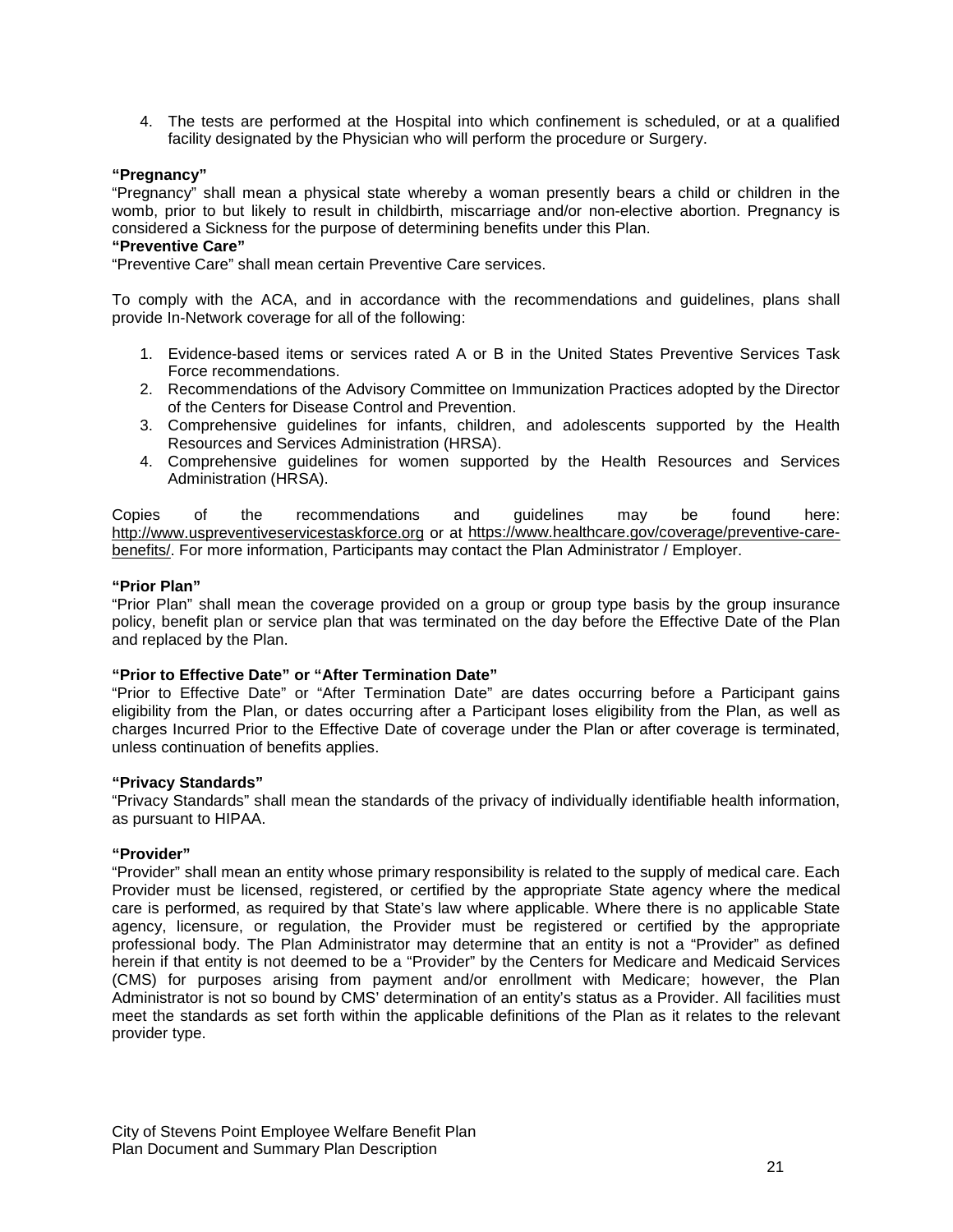4. The tests are performed at the Hospital into which confinement is scheduled, or at a qualified facility designated by the Physician who will perform the procedure or Surgery.

**"Pregnancy"**
"Pregnancy" shall mean a physical state whereby a woman presently bears a child or children in the womb, prior to but likely to result in childbirth, miscarriage and/or non-elective abortion. Pregnancy is considered a Sickness for the purpose of determining benefits under this Plan.

**"Preventive Care"**
"Preventive Care" shall mean certain Preventive Care services.

To comply with the ACA, and in accordance with the recommendations and guidelines, plans shall provide In-Network coverage for all of the following:

1. Evidence-based items or services rated A or B in the United States Preventive Services Task Force recommendations.
2. Recommendations of the Advisory Committee on Immunization Practices adopted by the Director of the Centers for Disease Control and Prevention.
3. Comprehensive guidelines for infants, children, and adolescents supported by the Health Resources and Services Administration (HRSA).
4. Comprehensive guidelines for women supported by the Health Resources and Services Administration (HRSA).

Copies of the recommendations and guidelines may be found here: http://www.uspreventiveservicestaskforce.org or at https://www.healthcare.gov/coverage/preventive-care-benefits/. For more information, Participants may contact the Plan Administrator / Employer.

**"Prior Plan"**
"Prior Plan" shall mean the coverage provided on a group or group type basis by the group insurance policy, benefit plan or service plan that was terminated on the day before the Effective Date of the Plan and replaced by the Plan.

**"Prior to Effective Date" or "After Termination Date"**
"Prior to Effective Date" or "After Termination Date" are dates occurring before a Participant gains eligibility from the Plan, or dates occurring after a Participant loses eligibility from the Plan, as well as charges Incurred Prior to the Effective Date of coverage under the Plan or after coverage is terminated, unless continuation of benefits applies.

**"Privacy Standards"**
"Privacy Standards" shall mean the standards of the privacy of individually identifiable health information, as pursuant to HIPAA.

**"Provider"**
"Provider" shall mean an entity whose primary responsibility is related to the supply of medical care. Each Provider must be licensed, registered, or certified by the appropriate State agency where the medical care is performed, as required by that State's law where applicable. Where there is no applicable State agency, licensure, or regulation, the Provider must be registered or certified by the appropriate professional body. The Plan Administrator may determine that an entity is not a "Provider" as defined herein if that entity is not deemed to be a "Provider" by the Centers for Medicare and Medicaid Services (CMS) for purposes arising from payment and/or enrollment with Medicare; however, the Plan Administrator is not so bound by CMS' determination of an entity's status as a Provider. All facilities must meet the standards as set forth within the applicable definitions of the Plan as it relates to the relevant provider type.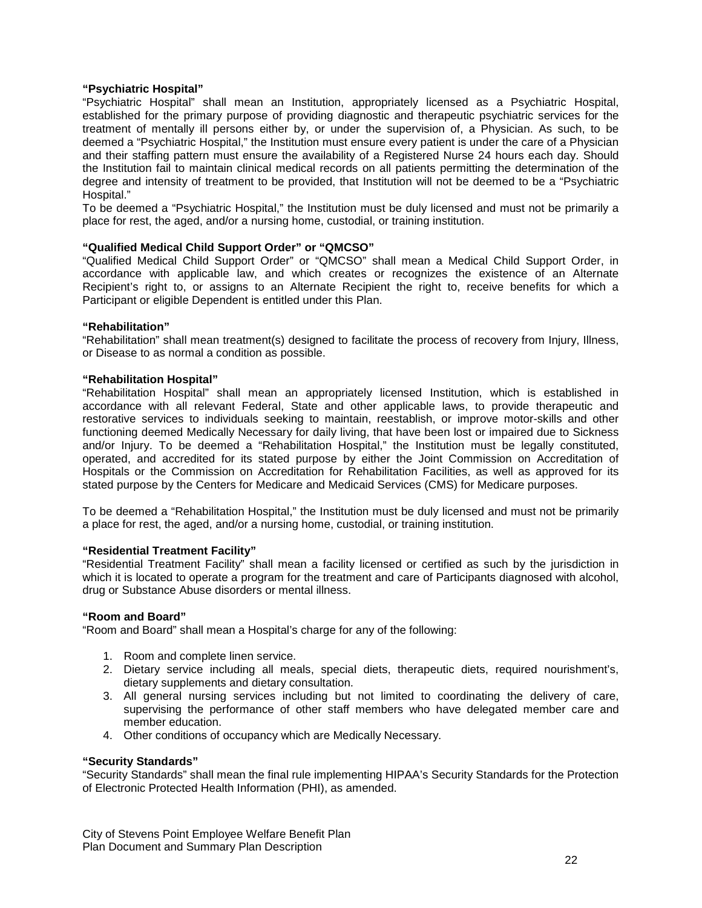**“Psychiatric Hospital”**
“Psychiatric Hospital” shall mean an Institution, appropriately licensed as a Psychiatric Hospital, established for the primary purpose of providing diagnostic and therapeutic psychiatric services for the treatment of mentally ill persons either by, or under the supervision of, a Physician. As such, to be deemed a “Psychiatric Hospital,” the Institution must ensure every patient is under the care of a Physician and their staffing pattern must ensure the availability of a Registered Nurse 24 hours each day. Should the Institution fail to maintain clinical medical records on all patients permitting the determination of the degree and intensity of treatment to be provided, that Institution will not be deemed to be a “Psychiatric Hospital.”
To be deemed a “Psychiatric Hospital,” the Institution must be duly licensed and must not be primarily a place for rest, the aged, and/or a nursing home, custodial, or training institution.

**“Qualified Medical Child Support Order” or “QMCSO”**
“Qualified Medical Child Support Order” or “QMCSO” shall mean a Medical Child Support Order, in accordance with applicable law, and which creates or recognizes the existence of an Alternate Recipient’s right to, or assigns to an Alternate Recipient the right to, receive benefits for which a Participant or eligible Dependent is entitled under this Plan.

**“Rehabilitation”**
“Rehabilitation” shall mean treatment(s) designed to facilitate the process of recovery from Injury, Illness, or Disease to as normal a condition as possible.

**“Rehabilitation Hospital”**
“Rehabilitation Hospital” shall mean an appropriately licensed Institution, which is established in accordance with all relevant Federal, State and other applicable laws, to provide therapeutic and restorative services to individuals seeking to maintain, reestablish, or improve motor-skills and other functioning deemed Medically Necessary for daily living, that have been lost or impaired due to Sickness and/or Injury. To be deemed a “Rehabilitation Hospital,” the Institution must be legally constituted, operated, and accredited for its stated purpose by either the Joint Commission on Accreditation of Hospitals or the Commission on Accreditation for Rehabilitation Facilities, as well as approved for its stated purpose by the Centers for Medicare and Medicaid Services (CMS) for Medicare purposes.

To be deemed a “Rehabilitation Hospital,” the Institution must be duly licensed and must not be primarily a place for rest, the aged, and/or a nursing home, custodial, or training institution.

**“Residential Treatment Facility”**
“Residential Treatment Facility” shall mean a facility licensed or certified as such by the jurisdiction in which it is located to operate a program for the treatment and care of Participants diagnosed with alcohol, drug or Substance Abuse disorders or mental illness.

**“Room and Board”**
“Room and Board” shall mean a Hospital’s charge for any of the following:

1. Room and complete linen service.
2. Dietary service including all meals, special diets, therapeutic diets, required nourishment’s, dietary supplements and dietary consultation.
3. All general nursing services including but not limited to coordinating the delivery of care, supervising the performance of other staff members who have delegated member care and member education.
4. Other conditions of occupancy which are Medically Necessary.

**“Security Standards”**
“Security Standards” shall mean the final rule implementing HIPAA’s Security Standards for the Protection of Electronic Protected Health Information (PHI), as amended.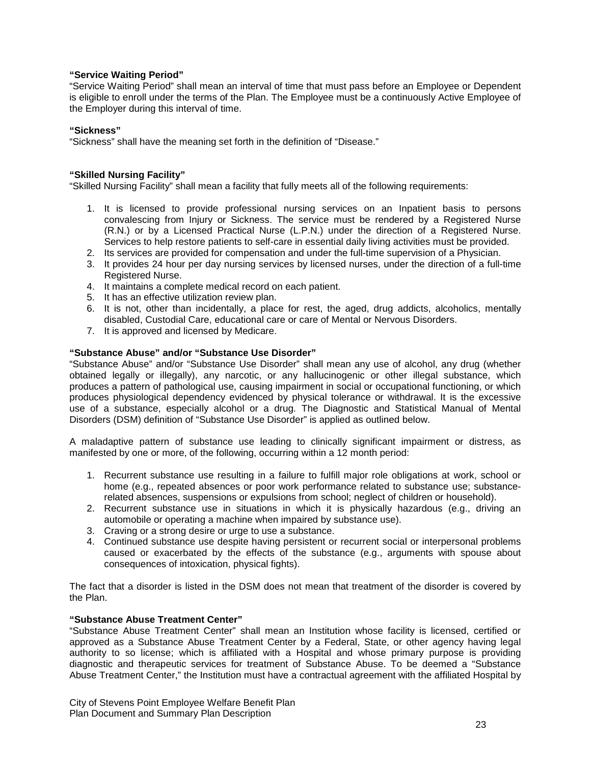**"Service Waiting Period"**
"Service Waiting Period" shall mean an interval of time that must pass before an Employee or Dependent is eligible to enroll under the terms of the Plan. The Employee must be a continuously Active Employee of the Employer during this interval of time.

**"Sickness"**
"Sickness" shall have the meaning set forth in the definition of "Disease."

**"Skilled Nursing Facility"**
"Skilled Nursing Facility" shall mean a facility that fully meets all of the following requirements:

1. It is licensed to provide professional nursing services on an Inpatient basis to persons convalescing from Injury or Sickness. The service must be rendered by a Registered Nurse (R.N.) or by a Licensed Practical Nurse (L.P.N.) under the direction of a Registered Nurse. Services to help restore patients to self-care in essential daily living activities must be provided.
2. Its services are provided for compensation and under the full-time supervision of a Physician.
3. It provides 24 hour per day nursing services by licensed nurses, under the direction of a full-time Registered Nurse.
4. It maintains a complete medical record on each patient.
5. It has an effective utilization review plan.
6. It is not, other than incidentally, a place for rest, the aged, drug addicts, alcoholics, mentally disabled, Custodial Care, educational care or care of Mental or Nervous Disorders.
7. It is approved and licensed by Medicare.

**"Substance Abuse" and/or "Substance Use Disorder"**
"Substance Abuse" and/or "Substance Use Disorder" shall mean any use of alcohol, any drug (whether obtained legally or illegally), any narcotic, or any hallucinogenic or other illegal substance, which produces a pattern of pathological use, causing impairment in social or occupational functioning, or which produces physiological dependency evidenced by physical tolerance or withdrawal. It is the excessive use of a substance, especially alcohol or a drug. The Diagnostic and Statistical Manual of Mental Disorders (DSM) definition of "Substance Use Disorder" is applied as outlined below.

A maladaptive pattern of substance use leading to clinically significant impairment or distress, as manifested by one or more, of the following, occurring within a 12 month period:

1. Recurrent substance use resulting in a failure to fulfill major role obligations at work, school or home (e.g., repeated absences or poor work performance related to substance use; substance-related absences, suspensions or expulsions from school; neglect of children or household).
2. Recurrent substance use in situations in which it is physically hazardous (e.g., driving an automobile or operating a machine when impaired by substance use).
3. Craving or a strong desire or urge to use a substance.
4. Continued substance use despite having persistent or recurrent social or interpersonal problems caused or exacerbated by the effects of the substance (e.g., arguments with spouse about consequences of intoxication, physical fights).

The fact that a disorder is listed in the DSM does not mean that treatment of the disorder is covered by the Plan.

**"Substance Abuse Treatment Center"**
"Substance Abuse Treatment Center" shall mean an Institution whose facility is licensed, certified or approved as a Substance Abuse Treatment Center by a Federal, State, or other agency having legal authority to so license; which is affiliated with a Hospital and whose primary purpose is providing diagnostic and therapeutic services for treatment of Substance Abuse. To be deemed a "Substance Abuse Treatment Center," the Institution must have a contractual agreement with the affiliated Hospital by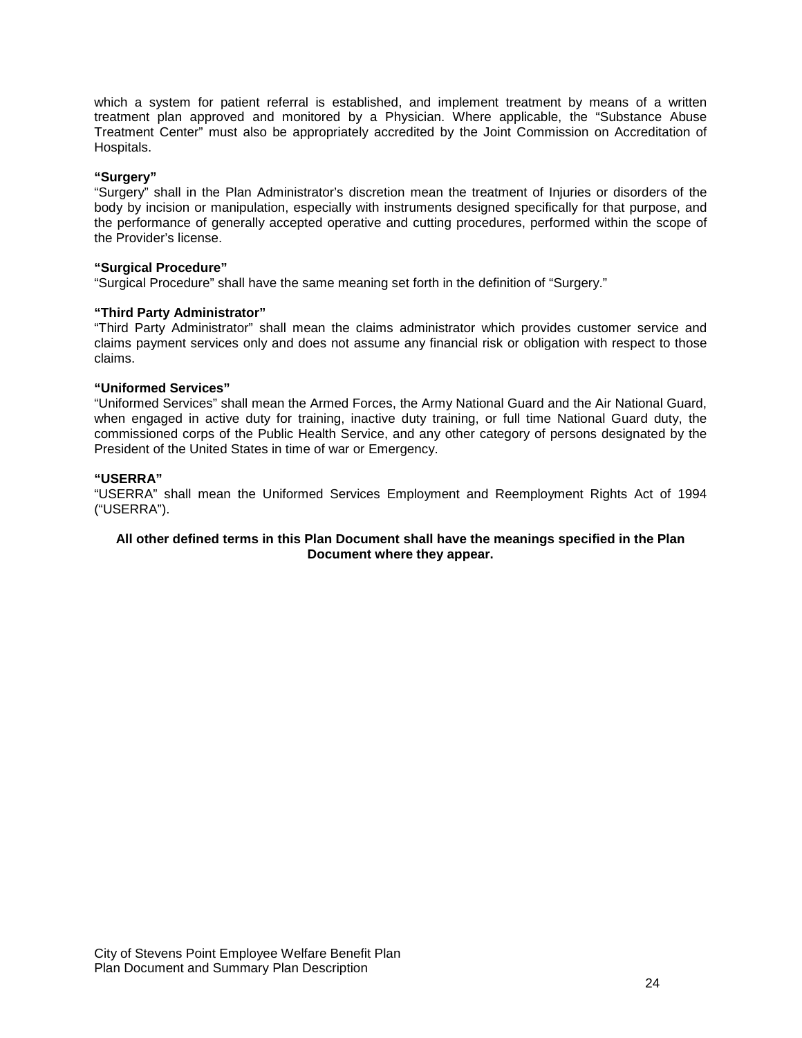which a system for patient referral is established, and implement treatment by means of a written treatment plan approved and monitored by a Physician. Where applicable, the "Substance Abuse Treatment Center" must also be appropriately accredited by the Joint Commission on Accreditation of Hospitals.

**"Surgery"**
"Surgery" shall in the Plan Administrator's discretion mean the treatment of Injuries or disorders of the body by incision or manipulation, especially with instruments designed specifically for that purpose, and the performance of generally accepted operative and cutting procedures, performed within the scope of the Provider's license.

**"Surgical Procedure"**
"Surgical Procedure" shall have the same meaning set forth in the definition of "Surgery."

**"Third Party Administrator"**
"Third Party Administrator" shall mean the claims administrator which provides customer service and claims payment services only and does not assume any financial risk or obligation with respect to those claims.

**"Uniformed Services"**
"Uniformed Services" shall mean the Armed Forces, the Army National Guard and the Air National Guard, when engaged in active duty for training, inactive duty training, or full time National Guard duty, the commissioned corps of the Public Health Service, and any other category of persons designated by the President of the United States in time of war or Emergency.

**"USERRA"**
"USERRA" shall mean the Uniformed Services Employment and Reemployment Rights Act of 1994 ("USERRA").

**All other defined terms in this Plan Document shall have the meanings specified in the Plan Document where they appear.**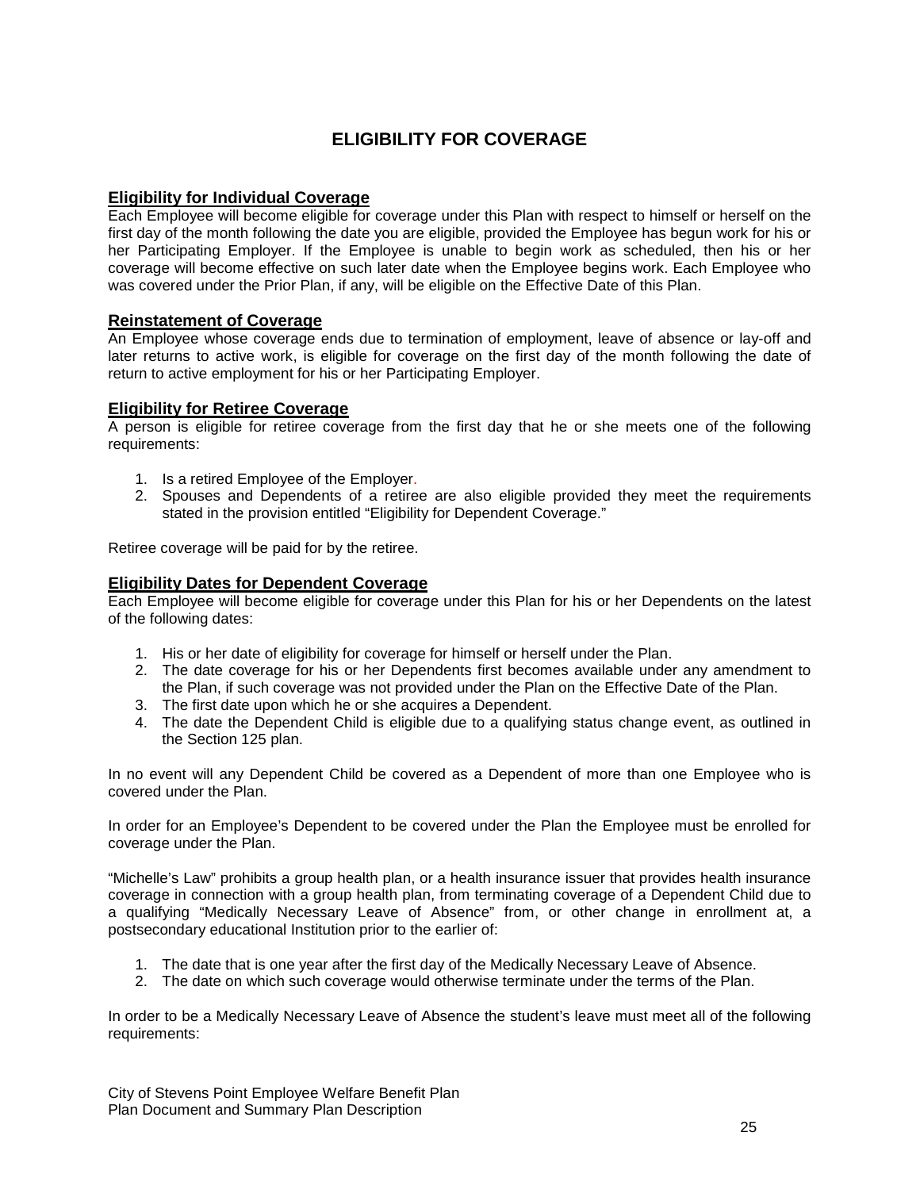# ELIGIBILITY FOR COVERAGE

## Eligibility for Individual Coverage

Each Employee will become eligible for coverage under this Plan with respect to himself or herself on the first day of the month following the date you are eligible, provided the Employee has begun work for his or her Participating Employer. If the Employee is unable to begin work as scheduled, then his or her coverage will become effective on such later date when the Employee begins work. Each Employee who was covered under the Prior Plan, if any, will be eligible on the Effective Date of this Plan.

## Reinstatement of Coverage

An Employee whose coverage ends due to termination of employment, leave of absence or lay-off and later returns to active work, is eligible for coverage on the first day of the month following the date of return to active employment for his or her Participating Employer.

## Eligibility for Retiree Coverage

A person is eligible for retiree coverage from the first day that he or she meets one of the following requirements:

1. Is a retired Employee of the Employer.
2. Spouses and Dependents of a retiree are also eligible provided they meet the requirements stated in the provision entitled "Eligibility for Dependent Coverage."

Retiree coverage will be paid for by the retiree.

## Eligibility Dates for Dependent Coverage

Each Employee will become eligible for coverage under this Plan for his or her Dependents on the latest of the following dates:

1. His or her date of eligibility for coverage for himself or herself under the Plan.
2. The date coverage for his or her Dependents first becomes available under any amendment to the Plan, if such coverage was not provided under the Plan on the Effective Date of the Plan.
3. The first date upon which he or she acquires a Dependent.
4. The date the Dependent Child is eligible due to a qualifying status change event, as outlined in the Section 125 plan.

In no event will any Dependent Child be covered as a Dependent of more than one Employee who is covered under the Plan.

In order for an Employee's Dependent to be covered under the Plan the Employee must be enrolled for coverage under the Plan.

"Michelle's Law" prohibits a group health plan, or a health insurance issuer that provides health insurance coverage in connection with a group health plan, from terminating coverage of a Dependent Child due to a qualifying "Medically Necessary Leave of Absence" from, or other change in enrollment at, a postsecondary educational Institution prior to the earlier of:

1. The date that is one year after the first day of the Medically Necessary Leave of Absence.
2. The date on which such coverage would otherwise terminate under the terms of the Plan.

In order to be a Medically Necessary Leave of Absence the student's leave must meet all of the following requirements: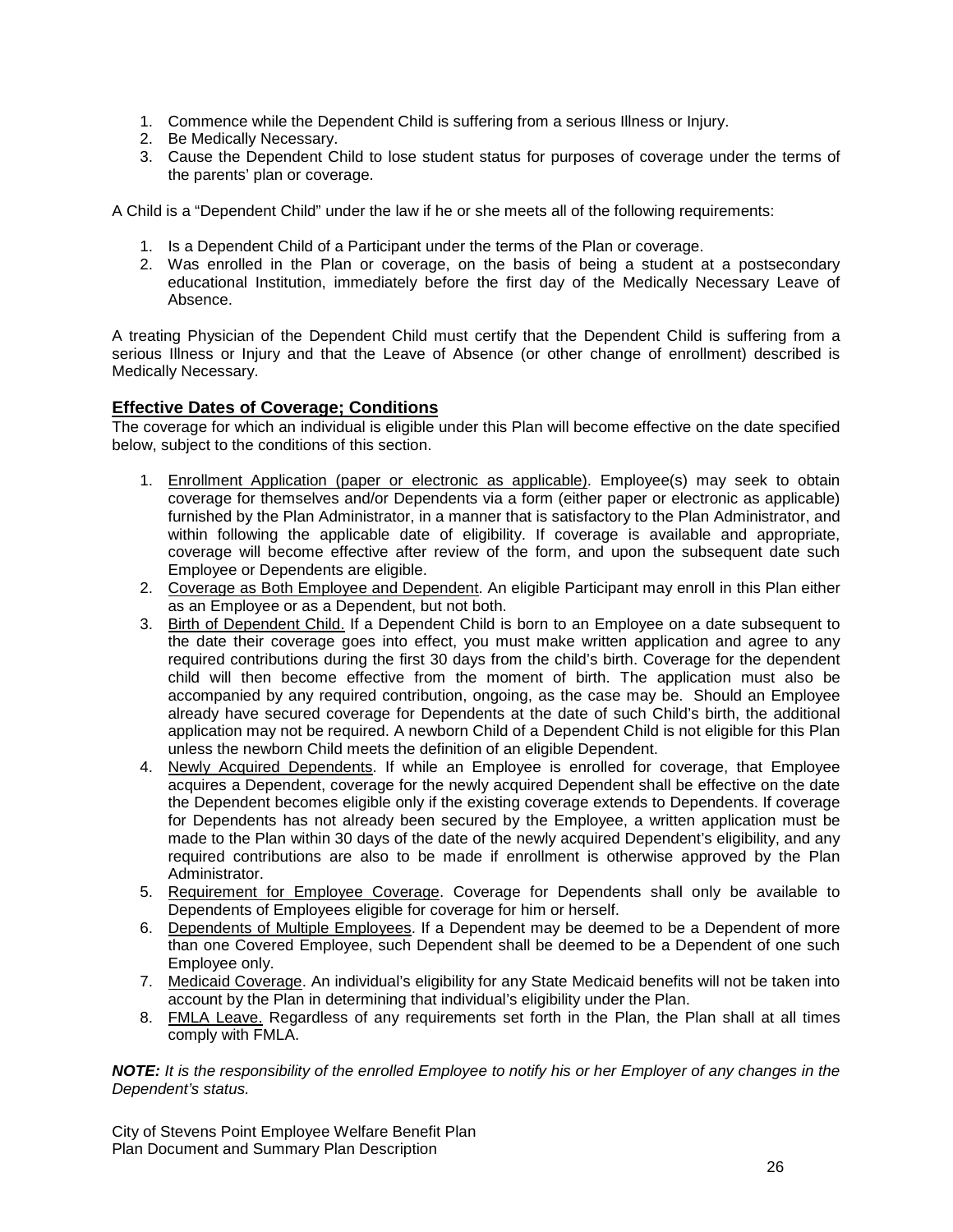1. Commence while the Dependent Child is suffering from a serious Illness or Injury.
2. Be Medically Necessary.
3. Cause the Dependent Child to lose student status for purposes of coverage under the terms of the parents' plan or coverage.

A Child is a "Dependent Child" under the law if he or she meets all of the following requirements:

1. Is a Dependent Child of a Participant under the terms of the Plan or coverage.
2. Was enrolled in the Plan or coverage, on the basis of being a student at a postsecondary educational Institution, immediately before the first day of the Medically Necessary Leave of Absence.

A treating Physician of the Dependent Child must certify that the Dependent Child is suffering from a serious Illness or Injury and that the Leave of Absence (or other change of enrollment) described is Medically Necessary.

## Effective Dates of Coverage; Conditions

The coverage for which an individual is eligible under this Plan will become effective on the date specified below, subject to the conditions of this section.

1. Enrollment Application (paper or electronic as applicable). Employee(s) may seek to obtain coverage for themselves and/or Dependents via a form (either paper or electronic as applicable) furnished by the Plan Administrator, in a manner that is satisfactory to the Plan Administrator, and within following the applicable date of eligibility. If coverage is available and appropriate, coverage will become effective after review of the form, and upon the subsequent date such Employee or Dependents are eligible.
2. Coverage as Both Employee and Dependent. An eligible Participant may enroll in this Plan either as an Employee or as a Dependent, but not both.
3. Birth of Dependent Child. If a Dependent Child is born to an Employee on a date subsequent to the date their coverage goes into effect, you must make written application and agree to any required contributions during the first 30 days from the child's birth. Coverage for the dependent child will then become effective from the moment of birth. The application must also be accompanied by any required contribution, ongoing, as the case may be. Should an Employee already have secured coverage for Dependents at the date of such Child's birth, the additional application may not be required. A newborn Child of a Dependent Child is not eligible for this Plan unless the newborn Child meets the definition of an eligible Dependent.
4. Newly Acquired Dependents. If while an Employee is enrolled for coverage, that Employee acquires a Dependent, coverage for the newly acquired Dependent shall be effective on the date the Dependent becomes eligible only if the existing coverage extends to Dependents. If coverage for Dependents has not already been secured by the Employee, a written application must be made to the Plan within 30 days of the date of the newly acquired Dependent's eligibility, and any required contributions are also to be made if enrollment is otherwise approved by the Plan Administrator.
5. Requirement for Employee Coverage. Coverage for Dependents shall only be available to Dependents of Employees eligible for coverage for him or herself.
6. Dependents of Multiple Employees. If a Dependent may be deemed to be a Dependent of more than one Covered Employee, such Dependent shall be deemed to be a Dependent of one such Employee only.
7. Medicaid Coverage. An individual's eligibility for any State Medicaid benefits will not be taken into account by the Plan in determining that individual's eligibility under the Plan.
8. FMLA Leave. Regardless of any requirements set forth in the Plan, the Plan shall at all times comply with FMLA.

***NOTE:*** *It is the responsibility of the enrolled Employee to notify his or her Employer of any changes in the Dependent's status.*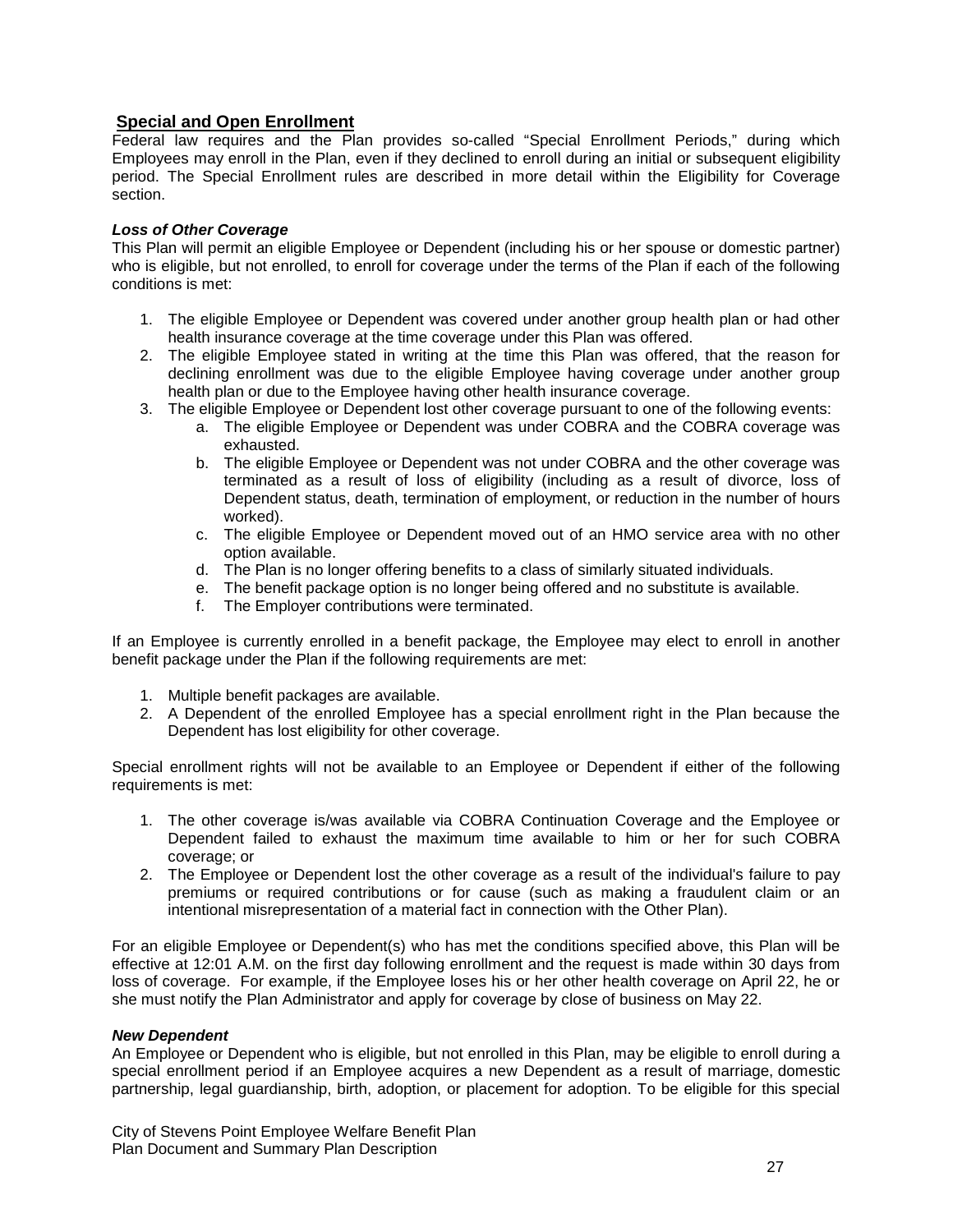## Special and Open Enrollment

Federal law requires and the Plan provides so-called "Special Enrollment Periods," during which Employees may enroll in the Plan, even if they declined to enroll during an initial or subsequent eligibility period. The Special Enrollment rules are described in more detail within the Eligibility for Coverage section.

### *Loss of Other Coverage*

This Plan will permit an eligible Employee or Dependent (including his or her spouse or domestic partner) who is eligible, but not enrolled, to enroll for coverage under the terms of the Plan if each of the following conditions is met:

1. The eligible Employee or Dependent was covered under another group health plan or had other health insurance coverage at the time coverage under this Plan was offered.
2. The eligible Employee stated in writing at the time this Plan was offered, that the reason for declining enrollment was due to the eligible Employee having coverage under another group health plan or due to the Employee having other health insurance coverage.
3. The eligible Employee or Dependent lost other coverage pursuant to one of the following events:
   a. The eligible Employee or Dependent was under COBRA and the COBRA coverage was exhausted.
   b. The eligible Employee or Dependent was not under COBRA and the other coverage was terminated as a result of loss of eligibility (including as a result of divorce, loss of Dependent status, death, termination of employment, or reduction in the number of hours worked).
   c. The eligible Employee or Dependent moved out of an HMO service area with no other option available.
   d. The Plan is no longer offering benefits to a class of similarly situated individuals.
   e. The benefit package option is no longer being offered and no substitute is available.
   f. The Employer contributions were terminated.

If an Employee is currently enrolled in a benefit package, the Employee may elect to enroll in another benefit package under the Plan if the following requirements are met:

1. Multiple benefit packages are available.
2. A Dependent of the enrolled Employee has a special enrollment right in the Plan because the Dependent has lost eligibility for other coverage.

Special enrollment rights will not be available to an Employee or Dependent if either of the following requirements is met:

1. The other coverage is/was available via COBRA Continuation Coverage and the Employee or Dependent failed to exhaust the maximum time available to him or her for such COBRA coverage; or
2. The Employee or Dependent lost the other coverage as a result of the individual's failure to pay premiums or required contributions or for cause (such as making a fraudulent claim or an intentional misrepresentation of a material fact in connection with the Other Plan).

For an eligible Employee or Dependent(s) who has met the conditions specified above, this Plan will be effective at 12:01 A.M. on the first day following enrollment and the request is made within 30 days from loss of coverage. For example, if the Employee loses his or her other health coverage on April 22, he or she must notify the Plan Administrator and apply for coverage by close of business on May 22.

### *New Dependent*

An Employee or Dependent who is eligible, but not enrolled in this Plan, may be eligible to enroll during a special enrollment period if an Employee acquires a new Dependent as a result of marriage, domestic partnership, legal guardianship, birth, adoption, or placement for adoption. To be eligible for this special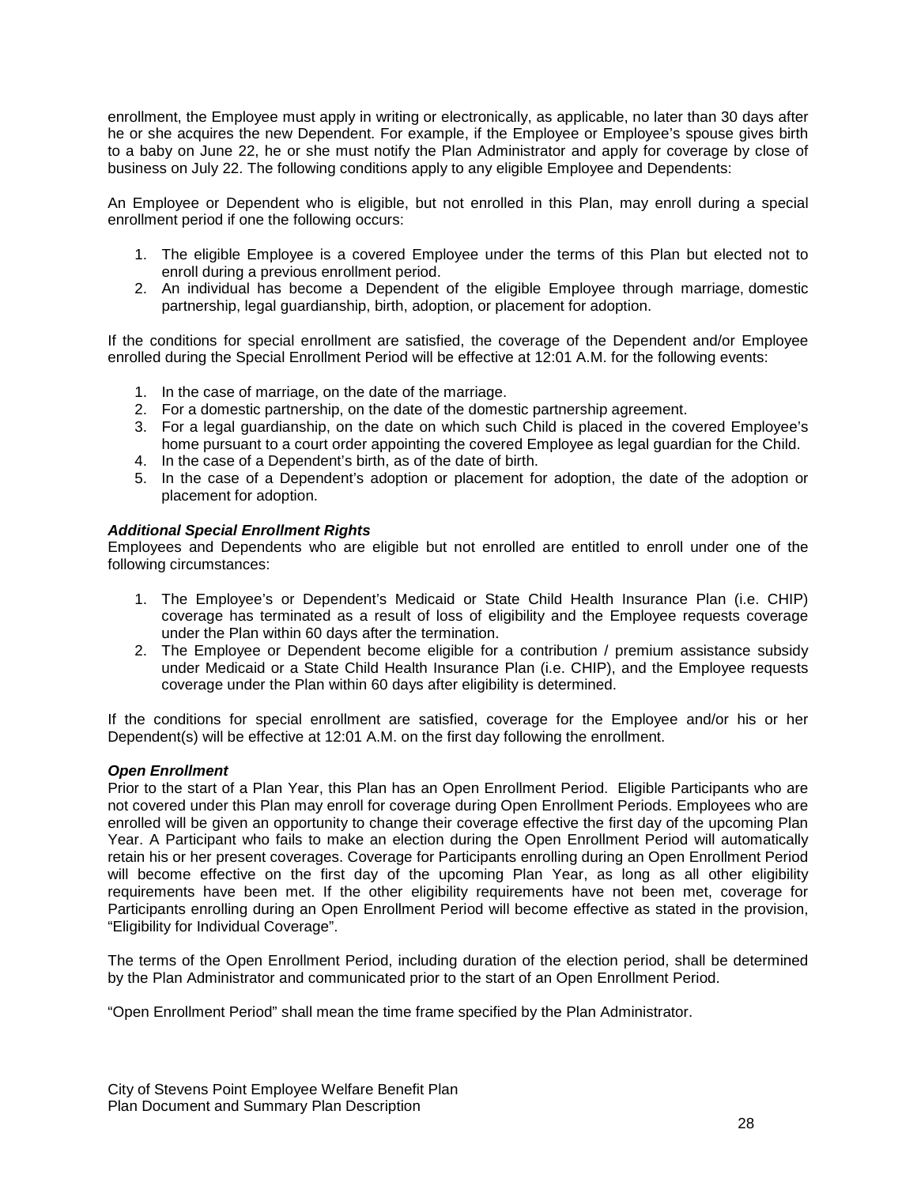enrollment, the Employee must apply in writing or electronically, as applicable, no later than 30 days after he or she acquires the new Dependent. For example, if the Employee or Employee's spouse gives birth to a baby on June 22, he or she must notify the Plan Administrator and apply for coverage by close of business on July 22. The following conditions apply to any eligible Employee and Dependents:

An Employee or Dependent who is eligible, but not enrolled in this Plan, may enroll during a special enrollment period if one the following occurs:

1. The eligible Employee is a covered Employee under the terms of this Plan but elected not to enroll during a previous enrollment period.
2. An individual has become a Dependent of the eligible Employee through marriage, domestic partnership, legal guardianship, birth, adoption, or placement for adoption.

If the conditions for special enrollment are satisfied, the coverage of the Dependent and/or Employee enrolled during the Special Enrollment Period will be effective at 12:01 A.M. for the following events:

1. In the case of marriage, on the date of the marriage.
2. For a domestic partnership, on the date of the domestic partnership agreement.
3. For a legal guardianship, on the date on which such Child is placed in the covered Employee's home pursuant to a court order appointing the covered Employee as legal guardian for the Child.
4. In the case of a Dependent's birth, as of the date of birth.
5. In the case of a Dependent's adoption or placement for adoption, the date of the adoption or placement for adoption.

***Additional Special Enrollment Rights***

Employees and Dependents who are eligible but not enrolled are entitled to enroll under one of the following circumstances:

1. The Employee's or Dependent's Medicaid or State Child Health Insurance Plan (i.e. CHIP) coverage has terminated as a result of loss of eligibility and the Employee requests coverage under the Plan within 60 days after the termination.
2. The Employee or Dependent become eligible for a contribution / premium assistance subsidy under Medicaid or a State Child Health Insurance Plan (i.e. CHIP), and the Employee requests coverage under the Plan within 60 days after eligibility is determined.

If the conditions for special enrollment are satisfied, coverage for the Employee and/or his or her Dependent(s) will be effective at 12:01 A.M. on the first day following the enrollment.

***Open Enrollment***

Prior to the start of a Plan Year, this Plan has an Open Enrollment Period. Eligible Participants who are not covered under this Plan may enroll for coverage during Open Enrollment Periods. Employees who are enrolled will be given an opportunity to change their coverage effective the first day of the upcoming Plan Year. A Participant who fails to make an election during the Open Enrollment Period will automatically retain his or her present coverages. Coverage for Participants enrolling during an Open Enrollment Period will become effective on the first day of the upcoming Plan Year, as long as all other eligibility requirements have been met. If the other eligibility requirements have not been met, coverage for Participants enrolling during an Open Enrollment Period will become effective as stated in the provision, "Eligibility for Individual Coverage".

The terms of the Open Enrollment Period, including duration of the election period, shall be determined by the Plan Administrator and communicated prior to the start of an Open Enrollment Period.

"Open Enrollment Period" shall mean the time frame specified by the Plan Administrator.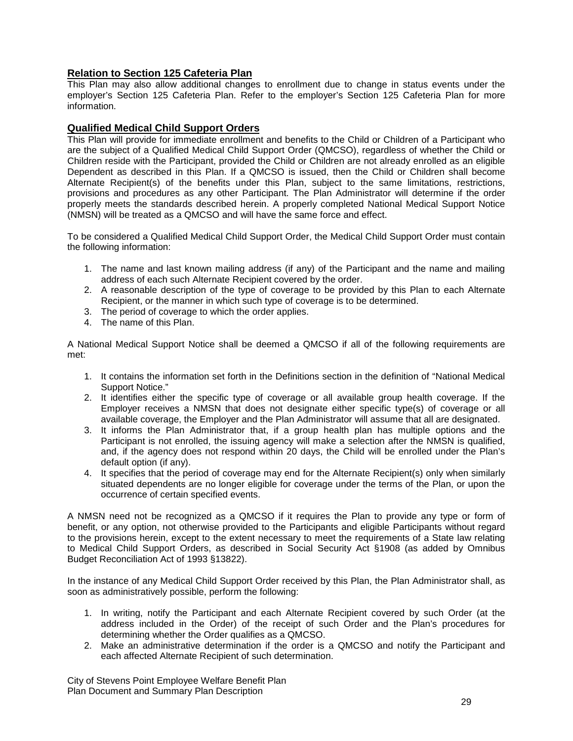## Relation to Section 125 Cafeteria Plan

This Plan may also allow additional changes to enrollment due to change in status events under the employer's Section 125 Cafeteria Plan. Refer to the employer's Section 125 Cafeteria Plan for more information.

## Qualified Medical Child Support Orders

This Plan will provide for immediate enrollment and benefits to the Child or Children of a Participant who are the subject of a Qualified Medical Child Support Order (QMCSO), regardless of whether the Child or Children reside with the Participant, provided the Child or Children are not already enrolled as an eligible Dependent as described in this Plan. If a QMCSO is issued, then the Child or Children shall become Alternate Recipient(s) of the benefits under this Plan, subject to the same limitations, restrictions, provisions and procedures as any other Participant. The Plan Administrator will determine if the order properly meets the standards described herein. A properly completed National Medical Support Notice (NMSN) will be treated as a QMCSO and will have the same force and effect.

To be considered a Qualified Medical Child Support Order, the Medical Child Support Order must contain the following information:

1. The name and last known mailing address (if any) of the Participant and the name and mailing address of each such Alternate Recipient covered by the order.
2. A reasonable description of the type of coverage to be provided by this Plan to each Alternate Recipient, or the manner in which such type of coverage is to be determined.
3. The period of coverage to which the order applies.
4. The name of this Plan.

A National Medical Support Notice shall be deemed a QMCSO if all of the following requirements are met:

1. It contains the information set forth in the Definitions section in the definition of "National Medical Support Notice."
2. It identifies either the specific type of coverage or all available group health coverage. If the Employer receives a NMSN that does not designate either specific type(s) of coverage or all available coverage, the Employer and the Plan Administrator will assume that all are designated.
3. It informs the Plan Administrator that, if a group health plan has multiple options and the Participant is not enrolled, the issuing agency will make a selection after the NMSN is qualified, and, if the agency does not respond within 20 days, the Child will be enrolled under the Plan's default option (if any).
4. It specifies that the period of coverage may end for the Alternate Recipient(s) only when similarly situated dependents are no longer eligible for coverage under the terms of the Plan, or upon the occurrence of certain specified events.

A NMSN need not be recognized as a QMCSO if it requires the Plan to provide any type or form of benefit, or any option, not otherwise provided to the Participants and eligible Participants without regard to the provisions herein, except to the extent necessary to meet the requirements of a State law relating to Medical Child Support Orders, as described in Social Security Act §1908 (as added by Omnibus Budget Reconciliation Act of 1993 §13822).

In the instance of any Medical Child Support Order received by this Plan, the Plan Administrator shall, as soon as administratively possible, perform the following:

1. In writing, notify the Participant and each Alternate Recipient covered by such Order (at the address included in the Order) of the receipt of such Order and the Plan's procedures for determining whether the Order qualifies as a QMCSO.
2. Make an administrative determination if the order is a QMCSO and notify the Participant and each affected Alternate Recipient of such determination.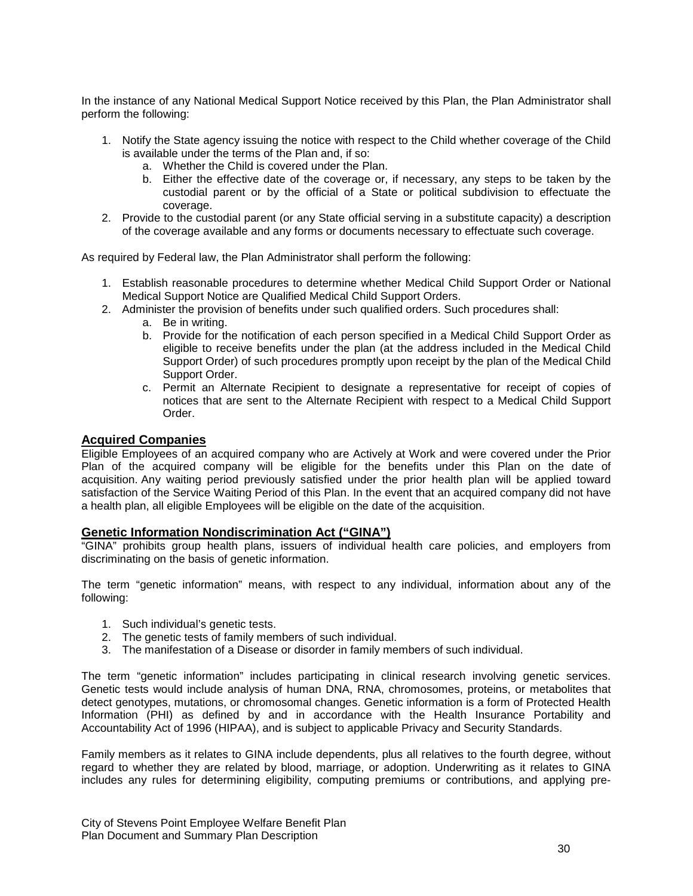In the instance of any National Medical Support Notice received by this Plan, the Plan Administrator shall perform the following:

1. Notify the State agency issuing the notice with respect to the Child whether coverage of the Child is available under the terms of the Plan and, if so:
   a. Whether the Child is covered under the Plan.
   b. Either the effective date of the coverage or, if necessary, any steps to be taken by the custodial parent or by the official of a State or political subdivision to effectuate the coverage.
2. Provide to the custodial parent (or any State official serving in a substitute capacity) a description of the coverage available and any forms or documents necessary to effectuate such coverage.

As required by Federal law, the Plan Administrator shall perform the following:

1. Establish reasonable procedures to determine whether Medical Child Support Order or National Medical Support Notice are Qualified Medical Child Support Orders.
2. Administer the provision of benefits under such qualified orders. Such procedures shall:
   a. Be in writing.
   b. Provide for the notification of each person specified in a Medical Child Support Order as eligible to receive benefits under the plan (at the address included in the Medical Child Support Order) of such procedures promptly upon receipt by the plan of the Medical Child Support Order.
   c. Permit an Alternate Recipient to designate a representative for receipt of copies of notices that are sent to the Alternate Recipient with respect to a Medical Child Support Order.

## Acquired Companies

Eligible Employees of an acquired company who are Actively at Work and were covered under the Prior Plan of the acquired company will be eligible for the benefits under this Plan on the date of acquisition. Any waiting period previously satisfied under the prior health plan will be applied toward satisfaction of the Service Waiting Period of this Plan. In the event that an acquired company did not have a health plan, all eligible Employees will be eligible on the date of the acquisition.

## Genetic Information Nondiscrimination Act ("GINA")

"GINA" prohibits group health plans, issuers of individual health care policies, and employers from discriminating on the basis of genetic information.

The term "genetic information" means, with respect to any individual, information about any of the following:

1. Such individual's genetic tests.
2. The genetic tests of family members of such individual.
3. The manifestation of a Disease or disorder in family members of such individual.

The term "genetic information" includes participating in clinical research involving genetic services. Genetic tests would include analysis of human DNA, RNA, chromosomes, proteins, or metabolites that detect genotypes, mutations, or chromosomal changes. Genetic information is a form of Protected Health Information (PHI) as defined by and in accordance with the Health Insurance Portability and Accountability Act of 1996 (HIPAA), and is subject to applicable Privacy and Security Standards.

Family members as it relates to GINA include dependents, plus all relatives to the fourth degree, without regard to whether they are related by blood, marriage, or adoption. Underwriting as it relates to GINA includes any rules for determining eligibility, computing premiums or contributions, and applying pre-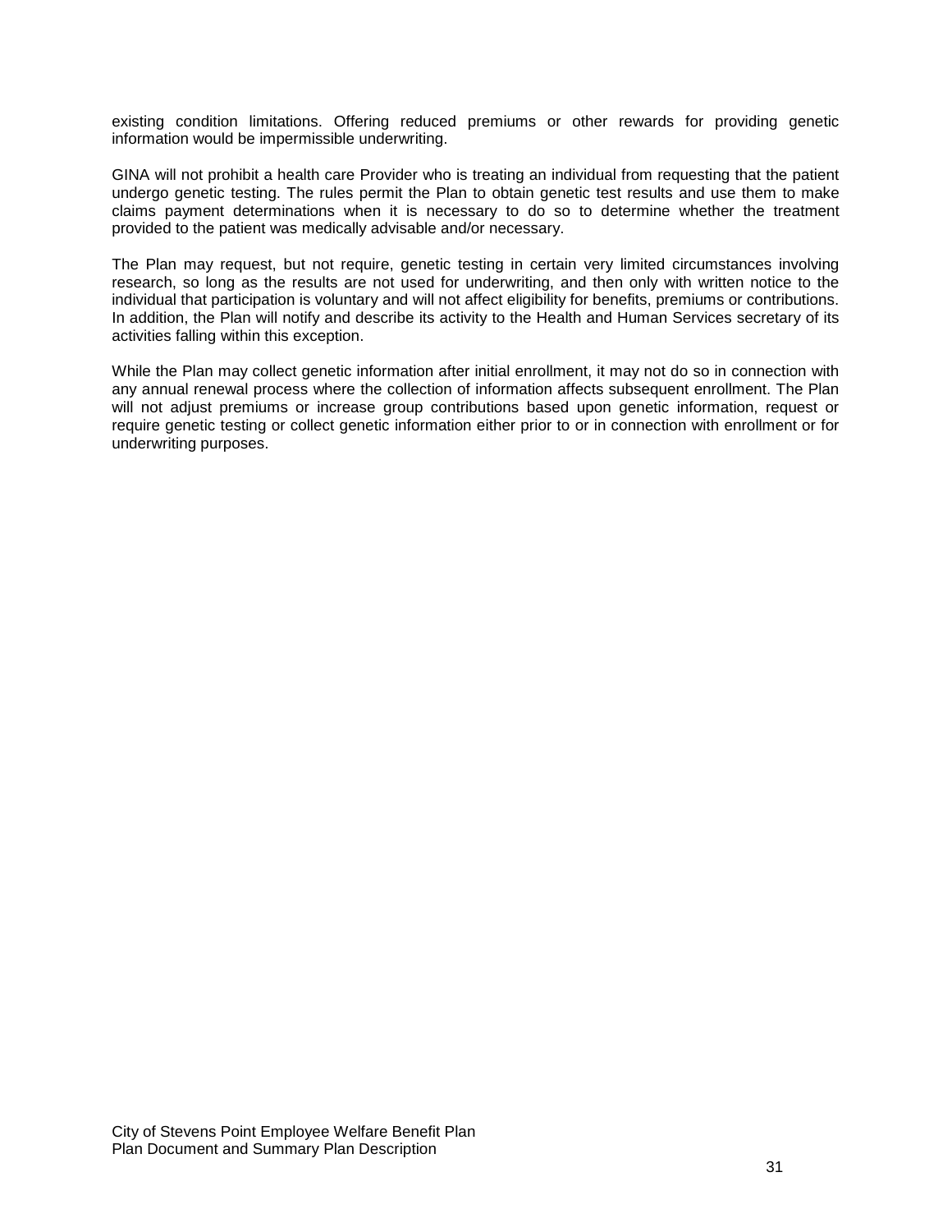existing condition limitations. Offering reduced premiums or other rewards for providing genetic information would be impermissible underwriting.

GINA will not prohibit a health care Provider who is treating an individual from requesting that the patient undergo genetic testing. The rules permit the Plan to obtain genetic test results and use them to make claims payment determinations when it is necessary to do so to determine whether the treatment provided to the patient was medically advisable and/or necessary.

The Plan may request, but not require, genetic testing in certain very limited circumstances involving research, so long as the results are not used for underwriting, and then only with written notice to the individual that participation is voluntary and will not affect eligibility for benefits, premiums or contributions. In addition, the Plan will notify and describe its activity to the Health and Human Services secretary of its activities falling within this exception.

While the Plan may collect genetic information after initial enrollment, it may not do so in connection with any annual renewal process where the collection of information affects subsequent enrollment. The Plan will not adjust premiums or increase group contributions based upon genetic information, request or require genetic testing or collect genetic information either prior to or in connection with enrollment or for underwriting purposes.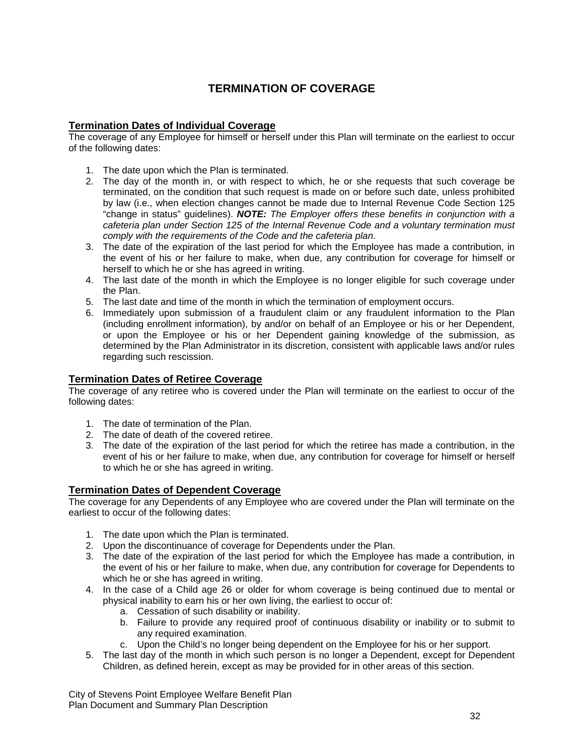# TERMINATION OF COVERAGE

## Termination Dates of Individual Coverage

The coverage of any Employee for himself or herself under this Plan will terminate on the earliest to occur of the following dates:

1. The date upon which the Plan is terminated.
2. The day of the month in, or with respect to which, he or she requests that such coverage be terminated, on the condition that such request is made on or before such date, unless prohibited by law (i.e., when election changes cannot be made due to Internal Revenue Code Section 125 "change in status" guidelines). ***NOTE:*** *The Employer offers these benefits in conjunction with a cafeteria plan under Section 125 of the Internal Revenue Code and a voluntary termination must comply with the requirements of the Code and the cafeteria plan*.
3. The date of the expiration of the last period for which the Employee has made a contribution, in the event of his or her failure to make, when due, any contribution for coverage for himself or herself to which he or she has agreed in writing.
4. The last date of the month in which the Employee is no longer eligible for such coverage under the Plan.
5. The last date and time of the month in which the termination of employment occurs.
6. Immediately upon submission of a fraudulent claim or any fraudulent information to the Plan (including enrollment information), by and/or on behalf of an Employee or his or her Dependent, or upon the Employee or his or her Dependent gaining knowledge of the submission, as determined by the Plan Administrator in its discretion, consistent with applicable laws and/or rules regarding such rescission.

## Termination Dates of Retiree Coverage

The coverage of any retiree who is covered under the Plan will terminate on the earliest to occur of the following dates:

1. The date of termination of the Plan.
2. The date of death of the covered retiree.
3. The date of the expiration of the last period for which the retiree has made a contribution, in the event of his or her failure to make, when due, any contribution for coverage for himself or herself to which he or she has agreed in writing.

## Termination Dates of Dependent Coverage

The coverage for any Dependents of any Employee who are covered under the Plan will terminate on the earliest to occur of the following dates:

1. The date upon which the Plan is terminated.
2. Upon the discontinuance of coverage for Dependents under the Plan.
3. The date of the expiration of the last period for which the Employee has made a contribution, in the event of his or her failure to make, when due, any contribution for coverage for Dependents to which he or she has agreed in writing.
4. In the case of a Child age 26 or older for whom coverage is being continued due to mental or physical inability to earn his or her own living, the earliest to occur of:
   a. Cessation of such disability or inability.
   b. Failure to provide any required proof of continuous disability or inability or to submit to any required examination.
   c. Upon the Child's no longer being dependent on the Employee for his or her support.
5. The last day of the month in which such person is no longer a Dependent, except for Dependent Children, as defined herein, except as may be provided for in other areas of this section.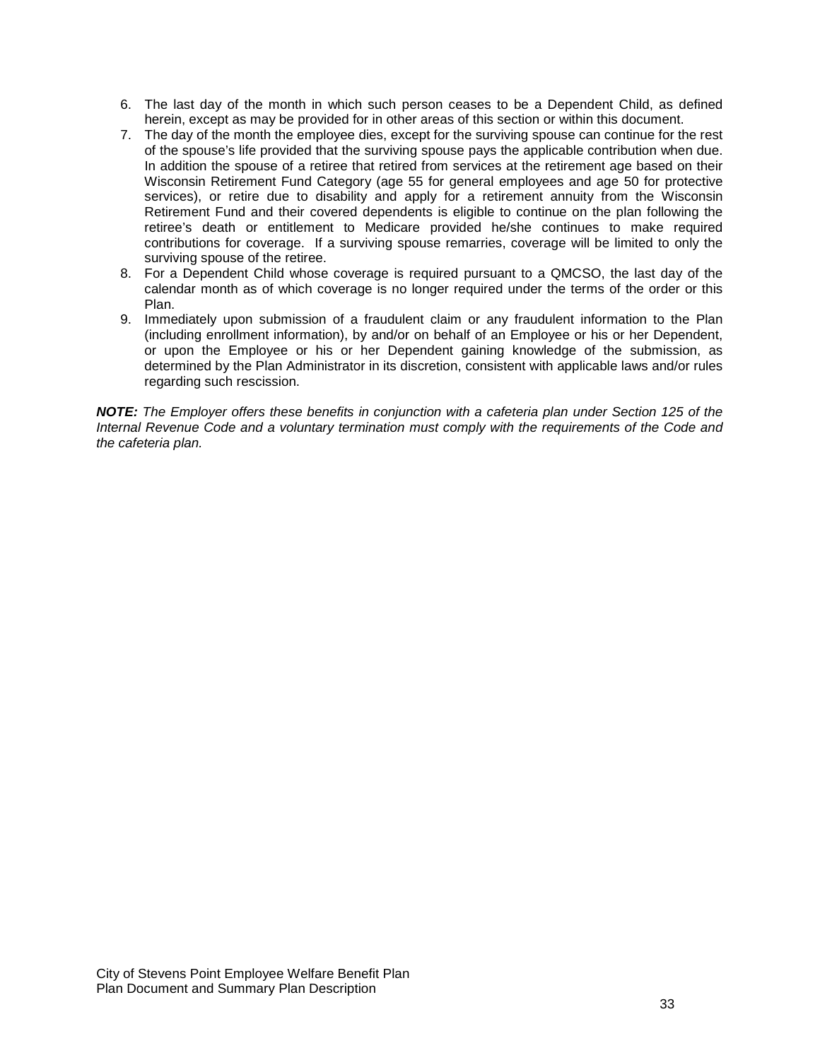6. The last day of the month in which such person ceases to be a Dependent Child, as defined herein, except as may be provided for in other areas of this section or within this document.
7. The day of the month the employee dies, except for the surviving spouse can continue for the rest of the spouse's life provided that the surviving spouse pays the applicable contribution when due. In addition the spouse of a retiree that retired from services at the retirement age based on their Wisconsin Retirement Fund Category (age 55 for general employees and age 50 for protective services), or retire due to disability and apply for a retirement annuity from the Wisconsin Retirement Fund and their covered dependents is eligible to continue on the plan following the retiree's death or entitlement to Medicare provided he/she continues to make required contributions for coverage. If a surviving spouse remarries, coverage will be limited to only the surviving spouse of the retiree.
8. For a Dependent Child whose coverage is required pursuant to a QMCSO, the last day of the calendar month as of which coverage is no longer required under the terms of the order or this Plan.
9. Immediately upon submission of a fraudulent claim or any fraudulent information to the Plan (including enrollment information), by and/or on behalf of an Employee or his or her Dependent, or upon the Employee or his or her Dependent gaining knowledge of the submission, as determined by the Plan Administrator in its discretion, consistent with applicable laws and/or rules regarding such rescission.

***NOTE:*** *The Employer offers these benefits in conjunction with a cafeteria plan under Section 125 of the Internal Revenue Code and a voluntary termination must comply with the requirements of the Code and the cafeteria plan.*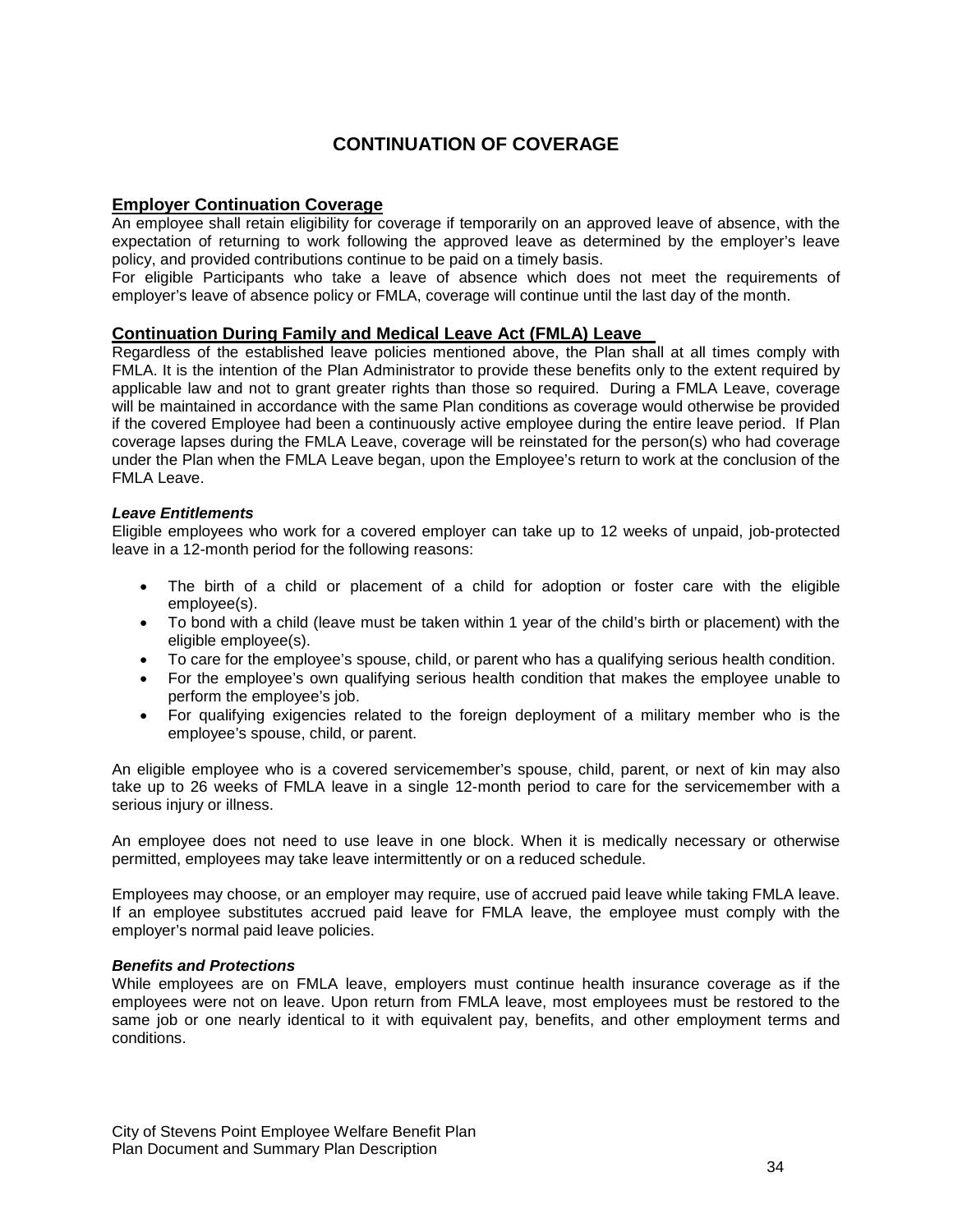# CONTINUATION OF COVERAGE

## Employer Continuation Coverage

An employee shall retain eligibility for coverage if temporarily on an approved leave of absence, with the expectation of returning to work following the approved leave as determined by the employer's leave policy, and provided contributions continue to be paid on a timely basis.

For eligible Participants who take a leave of absence which does not meet the requirements of employer's leave of absence policy or FMLA, coverage will continue until the last day of the month.

## Continuation During Family and Medical Leave Act (FMLA) Leave

Regardless of the established leave policies mentioned above, the Plan shall at all times comply with FMLA. It is the intention of the Plan Administrator to provide these benefits only to the extent required by applicable law and not to grant greater rights than those so required. During a FMLA Leave, coverage will be maintained in accordance with the same Plan conditions as coverage would otherwise be provided if the covered Employee had been a continuously active employee during the entire leave period. If Plan coverage lapses during the FMLA Leave, coverage will be reinstated for the person(s) who had coverage under the Plan when the FMLA Leave began, upon the Employee's return to work at the conclusion of the FMLA Leave.

### *Leave Entitlements*

Eligible employees who work for a covered employer can take up to 12 weeks of unpaid, job-protected leave in a 12-month period for the following reasons:

- The birth of a child or placement of a child for adoption or foster care with the eligible employee(s).
- To bond with a child (leave must be taken within 1 year of the child's birth or placement) with the eligible employee(s).
- To care for the employee's spouse, child, or parent who has a qualifying serious health condition.
- For the employee's own qualifying serious health condition that makes the employee unable to perform the employee's job.
- For qualifying exigencies related to the foreign deployment of a military member who is the employee's spouse, child, or parent.

An eligible employee who is a covered servicemember's spouse, child, parent, or next of kin may also take up to 26 weeks of FMLA leave in a single 12-month period to care for the servicemember with a serious injury or illness.

An employee does not need to use leave in one block. When it is medically necessary or otherwise permitted, employees may take leave intermittently or on a reduced schedule.

Employees may choose, or an employer may require, use of accrued paid leave while taking FMLA leave. If an employee substitutes accrued paid leave for FMLA leave, the employee must comply with the employer's normal paid leave policies.

### *Benefits and Protections*

While employees are on FMLA leave, employers must continue health insurance coverage as if the employees were not on leave. Upon return from FMLA leave, most employees must be restored to the same job or one nearly identical to it with equivalent pay, benefits, and other employment terms and conditions.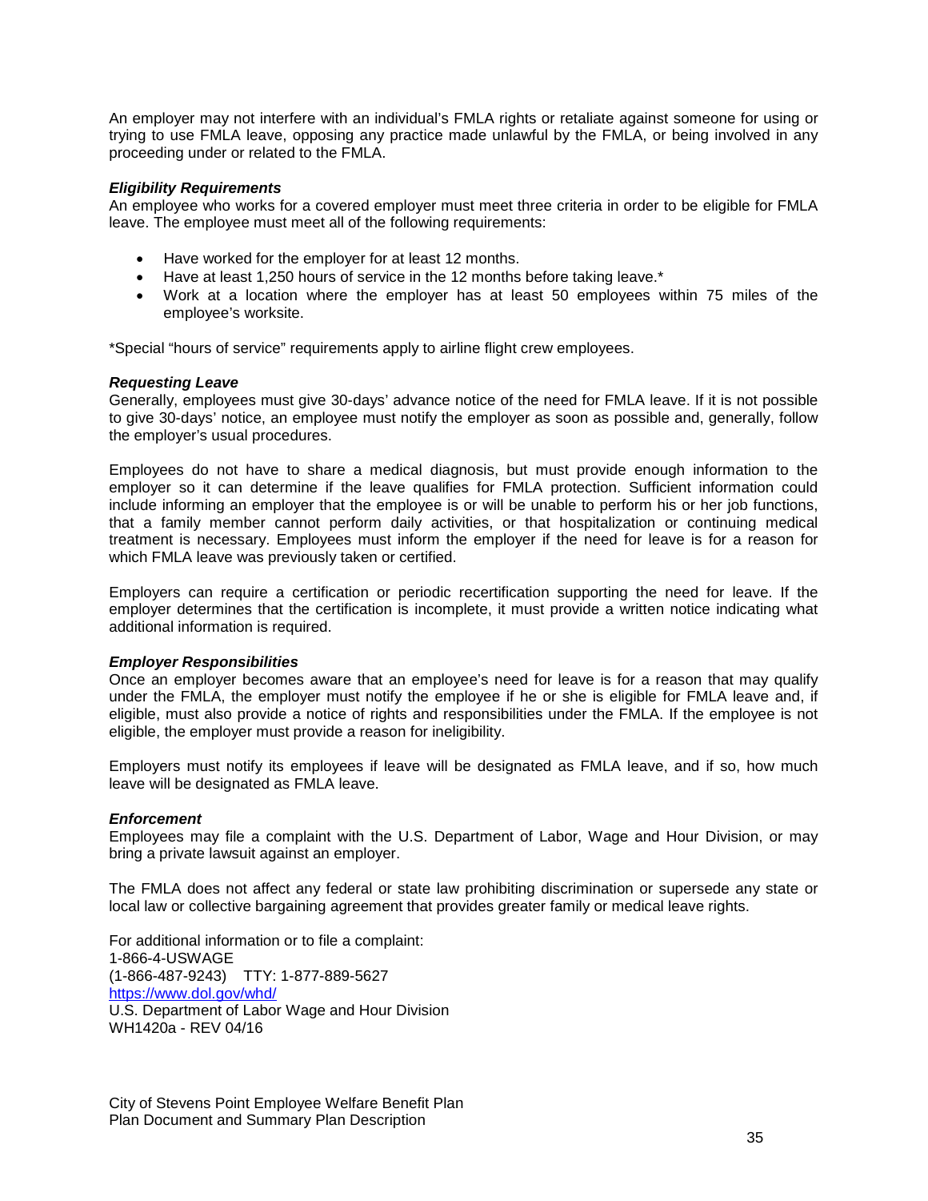An employer may not interfere with an individual's FMLA rights or retaliate against someone for using or trying to use FMLA leave, opposing any practice made unlawful by the FMLA, or being involved in any proceeding under or related to the FMLA.

***Eligibility Requirements***

An employee who works for a covered employer must meet three criteria in order to be eligible for FMLA leave. The employee must meet all of the following requirements:

- Have worked for the employer for at least 12 months.
- Have at least 1,250 hours of service in the 12 months before taking leave.*
- Work at a location where the employer has at least 50 employees within 75 miles of the employee's worksite.

*Special "hours of service" requirements apply to airline flight crew employees.

***Requesting Leave***

Generally, employees must give 30-days' advance notice of the need for FMLA leave. If it is not possible to give 30-days' notice, an employee must notify the employer as soon as possible and, generally, follow the employer's usual procedures.

Employees do not have to share a medical diagnosis, but must provide enough information to the employer so it can determine if the leave qualifies for FMLA protection. Sufficient information could include informing an employer that the employee is or will be unable to perform his or her job functions, that a family member cannot perform daily activities, or that hospitalization or continuing medical treatment is necessary. Employees must inform the employer if the need for leave is for a reason for which FMLA leave was previously taken or certified.

Employers can require a certification or periodic recertification supporting the need for leave. If the employer determines that the certification is incomplete, it must provide a written notice indicating what additional information is required.

***Employer Responsibilities***

Once an employer becomes aware that an employee's need for leave is for a reason that may qualify under the FMLA, the employer must notify the employee if he or she is eligible for FMLA leave and, if eligible, must also provide a notice of rights and responsibilities under the FMLA. If the employee is not eligible, the employer must provide a reason for ineligibility.

Employers must notify its employees if leave will be designated as FMLA leave, and if so, how much leave will be designated as FMLA leave.

***Enforcement***

Employees may file a complaint with the U.S. Department of Labor, Wage and Hour Division, or may bring a private lawsuit against an employer.

The FMLA does not affect any federal or state law prohibiting discrimination or supersede any state or local law or collective bargaining agreement that provides greater family or medical leave rights.

For additional information or to file a complaint:
1-866-4-USWAGE
(1-866-487-9243) TTY: 1-877-889-5627
https://www.dol.gov/whd/
U.S. Department of Labor Wage and Hour Division
WH1420a - REV 04/16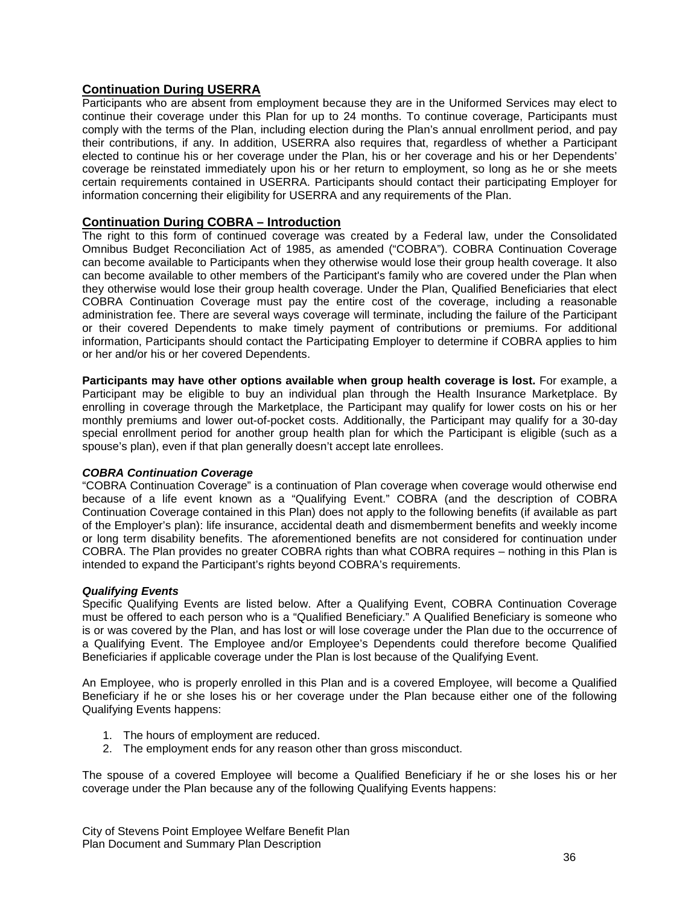## Continuation During USERRA

Participants who are absent from employment because they are in the Uniformed Services may elect to continue their coverage under this Plan for up to 24 months. To continue coverage, Participants must comply with the terms of the Plan, including election during the Plan's annual enrollment period, and pay their contributions, if any. In addition, USERRA also requires that, regardless of whether a Participant elected to continue his or her coverage under the Plan, his or her coverage and his or her Dependents' coverage be reinstated immediately upon his or her return to employment, so long as he or she meets certain requirements contained in USERRA. Participants should contact their participating Employer for information concerning their eligibility for USERRA and any requirements of the Plan.

## Continuation During COBRA – Introduction

The right to this form of continued coverage was created by a Federal law, under the Consolidated Omnibus Budget Reconciliation Act of 1985, as amended ("COBRA"). COBRA Continuation Coverage can become available to Participants when they otherwise would lose their group health coverage. It also can become available to other members of the Participant's family who are covered under the Plan when they otherwise would lose their group health coverage. Under the Plan, Qualified Beneficiaries that elect COBRA Continuation Coverage must pay the entire cost of the coverage, including a reasonable administration fee. There are several ways coverage will terminate, including the failure of the Participant or their covered Dependents to make timely payment of contributions or premiums. For additional information, Participants should contact the Participating Employer to determine if COBRA applies to him or her and/or his or her covered Dependents.

**Participants may have other options available when group health coverage is lost.** For example, a Participant may be eligible to buy an individual plan through the Health Insurance Marketplace. By enrolling in coverage through the Marketplace, the Participant may qualify for lower costs on his or her monthly premiums and lower out-of-pocket costs. Additionally, the Participant may qualify for a 30-day special enrollment period for another group health plan for which the Participant is eligible (such as a spouse's plan), even if that plan generally doesn't accept late enrollees.

### *COBRA Continuation Coverage*

"COBRA Continuation Coverage" is a continuation of Plan coverage when coverage would otherwise end because of a life event known as a "Qualifying Event." COBRA (and the description of COBRA Continuation Coverage contained in this Plan) does not apply to the following benefits (if available as part of the Employer's plan): life insurance, accidental death and dismemberment benefits and weekly income or long term disability benefits. The aforementioned benefits are not considered for continuation under COBRA. The Plan provides no greater COBRA rights than what COBRA requires – nothing in this Plan is intended to expand the Participant's rights beyond COBRA's requirements.

### *Qualifying Events*

Specific Qualifying Events are listed below. After a Qualifying Event, COBRA Continuation Coverage must be offered to each person who is a "Qualified Beneficiary." A Qualified Beneficiary is someone who is or was covered by the Plan, and has lost or will lose coverage under the Plan due to the occurrence of a Qualifying Event. The Employee and/or Employee's Dependents could therefore become Qualified Beneficiaries if applicable coverage under the Plan is lost because of the Qualifying Event.

An Employee, who is properly enrolled in this Plan and is a covered Employee, will become a Qualified Beneficiary if he or she loses his or her coverage under the Plan because either one of the following Qualifying Events happens:

1. The hours of employment are reduced.
2. The employment ends for any reason other than gross misconduct.

The spouse of a covered Employee will become a Qualified Beneficiary if he or she loses his or her coverage under the Plan because any of the following Qualifying Events happens: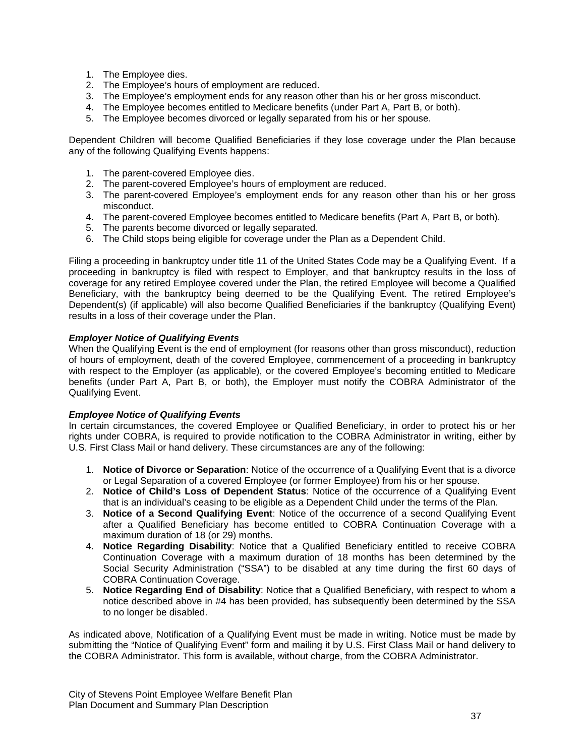1. The Employee dies.
2. The Employee's hours of employment are reduced.
3. The Employee's employment ends for any reason other than his or her gross misconduct.
4. The Employee becomes entitled to Medicare benefits (under Part A, Part B, or both).
5. The Employee becomes divorced or legally separated from his or her spouse.

Dependent Children will become Qualified Beneficiaries if they lose coverage under the Plan because any of the following Qualifying Events happens:

1. The parent-covered Employee dies.
2. The parent-covered Employee's hours of employment are reduced.
3. The parent-covered Employee's employment ends for any reason other than his or her gross misconduct.
4. The parent-covered Employee becomes entitled to Medicare benefits (Part A, Part B, or both).
5. The parents become divorced or legally separated.
6. The Child stops being eligible for coverage under the Plan as a Dependent Child.

Filing a proceeding in bankruptcy under title 11 of the United States Code may be a Qualifying Event. If a proceeding in bankruptcy is filed with respect to Employer, and that bankruptcy results in the loss of coverage for any retired Employee covered under the Plan, the retired Employee will become a Qualified Beneficiary, with the bankruptcy being deemed to be the Qualifying Event. The retired Employee's Dependent(s) (if applicable) will also become Qualified Beneficiaries if the bankruptcy (Qualifying Event) results in a loss of their coverage under the Plan.

***Employer Notice of Qualifying Events***

When the Qualifying Event is the end of employment (for reasons other than gross misconduct), reduction of hours of employment, death of the covered Employee, commencement of a proceeding in bankruptcy with respect to the Employer (as applicable), or the covered Employee's becoming entitled to Medicare benefits (under Part A, Part B, or both), the Employer must notify the COBRA Administrator of the Qualifying Event.

***Employee Notice of Qualifying Events***

In certain circumstances, the covered Employee or Qualified Beneficiary, in order to protect his or her rights under COBRA, is required to provide notification to the COBRA Administrator in writing, either by U.S. First Class Mail or hand delivery. These circumstances are any of the following:

1. **Notice of Divorce or Separation**: Notice of the occurrence of a Qualifying Event that is a divorce or Legal Separation of a covered Employee (or former Employee) from his or her spouse.
2. **Notice of Child's Loss of Dependent Status**: Notice of the occurrence of a Qualifying Event that is an individual's ceasing to be eligible as a Dependent Child under the terms of the Plan.
3. **Notice of a Second Qualifying Event**: Notice of the occurrence of a second Qualifying Event after a Qualified Beneficiary has become entitled to COBRA Continuation Coverage with a maximum duration of 18 (or 29) months.
4. **Notice Regarding Disability**: Notice that a Qualified Beneficiary entitled to receive COBRA Continuation Coverage with a maximum duration of 18 months has been determined by the Social Security Administration ("SSA") to be disabled at any time during the first 60 days of COBRA Continuation Coverage.
5. **Notice Regarding End of Disability**: Notice that a Qualified Beneficiary, with respect to whom a notice described above in #4 has been provided, has subsequently been determined by the SSA to no longer be disabled.

As indicated above, Notification of a Qualifying Event must be made in writing. Notice must be made by submitting the "Notice of Qualifying Event" form and mailing it by U.S. First Class Mail or hand delivery to the COBRA Administrator. This form is available, without charge, from the COBRA Administrator.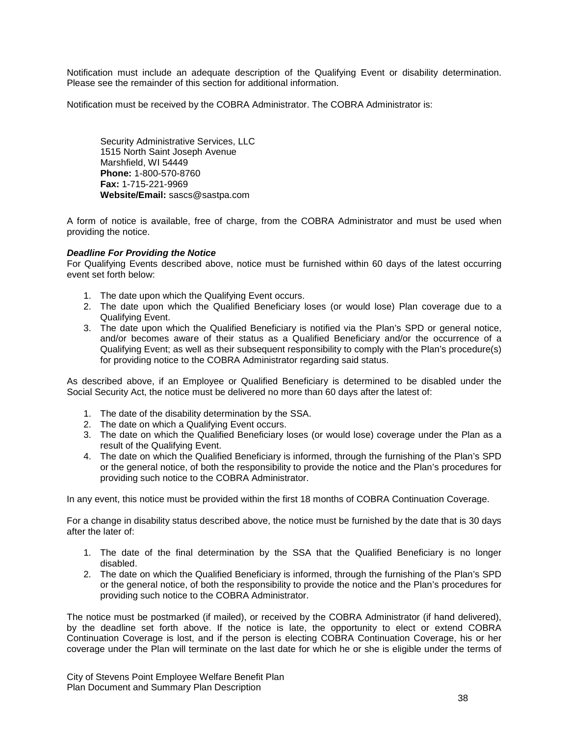Notification must include an adequate description of the Qualifying Event or disability determination. Please see the remainder of this section for additional information.

Notification must be received by the COBRA Administrator. The COBRA Administrator is:

Security Administrative Services, LLC
1515 North Saint Joseph Avenue
Marshfield, WI 54449
**Phone:** 1-800-570-8760
**Fax:** 1-715-221-9969
**Website/Email:** sascs@sastpa.com

A form of notice is available, free of charge, from the COBRA Administrator and must be used when providing the notice.

***Deadline For Providing the Notice***
For Qualifying Events described above, notice must be furnished within 60 days of the latest occurring event set forth below:

1. The date upon which the Qualifying Event occurs.
2. The date upon which the Qualified Beneficiary loses (or would lose) Plan coverage due to a Qualifying Event.
3. The date upon which the Qualified Beneficiary is notified via the Plan's SPD or general notice, and/or becomes aware of their status as a Qualified Beneficiary and/or the occurrence of a Qualifying Event; as well as their subsequent responsibility to comply with the Plan's procedure(s) for providing notice to the COBRA Administrator regarding said status.

As described above, if an Employee or Qualified Beneficiary is determined to be disabled under the Social Security Act, the notice must be delivered no more than 60 days after the latest of:

1. The date of the disability determination by the SSA.
2. The date on which a Qualifying Event occurs.
3. The date on which the Qualified Beneficiary loses (or would lose) coverage under the Plan as a result of the Qualifying Event.
4. The date on which the Qualified Beneficiary is informed, through the furnishing of the Plan's SPD or the general notice, of both the responsibility to provide the notice and the Plan's procedures for providing such notice to the COBRA Administrator.

In any event, this notice must be provided within the first 18 months of COBRA Continuation Coverage.

For a change in disability status described above, the notice must be furnished by the date that is 30 days after the later of:

1. The date of the final determination by the SSA that the Qualified Beneficiary is no longer disabled.
2. The date on which the Qualified Beneficiary is informed, through the furnishing of the Plan's SPD or the general notice, of both the responsibility to provide the notice and the Plan's procedures for providing such notice to the COBRA Administrator.

The notice must be postmarked (if mailed), or received by the COBRA Administrator (if hand delivered), by the deadline set forth above. If the notice is late, the opportunity to elect or extend COBRA Continuation Coverage is lost, and if the person is electing COBRA Continuation Coverage, his or her coverage under the Plan will terminate on the last date for which he or she is eligible under the terms of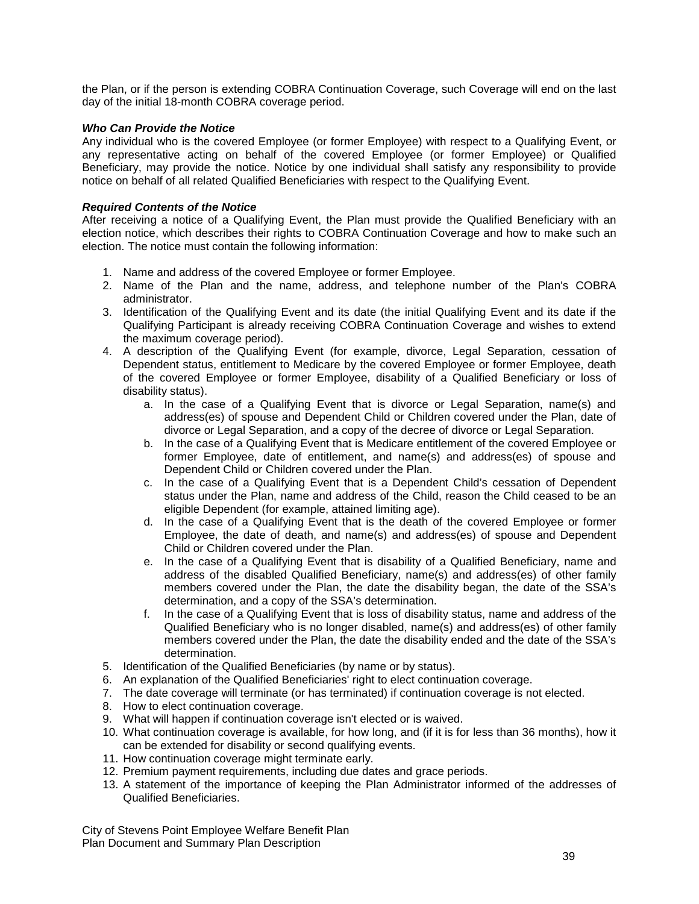the Plan, or if the person is extending COBRA Continuation Coverage, such Coverage will end on the last day of the initial 18-month COBRA coverage period.

***Who Can Provide the Notice***

Any individual who is the covered Employee (or former Employee) with respect to a Qualifying Event, or any representative acting on behalf of the covered Employee (or former Employee) or Qualified Beneficiary, may provide the notice. Notice by one individual shall satisfy any responsibility to provide notice on behalf of all related Qualified Beneficiaries with respect to the Qualifying Event.

***Required Contents of the Notice***

After receiving a notice of a Qualifying Event, the Plan must provide the Qualified Beneficiary with an election notice, which describes their rights to COBRA Continuation Coverage and how to make such an election. The notice must contain the following information:

1. Name and address of the covered Employee or former Employee.
2. Name of the Plan and the name, address, and telephone number of the Plan's COBRA administrator.
3. Identification of the Qualifying Event and its date (the initial Qualifying Event and its date if the Qualifying Participant is already receiving COBRA Continuation Coverage and wishes to extend the maximum coverage period).
4. A description of the Qualifying Event (for example, divorce, Legal Separation, cessation of Dependent status, entitlement to Medicare by the covered Employee or former Employee, death of the covered Employee or former Employee, disability of a Qualified Beneficiary or loss of disability status).
   a. In the case of a Qualifying Event that is divorce or Legal Separation, name(s) and address(es) of spouse and Dependent Child or Children covered under the Plan, date of divorce or Legal Separation, and a copy of the decree of divorce or Legal Separation.
   b. In the case of a Qualifying Event that is Medicare entitlement of the covered Employee or former Employee, date of entitlement, and name(s) and address(es) of spouse and Dependent Child or Children covered under the Plan.
   c. In the case of a Qualifying Event that is a Dependent Child's cessation of Dependent status under the Plan, name and address of the Child, reason the Child ceased to be an eligible Dependent (for example, attained limiting age).
   d. In the case of a Qualifying Event that is the death of the covered Employee or former Employee, the date of death, and name(s) and address(es) of spouse and Dependent Child or Children covered under the Plan.
   e. In the case of a Qualifying Event that is disability of a Qualified Beneficiary, name and address of the disabled Qualified Beneficiary, name(s) and address(es) of other family members covered under the Plan, the date the disability began, the date of the SSA's determination, and a copy of the SSA's determination.
   f. In the case of a Qualifying Event that is loss of disability status, name and address of the Qualified Beneficiary who is no longer disabled, name(s) and address(es) of other family members covered under the Plan, the date the disability ended and the date of the SSA's determination.
5. Identification of the Qualified Beneficiaries (by name or by status).
6. An explanation of the Qualified Beneficiaries' right to elect continuation coverage.
7. The date coverage will terminate (or has terminated) if continuation coverage is not elected.
8. How to elect continuation coverage.
9. What will happen if continuation coverage isn't elected or is waived.
10. What continuation coverage is available, for how long, and (if it is for less than 36 months), how it can be extended for disability or second qualifying events.
11. How continuation coverage might terminate early.
12. Premium payment requirements, including due dates and grace periods.
13. A statement of the importance of keeping the Plan Administrator informed of the addresses of Qualified Beneficiaries.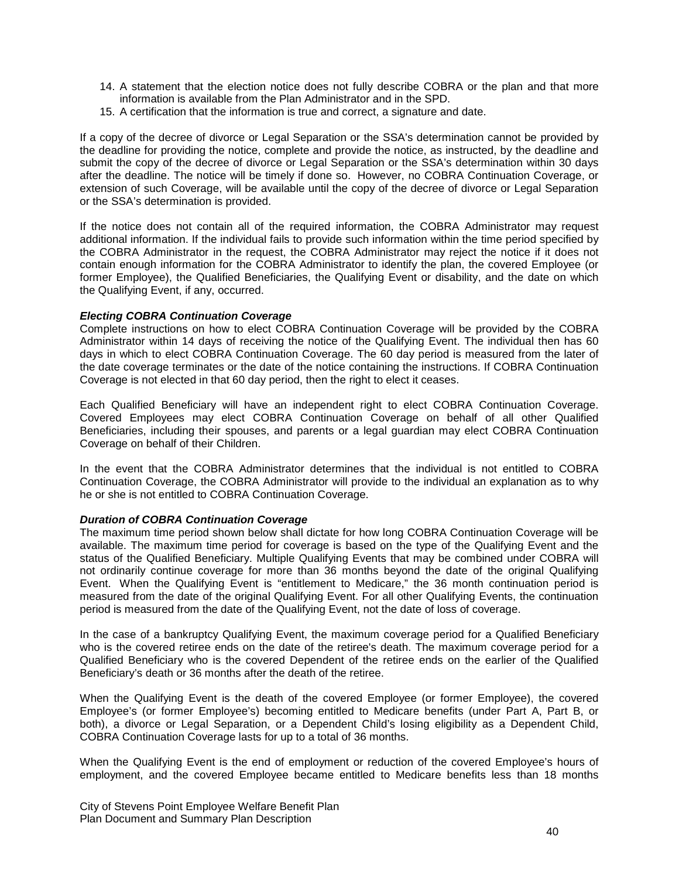14. A statement that the election notice does not fully describe COBRA or the plan and that more information is available from the Plan Administrator and in the SPD.
15. A certification that the information is true and correct, a signature and date.

If a copy of the decree of divorce or Legal Separation or the SSA's determination cannot be provided by the deadline for providing the notice, complete and provide the notice, as instructed, by the deadline and submit the copy of the decree of divorce or Legal Separation or the SSA's determination within 30 days after the deadline. The notice will be timely if done so. However, no COBRA Continuation Coverage, or extension of such Coverage, will be available until the copy of the decree of divorce or Legal Separation or the SSA's determination is provided.

If the notice does not contain all of the required information, the COBRA Administrator may request additional information. If the individual fails to provide such information within the time period specified by the COBRA Administrator in the request, the COBRA Administrator may reject the notice if it does not contain enough information for the COBRA Administrator to identify the plan, the covered Employee (or former Employee), the Qualified Beneficiaries, the Qualifying Event or disability, and the date on which the Qualifying Event, if any, occurred.

***Electing COBRA Continuation Coverage***

Complete instructions on how to elect COBRA Continuation Coverage will be provided by the COBRA Administrator within 14 days of receiving the notice of the Qualifying Event. The individual then has 60 days in which to elect COBRA Continuation Coverage. The 60 day period is measured from the later of the date coverage terminates or the date of the notice containing the instructions. If COBRA Continuation Coverage is not elected in that 60 day period, then the right to elect it ceases.

Each Qualified Beneficiary will have an independent right to elect COBRA Continuation Coverage. Covered Employees may elect COBRA Continuation Coverage on behalf of all other Qualified Beneficiaries, including their spouses, and parents or a legal guardian may elect COBRA Continuation Coverage on behalf of their Children.

In the event that the COBRA Administrator determines that the individual is not entitled to COBRA Continuation Coverage, the COBRA Administrator will provide to the individual an explanation as to why he or she is not entitled to COBRA Continuation Coverage.

***Duration of COBRA Continuation Coverage***

The maximum time period shown below shall dictate for how long COBRA Continuation Coverage will be available. The maximum time period for coverage is based on the type of the Qualifying Event and the status of the Qualified Beneficiary. Multiple Qualifying Events that may be combined under COBRA will not ordinarily continue coverage for more than 36 months beyond the date of the original Qualifying Event. When the Qualifying Event is "entitlement to Medicare," the 36 month continuation period is measured from the date of the original Qualifying Event. For all other Qualifying Events, the continuation period is measured from the date of the Qualifying Event, not the date of loss of coverage.

In the case of a bankruptcy Qualifying Event, the maximum coverage period for a Qualified Beneficiary who is the covered retiree ends on the date of the retiree's death. The maximum coverage period for a Qualified Beneficiary who is the covered Dependent of the retiree ends on the earlier of the Qualified Beneficiary's death or 36 months after the death of the retiree.

When the Qualifying Event is the death of the covered Employee (or former Employee), the covered Employee's (or former Employee's) becoming entitled to Medicare benefits (under Part A, Part B, or both), a divorce or Legal Separation, or a Dependent Child's losing eligibility as a Dependent Child, COBRA Continuation Coverage lasts for up to a total of 36 months.

When the Qualifying Event is the end of employment or reduction of the covered Employee's hours of employment, and the covered Employee became entitled to Medicare benefits less than 18 months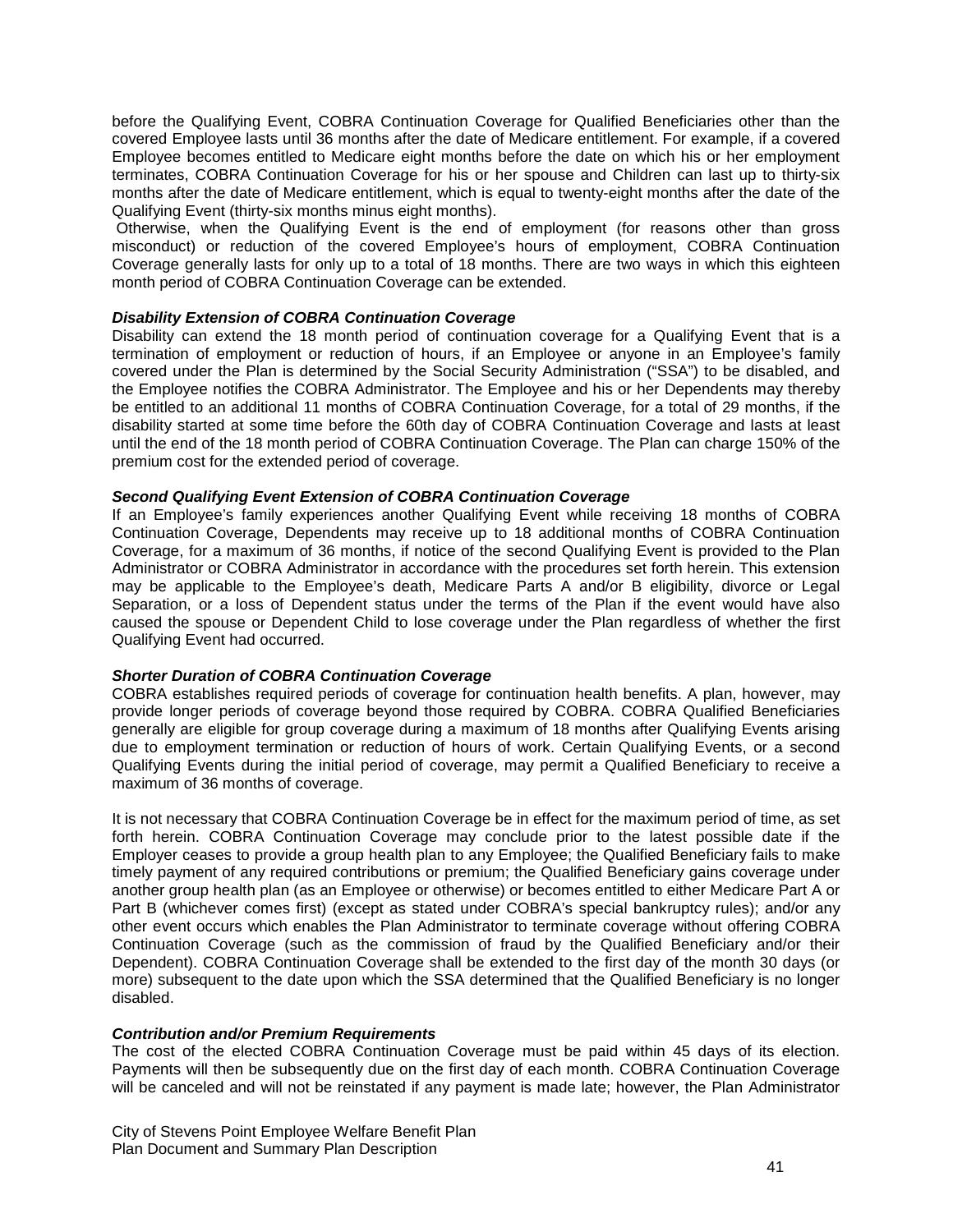before the Qualifying Event, COBRA Continuation Coverage for Qualified Beneficiaries other than the covered Employee lasts until 36 months after the date of Medicare entitlement. For example, if a covered Employee becomes entitled to Medicare eight months before the date on which his or her employment terminates, COBRA Continuation Coverage for his or her spouse and Children can last up to thirty-six months after the date of Medicare entitlement, which is equal to twenty-eight months after the date of the Qualifying Event (thirty-six months minus eight months).

Otherwise, when the Qualifying Event is the end of employment (for reasons other than gross misconduct) or reduction of the covered Employee's hours of employment, COBRA Continuation Coverage generally lasts for only up to a total of 18 months. There are two ways in which this eighteen month period of COBRA Continuation Coverage can be extended.

***Disability Extension of COBRA Continuation Coverage***

Disability can extend the 18 month period of continuation coverage for a Qualifying Event that is a termination of employment or reduction of hours, if an Employee or anyone in an Employee's family covered under the Plan is determined by the Social Security Administration ("SSA") to be disabled, and the Employee notifies the COBRA Administrator. The Employee and his or her Dependents may thereby be entitled to an additional 11 months of COBRA Continuation Coverage, for a total of 29 months, if the disability started at some time before the 60th day of COBRA Continuation Coverage and lasts at least until the end of the 18 month period of COBRA Continuation Coverage. The Plan can charge 150% of the premium cost for the extended period of coverage.

***Second Qualifying Event Extension of COBRA Continuation Coverage***

If an Employee's family experiences another Qualifying Event while receiving 18 months of COBRA Continuation Coverage, Dependents may receive up to 18 additional months of COBRA Continuation Coverage, for a maximum of 36 months, if notice of the second Qualifying Event is provided to the Plan Administrator or COBRA Administrator in accordance with the procedures set forth herein. This extension may be applicable to the Employee's death, Medicare Parts A and/or B eligibility, divorce or Legal Separation, or a loss of Dependent status under the terms of the Plan if the event would have also caused the spouse or Dependent Child to lose coverage under the Plan regardless of whether the first Qualifying Event had occurred.

***Shorter Duration of COBRA Continuation Coverage***

COBRA establishes required periods of coverage for continuation health benefits. A plan, however, may provide longer periods of coverage beyond those required by COBRA. COBRA Qualified Beneficiaries generally are eligible for group coverage during a maximum of 18 months after Qualifying Events arising due to employment termination or reduction of hours of work. Certain Qualifying Events, or a second Qualifying Events during the initial period of coverage, may permit a Qualified Beneficiary to receive a maximum of 36 months of coverage.

It is not necessary that COBRA Continuation Coverage be in effect for the maximum period of time, as set forth herein. COBRA Continuation Coverage may conclude prior to the latest possible date if the Employer ceases to provide a group health plan to any Employee; the Qualified Beneficiary fails to make timely payment of any required contributions or premium; the Qualified Beneficiary gains coverage under another group health plan (as an Employee or otherwise) or becomes entitled to either Medicare Part A or Part B (whichever comes first) (except as stated under COBRA's special bankruptcy rules); and/or any other event occurs which enables the Plan Administrator to terminate coverage without offering COBRA Continuation Coverage (such as the commission of fraud by the Qualified Beneficiary and/or their Dependent). COBRA Continuation Coverage shall be extended to the first day of the month 30 days (or more) subsequent to the date upon which the SSA determined that the Qualified Beneficiary is no longer disabled.

***Contribution and/or Premium Requirements***

The cost of the elected COBRA Continuation Coverage must be paid within 45 days of its election. Payments will then be subsequently due on the first day of each month. COBRA Continuation Coverage will be canceled and will not be reinstated if any payment is made late; however, the Plan Administrator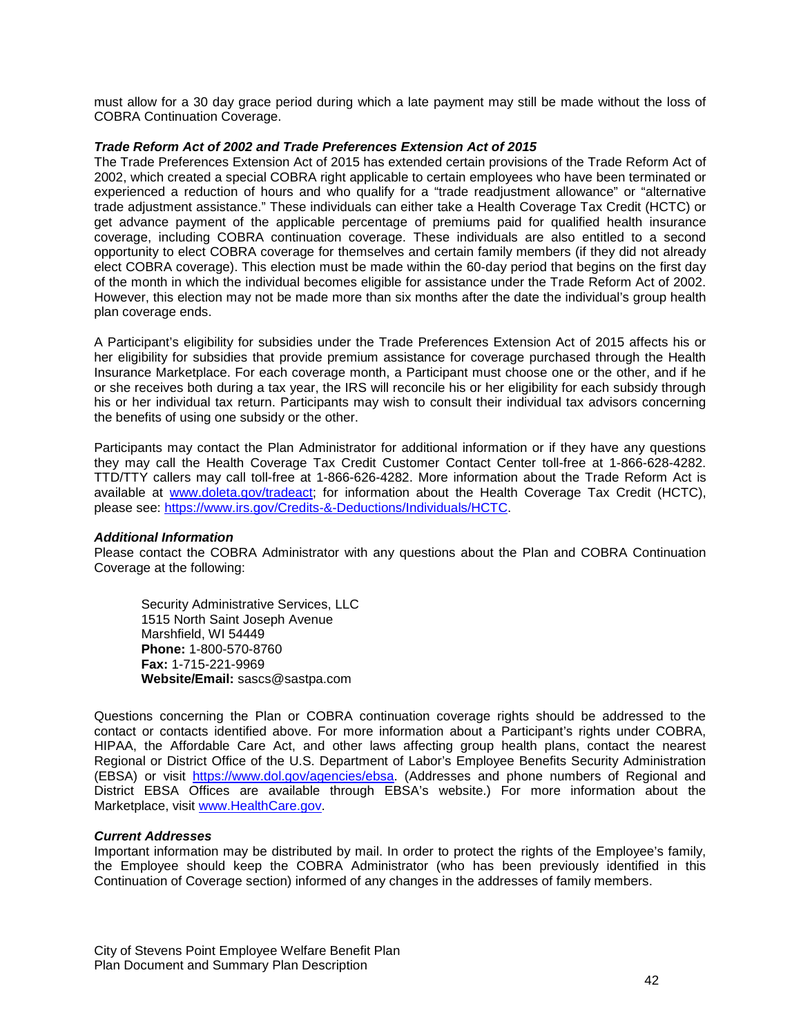must allow for a 30 day grace period during which a late payment may still be made without the loss of COBRA Continuation Coverage.

***Trade Reform Act of 2002 and Trade Preferences Extension Act of 2015***

The Trade Preferences Extension Act of 2015 has extended certain provisions of the Trade Reform Act of 2002, which created a special COBRA right applicable to certain employees who have been terminated or experienced a reduction of hours and who qualify for a "trade readjustment allowance" or "alternative trade adjustment assistance." These individuals can either take a Health Coverage Tax Credit (HCTC) or get advance payment of the applicable percentage of premiums paid for qualified health insurance coverage, including COBRA continuation coverage. These individuals are also entitled to a second opportunity to elect COBRA coverage for themselves and certain family members (if they did not already elect COBRA coverage). This election must be made within the 60-day period that begins on the first day of the month in which the individual becomes eligible for assistance under the Trade Reform Act of 2002. However, this election may not be made more than six months after the date the individual's group health plan coverage ends.

A Participant's eligibility for subsidies under the Trade Preferences Extension Act of 2015 affects his or her eligibility for subsidies that provide premium assistance for coverage purchased through the Health Insurance Marketplace. For each coverage month, a Participant must choose one or the other, and if he or she receives both during a tax year, the IRS will reconcile his or her eligibility for each subsidy through his or her individual tax return. Participants may wish to consult their individual tax advisors concerning the benefits of using one subsidy or the other.

Participants may contact the Plan Administrator for additional information or if they have any questions they may call the Health Coverage Tax Credit Customer Contact Center toll-free at 1-866-628-4282. TTD/TTY callers may call toll-free at 1-866-626-4282. More information about the Trade Reform Act is available at www.doleta.gov/tradeact; for information about the Health Coverage Tax Credit (HCTC), please see: https://www.irs.gov/Credits-&-Deductions/Individuals/HCTC.

***Additional Information***

Please contact the COBRA Administrator with any questions about the Plan and COBRA Continuation Coverage at the following:

Security Administrative Services, LLC
1515 North Saint Joseph Avenue
Marshfield, WI 54449
**Phone:** 1-800-570-8760
**Fax:** 1-715-221-9969
**Website/Email:** sascs@sastpa.com

Questions concerning the Plan or COBRA continuation coverage rights should be addressed to the contact or contacts identified above. For more information about a Participant's rights under COBRA, HIPAA, the Affordable Care Act, and other laws affecting group health plans, contact the nearest Regional or District Office of the U.S. Department of Labor's Employee Benefits Security Administration (EBSA) or visit https://www.dol.gov/agencies/ebsa. (Addresses and phone numbers of Regional and District EBSA Offices are available through EBSA's website.) For more information about the Marketplace, visit www.HealthCare.gov.

***Current Addresses***

Important information may be distributed by mail. In order to protect the rights of the Employee's family, the Employee should keep the COBRA Administrator (who has been previously identified in this Continuation of Coverage section) informed of any changes in the addresses of family members.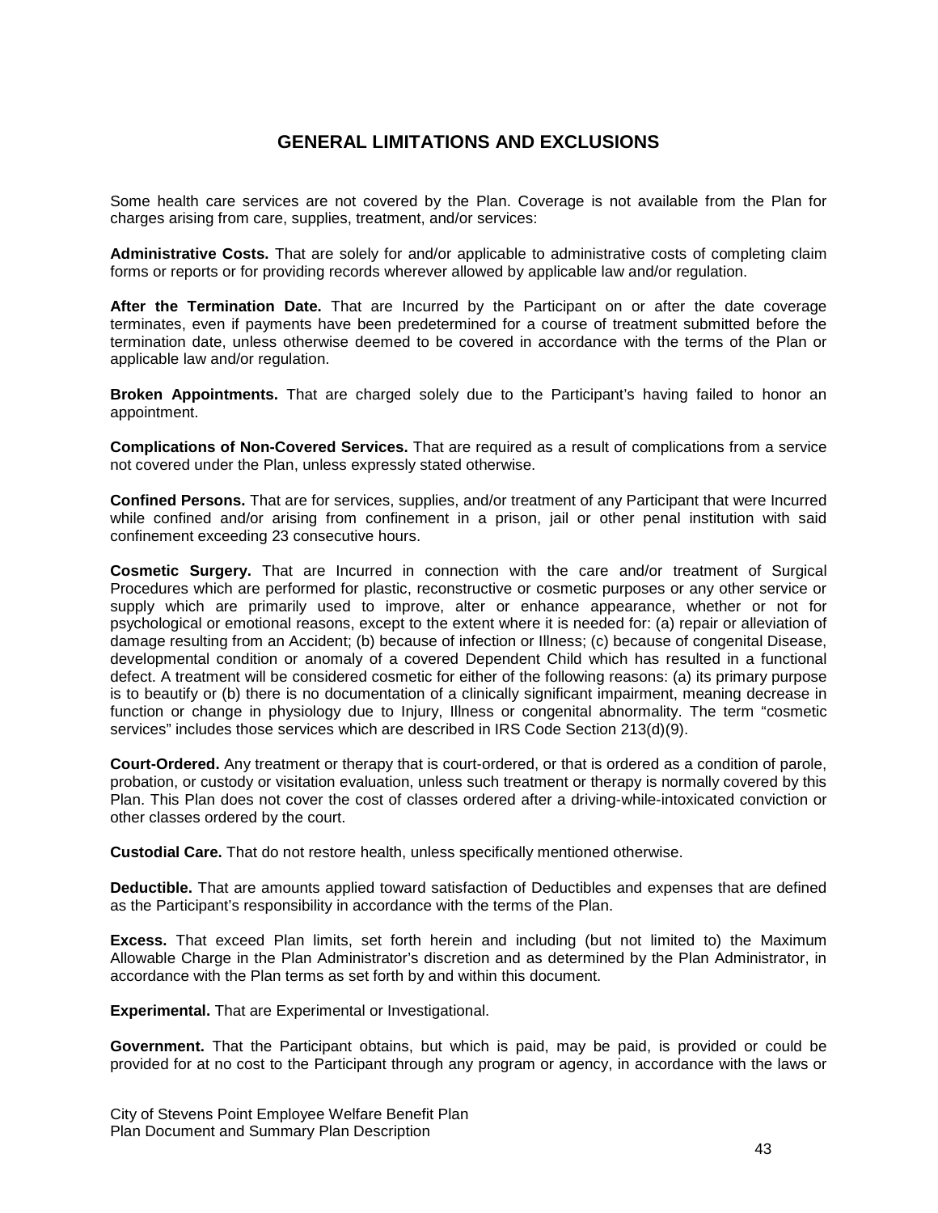## GENERAL LIMITATIONS AND EXCLUSIONS

Some health care services are not covered by the Plan. Coverage is not available from the Plan for charges arising from care, supplies, treatment, and/or services:

**Administrative Costs.** That are solely for and/or applicable to administrative costs of completing claim forms or reports or for providing records wherever allowed by applicable law and/or regulation.

**After the Termination Date.** That are Incurred by the Participant on or after the date coverage terminates, even if payments have been predetermined for a course of treatment submitted before the termination date, unless otherwise deemed to be covered in accordance with the terms of the Plan or applicable law and/or regulation.

**Broken Appointments.** That are charged solely due to the Participant's having failed to honor an appointment.

**Complications of Non-Covered Services.** That are required as a result of complications from a service not covered under the Plan, unless expressly stated otherwise.

**Confined Persons.** That are for services, supplies, and/or treatment of any Participant that were Incurred while confined and/or arising from confinement in a prison, jail or other penal institution with said confinement exceeding 23 consecutive hours.

**Cosmetic Surgery.** That are Incurred in connection with the care and/or treatment of Surgical Procedures which are performed for plastic, reconstructive or cosmetic purposes or any other service or supply which are primarily used to improve, alter or enhance appearance, whether or not for psychological or emotional reasons, except to the extent where it is needed for: (a) repair or alleviation of damage resulting from an Accident; (b) because of infection or Illness; (c) because of congenital Disease, developmental condition or anomaly of a covered Dependent Child which has resulted in a functional defect. A treatment will be considered cosmetic for either of the following reasons: (a) its primary purpose is to beautify or (b) there is no documentation of a clinically significant impairment, meaning decrease in function or change in physiology due to Injury, Illness or congenital abnormality. The term "cosmetic services" includes those services which are described in IRS Code Section 213(d)(9).

**Court-Ordered.** Any treatment or therapy that is court-ordered, or that is ordered as a condition of parole, probation, or custody or visitation evaluation, unless such treatment or therapy is normally covered by this Plan. This Plan does not cover the cost of classes ordered after a driving-while-intoxicated conviction or other classes ordered by the court.

**Custodial Care.** That do not restore health, unless specifically mentioned otherwise.

**Deductible.** That are amounts applied toward satisfaction of Deductibles and expenses that are defined as the Participant's responsibility in accordance with the terms of the Plan.

**Excess.** That exceed Plan limits, set forth herein and including (but not limited to) the Maximum Allowable Charge in the Plan Administrator's discretion and as determined by the Plan Administrator, in accordance with the Plan terms as set forth by and within this document.

**Experimental.** That are Experimental or Investigational.

**Government.** That the Participant obtains, but which is paid, may be paid, is provided or could be provided for at no cost to the Participant through any program or agency, in accordance with the laws or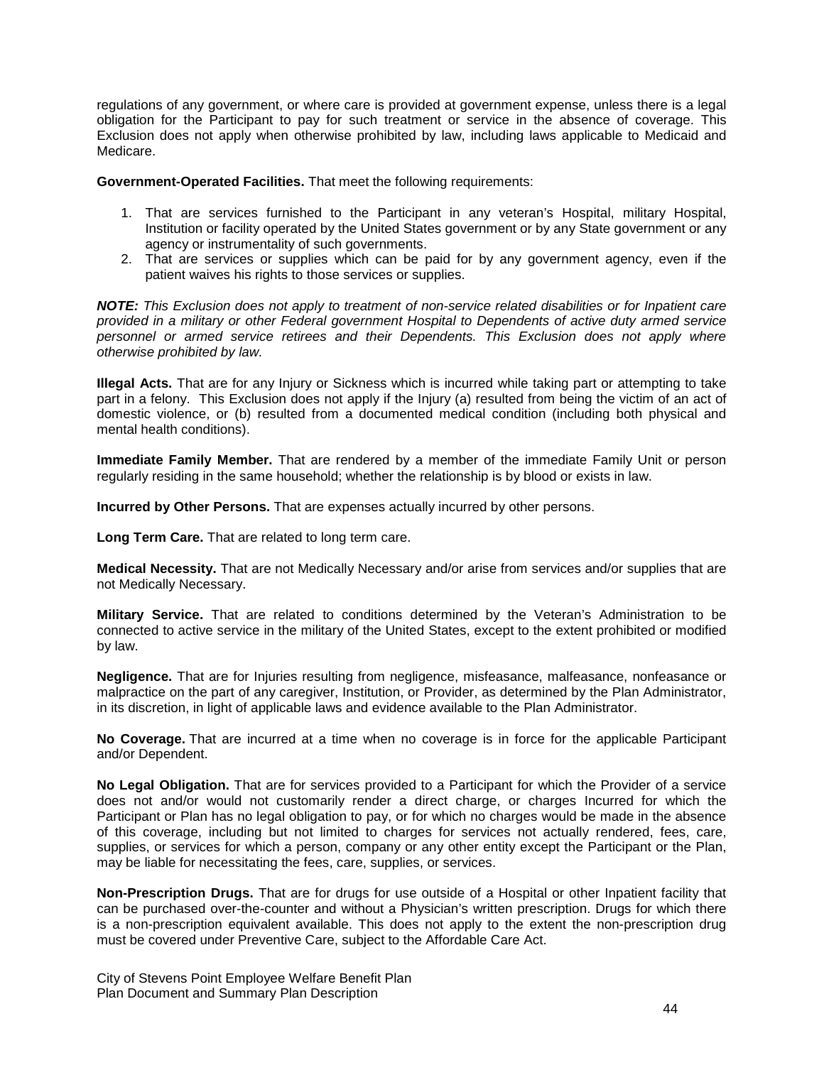regulations of any government, or where care is provided at government expense, unless there is a legal obligation for the Participant to pay for such treatment or service in the absence of coverage. This Exclusion does not apply when otherwise prohibited by law, including laws applicable to Medicaid and Medicare.

**Government-Operated Facilities.** That meet the following requirements:

1. That are services furnished to the Participant in any veteran's Hospital, military Hospital, Institution or facility operated by the United States government or by any State government or any agency or instrumentality of such governments.
2. That are services or supplies which can be paid for by any government agency, even if the patient waives his rights to those services or supplies.

***NOTE:*** *This Exclusion does not apply to treatment of non-service related disabilities or for Inpatient care provided in a military or other Federal government Hospital to Dependents of active duty armed service personnel or armed service retirees and their Dependents. This Exclusion does not apply where otherwise prohibited by law.*

**Illegal Acts.** That are for any Injury or Sickness which is incurred while taking part or attempting to take part in a felony. This Exclusion does not apply if the Injury (a) resulted from being the victim of an act of domestic violence, or (b) resulted from a documented medical condition (including both physical and mental health conditions).

**Immediate Family Member.** That are rendered by a member of the immediate Family Unit or person regularly residing in the same household; whether the relationship is by blood or exists in law.

**Incurred by Other Persons.** That are expenses actually incurred by other persons.

**Long Term Care.** That are related to long term care.

**Medical Necessity.** That are not Medically Necessary and/or arise from services and/or supplies that are not Medically Necessary.

**Military Service.** That are related to conditions determined by the Veteran's Administration to be connected to active service in the military of the United States, except to the extent prohibited or modified by law.

**Negligence.** That are for Injuries resulting from negligence, misfeasance, malfeasance, nonfeasance or malpractice on the part of any caregiver, Institution, or Provider, as determined by the Plan Administrator, in its discretion, in light of applicable laws and evidence available to the Plan Administrator.

**No Coverage.** That are incurred at a time when no coverage is in force for the applicable Participant and/or Dependent.

**No Legal Obligation.** That are for services provided to a Participant for which the Provider of a service does not and/or would not customarily render a direct charge, or charges Incurred for which the Participant or Plan has no legal obligation to pay, or for which no charges would be made in the absence of this coverage, including but not limited to charges for services not actually rendered, fees, care, supplies, or services for which a person, company or any other entity except the Participant or the Plan, may be liable for necessitating the fees, care, supplies, or services.

**Non-Prescription Drugs.** That are for drugs for use outside of a Hospital or other Inpatient facility that can be purchased over-the-counter and without a Physician's written prescription. Drugs for which there is a non-prescription equivalent available. This does not apply to the extent the non-prescription drug must be covered under Preventive Care, subject to the Affordable Care Act.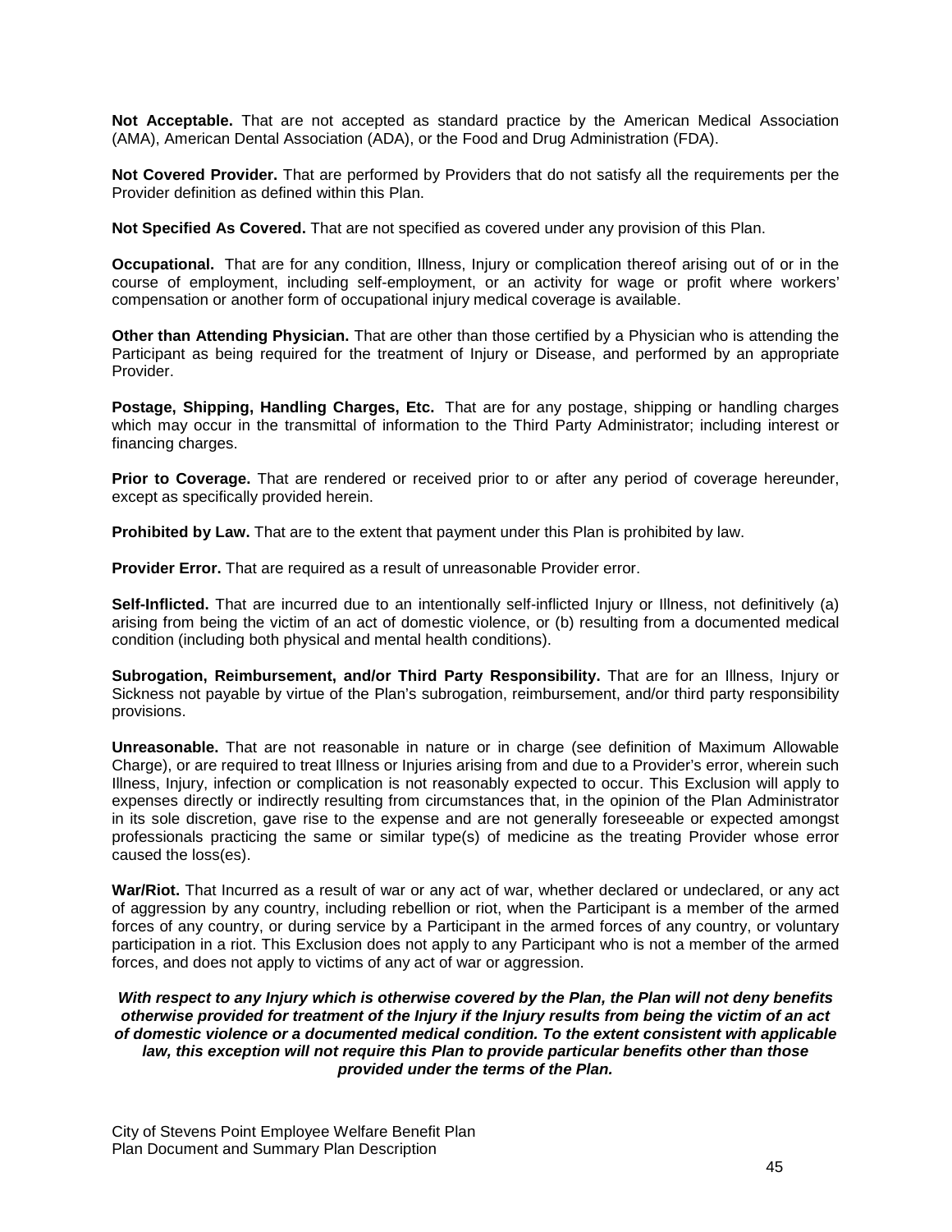**Not Acceptable.** That are not accepted as standard practice by the American Medical Association (AMA), American Dental Association (ADA), or the Food and Drug Administration (FDA).

**Not Covered Provider.** That are performed by Providers that do not satisfy all the requirements per the Provider definition as defined within this Plan.

**Not Specified As Covered.** That are not specified as covered under any provision of this Plan.

**Occupational.** That are for any condition, Illness, Injury or complication thereof arising out of or in the course of employment, including self-employment, or an activity for wage or profit where workers' compensation or another form of occupational injury medical coverage is available.

**Other than Attending Physician.** That are other than those certified by a Physician who is attending the Participant as being required for the treatment of Injury or Disease, and performed by an appropriate Provider.

**Postage, Shipping, Handling Charges, Etc.** That are for any postage, shipping or handling charges which may occur in the transmittal of information to the Third Party Administrator; including interest or financing charges.

**Prior to Coverage.** That are rendered or received prior to or after any period of coverage hereunder, except as specifically provided herein.

**Prohibited by Law.** That are to the extent that payment under this Plan is prohibited by law.

**Provider Error.** That are required as a result of unreasonable Provider error.

**Self-Inflicted.** That are incurred due to an intentionally self-inflicted Injury or Illness, not definitively (a) arising from being the victim of an act of domestic violence, or (b) resulting from a documented medical condition (including both physical and mental health conditions).

**Subrogation, Reimbursement, and/or Third Party Responsibility.** That are for an Illness, Injury or Sickness not payable by virtue of the Plan's subrogation, reimbursement, and/or third party responsibility provisions.

**Unreasonable.** That are not reasonable in nature or in charge (see definition of Maximum Allowable Charge), or are required to treat Illness or Injuries arising from and due to a Provider's error, wherein such Illness, Injury, infection or complication is not reasonably expected to occur. This Exclusion will apply to expenses directly or indirectly resulting from circumstances that, in the opinion of the Plan Administrator in its sole discretion, gave rise to the expense and are not generally foreseeable or expected amongst professionals practicing the same or similar type(s) of medicine as the treating Provider whose error caused the loss(es).

**War/Riot.** That Incurred as a result of war or any act of war, whether declared or undeclared, or any act of aggression by any country, including rebellion or riot, when the Participant is a member of the armed forces of any country, or during service by a Participant in the armed forces of any country, or voluntary participation in a riot. This Exclusion does not apply to any Participant who is not a member of the armed forces, and does not apply to victims of any act of war or aggression.

***With respect to any Injury which is otherwise covered by the Plan, the Plan will not deny benefits otherwise provided for treatment of the Injury if the Injury results from being the victim of an act of domestic violence or a documented medical condition. To the extent consistent with applicable law, this exception will not require this Plan to provide particular benefits other than those provided under the terms of the Plan.***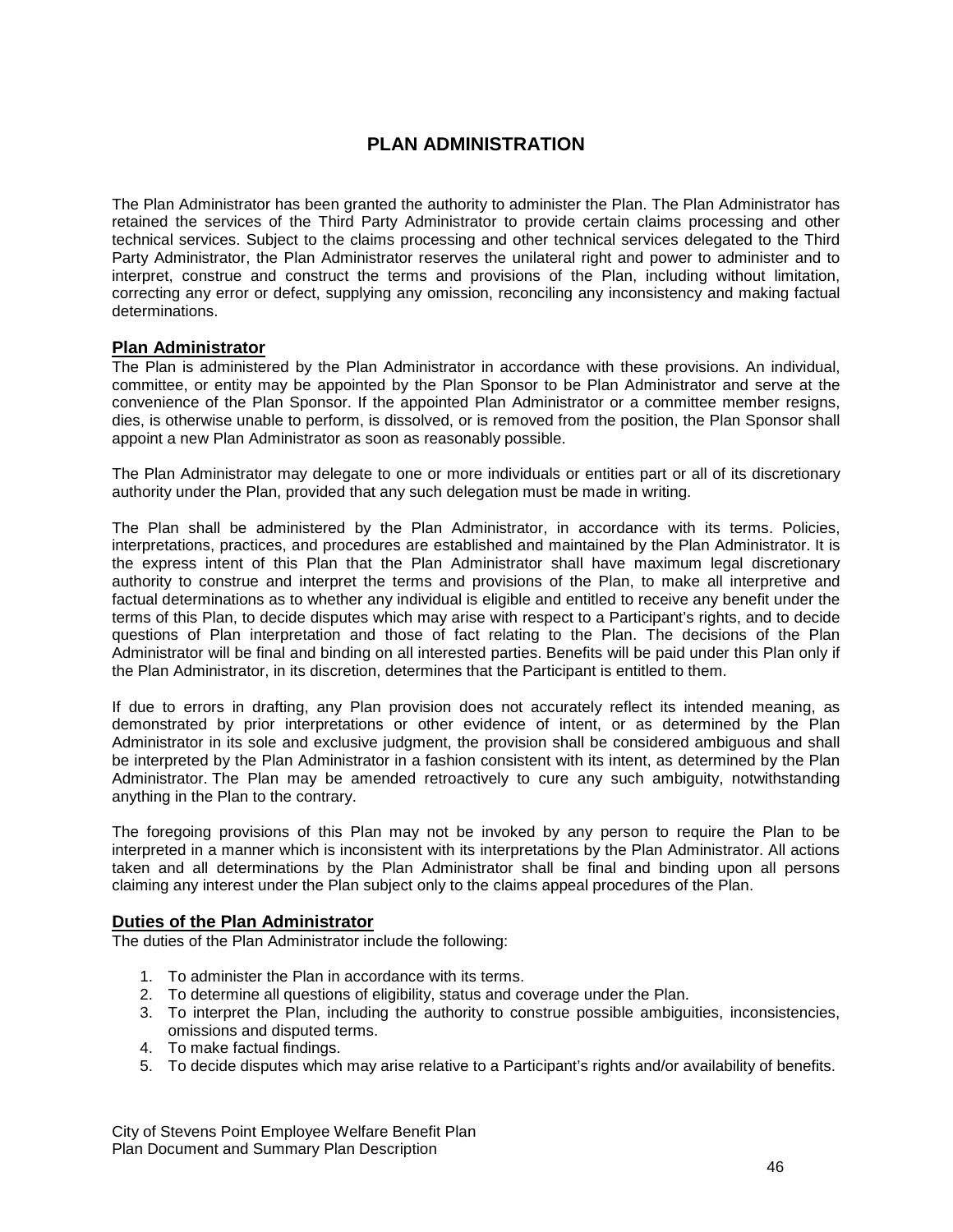# PLAN ADMINISTRATION

The Plan Administrator has been granted the authority to administer the Plan. The Plan Administrator has retained the services of the Third Party Administrator to provide certain claims processing and other technical services. Subject to the claims processing and other technical services delegated to the Third Party Administrator, the Plan Administrator reserves the unilateral right and power to administer and to interpret, construe and construct the terms and provisions of the Plan, including without limitation, correcting any error or defect, supplying any omission, reconciling any inconsistency and making factual determinations.

## Plan Administrator

The Plan is administered by the Plan Administrator in accordance with these provisions. An individual, committee, or entity may be appointed by the Plan Sponsor to be Plan Administrator and serve at the convenience of the Plan Sponsor. If the appointed Plan Administrator or a committee member resigns, dies, is otherwise unable to perform, is dissolved, or is removed from the position, the Plan Sponsor shall appoint a new Plan Administrator as soon as reasonably possible.

The Plan Administrator may delegate to one or more individuals or entities part or all of its discretionary authority under the Plan, provided that any such delegation must be made in writing.

The Plan shall be administered by the Plan Administrator, in accordance with its terms. Policies, interpretations, practices, and procedures are established and maintained by the Plan Administrator. It is the express intent of this Plan that the Plan Administrator shall have maximum legal discretionary authority to construe and interpret the terms and provisions of the Plan, to make all interpretive and factual determinations as to whether any individual is eligible and entitled to receive any benefit under the terms of this Plan, to decide disputes which may arise with respect to a Participant's rights, and to decide questions of Plan interpretation and those of fact relating to the Plan. The decisions of the Plan Administrator will be final and binding on all interested parties. Benefits will be paid under this Plan only if the Plan Administrator, in its discretion, determines that the Participant is entitled to them.

If due to errors in drafting, any Plan provision does not accurately reflect its intended meaning, as demonstrated by prior interpretations or other evidence of intent, or as determined by the Plan Administrator in its sole and exclusive judgment, the provision shall be considered ambiguous and shall be interpreted by the Plan Administrator in a fashion consistent with its intent, as determined by the Plan Administrator. The Plan may be amended retroactively to cure any such ambiguity, notwithstanding anything in the Plan to the contrary.

The foregoing provisions of this Plan may not be invoked by any person to require the Plan to be interpreted in a manner which is inconsistent with its interpretations by the Plan Administrator. All actions taken and all determinations by the Plan Administrator shall be final and binding upon all persons claiming any interest under the Plan subject only to the claims appeal procedures of the Plan.

## Duties of the Plan Administrator

The duties of the Plan Administrator include the following:

1. To administer the Plan in accordance with its terms.
2. To determine all questions of eligibility, status and coverage under the Plan.
3. To interpret the Plan, including the authority to construe possible ambiguities, inconsistencies, omissions and disputed terms.
4. To make factual findings.
5. To decide disputes which may arise relative to a Participant's rights and/or availability of benefits.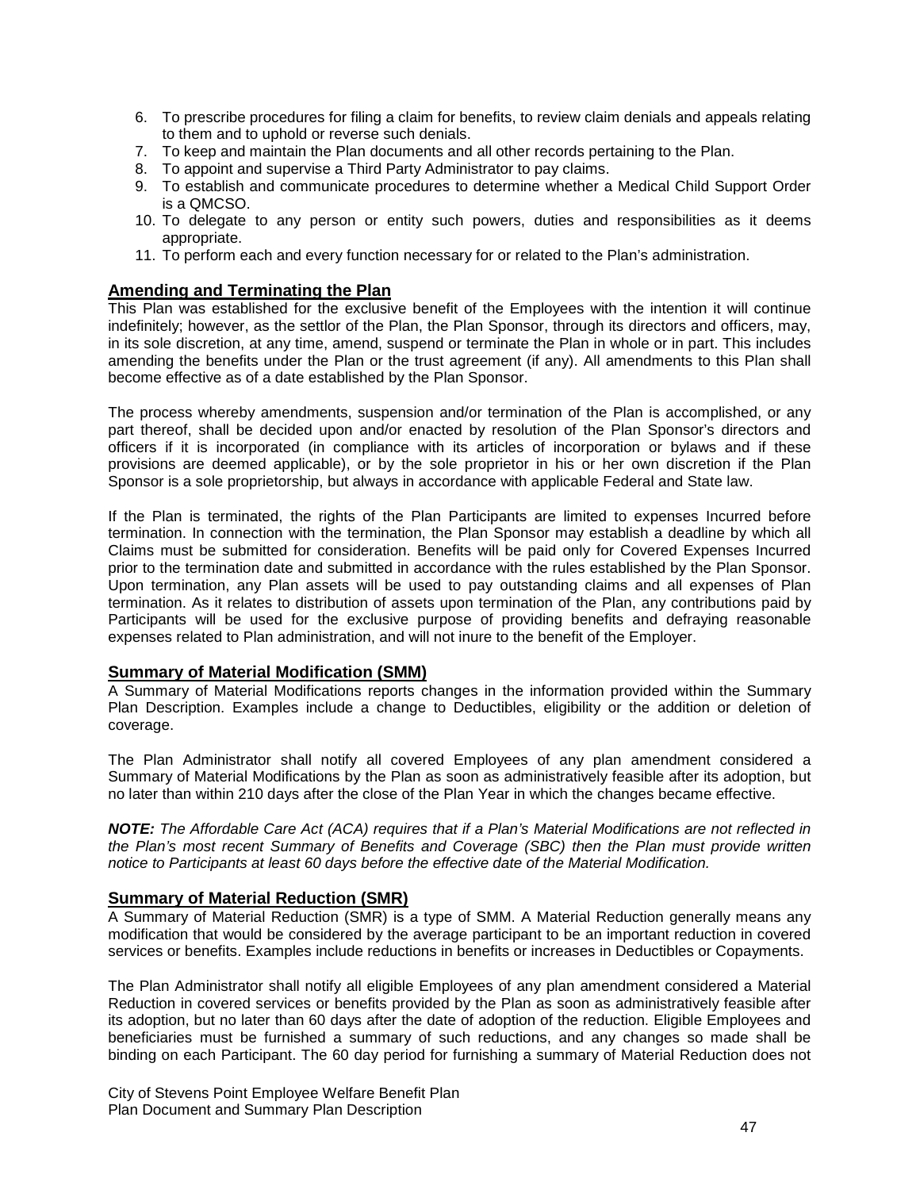6. To prescribe procedures for filing a claim for benefits, to review claim denials and appeals relating to them and to uphold or reverse such denials.
7. To keep and maintain the Plan documents and all other records pertaining to the Plan.
8. To appoint and supervise a Third Party Administrator to pay claims.
9. To establish and communicate procedures to determine whether a Medical Child Support Order is a QMCSO.
10. To delegate to any person or entity such powers, duties and responsibilities as it deems appropriate.
11. To perform each and every function necessary for or related to the Plan's administration.

## Amending and Terminating the Plan

This Plan was established for the exclusive benefit of the Employees with the intention it will continue indefinitely; however, as the settlor of the Plan, the Plan Sponsor, through its directors and officers, may, in its sole discretion, at any time, amend, suspend or terminate the Plan in whole or in part. This includes amending the benefits under the Plan or the trust agreement (if any). All amendments to this Plan shall become effective as of a date established by the Plan Sponsor.

The process whereby amendments, suspension and/or termination of the Plan is accomplished, or any part thereof, shall be decided upon and/or enacted by resolution of the Plan Sponsor's directors and officers if it is incorporated (in compliance with its articles of incorporation or bylaws and if these provisions are deemed applicable), or by the sole proprietor in his or her own discretion if the Plan Sponsor is a sole proprietorship, but always in accordance with applicable Federal and State law.

If the Plan is terminated, the rights of the Plan Participants are limited to expenses Incurred before termination. In connection with the termination, the Plan Sponsor may establish a deadline by which all Claims must be submitted for consideration. Benefits will be paid only for Covered Expenses Incurred prior to the termination date and submitted in accordance with the rules established by the Plan Sponsor. Upon termination, any Plan assets will be used to pay outstanding claims and all expenses of Plan termination. As it relates to distribution of assets upon termination of the Plan, any contributions paid by Participants will be used for the exclusive purpose of providing benefits and defraying reasonable expenses related to Plan administration, and will not inure to the benefit of the Employer.

## Summary of Material Modification (SMM)

A Summary of Material Modifications reports changes in the information provided within the Summary Plan Description. Examples include a change to Deductibles, eligibility or the addition or deletion of coverage.

The Plan Administrator shall notify all covered Employees of any plan amendment considered a Summary of Material Modifications by the Plan as soon as administratively feasible after its adoption, but no later than within 210 days after the close of the Plan Year in which the changes became effective.

***NOTE:*** *The Affordable Care Act (ACA) requires that if a Plan's Material Modifications are not reflected in the Plan's most recent Summary of Benefits and Coverage (SBC) then the Plan must provide written notice to Participants at least 60 days before the effective date of the Material Modification.*

## Summary of Material Reduction (SMR)

A Summary of Material Reduction (SMR) is a type of SMM. A Material Reduction generally means any modification that would be considered by the average participant to be an important reduction in covered services or benefits. Examples include reductions in benefits or increases in Deductibles or Copayments.

The Plan Administrator shall notify all eligible Employees of any plan amendment considered a Material Reduction in covered services or benefits provided by the Plan as soon as administratively feasible after its adoption, but no later than 60 days after the date of adoption of the reduction. Eligible Employees and beneficiaries must be furnished a summary of such reductions, and any changes so made shall be binding on each Participant. The 60 day period for furnishing a summary of Material Reduction does not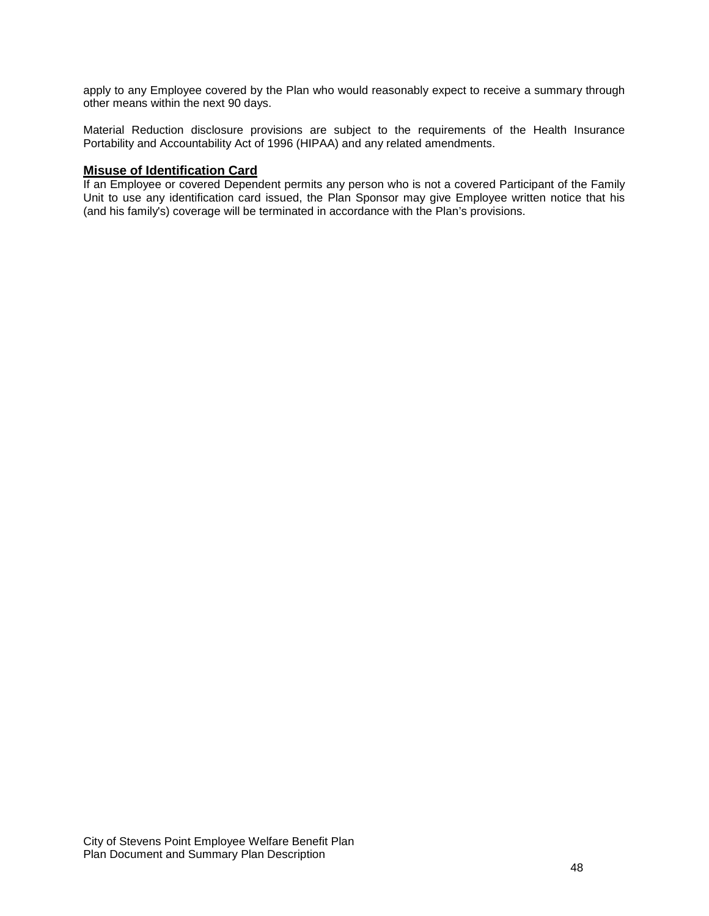apply to any Employee covered by the Plan who would reasonably expect to receive a summary through other means within the next 90 days.

Material Reduction disclosure provisions are subject to the requirements of the Health Insurance Portability and Accountability Act of 1996 (HIPAA) and any related amendments.

## Misuse of Identification Card

If an Employee or covered Dependent permits any person who is not a covered Participant of the Family Unit to use any identification card issued, the Plan Sponsor may give Employee written notice that his (and his family's) coverage will be terminated in accordance with the Plan's provisions.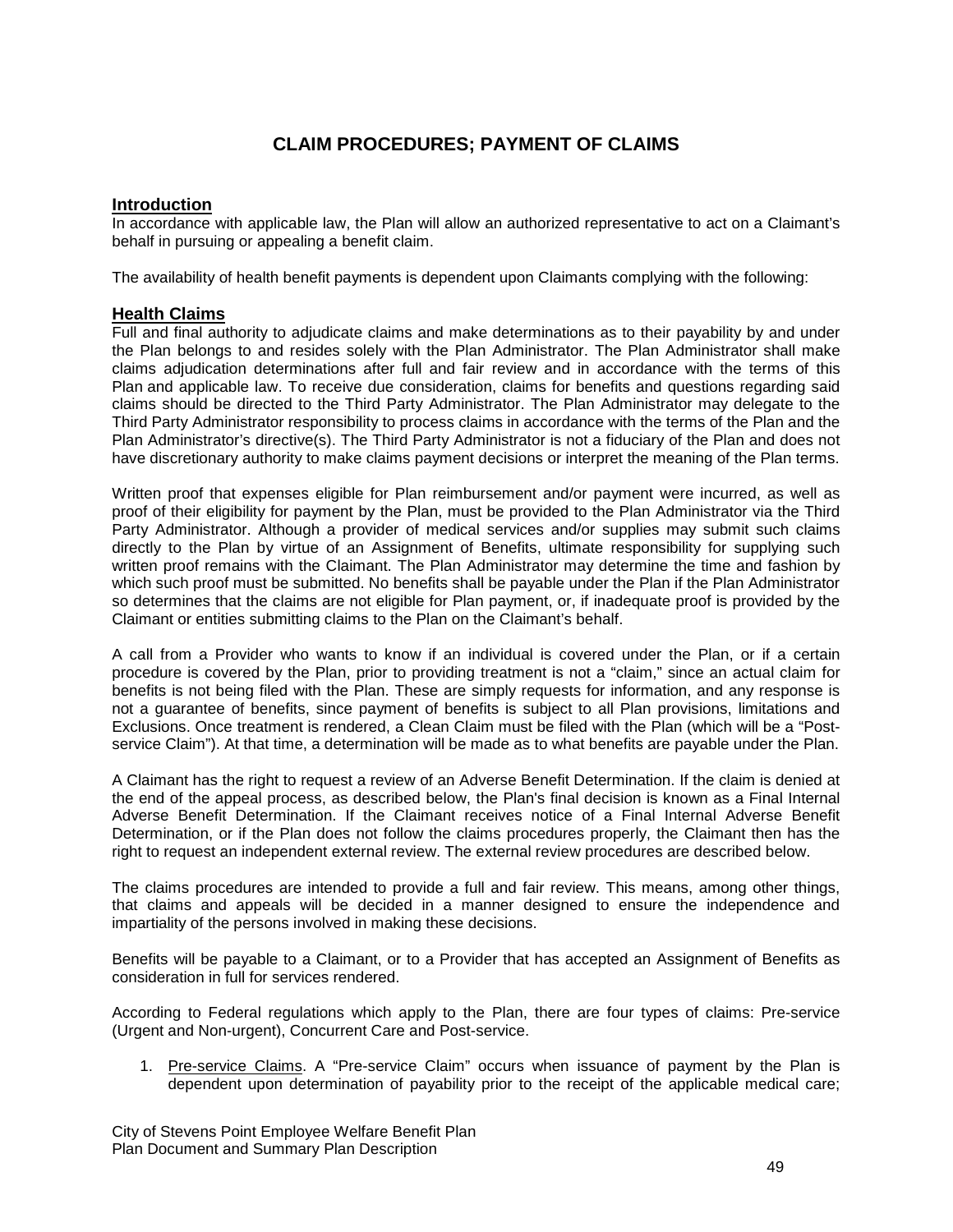# CLAIM PROCEDURES; PAYMENT OF CLAIMS

## Introduction

In accordance with applicable law, the Plan will allow an authorized representative to act on a Claimant's behalf in pursuing or appealing a benefit claim.

The availability of health benefit payments is dependent upon Claimants complying with the following:

## Health Claims

Full and final authority to adjudicate claims and make determinations as to their payability by and under the Plan belongs to and resides solely with the Plan Administrator. The Plan Administrator shall make claims adjudication determinations after full and fair review and in accordance with the terms of this Plan and applicable law. To receive due consideration, claims for benefits and questions regarding said claims should be directed to the Third Party Administrator. The Plan Administrator may delegate to the Third Party Administrator responsibility to process claims in accordance with the terms of the Plan and the Plan Administrator's directive(s). The Third Party Administrator is not a fiduciary of the Plan and does not have discretionary authority to make claims payment decisions or interpret the meaning of the Plan terms.

Written proof that expenses eligible for Plan reimbursement and/or payment were incurred, as well as proof of their eligibility for payment by the Plan, must be provided to the Plan Administrator via the Third Party Administrator. Although a provider of medical services and/or supplies may submit such claims directly to the Plan by virtue of an Assignment of Benefits, ultimate responsibility for supplying such written proof remains with the Claimant. The Plan Administrator may determine the time and fashion by which such proof must be submitted. No benefits shall be payable under the Plan if the Plan Administrator so determines that the claims are not eligible for Plan payment, or, if inadequate proof is provided by the Claimant or entities submitting claims to the Plan on the Claimant's behalf.

A call from a Provider who wants to know if an individual is covered under the Plan, or if a certain procedure is covered by the Plan, prior to providing treatment is not a "claim," since an actual claim for benefits is not being filed with the Plan. These are simply requests for information, and any response is not a guarantee of benefits, since payment of benefits is subject to all Plan provisions, limitations and Exclusions. Once treatment is rendered, a Clean Claim must be filed with the Plan (which will be a "Post-service Claim"). At that time, a determination will be made as to what benefits are payable under the Plan.

A Claimant has the right to request a review of an Adverse Benefit Determination. If the claim is denied at the end of the appeal process, as described below, the Plan's final decision is known as a Final Internal Adverse Benefit Determination. If the Claimant receives notice of a Final Internal Adverse Benefit Determination, or if the Plan does not follow the claims procedures properly, the Claimant then has the right to request an independent external review. The external review procedures are described below.

The claims procedures are intended to provide a full and fair review. This means, among other things, that claims and appeals will be decided in a manner designed to ensure the independence and impartiality of the persons involved in making these decisions.

Benefits will be payable to a Claimant, or to a Provider that has accepted an Assignment of Benefits as consideration in full for services rendered.

According to Federal regulations which apply to the Plan, there are four types of claims: Pre-service (Urgent and Non-urgent), Concurrent Care and Post-service.

1. Pre-service Claims. A "Pre-service Claim" occurs when issuance of payment by the Plan is dependent upon determination of payability prior to the receipt of the applicable medical care;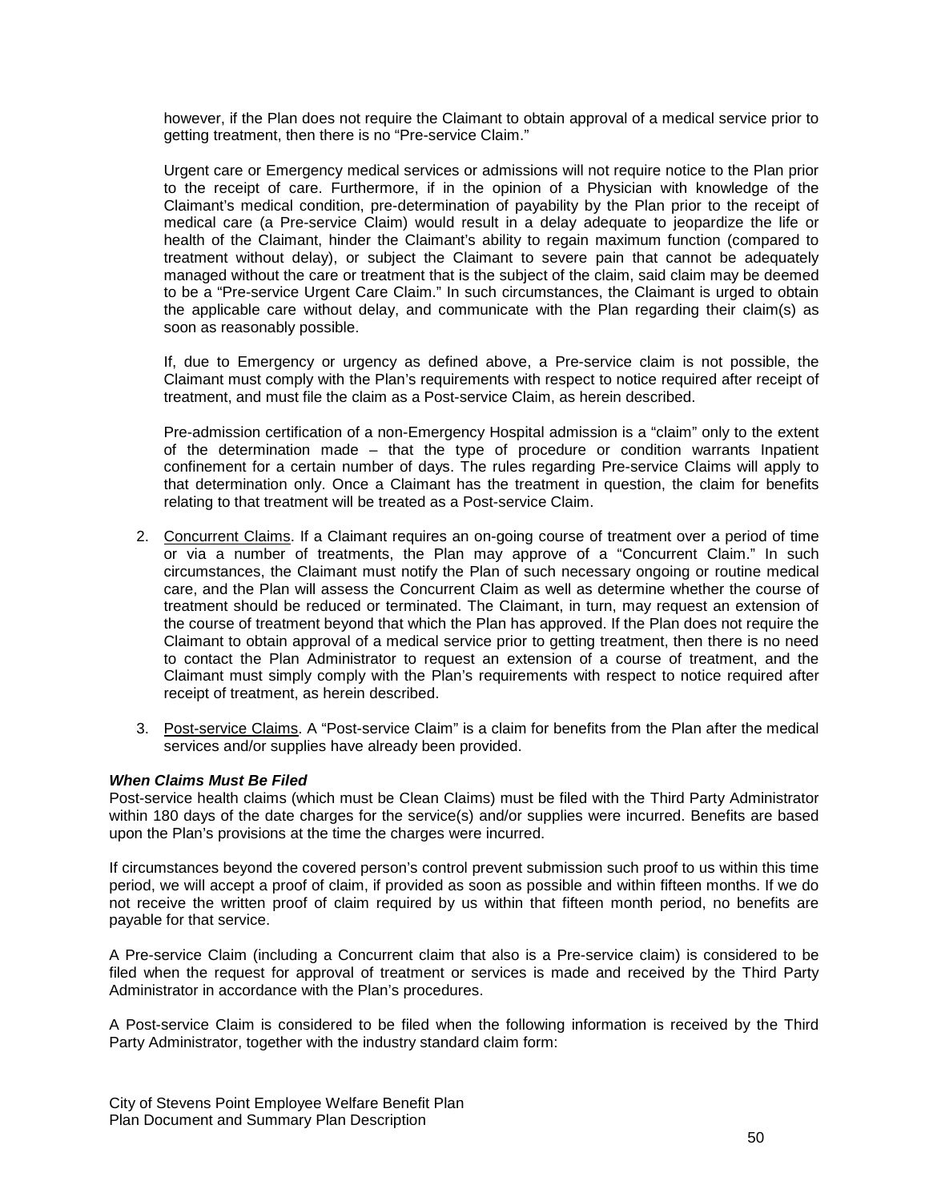however, if the Plan does not require the Claimant to obtain approval of a medical service prior to getting treatment, then there is no "Pre-service Claim."

Urgent care or Emergency medical services or admissions will not require notice to the Plan prior to the receipt of care. Furthermore, if in the opinion of a Physician with knowledge of the Claimant's medical condition, pre-determination of payability by the Plan prior to the receipt of medical care (a Pre-service Claim) would result in a delay adequate to jeopardize the life or health of the Claimant, hinder the Claimant's ability to regain maximum function (compared to treatment without delay), or subject the Claimant to severe pain that cannot be adequately managed without the care or treatment that is the subject of the claim, said claim may be deemed to be a "Pre-service Urgent Care Claim." In such circumstances, the Claimant is urged to obtain the applicable care without delay, and communicate with the Plan regarding their claim(s) as soon as reasonably possible.

If, due to Emergency or urgency as defined above, a Pre-service claim is not possible, the Claimant must comply with the Plan's requirements with respect to notice required after receipt of treatment, and must file the claim as a Post-service Claim, as herein described.

Pre-admission certification of a non-Emergency Hospital admission is a "claim" only to the extent of the determination made – that the type of procedure or condition warrants Inpatient confinement for a certain number of days. The rules regarding Pre-service Claims will apply to that determination only. Once a Claimant has the treatment in question, the claim for benefits relating to that treatment will be treated as a Post-service Claim.

2. Concurrent Claims. If a Claimant requires an on-going course of treatment over a period of time or via a number of treatments, the Plan may approve of a "Concurrent Claim." In such circumstances, the Claimant must notify the Plan of such necessary ongoing or routine medical care, and the Plan will assess the Concurrent Claim as well as determine whether the course of treatment should be reduced or terminated. The Claimant, in turn, may request an extension of the course of treatment beyond that which the Plan has approved. If the Plan does not require the Claimant to obtain approval of a medical service prior to getting treatment, then there is no need to contact the Plan Administrator to request an extension of a course of treatment, and the Claimant must simply comply with the Plan's requirements with respect to notice required after receipt of treatment, as herein described.

3. Post-service Claims. A "Post-service Claim" is a claim for benefits from the Plan after the medical services and/or supplies have already been provided.

***When Claims Must Be Filed***

Post-service health claims (which must be Clean Claims) must be filed with the Third Party Administrator within 180 days of the date charges for the service(s) and/or supplies were incurred. Benefits are based upon the Plan's provisions at the time the charges were incurred.

If circumstances beyond the covered person's control prevent submission such proof to us within this time period, we will accept a proof of claim, if provided as soon as possible and within fifteen months. If we do not receive the written proof of claim required by us within that fifteen month period, no benefits are payable for that service.

A Pre-service Claim (including a Concurrent claim that also is a Pre-service claim) is considered to be filed when the request for approval of treatment or services is made and received by the Third Party Administrator in accordance with the Plan's procedures.

A Post-service Claim is considered to be filed when the following information is received by the Third Party Administrator, together with the industry standard claim form: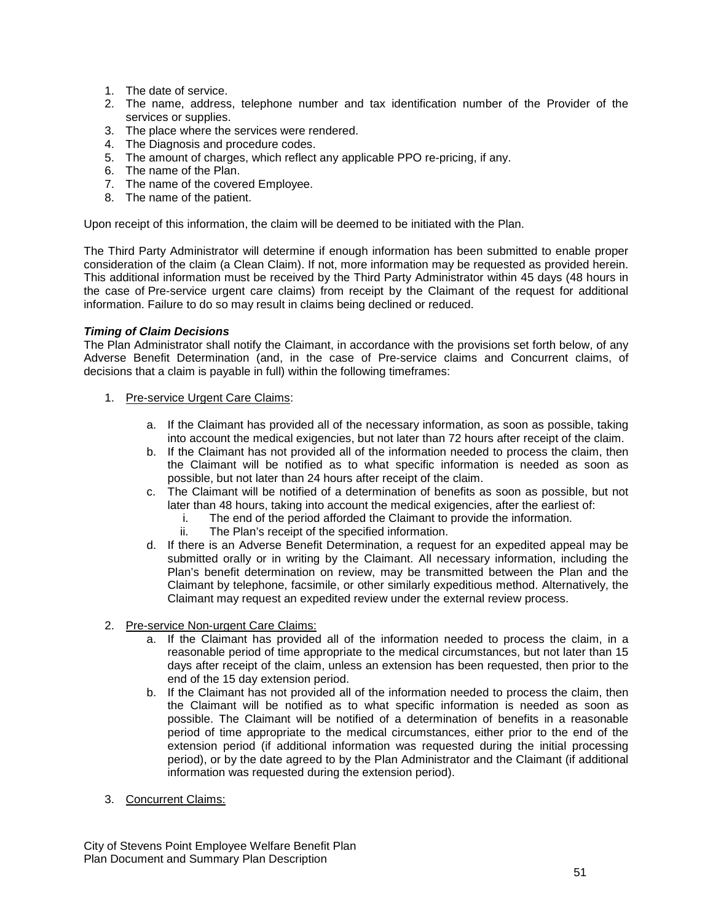1. The date of service.
2. The name, address, telephone number and tax identification number of the Provider of the services or supplies.
3. The place where the services were rendered.
4. The Diagnosis and procedure codes.
5. The amount of charges, which reflect any applicable PPO re-pricing, if any.
6. The name of the Plan.
7. The name of the covered Employee.
8. The name of the patient.

Upon receipt of this information, the claim will be deemed to be initiated with the Plan.

The Third Party Administrator will determine if enough information has been submitted to enable proper consideration of the claim (a Clean Claim). If not, more information may be requested as provided herein. This additional information must be received by the Third Party Administrator within 45 days (48 hours in the case of Pre-service urgent care claims) from receipt by the Claimant of the request for additional information. Failure to do so may result in claims being declined or reduced.

***Timing of Claim Decisions***

The Plan Administrator shall notify the Claimant, in accordance with the provisions set forth below, of any Adverse Benefit Determination (and, in the case of Pre-service claims and Concurrent claims, of decisions that a claim is payable in full) within the following timeframes:

1. <u>Pre-service Urgent Care Claims</u>:
   a. If the Claimant has provided all of the necessary information, as soon as possible, taking into account the medical exigencies, but not later than 72 hours after receipt of the claim.
   b. If the Claimant has not provided all of the information needed to process the claim, then the Claimant will be notified as to what specific information is needed as soon as possible, but not later than 24 hours after receipt of the claim.
   c. The Claimant will be notified of a determination of benefits as soon as possible, but not later than 48 hours, taking into account the medical exigencies, after the earliest of:
      i. The end of the period afforded the Claimant to provide the information.
      ii. The Plan's receipt of the specified information.
   d. If there is an Adverse Benefit Determination, a request for an expedited appeal may be submitted orally or in writing by the Claimant. All necessary information, including the Plan's benefit determination on review, may be transmitted between the Plan and the Claimant by telephone, facsimile, or other similarly expeditious method. Alternatively, the Claimant may request an expedited review under the external review process.

2. <u>Pre-service Non-urgent Care Claims:</u>
   a. If the Claimant has provided all of the information needed to process the claim, in a reasonable period of time appropriate to the medical circumstances, but not later than 15 days after receipt of the claim, unless an extension has been requested, then prior to the end of the 15 day extension period.
   b. If the Claimant has not provided all of the information needed to process the claim, then the Claimant will be notified as to what specific information is needed as soon as possible. The Claimant will be notified of a determination of benefits in a reasonable period of time appropriate to the medical circumstances, either prior to the end of the extension period (if additional information was requested during the initial processing period), or by the date agreed to by the Plan Administrator and the Claimant (if additional information was requested during the extension period).

3. <u>Concurrent Claims:</u>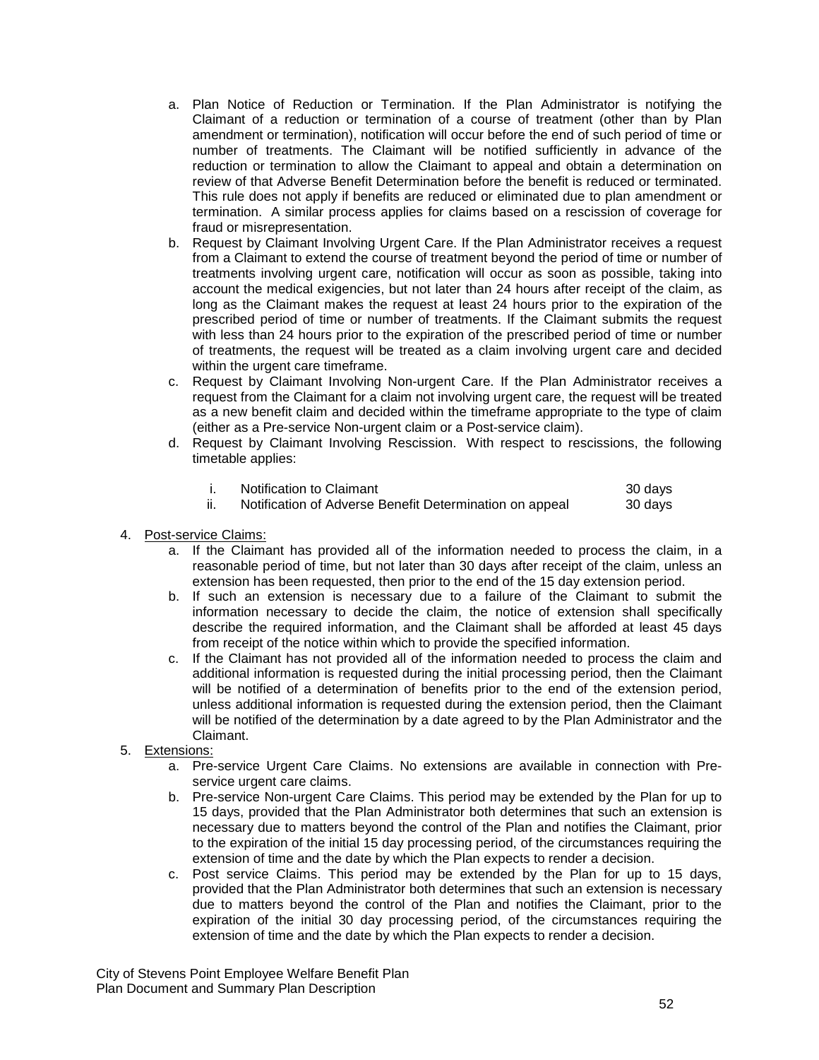a. Plan Notice of Reduction or Termination. If the Plan Administrator is notifying the Claimant of a reduction or termination of a course of treatment (other than by Plan amendment or termination), notification will occur before the end of such period of time or number of treatments. The Claimant will be notified sufficiently in advance of the reduction or termination to allow the Claimant to appeal and obtain a determination on review of that Adverse Benefit Determination before the benefit is reduced or terminated. This rule does not apply if benefits are reduced or eliminated due to plan amendment or termination. A similar process applies for claims based on a rescission of coverage for fraud or misrepresentation.
b. Request by Claimant Involving Urgent Care. If the Plan Administrator receives a request from a Claimant to extend the course of treatment beyond the period of time or number of treatments involving urgent care, notification will occur as soon as possible, taking into account the medical exigencies, but not later than 24 hours after receipt of the claim, as long as the Claimant makes the request at least 24 hours prior to the expiration of the prescribed period of time or number of treatments. If the Claimant submits the request with less than 24 hours prior to the expiration of the prescribed period of time or number of treatments, the request will be treated as a claim involving urgent care and decided within the urgent care timeframe.
c. Request by Claimant Involving Non-urgent Care. If the Plan Administrator receives a request from the Claimant for a claim not involving urgent care, the request will be treated as a new benefit claim and decided within the timeframe appropriate to the type of claim (either as a Pre-service Non-urgent claim or a Post-service claim).
d. Request by Claimant Involving Rescission. With respect to rescissions, the following timetable applies:

   i. Notification to Claimant — 30 days
   ii. Notification of Adverse Benefit Determination on appeal — 30 days

4. <u>Post-service Claims:</u>
   a. If the Claimant has provided all of the information needed to process the claim, in a reasonable period of time, but not later than 30 days after receipt of the claim, unless an extension has been requested, then prior to the end of the 15 day extension period.
   b. If such an extension is necessary due to a failure of the Claimant to submit the information necessary to decide the claim, the notice of extension shall specifically describe the required information, and the Claimant shall be afforded at least 45 days from receipt of the notice within which to provide the specified information.
   c. If the Claimant has not provided all of the information needed to process the claim and additional information is requested during the initial processing period, then the Claimant will be notified of a determination of benefits prior to the end of the extension period, unless additional information is requested during the extension period, then the Claimant will be notified of the determination by a date agreed to by the Plan Administrator and the Claimant.
5. <u>Extensions:</u>
   a. Pre-service Urgent Care Claims. No extensions are available in connection with Pre-service urgent care claims.
   b. Pre-service Non-urgent Care Claims. This period may be extended by the Plan for up to 15 days, provided that the Plan Administrator both determines that such an extension is necessary due to matters beyond the control of the Plan and notifies the Claimant, prior to the expiration of the initial 15 day processing period, of the circumstances requiring the extension of time and the date by which the Plan expects to render a decision.
   c. Post service Claims. This period may be extended by the Plan for up to 15 days, provided that the Plan Administrator both determines that such an extension is necessary due to matters beyond the control of the Plan and notifies the Claimant, prior to the expiration of the initial 30 day processing period, of the circumstances requiring the extension of time and the date by which the Plan expects to render a decision.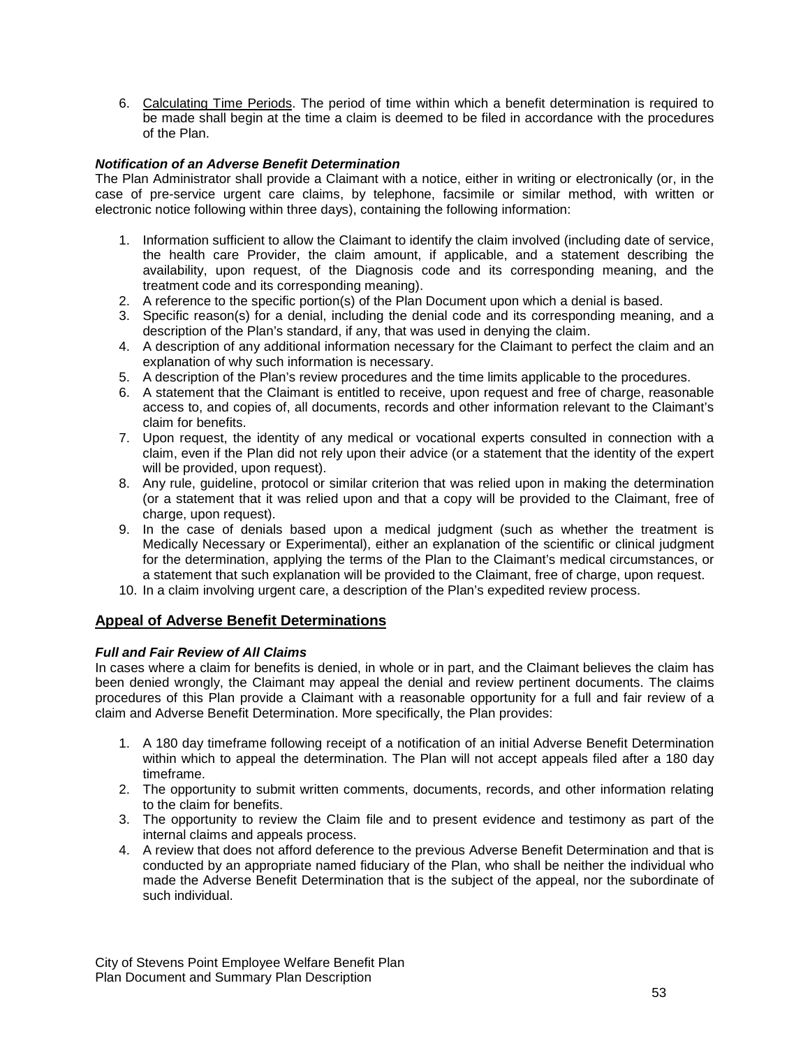6. Calculating Time Periods. The period of time within which a benefit determination is required to be made shall begin at the time a claim is deemed to be filed in accordance with the procedures of the Plan.

***Notification of an Adverse Benefit Determination***

The Plan Administrator shall provide a Claimant with a notice, either in writing or electronically (or, in the case of pre-service urgent care claims, by telephone, facsimile or similar method, with written or electronic notice following within three days), containing the following information:

1. Information sufficient to allow the Claimant to identify the claim involved (including date of service, the health care Provider, the claim amount, if applicable, and a statement describing the availability, upon request, of the Diagnosis code and its corresponding meaning, and the treatment code and its corresponding meaning).
2. A reference to the specific portion(s) of the Plan Document upon which a denial is based.
3. Specific reason(s) for a denial, including the denial code and its corresponding meaning, and a description of the Plan's standard, if any, that was used in denying the claim.
4. A description of any additional information necessary for the Claimant to perfect the claim and an explanation of why such information is necessary.
5. A description of the Plan's review procedures and the time limits applicable to the procedures.
6. A statement that the Claimant is entitled to receive, upon request and free of charge, reasonable access to, and copies of, all documents, records and other information relevant to the Claimant's claim for benefits.
7. Upon request, the identity of any medical or vocational experts consulted in connection with a claim, even if the Plan did not rely upon their advice (or a statement that the identity of the expert will be provided, upon request).
8. Any rule, guideline, protocol or similar criterion that was relied upon in making the determination (or a statement that it was relied upon and that a copy will be provided to the Claimant, free of charge, upon request).
9. In the case of denials based upon a medical judgment (such as whether the treatment is Medically Necessary or Experimental), either an explanation of the scientific or clinical judgment for the determination, applying the terms of the Plan to the Claimant's medical circumstances, or a statement that such explanation will be provided to the Claimant, free of charge, upon request.
10. In a claim involving urgent care, a description of the Plan's expedited review process.

## Appeal of Adverse Benefit Determinations

***Full and Fair Review of All Claims***

In cases where a claim for benefits is denied, in whole or in part, and the Claimant believes the claim has been denied wrongly, the Claimant may appeal the denial and review pertinent documents. The claims procedures of this Plan provide a Claimant with a reasonable opportunity for a full and fair review of a claim and Adverse Benefit Determination. More specifically, the Plan provides:

1. A 180 day timeframe following receipt of a notification of an initial Adverse Benefit Determination within which to appeal the determination. The Plan will not accept appeals filed after a 180 day timeframe.
2. The opportunity to submit written comments, documents, records, and other information relating to the claim for benefits.
3. The opportunity to review the Claim file and to present evidence and testimony as part of the internal claims and appeals process.
4. A review that does not afford deference to the previous Adverse Benefit Determination and that is conducted by an appropriate named fiduciary of the Plan, who shall be neither the individual who made the Adverse Benefit Determination that is the subject of the appeal, nor the subordinate of such individual.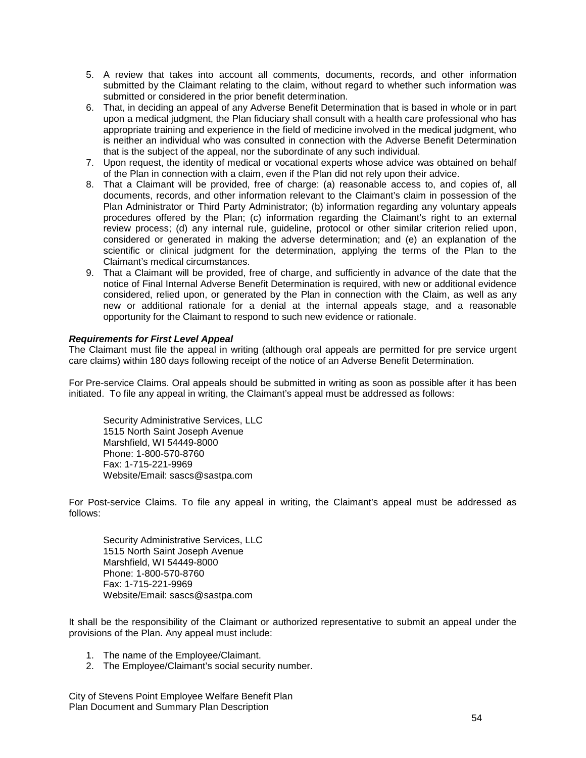5. A review that takes into account all comments, documents, records, and other information submitted by the Claimant relating to the claim, without regard to whether such information was submitted or considered in the prior benefit determination.
6. That, in deciding an appeal of any Adverse Benefit Determination that is based in whole or in part upon a medical judgment, the Plan fiduciary shall consult with a health care professional who has appropriate training and experience in the field of medicine involved in the medical judgment, who is neither an individual who was consulted in connection with the Adverse Benefit Determination that is the subject of the appeal, nor the subordinate of any such individual.
7. Upon request, the identity of medical or vocational experts whose advice was obtained on behalf of the Plan in connection with a claim, even if the Plan did not rely upon their advice.
8. That a Claimant will be provided, free of charge: (a) reasonable access to, and copies of, all documents, records, and other information relevant to the Claimant's claim in possession of the Plan Administrator or Third Party Administrator; (b) information regarding any voluntary appeals procedures offered by the Plan; (c) information regarding the Claimant's right to an external review process; (d) any internal rule, guideline, protocol or other similar criterion relied upon, considered or generated in making the adverse determination; and (e) an explanation of the scientific or clinical judgment for the determination, applying the terms of the Plan to the Claimant's medical circumstances.
9. That a Claimant will be provided, free of charge, and sufficiently in advance of the date that the notice of Final Internal Adverse Benefit Determination is required, with new or additional evidence considered, relied upon, or generated by the Plan in connection with the Claim, as well as any new or additional rationale for a denial at the internal appeals stage, and a reasonable opportunity for the Claimant to respond to such new evidence or rationale.

***Requirements for First Level Appeal***

The Claimant must file the appeal in writing (although oral appeals are permitted for pre service urgent care claims) within 180 days following receipt of the notice of an Adverse Benefit Determination.

For Pre-service Claims. Oral appeals should be submitted in writing as soon as possible after it has been initiated. To file any appeal in writing, the Claimant's appeal must be addressed as follows:

Security Administrative Services, LLC
1515 North Saint Joseph Avenue
Marshfield, WI 54449-8000
Phone: 1-800-570-8760
Fax: 1-715-221-9969
Website/Email: sascs@sastpa.com

For Post-service Claims. To file any appeal in writing, the Claimant's appeal must be addressed as follows:

Security Administrative Services, LLC
1515 North Saint Joseph Avenue
Marshfield, WI 54449-8000
Phone: 1-800-570-8760
Fax: 1-715-221-9969
Website/Email: sascs@sastpa.com

It shall be the responsibility of the Claimant or authorized representative to submit an appeal under the provisions of the Plan. Any appeal must include:

1. The name of the Employee/Claimant.
2. The Employee/Claimant's social security number.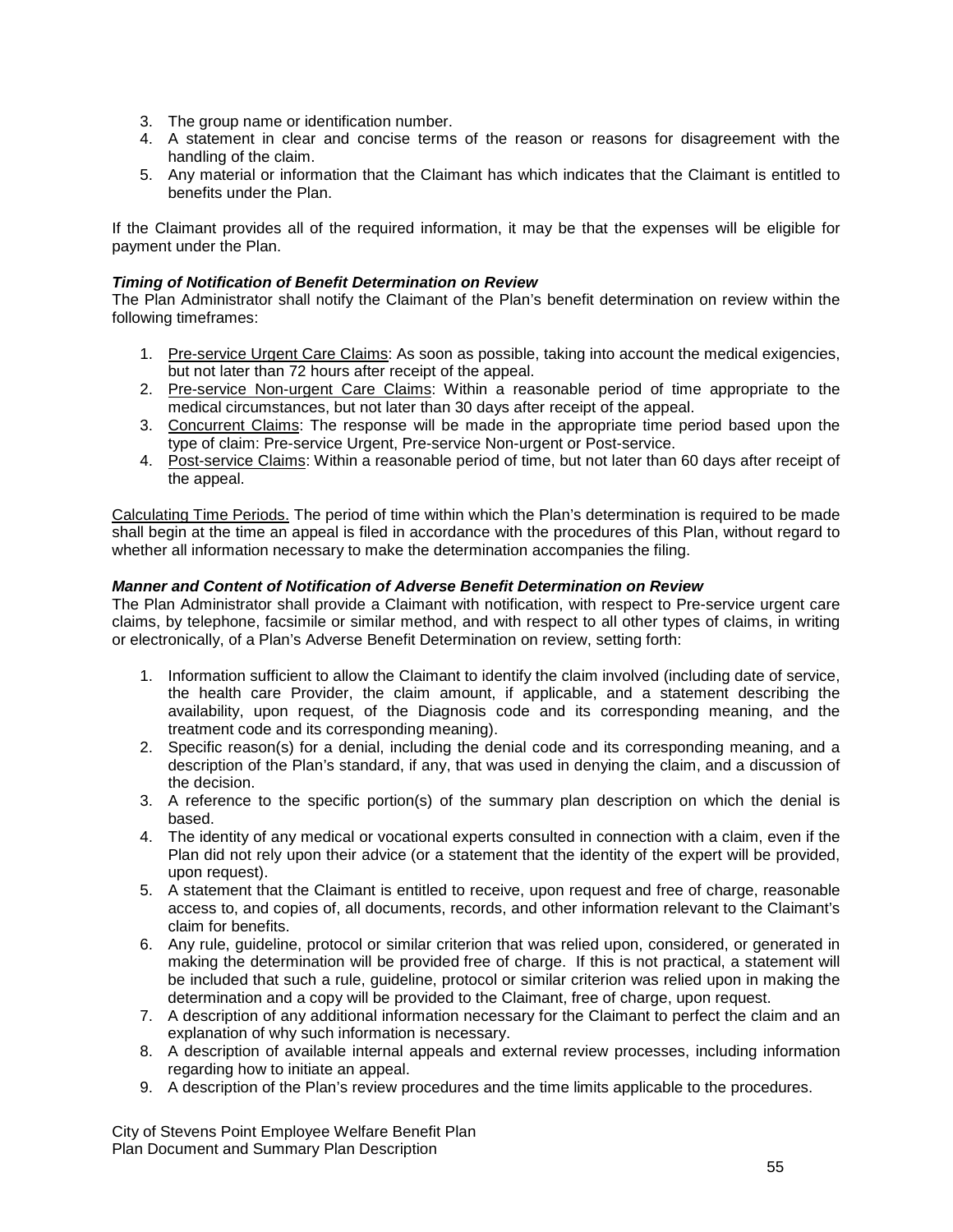3. The group name or identification number.
4. A statement in clear and concise terms of the reason or reasons for disagreement with the handling of the claim.
5. Any material or information that the Claimant has which indicates that the Claimant is entitled to benefits under the Plan.

If the Claimant provides all of the required information, it may be that the expenses will be eligible for payment under the Plan.

***Timing of Notification of Benefit Determination on Review***

The Plan Administrator shall notify the Claimant of the Plan's benefit determination on review within the following timeframes:

1. <u>Pre-service Urgent Care Claims</u>: As soon as possible, taking into account the medical exigencies, but not later than 72 hours after receipt of the appeal.
2. <u>Pre-service Non-urgent Care Claims</u>: Within a reasonable period of time appropriate to the medical circumstances, but not later than 30 days after receipt of the appeal.
3. <u>Concurrent Claims</u>: The response will be made in the appropriate time period based upon the type of claim: Pre-service Urgent, Pre-service Non-urgent or Post-service.
4. <u>Post-service Claims</u>: Within a reasonable period of time, but not later than 60 days after receipt of the appeal.

<u>Calculating Time Periods.</u> The period of time within which the Plan's determination is required to be made shall begin at the time an appeal is filed in accordance with the procedures of this Plan, without regard to whether all information necessary to make the determination accompanies the filing.

***Manner and Content of Notification of Adverse Benefit Determination on Review***

The Plan Administrator shall provide a Claimant with notification, with respect to Pre-service urgent care claims, by telephone, facsimile or similar method, and with respect to all other types of claims, in writing or electronically, of a Plan's Adverse Benefit Determination on review, setting forth:

1. Information sufficient to allow the Claimant to identify the claim involved (including date of service, the health care Provider, the claim amount, if applicable, and a statement describing the availability, upon request, of the Diagnosis code and its corresponding meaning, and the treatment code and its corresponding meaning).
2. Specific reason(s) for a denial, including the denial code and its corresponding meaning, and a description of the Plan's standard, if any, that was used in denying the claim, and a discussion of the decision.
3. A reference to the specific portion(s) of the summary plan description on which the denial is based.
4. The identity of any medical or vocational experts consulted in connection with a claim, even if the Plan did not rely upon their advice (or a statement that the identity of the expert will be provided, upon request).
5. A statement that the Claimant is entitled to receive, upon request and free of charge, reasonable access to, and copies of, all documents, records, and other information relevant to the Claimant's claim for benefits.
6. Any rule, guideline, protocol or similar criterion that was relied upon, considered, or generated in making the determination will be provided free of charge. If this is not practical, a statement will be included that such a rule, guideline, protocol or similar criterion was relied upon in making the determination and a copy will be provided to the Claimant, free of charge, upon request.
7. A description of any additional information necessary for the Claimant to perfect the claim and an explanation of why such information is necessary.
8. A description of available internal appeals and external review processes, including information regarding how to initiate an appeal.
9. A description of the Plan's review procedures and the time limits applicable to the procedures.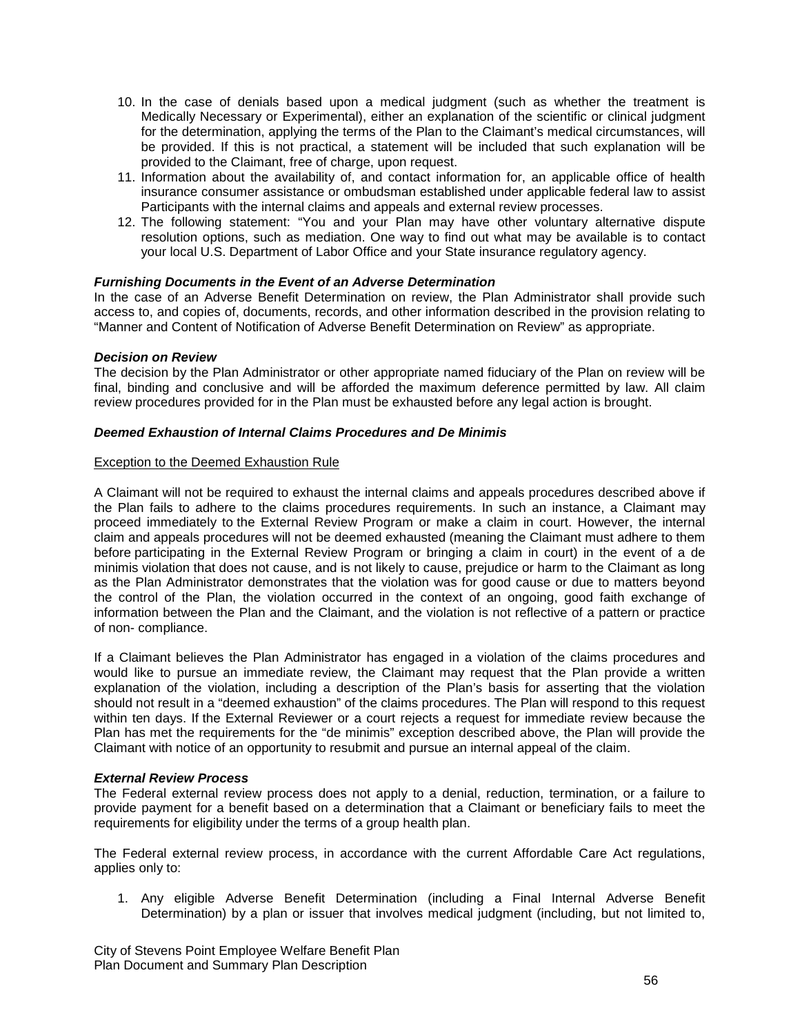10. In the case of denials based upon a medical judgment (such as whether the treatment is Medically Necessary or Experimental), either an explanation of the scientific or clinical judgment for the determination, applying the terms of the Plan to the Claimant's medical circumstances, will be provided. If this is not practical, a statement will be included that such explanation will be provided to the Claimant, free of charge, upon request.
11. Information about the availability of, and contact information for, an applicable office of health insurance consumer assistance or ombudsman established under applicable federal law to assist Participants with the internal claims and appeals and external review processes.
12. The following statement: "You and your Plan may have other voluntary alternative dispute resolution options, such as mediation. One way to find out what may be available is to contact your local U.S. Department of Labor Office and your State insurance regulatory agency.

***Furnishing Documents in the Event of an Adverse Determination***

In the case of an Adverse Benefit Determination on review, the Plan Administrator shall provide such access to, and copies of, documents, records, and other information described in the provision relating to "Manner and Content of Notification of Adverse Benefit Determination on Review" as appropriate.

***Decision on Review***

The decision by the Plan Administrator or other appropriate named fiduciary of the Plan on review will be final, binding and conclusive and will be afforded the maximum deference permitted by law. All claim review procedures provided for in the Plan must be exhausted before any legal action is brought.

***Deemed Exhaustion of Internal Claims Procedures and De Minimis***

<u>Exception to the Deemed Exhaustion Rule</u>

A Claimant will not be required to exhaust the internal claims and appeals procedures described above if the Plan fails to adhere to the claims procedures requirements. In such an instance, a Claimant may proceed immediately to the External Review Program or make a claim in court. However, the internal claim and appeals procedures will not be deemed exhausted (meaning the Claimant must adhere to them before participating in the External Review Program or bringing a claim in court) in the event of a de minimis violation that does not cause, and is not likely to cause, prejudice or harm to the Claimant as long as the Plan Administrator demonstrates that the violation was for good cause or due to matters beyond the control of the Plan, the violation occurred in the context of an ongoing, good faith exchange of information between the Plan and the Claimant, and the violation is not reflective of a pattern or practice of non- compliance.

If a Claimant believes the Plan Administrator has engaged in a violation of the claims procedures and would like to pursue an immediate review, the Claimant may request that the Plan provide a written explanation of the violation, including a description of the Plan's basis for asserting that the violation should not result in a "deemed exhaustion" of the claims procedures. The Plan will respond to this request within ten days. If the External Reviewer or a court rejects a request for immediate review because the Plan has met the requirements for the "de minimis" exception described above, the Plan will provide the Claimant with notice of an opportunity to resubmit and pursue an internal appeal of the claim.

***External Review Process***

The Federal external review process does not apply to a denial, reduction, termination, or a failure to provide payment for a benefit based on a determination that a Claimant or beneficiary fails to meet the requirements for eligibility under the terms of a group health plan.

The Federal external review process, in accordance with the current Affordable Care Act regulations, applies only to:

1. Any eligible Adverse Benefit Determination (including a Final Internal Adverse Benefit Determination) by a plan or issuer that involves medical judgment (including, but not limited to,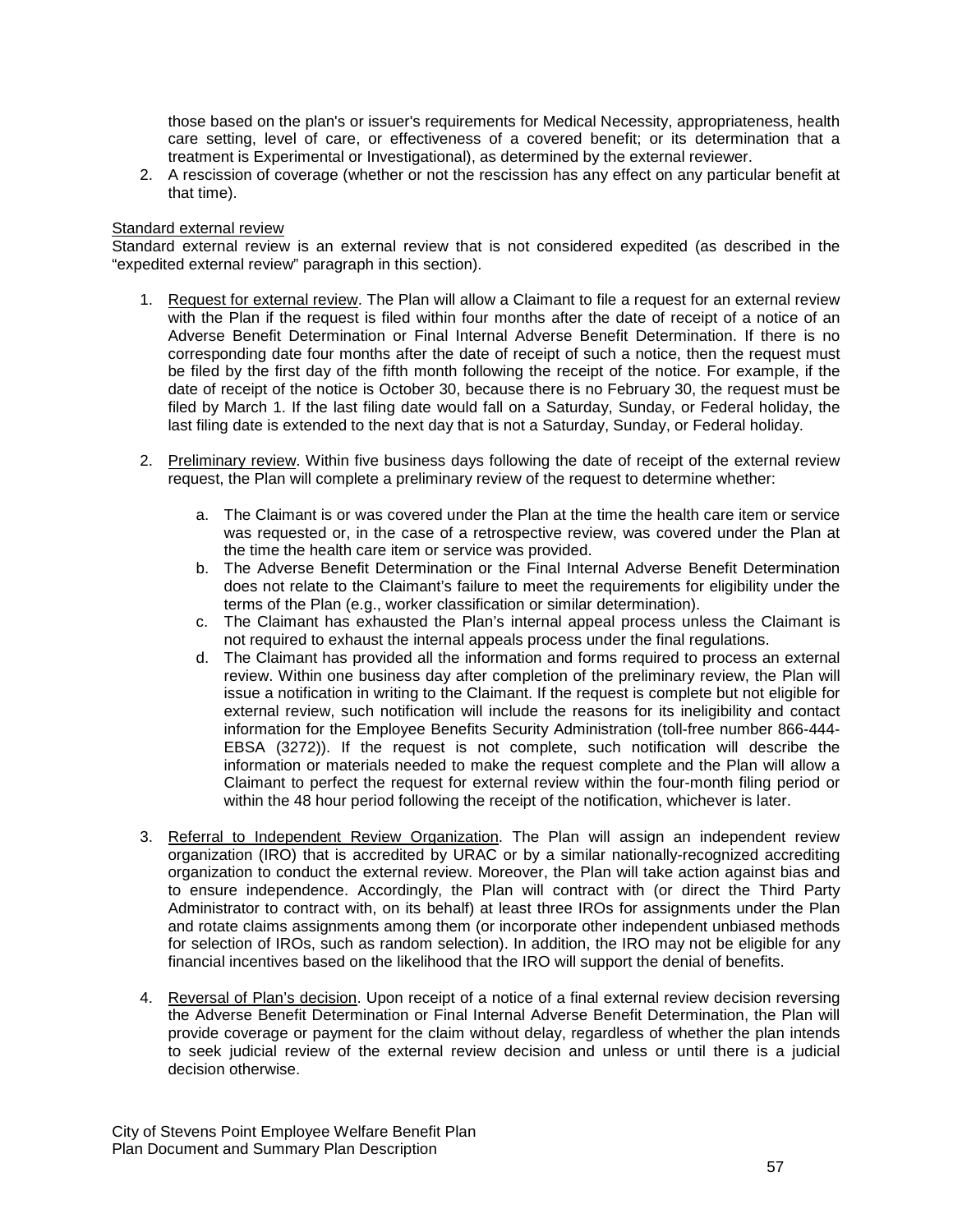those based on the plan's or issuer's requirements for Medical Necessity, appropriateness, health care setting, level of care, or effectiveness of a covered benefit; or its determination that a treatment is Experimental or Investigational), as determined by the external reviewer.

2. A rescission of coverage (whether or not the rescission has any effect on any particular benefit at that time).

Standard external review

Standard external review is an external review that is not considered expedited (as described in the "expedited external review" paragraph in this section).

1. Request for external review. The Plan will allow a Claimant to file a request for an external review with the Plan if the request is filed within four months after the date of receipt of a notice of an Adverse Benefit Determination or Final Internal Adverse Benefit Determination. If there is no corresponding date four months after the date of receipt of such a notice, then the request must be filed by the first day of the fifth month following the receipt of the notice. For example, if the date of receipt of the notice is October 30, because there is no February 30, the request must be filed by March 1. If the last filing date would fall on a Saturday, Sunday, or Federal holiday, the last filing date is extended to the next day that is not a Saturday, Sunday, or Federal holiday.

2. Preliminary review. Within five business days following the date of receipt of the external review request, the Plan will complete a preliminary review of the request to determine whether:

   a. The Claimant is or was covered under the Plan at the time the health care item or service was requested or, in the case of a retrospective review, was covered under the Plan at the time the health care item or service was provided.
   b. The Adverse Benefit Determination or the Final Internal Adverse Benefit Determination does not relate to the Claimant's failure to meet the requirements for eligibility under the terms of the Plan (e.g., worker classification or similar determination).
   c. The Claimant has exhausted the Plan's internal appeal process unless the Claimant is not required to exhaust the internal appeals process under the final regulations.
   d. The Claimant has provided all the information and forms required to process an external review. Within one business day after completion of the preliminary review, the Plan will issue a notification in writing to the Claimant. If the request is complete but not eligible for external review, such notification will include the reasons for its ineligibility and contact information for the Employee Benefits Security Administration (toll-free number 866-444-EBSA (3272)). If the request is not complete, such notification will describe the information or materials needed to make the request complete and the Plan will allow a Claimant to perfect the request for external review within the four-month filing period or within the 48 hour period following the receipt of the notification, whichever is later.

3. Referral to Independent Review Organization. The Plan will assign an independent review organization (IRO) that is accredited by URAC or by a similar nationally-recognized accrediting organization to conduct the external review. Moreover, the Plan will take action against bias and to ensure independence. Accordingly, the Plan will contract with (or direct the Third Party Administrator to contract with, on its behalf) at least three IROs for assignments under the Plan and rotate claims assignments among them (or incorporate other independent unbiased methods for selection of IROs, such as random selection). In addition, the IRO may not be eligible for any financial incentives based on the likelihood that the IRO will support the denial of benefits.

4. Reversal of Plan's decision. Upon receipt of a notice of a final external review decision reversing the Adverse Benefit Determination or Final Internal Adverse Benefit Determination, the Plan will provide coverage or payment for the claim without delay, regardless of whether the plan intends to seek judicial review of the external review decision and unless or until there is a judicial decision otherwise.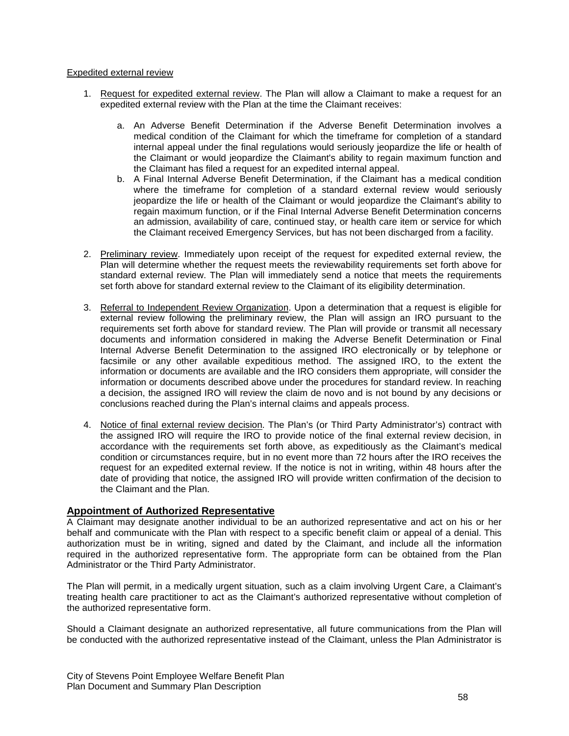Expedited external review

1. Request for expedited external review. The Plan will allow a Claimant to make a request for an expedited external review with the Plan at the time the Claimant receives:

    a. An Adverse Benefit Determination if the Adverse Benefit Determination involves a medical condition of the Claimant for which the timeframe for completion of a standard internal appeal under the final regulations would seriously jeopardize the life or health of the Claimant or would jeopardize the Claimant's ability to regain maximum function and the Claimant has filed a request for an expedited internal appeal.
    b. A Final Internal Adverse Benefit Determination, if the Claimant has a medical condition where the timeframe for completion of a standard external review would seriously jeopardize the life or health of the Claimant or would jeopardize the Claimant's ability to regain maximum function, or if the Final Internal Adverse Benefit Determination concerns an admission, availability of care, continued stay, or health care item or service for which the Claimant received Emergency Services, but has not been discharged from a facility.

2. Preliminary review. Immediately upon receipt of the request for expedited external review, the Plan will determine whether the request meets the reviewability requirements set forth above for standard external review. The Plan will immediately send a notice that meets the requirements set forth above for standard external review to the Claimant of its eligibility determination.

3. Referral to Independent Review Organization. Upon a determination that a request is eligible for external review following the preliminary review, the Plan will assign an IRO pursuant to the requirements set forth above for standard review. The Plan will provide or transmit all necessary documents and information considered in making the Adverse Benefit Determination or Final Internal Adverse Benefit Determination to the assigned IRO electronically or by telephone or facsimile or any other available expeditious method. The assigned IRO, to the extent the information or documents are available and the IRO considers them appropriate, will consider the information or documents described above under the procedures for standard review. In reaching a decision, the assigned IRO will review the claim de novo and is not bound by any decisions or conclusions reached during the Plan's internal claims and appeals process.

4. Notice of final external review decision. The Plan's (or Third Party Administrator's) contract with the assigned IRO will require the IRO to provide notice of the final external review decision, in accordance with the requirements set forth above, as expeditiously as the Claimant's medical condition or circumstances require, but in no event more than 72 hours after the IRO receives the request for an expedited external review. If the notice is not in writing, within 48 hours after the date of providing that notice, the assigned IRO will provide written confirmation of the decision to the Claimant and the Plan.

## Appointment of Authorized Representative

A Claimant may designate another individual to be an authorized representative and act on his or her behalf and communicate with the Plan with respect to a specific benefit claim or appeal of a denial. This authorization must be in writing, signed and dated by the Claimant, and include all the information required in the authorized representative form. The appropriate form can be obtained from the Plan Administrator or the Third Party Administrator.

The Plan will permit, in a medically urgent situation, such as a claim involving Urgent Care, a Claimant's treating health care practitioner to act as the Claimant's authorized representative without completion of the authorized representative form.

Should a Claimant designate an authorized representative, all future communications from the Plan will be conducted with the authorized representative instead of the Claimant, unless the Plan Administrator is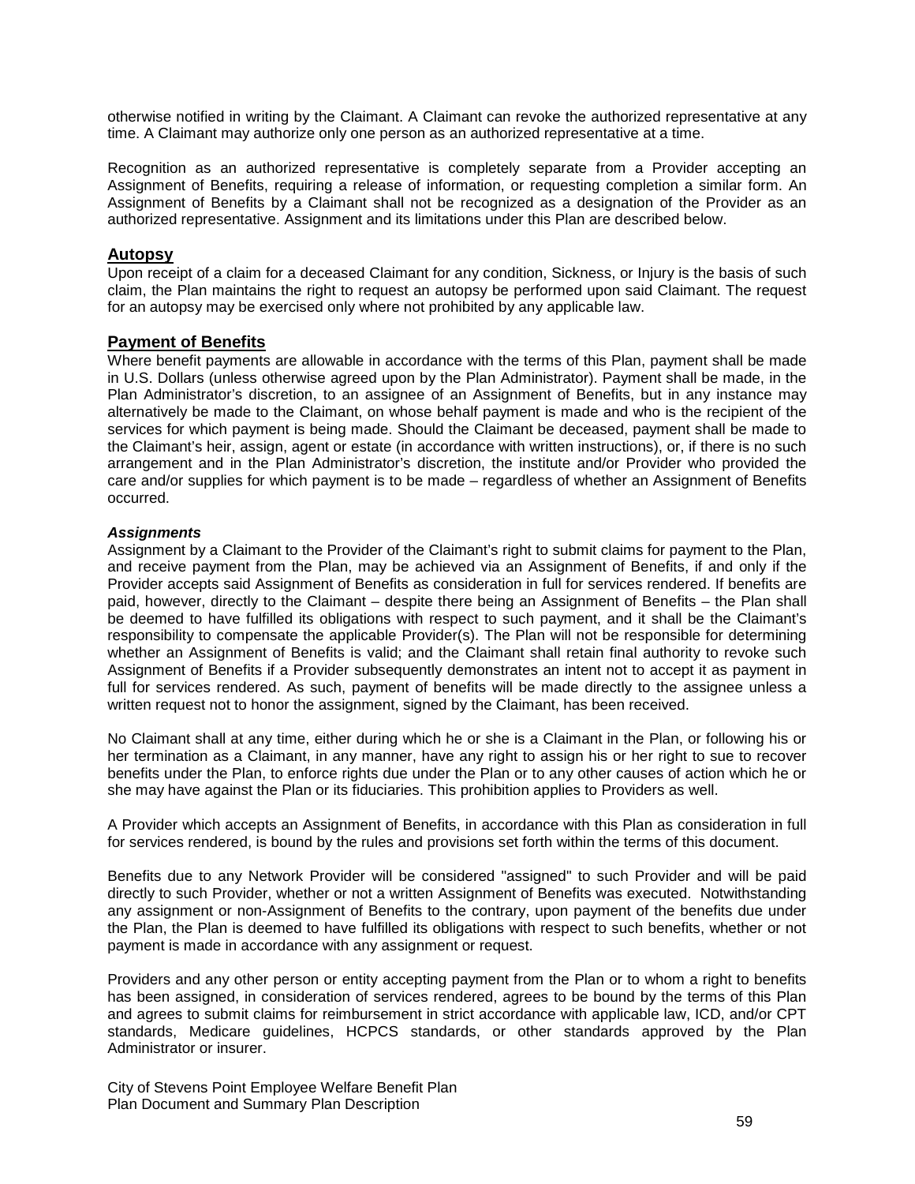otherwise notified in writing by the Claimant. A Claimant can revoke the authorized representative at any time. A Claimant may authorize only one person as an authorized representative at a time.

Recognition as an authorized representative is completely separate from a Provider accepting an Assignment of Benefits, requiring a release of information, or requesting completion a similar form. An Assignment of Benefits by a Claimant shall not be recognized as a designation of the Provider as an authorized representative. Assignment and its limitations under this Plan are described below.

## Autopsy

Upon receipt of a claim for a deceased Claimant for any condition, Sickness, or Injury is the basis of such claim, the Plan maintains the right to request an autopsy be performed upon said Claimant. The request for an autopsy may be exercised only where not prohibited by any applicable law.

## Payment of Benefits

Where benefit payments are allowable in accordance with the terms of this Plan, payment shall be made in U.S. Dollars (unless otherwise agreed upon by the Plan Administrator). Payment shall be made, in the Plan Administrator's discretion, to an assignee of an Assignment of Benefits, but in any instance may alternatively be made to the Claimant, on whose behalf payment is made and who is the recipient of the services for which payment is being made. Should the Claimant be deceased, payment shall be made to the Claimant's heir, assign, agent or estate (in accordance with written instructions), or, if there is no such arrangement and in the Plan Administrator's discretion, the institute and/or Provider who provided the care and/or supplies for which payment is to be made – regardless of whether an Assignment of Benefits occurred.

### *Assignments*

Assignment by a Claimant to the Provider of the Claimant's right to submit claims for payment to the Plan, and receive payment from the Plan, may be achieved via an Assignment of Benefits, if and only if the Provider accepts said Assignment of Benefits as consideration in full for services rendered. If benefits are paid, however, directly to the Claimant – despite there being an Assignment of Benefits – the Plan shall be deemed to have fulfilled its obligations with respect to such payment, and it shall be the Claimant's responsibility to compensate the applicable Provider(s). The Plan will not be responsible for determining whether an Assignment of Benefits is valid; and the Claimant shall retain final authority to revoke such Assignment of Benefits if a Provider subsequently demonstrates an intent not to accept it as payment in full for services rendered. As such, payment of benefits will be made directly to the assignee unless a written request not to honor the assignment, signed by the Claimant, has been received.

No Claimant shall at any time, either during which he or she is a Claimant in the Plan, or following his or her termination as a Claimant, in any manner, have any right to assign his or her right to sue to recover benefits under the Plan, to enforce rights due under the Plan or to any other causes of action which he or she may have against the Plan or its fiduciaries. This prohibition applies to Providers as well.

A Provider which accepts an Assignment of Benefits, in accordance with this Plan as consideration in full for services rendered, is bound by the rules and provisions set forth within the terms of this document.

Benefits due to any Network Provider will be considered "assigned" to such Provider and will be paid directly to such Provider, whether or not a written Assignment of Benefits was executed. Notwithstanding any assignment or non-Assignment of Benefits to the contrary, upon payment of the benefits due under the Plan, the Plan is deemed to have fulfilled its obligations with respect to such benefits, whether or not payment is made in accordance with any assignment or request.

Providers and any other person or entity accepting payment from the Plan or to whom a right to benefits has been assigned, in consideration of services rendered, agrees to be bound by the terms of this Plan and agrees to submit claims for reimbursement in strict accordance with applicable law, ICD, and/or CPT standards, Medicare guidelines, HCPCS standards, or other standards approved by the Plan Administrator or insurer.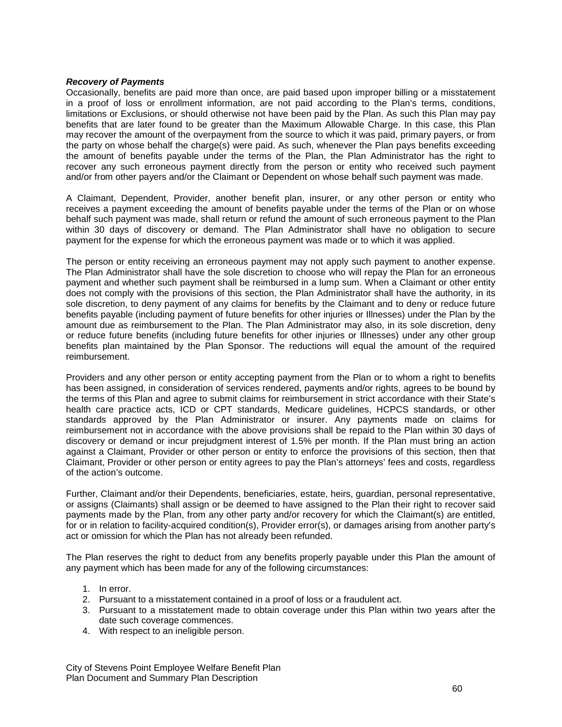***Recovery of Payments***

Occasionally, benefits are paid more than once, are paid based upon improper billing or a misstatement in a proof of loss or enrollment information, are not paid according to the Plan's terms, conditions, limitations or Exclusions, or should otherwise not have been paid by the Plan. As such this Plan may pay benefits that are later found to be greater than the Maximum Allowable Charge. In this case, this Plan may recover the amount of the overpayment from the source to which it was paid, primary payers, or from the party on whose behalf the charge(s) were paid. As such, whenever the Plan pays benefits exceeding the amount of benefits payable under the terms of the Plan, the Plan Administrator has the right to recover any such erroneous payment directly from the person or entity who received such payment and/or from other payers and/or the Claimant or Dependent on whose behalf such payment was made.

A Claimant, Dependent, Provider, another benefit plan, insurer, or any other person or entity who receives a payment exceeding the amount of benefits payable under the terms of the Plan or on whose behalf such payment was made, shall return or refund the amount of such erroneous payment to the Plan within 30 days of discovery or demand. The Plan Administrator shall have no obligation to secure payment for the expense for which the erroneous payment was made or to which it was applied.

The person or entity receiving an erroneous payment may not apply such payment to another expense. The Plan Administrator shall have the sole discretion to choose who will repay the Plan for an erroneous payment and whether such payment shall be reimbursed in a lump sum. When a Claimant or other entity does not comply with the provisions of this section, the Plan Administrator shall have the authority, in its sole discretion, to deny payment of any claims for benefits by the Claimant and to deny or reduce future benefits payable (including payment of future benefits for other injuries or Illnesses) under the Plan by the amount due as reimbursement to the Plan. The Plan Administrator may also, in its sole discretion, deny or reduce future benefits (including future benefits for other injuries or Illnesses) under any other group benefits plan maintained by the Plan Sponsor. The reductions will equal the amount of the required reimbursement.

Providers and any other person or entity accepting payment from the Plan or to whom a right to benefits has been assigned, in consideration of services rendered, payments and/or rights, agrees to be bound by the terms of this Plan and agree to submit claims for reimbursement in strict accordance with their State's health care practice acts, ICD or CPT standards, Medicare guidelines, HCPCS standards, or other standards approved by the Plan Administrator or insurer. Any payments made on claims for reimbursement not in accordance with the above provisions shall be repaid to the Plan within 30 days of discovery or demand or incur prejudgment interest of 1.5% per month. If the Plan must bring an action against a Claimant, Provider or other person or entity to enforce the provisions of this section, then that Claimant, Provider or other person or entity agrees to pay the Plan's attorneys' fees and costs, regardless of the action's outcome.

Further, Claimant and/or their Dependents, beneficiaries, estate, heirs, guardian, personal representative, or assigns (Claimants) shall assign or be deemed to have assigned to the Plan their right to recover said payments made by the Plan, from any other party and/or recovery for which the Claimant(s) are entitled, for or in relation to facility-acquired condition(s), Provider error(s), or damages arising from another party's act or omission for which the Plan has not already been refunded.

The Plan reserves the right to deduct from any benefits properly payable under this Plan the amount of any payment which has been made for any of the following circumstances:

1. In error.
2. Pursuant to a misstatement contained in a proof of loss or a fraudulent act.
3. Pursuant to a misstatement made to obtain coverage under this Plan within two years after the date such coverage commences.
4. With respect to an ineligible person.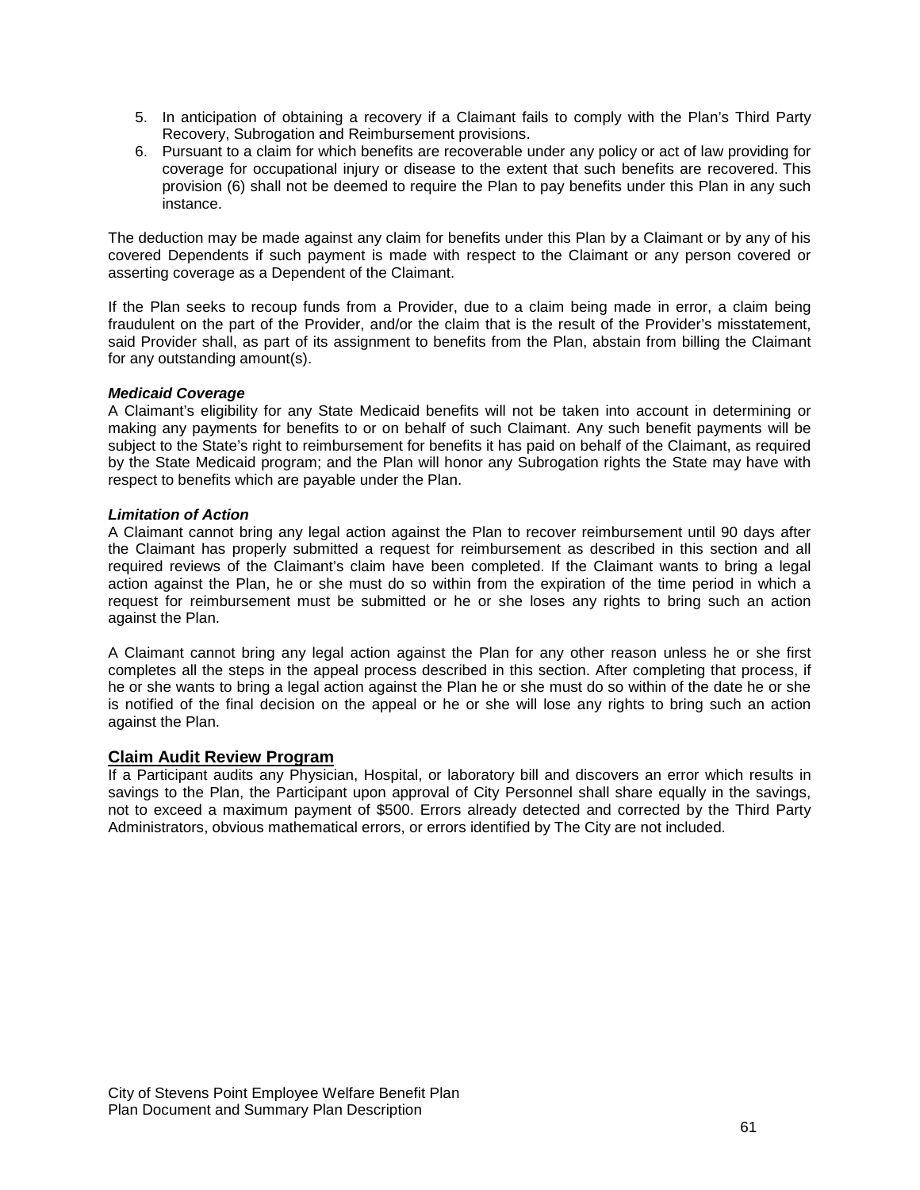5. In anticipation of obtaining a recovery if a Claimant fails to comply with the Plan's Third Party Recovery, Subrogation and Reimbursement provisions.
6. Pursuant to a claim for which benefits are recoverable under any policy or act of law providing for coverage for occupational injury or disease to the extent that such benefits are recovered. This provision (6) shall not be deemed to require the Plan to pay benefits under this Plan in any such instance.

The deduction may be made against any claim for benefits under this Plan by a Claimant or by any of his covered Dependents if such payment is made with respect to the Claimant or any person covered or asserting coverage as a Dependent of the Claimant.

If the Plan seeks to recoup funds from a Provider, due to a claim being made in error, a claim being fraudulent on the part of the Provider, and/or the claim that is the result of the Provider's misstatement, said Provider shall, as part of its assignment to benefits from the Plan, abstain from billing the Claimant for any outstanding amount(s).

***Medicaid Coverage***

A Claimant's eligibility for any State Medicaid benefits will not be taken into account in determining or making any payments for benefits to or on behalf of such Claimant. Any such benefit payments will be subject to the State's right to reimbursement for benefits it has paid on behalf of the Claimant, as required by the State Medicaid program; and the Plan will honor any Subrogation rights the State may have with respect to benefits which are payable under the Plan.

***Limitation of Action***

A Claimant cannot bring any legal action against the Plan to recover reimbursement until 90 days after the Claimant has properly submitted a request for reimbursement as described in this section and all required reviews of the Claimant's claim have been completed. If the Claimant wants to bring a legal action against the Plan, he or she must do so within from the expiration of the time period in which a request for reimbursement must be submitted or he or she loses any rights to bring such an action against the Plan.

A Claimant cannot bring any legal action against the Plan for any other reason unless he or she first completes all the steps in the appeal process described in this section. After completing that process, if he or she wants to bring a legal action against the Plan he or she must do so within of the date he or she is notified of the final decision on the appeal or he or she will lose any rights to bring such an action against the Plan.

## Claim Audit Review Program

If a Participant audits any Physician, Hospital, or laboratory bill and discovers an error which results in savings to the Plan, the Participant upon approval of City Personnel shall share equally in the savings, not to exceed a maximum payment of $500. Errors already detected and corrected by the Third Party Administrators, obvious mathematical errors, or errors identified by The City are not included.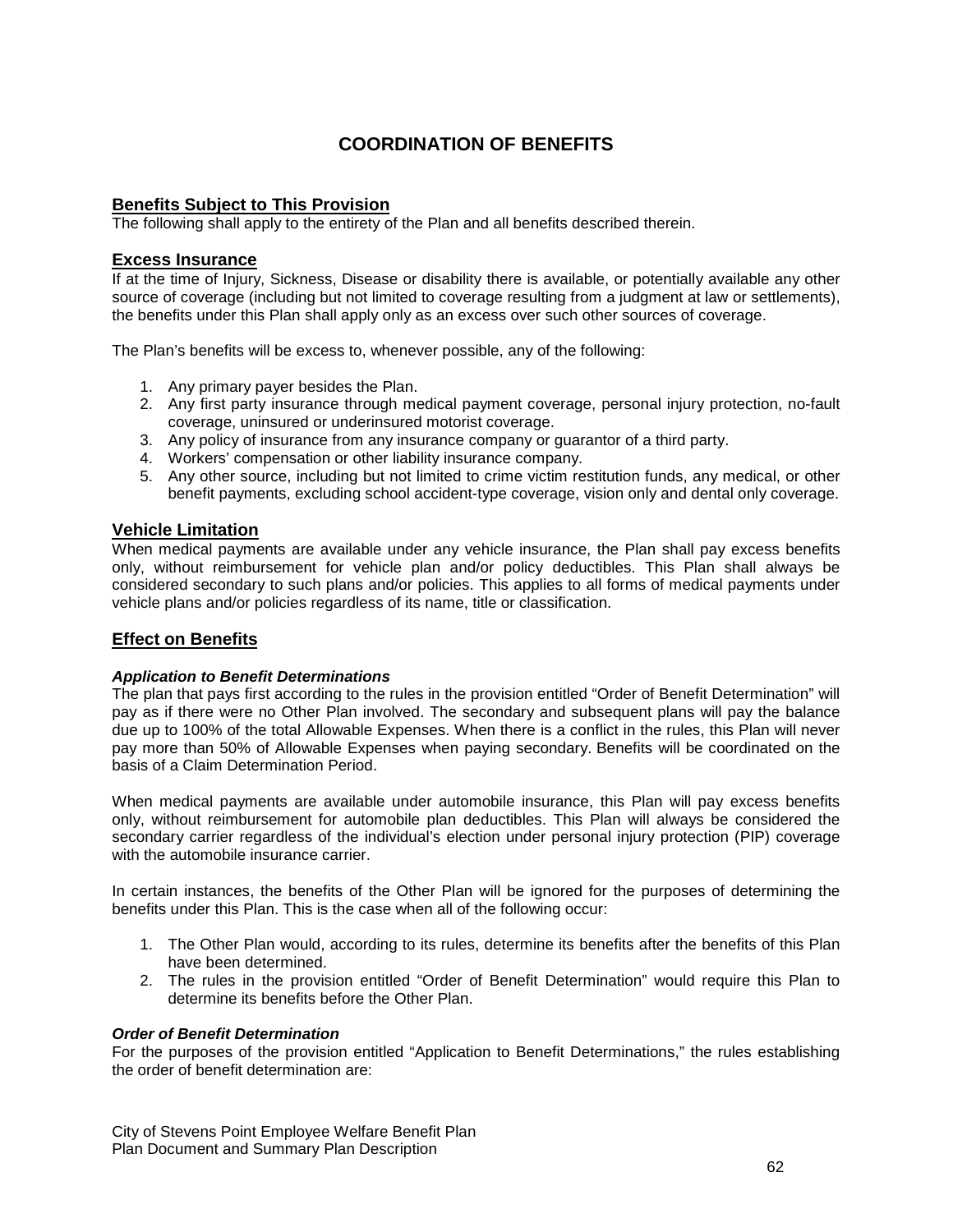# COORDINATION OF BENEFITS

## Benefits Subject to This Provision

The following shall apply to the entirety of the Plan and all benefits described therein.

## Excess Insurance

If at the time of Injury, Sickness, Disease or disability there is available, or potentially available any other source of coverage (including but not limited to coverage resulting from a judgment at law or settlements), the benefits under this Plan shall apply only as an excess over such other sources of coverage.

The Plan's benefits will be excess to, whenever possible, any of the following:

1. Any primary payer besides the Plan.
2. Any first party insurance through medical payment coverage, personal injury protection, no-fault coverage, uninsured or underinsured motorist coverage.
3. Any policy of insurance from any insurance company or guarantor of a third party.
4. Workers' compensation or other liability insurance company.
5. Any other source, including but not limited to crime victim restitution funds, any medical, or other benefit payments, excluding school accident-type coverage, vision only and dental only coverage.

## Vehicle Limitation

When medical payments are available under any vehicle insurance, the Plan shall pay excess benefits only, without reimbursement for vehicle plan and/or policy deductibles. This Plan shall always be considered secondary to such plans and/or policies. This applies to all forms of medical payments under vehicle plans and/or policies regardless of its name, title or classification.

## Effect on Benefits

### *Application to Benefit Determinations*

The plan that pays first according to the rules in the provision entitled "Order of Benefit Determination" will pay as if there were no Other Plan involved. The secondary and subsequent plans will pay the balance due up to 100% of the total Allowable Expenses. When there is a conflict in the rules, this Plan will never pay more than 50% of Allowable Expenses when paying secondary. Benefits will be coordinated on the basis of a Claim Determination Period.

When medical payments are available under automobile insurance, this Plan will pay excess benefits only, without reimbursement for automobile plan deductibles. This Plan will always be considered the secondary carrier regardless of the individual's election under personal injury protection (PIP) coverage with the automobile insurance carrier.

In certain instances, the benefits of the Other Plan will be ignored for the purposes of determining the benefits under this Plan. This is the case when all of the following occur:

1. The Other Plan would, according to its rules, determine its benefits after the benefits of this Plan have been determined.
2. The rules in the provision entitled "Order of Benefit Determination" would require this Plan to determine its benefits before the Other Plan.

### *Order of Benefit Determination*

For the purposes of the provision entitled "Application to Benefit Determinations," the rules establishing the order of benefit determination are: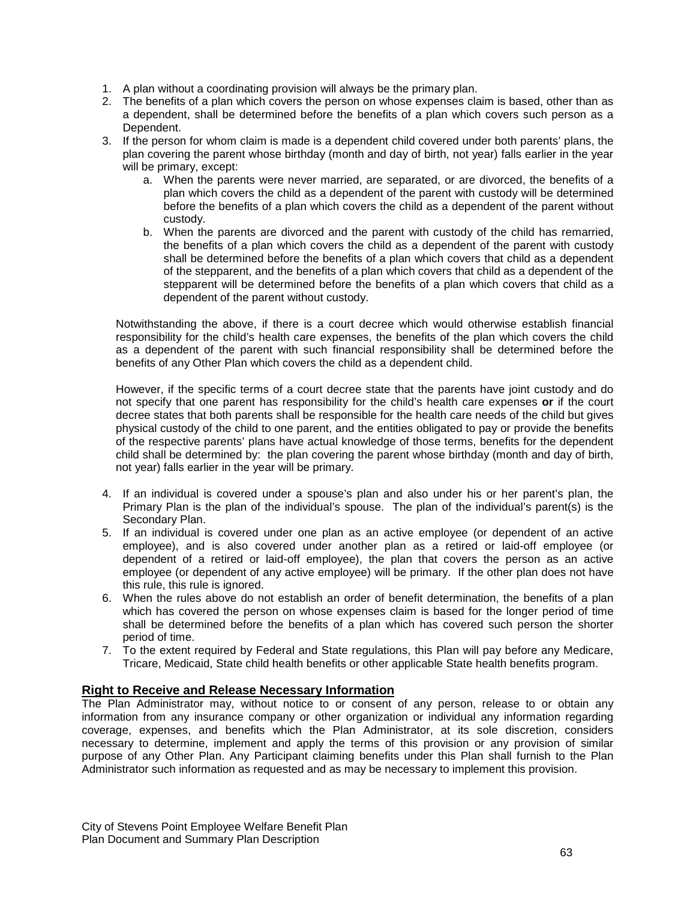1. A plan without a coordinating provision will always be the primary plan.
2. The benefits of a plan which covers the person on whose expenses claim is based, other than as a dependent, shall be determined before the benefits of a plan which covers such person as a Dependent.
3. If the person for whom claim is made is a dependent child covered under both parents' plans, the plan covering the parent whose birthday (month and day of birth, not year) falls earlier in the year will be primary, except:
    a. When the parents were never married, are separated, or are divorced, the benefits of a plan which covers the child as a dependent of the parent with custody will be determined before the benefits of a plan which covers the child as a dependent of the parent without custody.
    b. When the parents are divorced and the parent with custody of the child has remarried, the benefits of a plan which covers the child as a dependent of the parent with custody shall be determined before the benefits of a plan which covers that child as a dependent of the stepparent, and the benefits of a plan which covers that child as a dependent of the stepparent will be determined before the benefits of a plan which covers that child as a dependent of the parent without custody.

    Notwithstanding the above, if there is a court decree which would otherwise establish financial responsibility for the child's health care expenses, the benefits of the plan which covers the child as a dependent of the parent with such financial responsibility shall be determined before the benefits of any Other Plan which covers the child as a dependent child.

    However, if the specific terms of a court decree state that the parents have joint custody and do not specify that one parent has responsibility for the child's health care expenses **or** if the court decree states that both parents shall be responsible for the health care needs of the child but gives physical custody of the child to one parent, and the entities obligated to pay or provide the benefits of the respective parents' plans have actual knowledge of those terms, benefits for the dependent child shall be determined by: the plan covering the parent whose birthday (month and day of birth, not year) falls earlier in the year will be primary.

4. If an individual is covered under a spouse's plan and also under his or her parent's plan, the Primary Plan is the plan of the individual's spouse. The plan of the individual's parent(s) is the Secondary Plan.
5. If an individual is covered under one plan as an active employee (or dependent of an active employee), and is also covered under another plan as a retired or laid-off employee (or dependent of a retired or laid-off employee), the plan that covers the person as an active employee (or dependent of any active employee) will be primary. If the other plan does not have this rule, this rule is ignored.
6. When the rules above do not establish an order of benefit determination, the benefits of a plan which has covered the person on whose expenses claim is based for the longer period of time shall be determined before the benefits of a plan which has covered such person the shorter period of time.
7. To the extent required by Federal and State regulations, this Plan will pay before any Medicare, Tricare, Medicaid, State child health benefits or other applicable State health benefits program.

**Right to Receive and Release Necessary Information**

The Plan Administrator may, without notice to or consent of any person, release to or obtain any information from any insurance company or other organization or individual any information regarding coverage, expenses, and benefits which the Plan Administrator, at its sole discretion, considers necessary to determine, implement and apply the terms of this provision or any provision of similar purpose of any Other Plan. Any Participant claiming benefits under this Plan shall furnish to the Plan Administrator such information as requested and as may be necessary to implement this provision.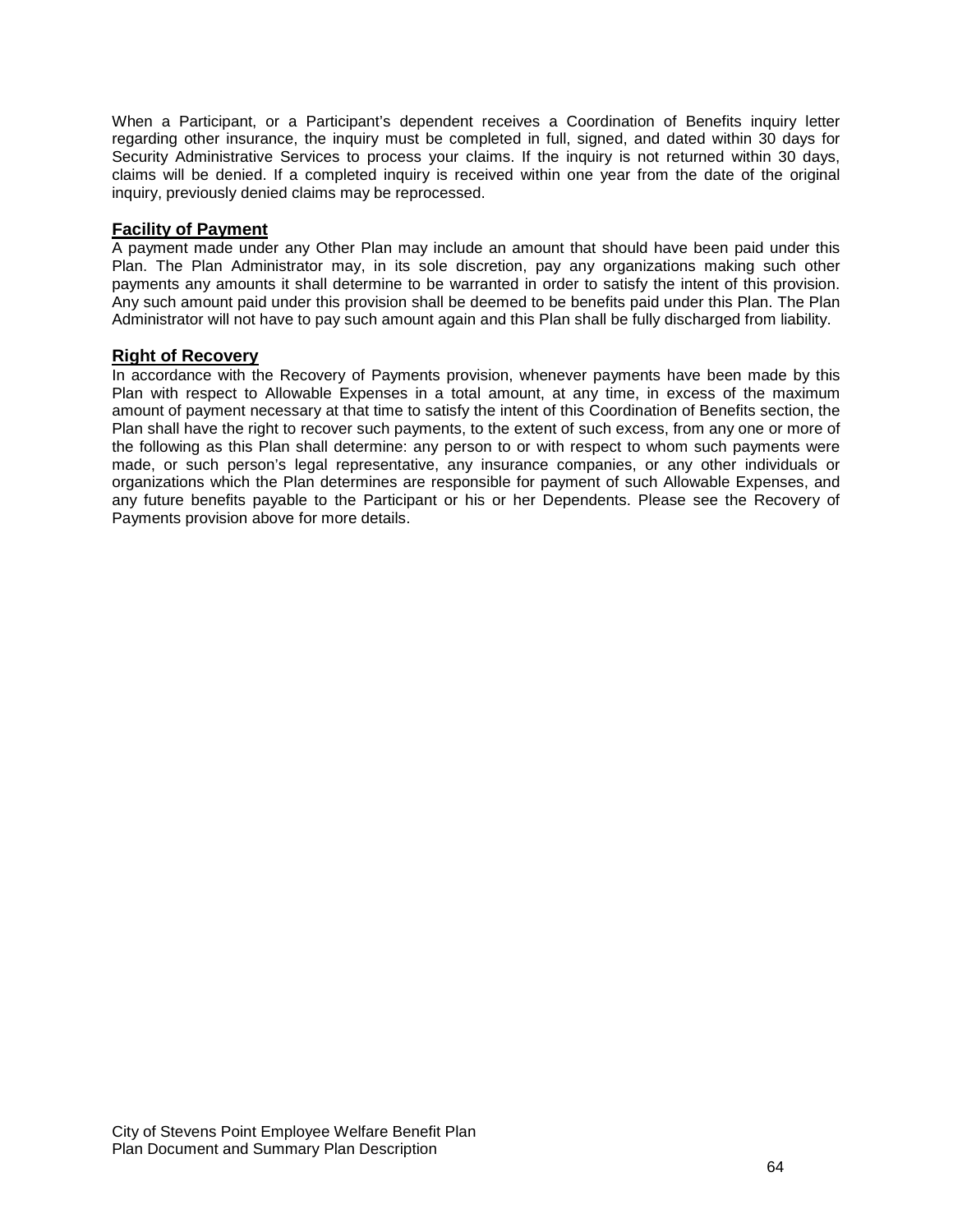When a Participant, or a Participant's dependent receives a Coordination of Benefits inquiry letter regarding other insurance, the inquiry must be completed in full, signed, and dated within 30 days for Security Administrative Services to process your claims. If the inquiry is not returned within 30 days, claims will be denied. If a completed inquiry is received within one year from the date of the original inquiry, previously denied claims may be reprocessed.

## Facility of Payment

A payment made under any Other Plan may include an amount that should have been paid under this Plan. The Plan Administrator may, in its sole discretion, pay any organizations making such other payments any amounts it shall determine to be warranted in order to satisfy the intent of this provision. Any such amount paid under this provision shall be deemed to be benefits paid under this Plan. The Plan Administrator will not have to pay such amount again and this Plan shall be fully discharged from liability.

## Right of Recovery

In accordance with the Recovery of Payments provision, whenever payments have been made by this Plan with respect to Allowable Expenses in a total amount, at any time, in excess of the maximum amount of payment necessary at that time to satisfy the intent of this Coordination of Benefits section, the Plan shall have the right to recover such payments, to the extent of such excess, from any one or more of the following as this Plan shall determine: any person to or with respect to whom such payments were made, or such person's legal representative, any insurance companies, or any other individuals or organizations which the Plan determines are responsible for payment of such Allowable Expenses, and any future benefits payable to the Participant or his or her Dependents. Please see the Recovery of Payments provision above for more details.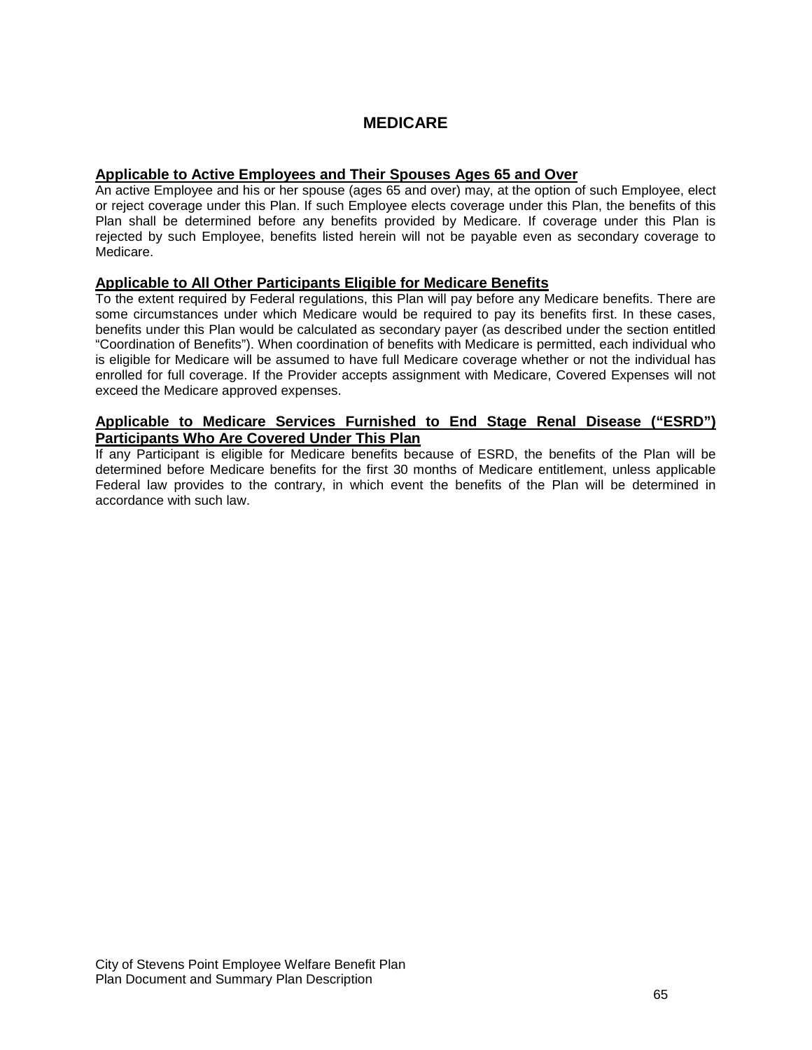# MEDICARE

**Applicable to Active Employees and Their Spouses Ages 65 and Over**

An active Employee and his or her spouse (ages 65 and over) may, at the option of such Employee, elect or reject coverage under this Plan. If such Employee elects coverage under this Plan, the benefits of this Plan shall be determined before any benefits provided by Medicare. If coverage under this Plan is rejected by such Employee, benefits listed herein will not be payable even as secondary coverage to Medicare.

**Applicable to All Other Participants Eligible for Medicare Benefits**

To the extent required by Federal regulations, this Plan will pay before any Medicare benefits. There are some circumstances under which Medicare would be required to pay its benefits first. In these cases, benefits under this Plan would be calculated as secondary payer (as described under the section entitled "Coordination of Benefits"). When coordination of benefits with Medicare is permitted, each individual who is eligible for Medicare will be assumed to have full Medicare coverage whether or not the individual has enrolled for full coverage. If the Provider accepts assignment with Medicare, Covered Expenses will not exceed the Medicare approved expenses.

**Applicable to Medicare Services Furnished to End Stage Renal Disease ("ESRD") Participants Who Are Covered Under This Plan**

If any Participant is eligible for Medicare benefits because of ESRD, the benefits of the Plan will be determined before Medicare benefits for the first 30 months of Medicare entitlement, unless applicable Federal law provides to the contrary, in which event the benefits of the Plan will be determined in accordance with such law.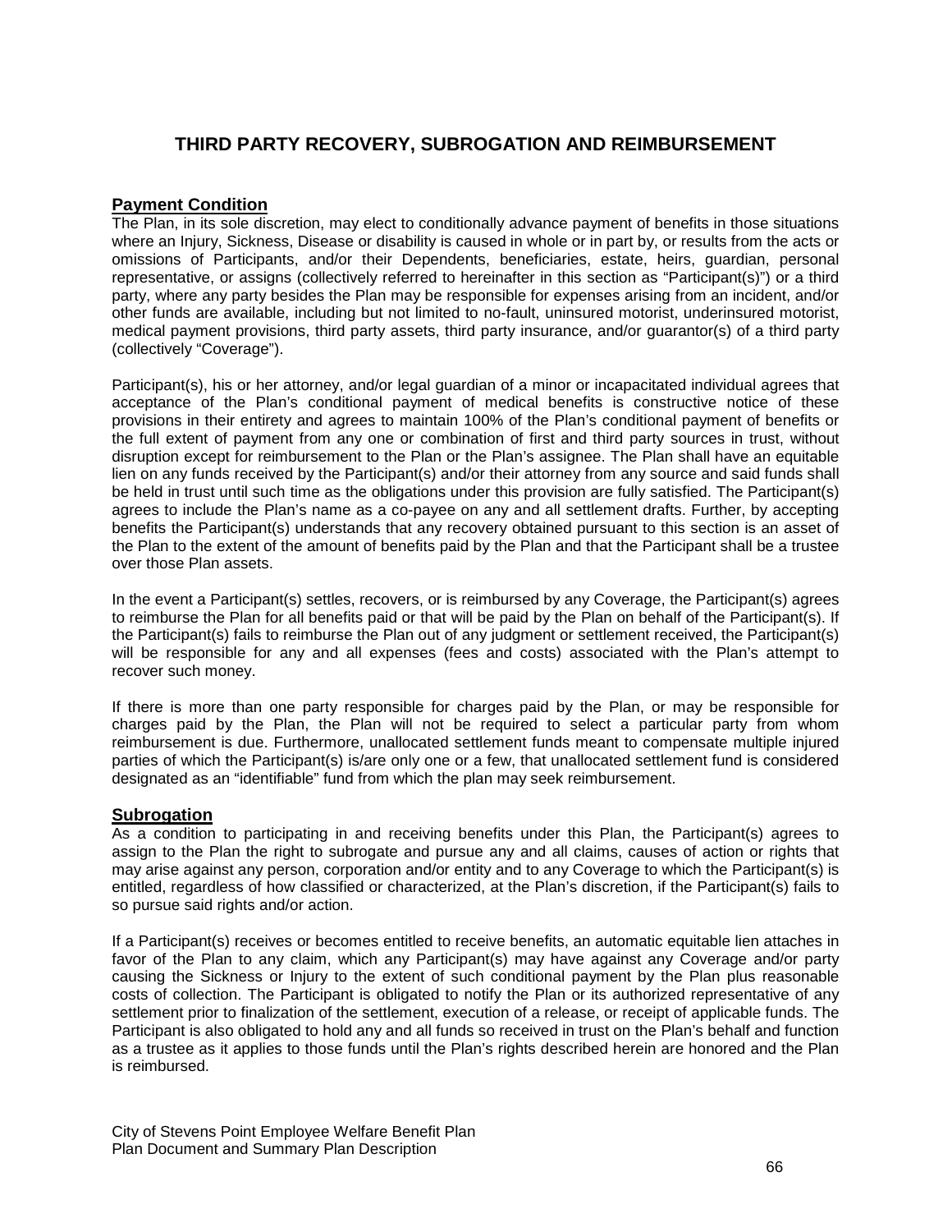## THIRD PARTY RECOVERY, SUBROGATION AND REIMBURSEMENT

### Payment Condition

The Plan, in its sole discretion, may elect to conditionally advance payment of benefits in those situations where an Injury, Sickness, Disease or disability is caused in whole or in part by, or results from the acts or omissions of Participants, and/or their Dependents, beneficiaries, estate, heirs, guardian, personal representative, or assigns (collectively referred to hereinafter in this section as "Participant(s)") or a third party, where any party besides the Plan may be responsible for expenses arising from an incident, and/or other funds are available, including but not limited to no-fault, uninsured motorist, underinsured motorist, medical payment provisions, third party assets, third party insurance, and/or guarantor(s) of a third party (collectively "Coverage").

Participant(s), his or her attorney, and/or legal guardian of a minor or incapacitated individual agrees that acceptance of the Plan's conditional payment of medical benefits is constructive notice of these provisions in their entirety and agrees to maintain 100% of the Plan's conditional payment of benefits or the full extent of payment from any one or combination of first and third party sources in trust, without disruption except for reimbursement to the Plan or the Plan's assignee. The Plan shall have an equitable lien on any funds received by the Participant(s) and/or their attorney from any source and said funds shall be held in trust until such time as the obligations under this provision are fully satisfied. The Participant(s) agrees to include the Plan's name as a co-payee on any and all settlement drafts. Further, by accepting benefits the Participant(s) understands that any recovery obtained pursuant to this section is an asset of the Plan to the extent of the amount of benefits paid by the Plan and that the Participant shall be a trustee over those Plan assets.

In the event a Participant(s) settles, recovers, or is reimbursed by any Coverage, the Participant(s) agrees to reimburse the Plan for all benefits paid or that will be paid by the Plan on behalf of the Participant(s). If the Participant(s) fails to reimburse the Plan out of any judgment or settlement received, the Participant(s) will be responsible for any and all expenses (fees and costs) associated with the Plan's attempt to recover such money.

If there is more than one party responsible for charges paid by the Plan, or may be responsible for charges paid by the Plan, the Plan will not be required to select a particular party from whom reimbursement is due. Furthermore, unallocated settlement funds meant to compensate multiple injured parties of which the Participant(s) is/are only one or a few, that unallocated settlement fund is considered designated as an "identifiable" fund from which the plan may seek reimbursement.

### Subrogation

As a condition to participating in and receiving benefits under this Plan, the Participant(s) agrees to assign to the Plan the right to subrogate and pursue any and all claims, causes of action or rights that may arise against any person, corporation and/or entity and to any Coverage to which the Participant(s) is entitled, regardless of how classified or characterized, at the Plan's discretion, if the Participant(s) fails to so pursue said rights and/or action.

If a Participant(s) receives or becomes entitled to receive benefits, an automatic equitable lien attaches in favor of the Plan to any claim, which any Participant(s) may have against any Coverage and/or party causing the Sickness or Injury to the extent of such conditional payment by the Plan plus reasonable costs of collection. The Participant is obligated to notify the Plan or its authorized representative of any settlement prior to finalization of the settlement, execution of a release, or receipt of applicable funds. The Participant is also obligated to hold any and all funds so received in trust on the Plan's behalf and function as a trustee as it applies to those funds until the Plan's rights described herein are honored and the Plan is reimbursed.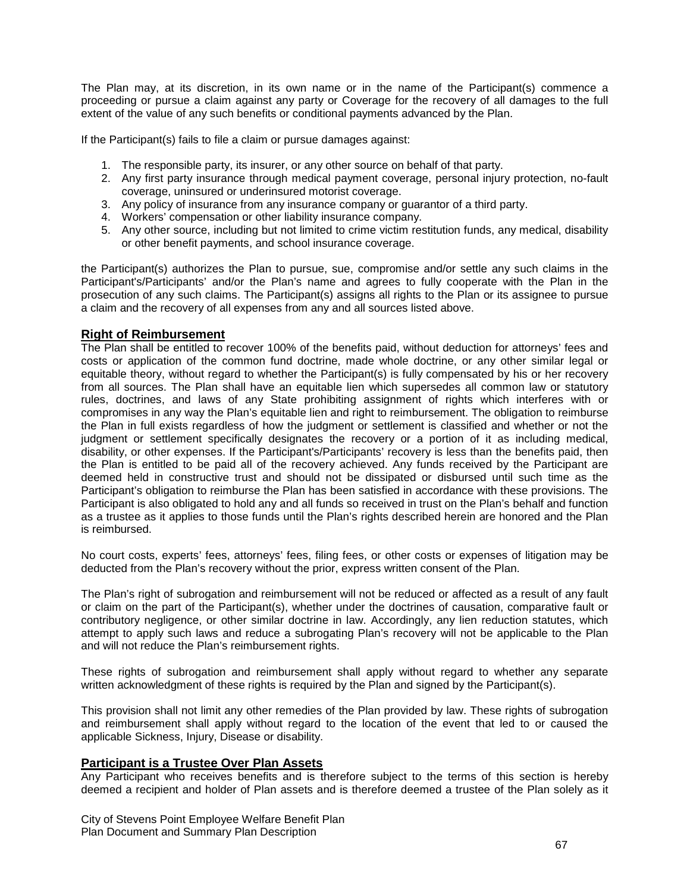The Plan may, at its discretion, in its own name or in the name of the Participant(s) commence a proceeding or pursue a claim against any party or Coverage for the recovery of all damages to the full extent of the value of any such benefits or conditional payments advanced by the Plan.

If the Participant(s) fails to file a claim or pursue damages against:

1. The responsible party, its insurer, or any other source on behalf of that party.
2. Any first party insurance through medical payment coverage, personal injury protection, no-fault coverage, uninsured or underinsured motorist coverage.
3. Any policy of insurance from any insurance company or guarantor of a third party.
4. Workers' compensation or other liability insurance company.
5. Any other source, including but not limited to crime victim restitution funds, any medical, disability or other benefit payments, and school insurance coverage.

the Participant(s) authorizes the Plan to pursue, sue, compromise and/or settle any such claims in the Participant's/Participants' and/or the Plan's name and agrees to fully cooperate with the Plan in the prosecution of any such claims. The Participant(s) assigns all rights to the Plan or its assignee to pursue a claim and the recovery of all expenses from any and all sources listed above.

## Right of Reimbursement

The Plan shall be entitled to recover 100% of the benefits paid, without deduction for attorneys' fees and costs or application of the common fund doctrine, made whole doctrine, or any other similar legal or equitable theory, without regard to whether the Participant(s) is fully compensated by his or her recovery from all sources. The Plan shall have an equitable lien which supersedes all common law or statutory rules, doctrines, and laws of any State prohibiting assignment of rights which interferes with or compromises in any way the Plan's equitable lien and right to reimbursement. The obligation to reimburse the Plan in full exists regardless of how the judgment or settlement is classified and whether or not the judgment or settlement specifically designates the recovery or a portion of it as including medical, disability, or other expenses. If the Participant's/Participants' recovery is less than the benefits paid, then the Plan is entitled to be paid all of the recovery achieved. Any funds received by the Participant are deemed held in constructive trust and should not be dissipated or disbursed until such time as the Participant's obligation to reimburse the Plan has been satisfied in accordance with these provisions. The Participant is also obligated to hold any and all funds so received in trust on the Plan's behalf and function as a trustee as it applies to those funds until the Plan's rights described herein are honored and the Plan is reimbursed.

No court costs, experts' fees, attorneys' fees, filing fees, or other costs or expenses of litigation may be deducted from the Plan's recovery without the prior, express written consent of the Plan.

The Plan's right of subrogation and reimbursement will not be reduced or affected as a result of any fault or claim on the part of the Participant(s), whether under the doctrines of causation, comparative fault or contributory negligence, or other similar doctrine in law. Accordingly, any lien reduction statutes, which attempt to apply such laws and reduce a subrogating Plan's recovery will not be applicable to the Plan and will not reduce the Plan's reimbursement rights.

These rights of subrogation and reimbursement shall apply without regard to whether any separate written acknowledgment of these rights is required by the Plan and signed by the Participant(s).

This provision shall not limit any other remedies of the Plan provided by law. These rights of subrogation and reimbursement shall apply without regard to the location of the event that led to or caused the applicable Sickness, Injury, Disease or disability.

## Participant is a Trustee Over Plan Assets

Any Participant who receives benefits and is therefore subject to the terms of this section is hereby deemed a recipient and holder of Plan assets and is therefore deemed a trustee of the Plan solely as it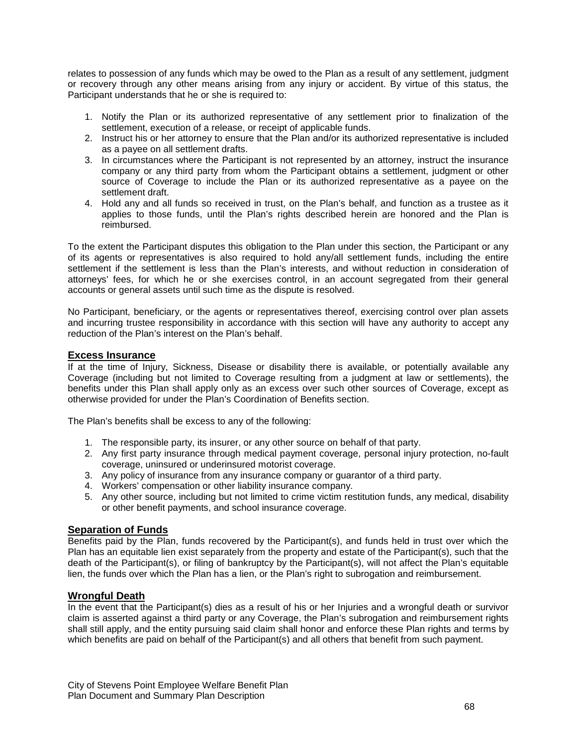relates to possession of any funds which may be owed to the Plan as a result of any settlement, judgment or recovery through any other means arising from any injury or accident. By virtue of this status, the Participant understands that he or she is required to:

1. Notify the Plan or its authorized representative of any settlement prior to finalization of the settlement, execution of a release, or receipt of applicable funds.
2. Instruct his or her attorney to ensure that the Plan and/or its authorized representative is included as a payee on all settlement drafts.
3. In circumstances where the Participant is not represented by an attorney, instruct the insurance company or any third party from whom the Participant obtains a settlement, judgment or other source of Coverage to include the Plan or its authorized representative as a payee on the settlement draft.
4. Hold any and all funds so received in trust, on the Plan's behalf, and function as a trustee as it applies to those funds, until the Plan's rights described herein are honored and the Plan is reimbursed.

To the extent the Participant disputes this obligation to the Plan under this section, the Participant or any of its agents or representatives is also required to hold any/all settlement funds, including the entire settlement if the settlement is less than the Plan's interests, and without reduction in consideration of attorneys' fees, for which he or she exercises control, in an account segregated from their general accounts or general assets until such time as the dispute is resolved.

No Participant, beneficiary, or the agents or representatives thereof, exercising control over plan assets and incurring trustee responsibility in accordance with this section will have any authority to accept any reduction of the Plan's interest on the Plan's behalf.

## Excess Insurance

If at the time of Injury, Sickness, Disease or disability there is available, or potentially available any Coverage (including but not limited to Coverage resulting from a judgment at law or settlements), the benefits under this Plan shall apply only as an excess over such other sources of Coverage, except as otherwise provided for under the Plan's Coordination of Benefits section.

The Plan's benefits shall be excess to any of the following:

1. The responsible party, its insurer, or any other source on behalf of that party.
2. Any first party insurance through medical payment coverage, personal injury protection, no-fault coverage, uninsured or underinsured motorist coverage.
3. Any policy of insurance from any insurance company or guarantor of a third party.
4. Workers' compensation or other liability insurance company.
5. Any other source, including but not limited to crime victim restitution funds, any medical, disability or other benefit payments, and school insurance coverage.

## Separation of Funds

Benefits paid by the Plan, funds recovered by the Participant(s), and funds held in trust over which the Plan has an equitable lien exist separately from the property and estate of the Participant(s), such that the death of the Participant(s), or filing of bankruptcy by the Participant(s), will not affect the Plan's equitable lien, the funds over which the Plan has a lien, or the Plan's right to subrogation and reimbursement.

## Wrongful Death

In the event that the Participant(s) dies as a result of his or her Injuries and a wrongful death or survivor claim is asserted against a third party or any Coverage, the Plan's subrogation and reimbursement rights shall still apply, and the entity pursuing said claim shall honor and enforce these Plan rights and terms by which benefits are paid on behalf of the Participant(s) and all others that benefit from such payment.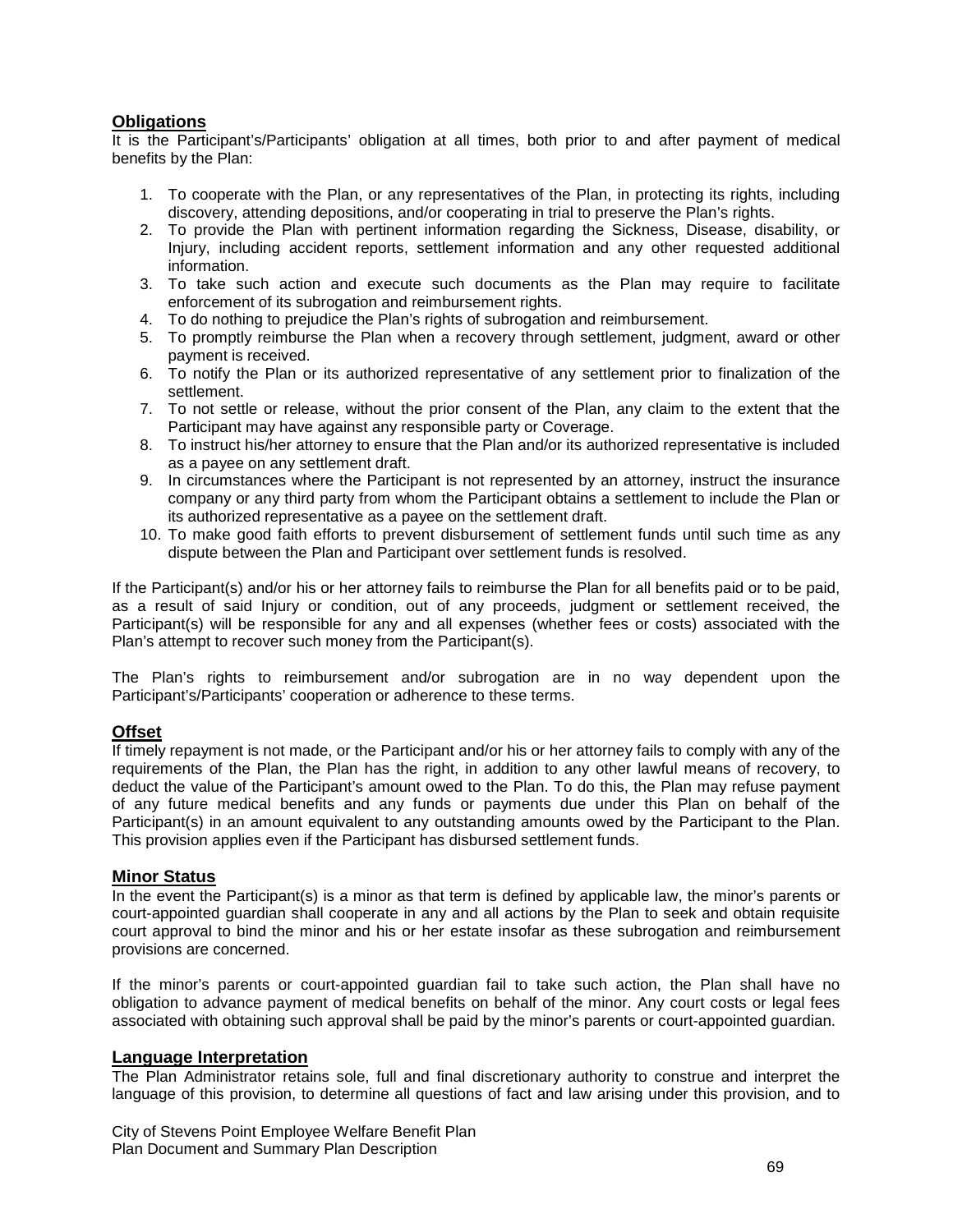## Obligations

It is the Participant's/Participants' obligation at all times, both prior to and after payment of medical benefits by the Plan:

1. To cooperate with the Plan, or any representatives of the Plan, in protecting its rights, including discovery, attending depositions, and/or cooperating in trial to preserve the Plan's rights.
2. To provide the Plan with pertinent information regarding the Sickness, Disease, disability, or Injury, including accident reports, settlement information and any other requested additional information.
3. To take such action and execute such documents as the Plan may require to facilitate enforcement of its subrogation and reimbursement rights.
4. To do nothing to prejudice the Plan's rights of subrogation and reimbursement.
5. To promptly reimburse the Plan when a recovery through settlement, judgment, award or other payment is received.
6. To notify the Plan or its authorized representative of any settlement prior to finalization of the settlement.
7. To not settle or release, without the prior consent of the Plan, any claim to the extent that the Participant may have against any responsible party or Coverage.
8. To instruct his/her attorney to ensure that the Plan and/or its authorized representative is included as a payee on any settlement draft.
9. In circumstances where the Participant is not represented by an attorney, instruct the insurance company or any third party from whom the Participant obtains a settlement to include the Plan or its authorized representative as a payee on the settlement draft.
10. To make good faith efforts to prevent disbursement of settlement funds until such time as any dispute between the Plan and Participant over settlement funds is resolved.

If the Participant(s) and/or his or her attorney fails to reimburse the Plan for all benefits paid or to be paid, as a result of said Injury or condition, out of any proceeds, judgment or settlement received, the Participant(s) will be responsible for any and all expenses (whether fees or costs) associated with the Plan's attempt to recover such money from the Participant(s).

The Plan's rights to reimbursement and/or subrogation are in no way dependent upon the Participant's/Participants' cooperation or adherence to these terms.

## Offset

If timely repayment is not made, or the Participant and/or his or her attorney fails to comply with any of the requirements of the Plan, the Plan has the right, in addition to any other lawful means of recovery, to deduct the value of the Participant's amount owed to the Plan. To do this, the Plan may refuse payment of any future medical benefits and any funds or payments due under this Plan on behalf of the Participant(s) in an amount equivalent to any outstanding amounts owed by the Participant to the Plan. This provision applies even if the Participant has disbursed settlement funds.

## Minor Status

In the event the Participant(s) is a minor as that term is defined by applicable law, the minor's parents or court-appointed guardian shall cooperate in any and all actions by the Plan to seek and obtain requisite court approval to bind the minor and his or her estate insofar as these subrogation and reimbursement provisions are concerned.

If the minor's parents or court-appointed guardian fail to take such action, the Plan shall have no obligation to advance payment of medical benefits on behalf of the minor. Any court costs or legal fees associated with obtaining such approval shall be paid by the minor's parents or court-appointed guardian.

## Language Interpretation

The Plan Administrator retains sole, full and final discretionary authority to construe and interpret the language of this provision, to determine all questions of fact and law arising under this provision, and to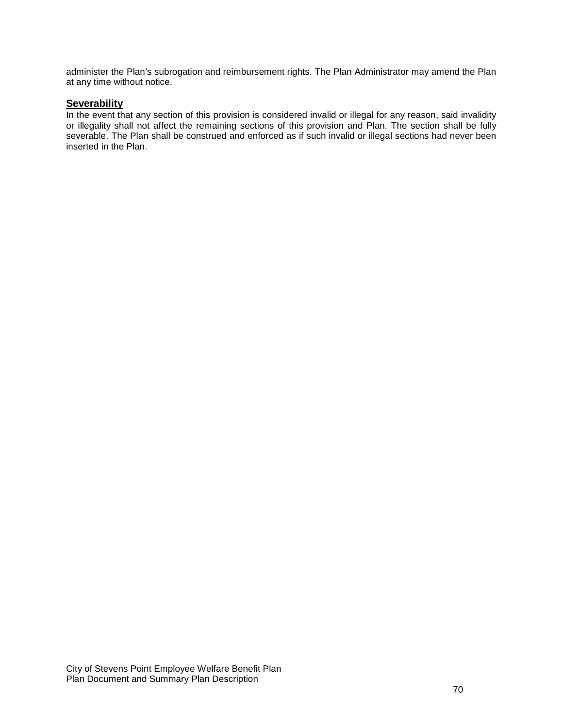administer the Plan's subrogation and reimbursement rights. The Plan Administrator may amend the Plan at any time without notice.

## Severability

In the event that any section of this provision is considered invalid or illegal for any reason, said invalidity or illegality shall not affect the remaining sections of this provision and Plan. The section shall be fully severable. The Plan shall be construed and enforced as if such invalid or illegal sections had never been inserted in the Plan.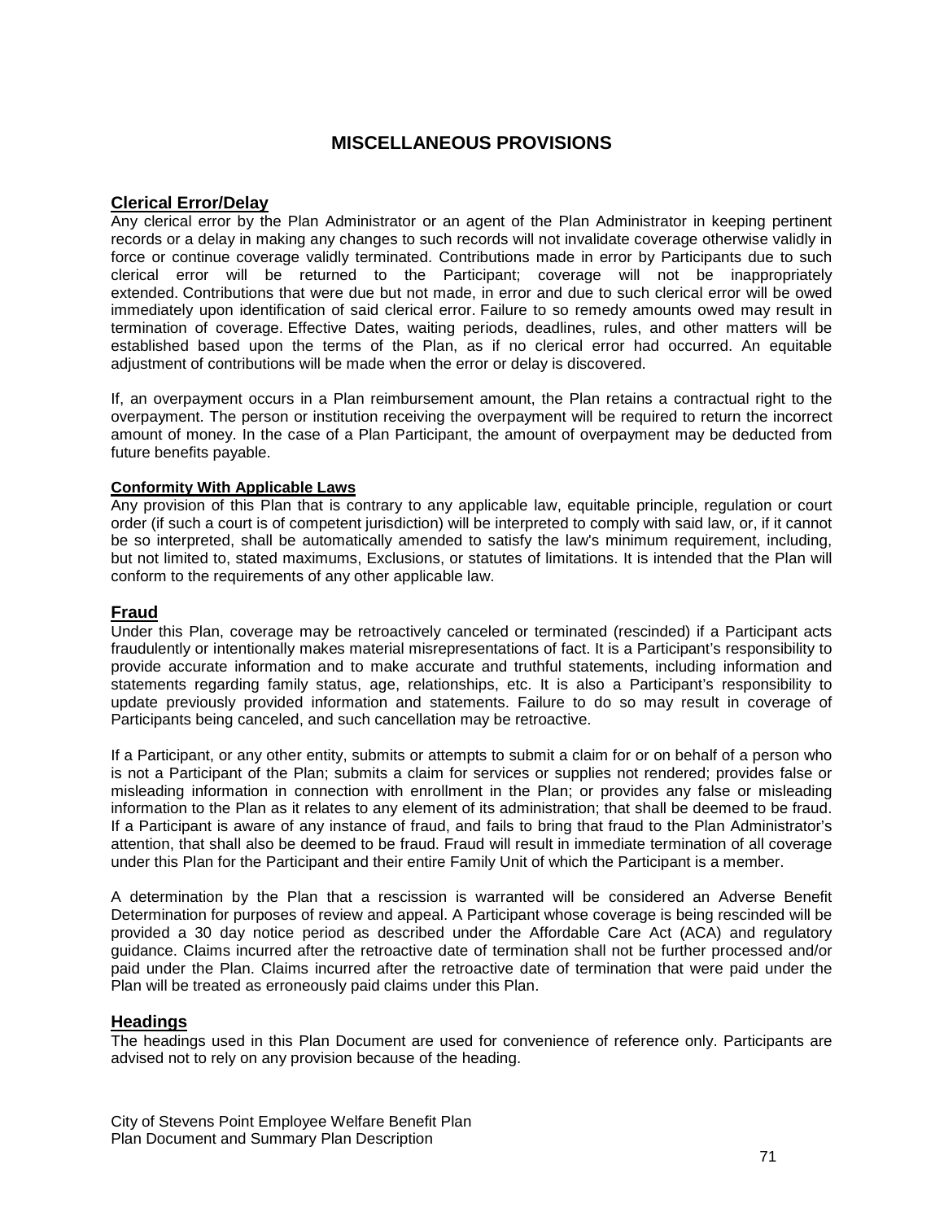## MISCELLANEOUS PROVISIONS

### Clerical Error/Delay

Any clerical error by the Plan Administrator or an agent of the Plan Administrator in keeping pertinent records or a delay in making any changes to such records will not invalidate coverage otherwise validly in force or continue coverage validly terminated. Contributions made in error by Participants due to such clerical error will be returned to the Participant; coverage will not be inappropriately extended. Contributions that were due but not made, in error and due to such clerical error will be owed immediately upon identification of said clerical error. Failure to so remedy amounts owed may result in termination of coverage. Effective Dates, waiting periods, deadlines, rules, and other matters will be established based upon the terms of the Plan, as if no clerical error had occurred. An equitable adjustment of contributions will be made when the error or delay is discovered.

If, an overpayment occurs in a Plan reimbursement amount, the Plan retains a contractual right to the overpayment. The person or institution receiving the overpayment will be required to return the incorrect amount of money. In the case of a Plan Participant, the amount of overpayment may be deducted from future benefits payable.

#### Conformity With Applicable Laws

Any provision of this Plan that is contrary to any applicable law, equitable principle, regulation or court order (if such a court is of competent jurisdiction) will be interpreted to comply with said law, or, if it cannot be so interpreted, shall be automatically amended to satisfy the law's minimum requirement, including, but not limited to, stated maximums, Exclusions, or statutes of limitations. It is intended that the Plan will conform to the requirements of any other applicable law.

### Fraud

Under this Plan, coverage may be retroactively canceled or terminated (rescinded) if a Participant acts fraudulently or intentionally makes material misrepresentations of fact. It is a Participant's responsibility to provide accurate information and to make accurate and truthful statements, including information and statements regarding family status, age, relationships, etc. It is also a Participant's responsibility to update previously provided information and statements. Failure to do so may result in coverage of Participants being canceled, and such cancellation may be retroactive.

If a Participant, or any other entity, submits or attempts to submit a claim for or on behalf of a person who is not a Participant of the Plan; submits a claim for services or supplies not rendered; provides false or misleading information in connection with enrollment in the Plan; or provides any false or misleading information to the Plan as it relates to any element of its administration; that shall be deemed to be fraud. If a Participant is aware of any instance of fraud, and fails to bring that fraud to the Plan Administrator's attention, that shall also be deemed to be fraud. Fraud will result in immediate termination of all coverage under this Plan for the Participant and their entire Family Unit of which the Participant is a member.

A determination by the Plan that a rescission is warranted will be considered an Adverse Benefit Determination for purposes of review and appeal. A Participant whose coverage is being rescinded will be provided a 30 day notice period as described under the Affordable Care Act (ACA) and regulatory guidance. Claims incurred after the retroactive date of termination shall not be further processed and/or paid under the Plan. Claims incurred after the retroactive date of termination that were paid under the Plan will be treated as erroneously paid claims under this Plan.

### Headings

The headings used in this Plan Document are used for convenience of reference only. Participants are advised not to rely on any provision because of the heading.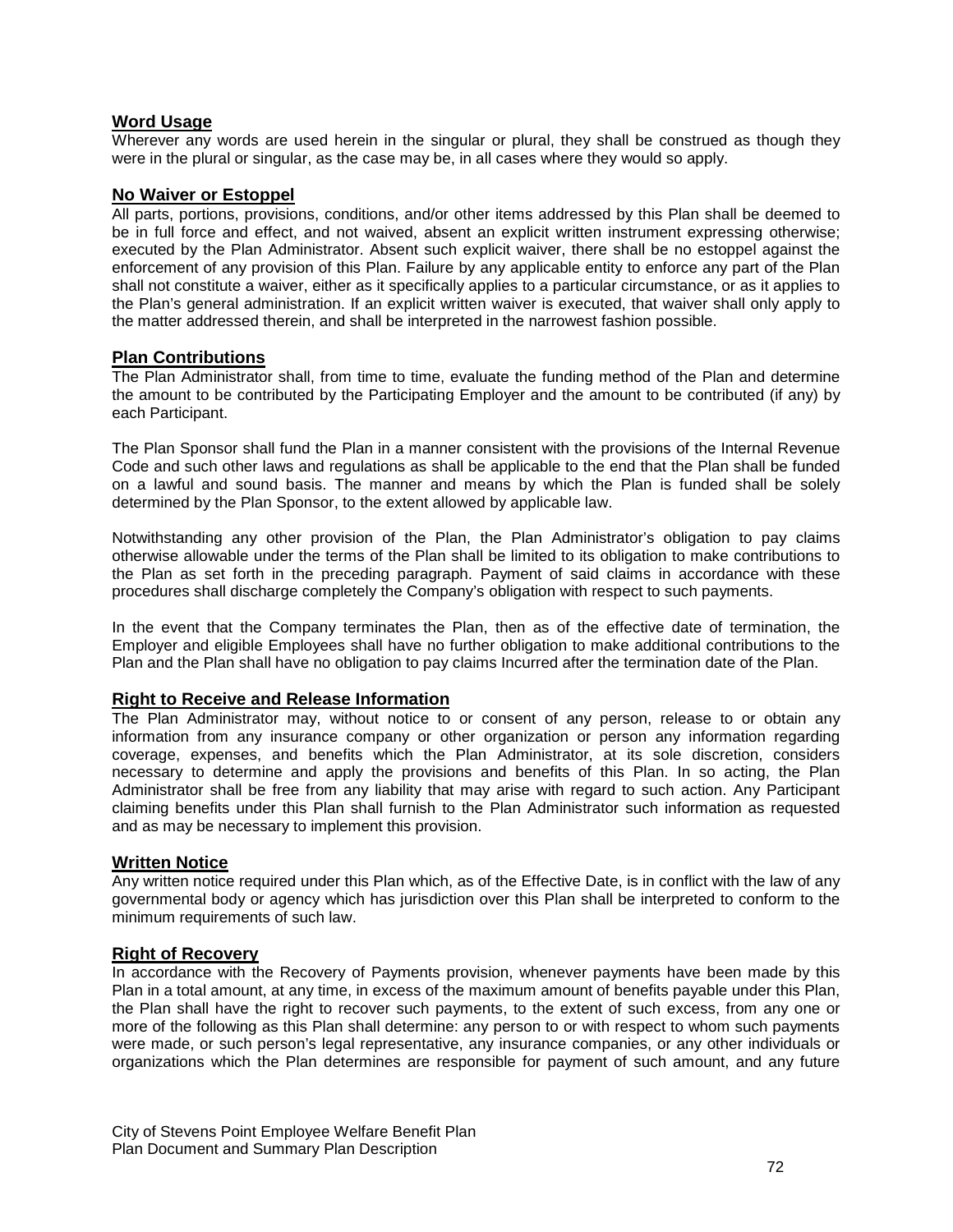## Word Usage

Wherever any words are used herein in the singular or plural, they shall be construed as though they were in the plural or singular, as the case may be, in all cases where they would so apply.

## No Waiver or Estoppel

All parts, portions, provisions, conditions, and/or other items addressed by this Plan shall be deemed to be in full force and effect, and not waived, absent an explicit written instrument expressing otherwise; executed by the Plan Administrator. Absent such explicit waiver, there shall be no estoppel against the enforcement of any provision of this Plan. Failure by any applicable entity to enforce any part of the Plan shall not constitute a waiver, either as it specifically applies to a particular circumstance, or as it applies to the Plan's general administration. If an explicit written waiver is executed, that waiver shall only apply to the matter addressed therein, and shall be interpreted in the narrowest fashion possible.

## Plan Contributions

The Plan Administrator shall, from time to time, evaluate the funding method of the Plan and determine the amount to be contributed by the Participating Employer and the amount to be contributed (if any) by each Participant.

The Plan Sponsor shall fund the Plan in a manner consistent with the provisions of the Internal Revenue Code and such other laws and regulations as shall be applicable to the end that the Plan shall be funded on a lawful and sound basis. The manner and means by which the Plan is funded shall be solely determined by the Plan Sponsor, to the extent allowed by applicable law.

Notwithstanding any other provision of the Plan, the Plan Administrator's obligation to pay claims otherwise allowable under the terms of the Plan shall be limited to its obligation to make contributions to the Plan as set forth in the preceding paragraph. Payment of said claims in accordance with these procedures shall discharge completely the Company's obligation with respect to such payments.

In the event that the Company terminates the Plan, then as of the effective date of termination, the Employer and eligible Employees shall have no further obligation to make additional contributions to the Plan and the Plan shall have no obligation to pay claims Incurred after the termination date of the Plan.

## Right to Receive and Release Information

The Plan Administrator may, without notice to or consent of any person, release to or obtain any information from any insurance company or other organization or person any information regarding coverage, expenses, and benefits which the Plan Administrator, at its sole discretion, considers necessary to determine and apply the provisions and benefits of this Plan. In so acting, the Plan Administrator shall be free from any liability that may arise with regard to such action. Any Participant claiming benefits under this Plan shall furnish to the Plan Administrator such information as requested and as may be necessary to implement this provision.

## Written Notice

Any written notice required under this Plan which, as of the Effective Date, is in conflict with the law of any governmental body or agency which has jurisdiction over this Plan shall be interpreted to conform to the minimum requirements of such law.

## Right of Recovery

In accordance with the Recovery of Payments provision, whenever payments have been made by this Plan in a total amount, at any time, in excess of the maximum amount of benefits payable under this Plan, the Plan shall have the right to recover such payments, to the extent of such excess, from any one or more of the following as this Plan shall determine: any person to or with respect to whom such payments were made, or such person's legal representative, any insurance companies, or any other individuals or organizations which the Plan determines are responsible for payment of such amount, and any future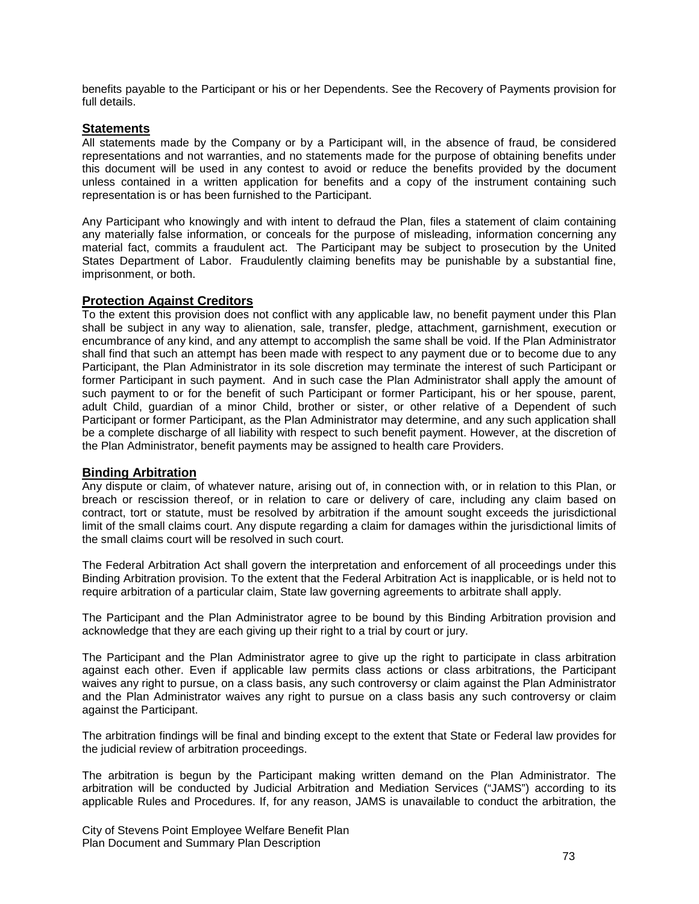benefits payable to the Participant or his or her Dependents. See the Recovery of Payments provision for full details.

## Statements

All statements made by the Company or by a Participant will, in the absence of fraud, be considered representations and not warranties, and no statements made for the purpose of obtaining benefits under this document will be used in any contest to avoid or reduce the benefits provided by the document unless contained in a written application for benefits and a copy of the instrument containing such representation is or has been furnished to the Participant.

Any Participant who knowingly and with intent to defraud the Plan, files a statement of claim containing any materially false information, or conceals for the purpose of misleading, information concerning any material fact, commits a fraudulent act. The Participant may be subject to prosecution by the United States Department of Labor. Fraudulently claiming benefits may be punishable by a substantial fine, imprisonment, or both.

## Protection Against Creditors

To the extent this provision does not conflict with any applicable law, no benefit payment under this Plan shall be subject in any way to alienation, sale, transfer, pledge, attachment, garnishment, execution or encumbrance of any kind, and any attempt to accomplish the same shall be void. If the Plan Administrator shall find that such an attempt has been made with respect to any payment due or to become due to any Participant, the Plan Administrator in its sole discretion may terminate the interest of such Participant or former Participant in such payment. And in such case the Plan Administrator shall apply the amount of such payment to or for the benefit of such Participant or former Participant, his or her spouse, parent, adult Child, guardian of a minor Child, brother or sister, or other relative of a Dependent of such Participant or former Participant, as the Plan Administrator may determine, and any such application shall be a complete discharge of all liability with respect to such benefit payment. However, at the discretion of the Plan Administrator, benefit payments may be assigned to health care Providers.

## Binding Arbitration

Any dispute or claim, of whatever nature, arising out of, in connection with, or in relation to this Plan, or breach or rescission thereof, or in relation to care or delivery of care, including any claim based on contract, tort or statute, must be resolved by arbitration if the amount sought exceeds the jurisdictional limit of the small claims court. Any dispute regarding a claim for damages within the jurisdictional limits of the small claims court will be resolved in such court.

The Federal Arbitration Act shall govern the interpretation and enforcement of all proceedings under this Binding Arbitration provision. To the extent that the Federal Arbitration Act is inapplicable, or is held not to require arbitration of a particular claim, State law governing agreements to arbitrate shall apply.

The Participant and the Plan Administrator agree to be bound by this Binding Arbitration provision and acknowledge that they are each giving up their right to a trial by court or jury.

The Participant and the Plan Administrator agree to give up the right to participate in class arbitration against each other. Even if applicable law permits class actions or class arbitrations, the Participant waives any right to pursue, on a class basis, any such controversy or claim against the Plan Administrator and the Plan Administrator waives any right to pursue on a class basis any such controversy or claim against the Participant.

The arbitration findings will be final and binding except to the extent that State or Federal law provides for the judicial review of arbitration proceedings.

The arbitration is begun by the Participant making written demand on the Plan Administrator. The arbitration will be conducted by Judicial Arbitration and Mediation Services ("JAMS") according to its applicable Rules and Procedures. If, for any reason, JAMS is unavailable to conduct the arbitration, the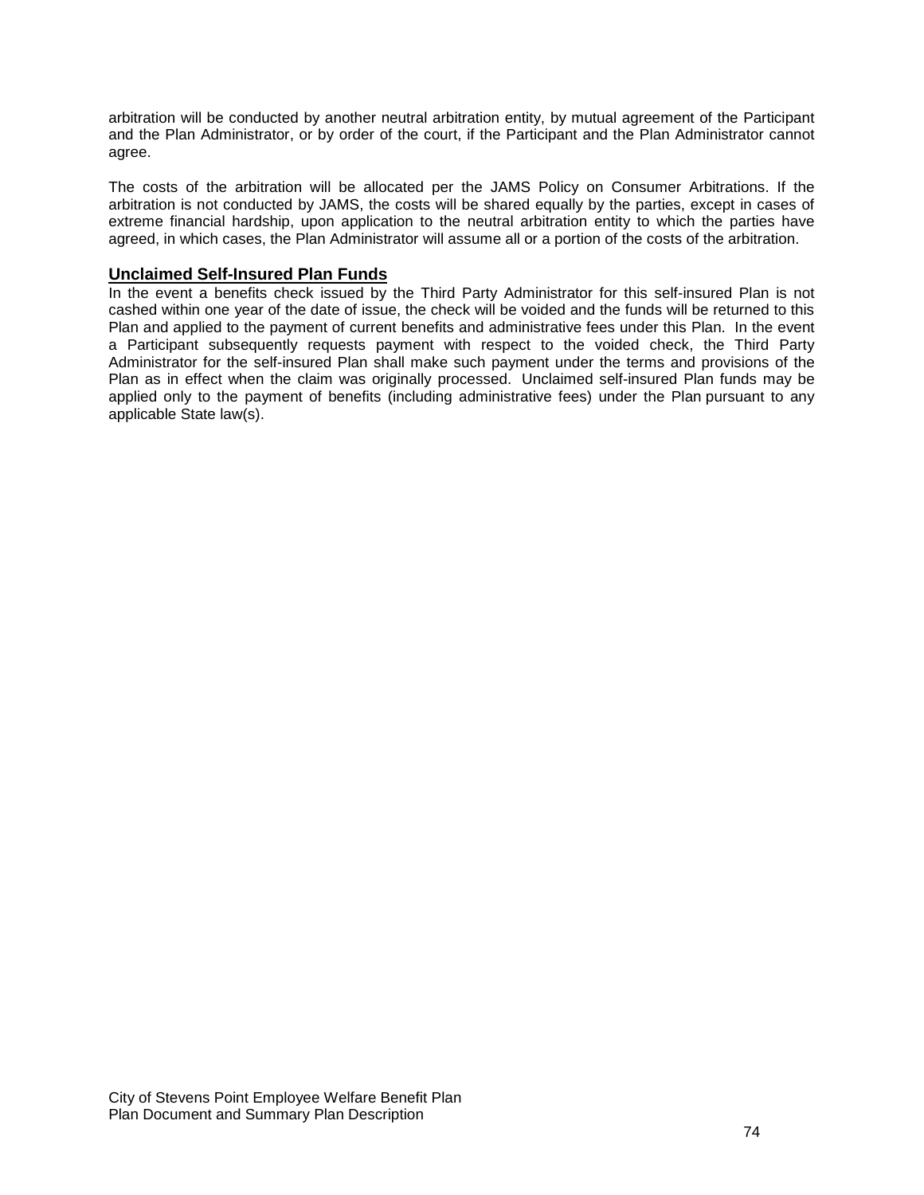arbitration will be conducted by another neutral arbitration entity, by mutual agreement of the Participant and the Plan Administrator, or by order of the court, if the Participant and the Plan Administrator cannot agree.

The costs of the arbitration will be allocated per the JAMS Policy on Consumer Arbitrations. If the arbitration is not conducted by JAMS, the costs will be shared equally by the parties, except in cases of extreme financial hardship, upon application to the neutral arbitration entity to which the parties have agreed, in which cases, the Plan Administrator will assume all or a portion of the costs of the arbitration.

## Unclaimed Self-Insured Plan Funds

In the event a benefits check issued by the Third Party Administrator for this self-insured Plan is not cashed within one year of the date of issue, the check will be voided and the funds will be returned to this Plan and applied to the payment of current benefits and administrative fees under this Plan. In the event a Participant subsequently requests payment with respect to the voided check, the Third Party Administrator for the self-insured Plan shall make such payment under the terms and provisions of the Plan as in effect when the claim was originally processed. Unclaimed self-insured Plan funds may be applied only to the payment of benefits (including administrative fees) under the Plan pursuant to any applicable State law(s).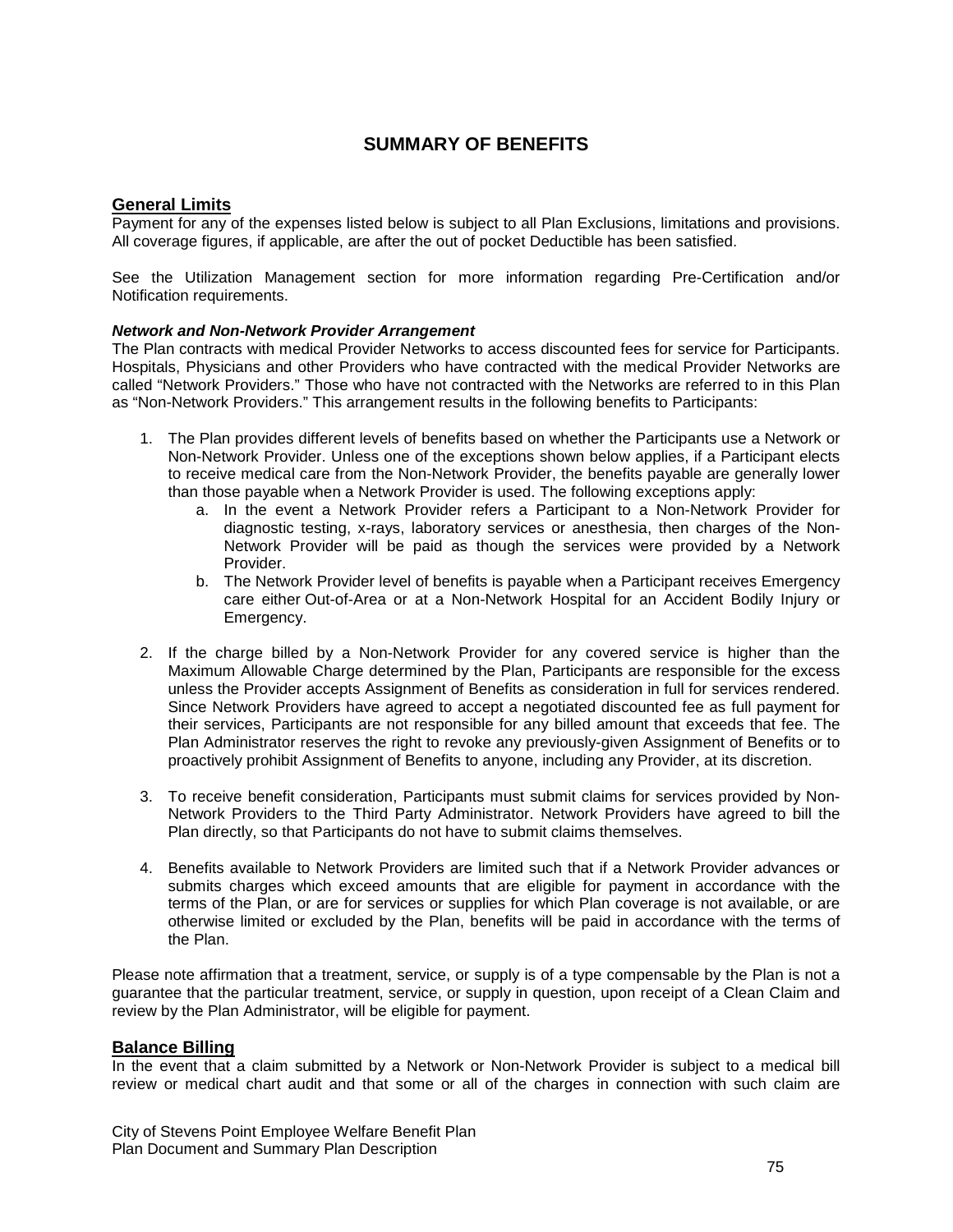# SUMMARY OF BENEFITS

## General Limits

Payment for any of the expenses listed below is subject to all Plan Exclusions, limitations and provisions. All coverage figures, if applicable, are after the out of pocket Deductible has been satisfied.

See the Utilization Management section for more information regarding Pre-Certification and/or Notification requirements.

***Network and Non-Network Provider Arrangement***

The Plan contracts with medical Provider Networks to access discounted fees for service for Participants. Hospitals, Physicians and other Providers who have contracted with the medical Provider Networks are called "Network Providers." Those who have not contracted with the Networks are referred to in this Plan as "Non-Network Providers." This arrangement results in the following benefits to Participants:

1. The Plan provides different levels of benefits based on whether the Participants use a Network or Non-Network Provider. Unless one of the exceptions shown below applies, if a Participant elects to receive medical care from the Non-Network Provider, the benefits payable are generally lower than those payable when a Network Provider is used. The following exceptions apply:
   a. In the event a Network Provider refers a Participant to a Non-Network Provider for diagnostic testing, x-rays, laboratory services or anesthesia, then charges of the Non-Network Provider will be paid as though the services were provided by a Network Provider.
   b. The Network Provider level of benefits is payable when a Participant receives Emergency care either Out-of-Area or at a Non-Network Hospital for an Accident Bodily Injury or Emergency.

2. If the charge billed by a Non-Network Provider for any covered service is higher than the Maximum Allowable Charge determined by the Plan, Participants are responsible for the excess unless the Provider accepts Assignment of Benefits as consideration in full for services rendered. Since Network Providers have agreed to accept a negotiated discounted fee as full payment for their services, Participants are not responsible for any billed amount that exceeds that fee. The Plan Administrator reserves the right to revoke any previously-given Assignment of Benefits or to proactively prohibit Assignment of Benefits to anyone, including any Provider, at its discretion.

3. To receive benefit consideration, Participants must submit claims for services provided by Non-Network Providers to the Third Party Administrator. Network Providers have agreed to bill the Plan directly, so that Participants do not have to submit claims themselves.

4. Benefits available to Network Providers are limited such that if a Network Provider advances or submits charges which exceed amounts that are eligible for payment in accordance with the terms of the Plan, or are for services or supplies for which Plan coverage is not available, or are otherwise limited or excluded by the Plan, benefits will be paid in accordance with the terms of the Plan.

Please note affirmation that a treatment, service, or supply is of a type compensable by the Plan is not a guarantee that the particular treatment, service, or supply in question, upon receipt of a Clean Claim and review by the Plan Administrator, will be eligible for payment.

## Balance Billing

In the event that a claim submitted by a Network or Non-Network Provider is subject to a medical bill review or medical chart audit and that some or all of the charges in connection with such claim are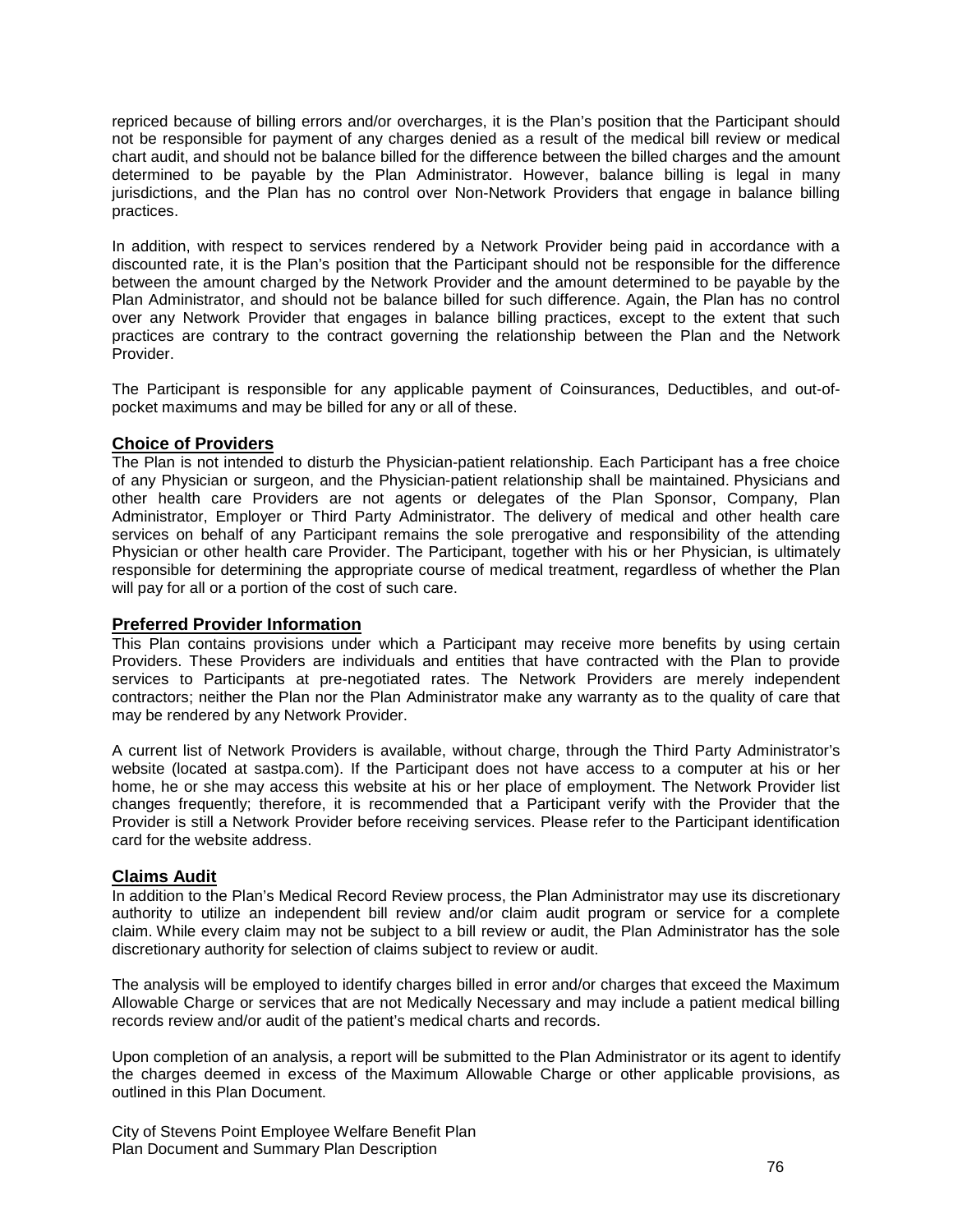repriced because of billing errors and/or overcharges, it is the Plan's position that the Participant should not be responsible for payment of any charges denied as a result of the medical bill review or medical chart audit, and should not be balance billed for the difference between the billed charges and the amount determined to be payable by the Plan Administrator. However, balance billing is legal in many jurisdictions, and the Plan has no control over Non-Network Providers that engage in balance billing practices.

In addition, with respect to services rendered by a Network Provider being paid in accordance with a discounted rate, it is the Plan's position that the Participant should not be responsible for the difference between the amount charged by the Network Provider and the amount determined to be payable by the Plan Administrator, and should not be balance billed for such difference. Again, the Plan has no control over any Network Provider that engages in balance billing practices, except to the extent that such practices are contrary to the contract governing the relationship between the Plan and the Network Provider.

The Participant is responsible for any applicable payment of Coinsurances, Deductibles, and out-of-pocket maximums and may be billed for any or all of these.

## Choice of Providers

The Plan is not intended to disturb the Physician-patient relationship. Each Participant has a free choice of any Physician or surgeon, and the Physician-patient relationship shall be maintained. Physicians and other health care Providers are not agents or delegates of the Plan Sponsor, Company, Plan Administrator, Employer or Third Party Administrator. The delivery of medical and other health care services on behalf of any Participant remains the sole prerogative and responsibility of the attending Physician or other health care Provider. The Participant, together with his or her Physician, is ultimately responsible for determining the appropriate course of medical treatment, regardless of whether the Plan will pay for all or a portion of the cost of such care.

## Preferred Provider Information

This Plan contains provisions under which a Participant may receive more benefits by using certain Providers. These Providers are individuals and entities that have contracted with the Plan to provide services to Participants at pre-negotiated rates. The Network Providers are merely independent contractors; neither the Plan nor the Plan Administrator make any warranty as to the quality of care that may be rendered by any Network Provider.

A current list of Network Providers is available, without charge, through the Third Party Administrator's website (located at sastpa.com). If the Participant does not have access to a computer at his or her home, he or she may access this website at his or her place of employment. The Network Provider list changes frequently; therefore, it is recommended that a Participant verify with the Provider that the Provider is still a Network Provider before receiving services. Please refer to the Participant identification card for the website address.

## Claims Audit

In addition to the Plan's Medical Record Review process, the Plan Administrator may use its discretionary authority to utilize an independent bill review and/or claim audit program or service for a complete claim. While every claim may not be subject to a bill review or audit, the Plan Administrator has the sole discretionary authority for selection of claims subject to review or audit.

The analysis will be employed to identify charges billed in error and/or charges that exceed the Maximum Allowable Charge or services that are not Medically Necessary and may include a patient medical billing records review and/or audit of the patient's medical charts and records.

Upon completion of an analysis, a report will be submitted to the Plan Administrator or its agent to identify the charges deemed in excess of the Maximum Allowable Charge or other applicable provisions, as outlined in this Plan Document.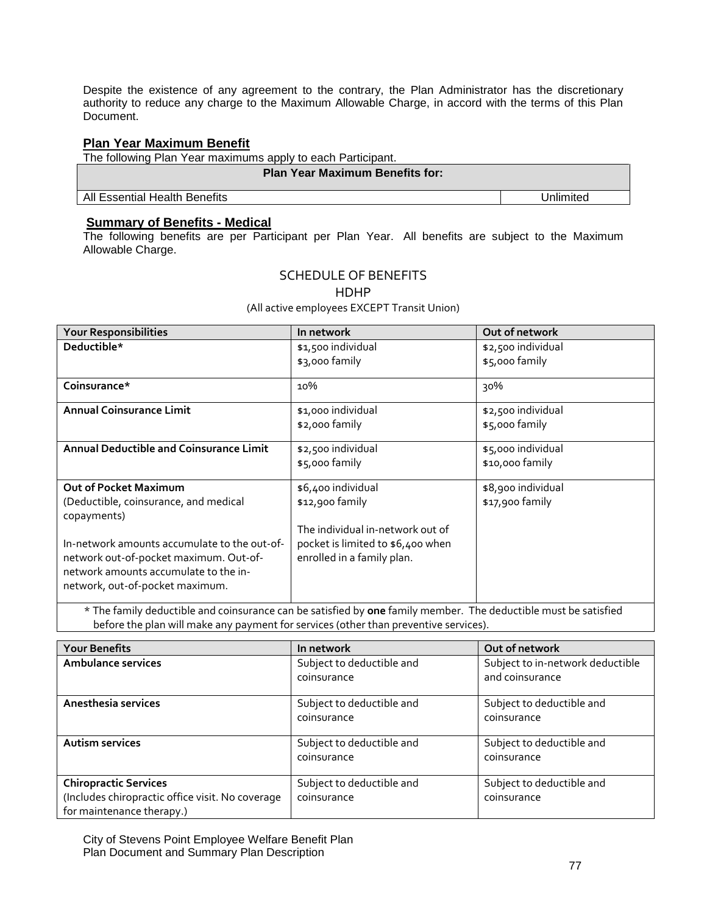Despite the existence of any agreement to the contrary, the Plan Administrator has the discretionary authority to reduce any charge to the Maximum Allowable Charge, in accord with the terms of this Plan Document.

## Plan Year Maximum Benefit

The following Plan Year maximums apply to each Participant.

| Plan Year Maximum Benefits for: | |
|---|---|
| All Essential Health Benefits | Unlimited |

## Summary of Benefits - Medical

The following benefits are per Participant per Plan Year. All benefits are subject to the Maximum Allowable Charge.

### SCHEDULE OF BENEFITS
### HDHP
(All active employees EXCEPT Transit Union)

| Your Responsibilities | In network | Out of network |
|---|---|---|
| **Deductible*** | $1,500 individual<br>$3,000 family | $2,500 individual<br>$5,000 family |
| **Coinsurance*** | 10% | 30% |
| **Annual Coinsurance Limit** | $1,000 individual<br>$2,000 family | $2,500 individual<br>$5,000 family |
| **Annual Deductible and Coinsurance Limit** | $2,500 individual<br>$5,000 family | $5,000 individual<br>$10,000 family |
| **Out of Pocket Maximum**<br>(Deductible, coinsurance, and medical copayments)<br><br>In-network amounts accumulate to the out-of-network out-of-pocket maximum. Out-of-network amounts accumulate to the in-network, out-of-pocket maximum. | $6,400 individual<br>$12,900 family<br><br>The individual in-network out of pocket is limited to $6,400 when enrolled in a family plan. | $8,900 individual<br>$17,900 family |

* The family deductible and coinsurance can be satisfied by **one** family member. The deductible must be satisfied before the plan will make any payment for services (other than preventive services).

| Your Benefits | In network | Out of network |
|---|---|---|
| **Ambulance services** | Subject to deductible and coinsurance | Subject to in-network deductible and coinsurance |
| **Anesthesia services** | Subject to deductible and coinsurance | Subject to deductible and coinsurance |
| **Autism services** | Subject to deductible and coinsurance | Subject to deductible and coinsurance |
| **Chiropractic Services**<br>(Includes chiropractic office visit. No coverage for maintenance therapy.) | Subject to deductible and coinsurance | Subject to deductible and coinsurance |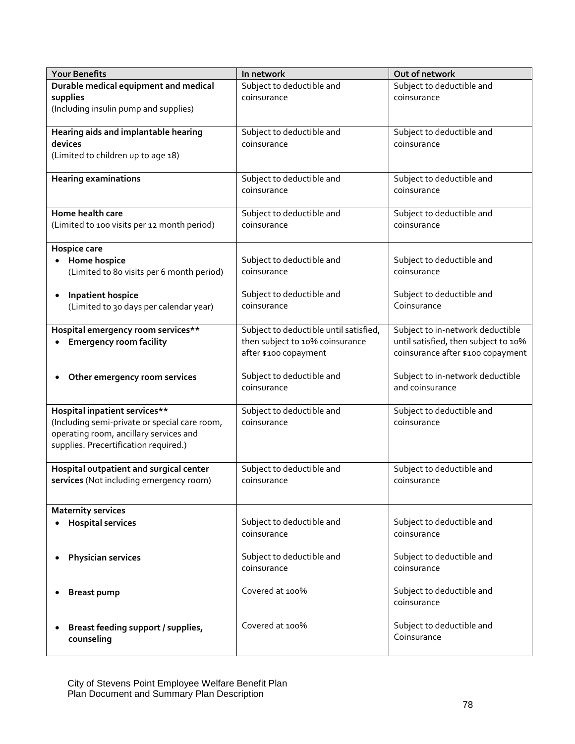| Your Benefits | In network | Out of network |
|---|---|---|
| **Durable medical equipment and medical supplies** (Including insulin pump and supplies) | Subject to deductible and coinsurance | Subject to deductible and coinsurance |
| **Hearing aids and implantable hearing devices** (Limited to children up to age 18) | Subject to deductible and coinsurance | Subject to deductible and coinsurance |
| **Hearing examinations** | Subject to deductible and coinsurance | Subject to deductible and coinsurance |
| **Home health care** (Limited to 100 visits per 12 month period) | Subject to deductible and coinsurance | Subject to deductible and coinsurance |
| **Hospice care** | | |
| • **Home hospice** (Limited to 80 visits per 6 month period) | Subject to deductible and coinsurance | Subject to deductible and coinsurance |
| • **Inpatient hospice** (Limited to 30 days per calendar year) | Subject to deductible and coinsurance | Subject to deductible and Coinsurance |
| **Hospital emergency room services**** | | |
| • **Emergency room facility** | Subject to deductible until satisfied, then subject to 10% coinsurance after $100 copayment | Subject to in-network deductible until satisfied, then subject to 10% coinsurance after $100 copayment |
| • **Other emergency room services** | Subject to deductible and coinsurance | Subject to in-network deductible and coinsurance |
| **Hospital inpatient services**** (Including semi-private or special care room, operating room, ancillary services and supplies. Precertification required.) | Subject to deductible and coinsurance | Subject to deductible and coinsurance |
| **Hospital outpatient and surgical center services** (Not including emergency room) | Subject to deductible and coinsurance | Subject to deductible and coinsurance |
| **Maternity services** | | |
| • **Hospital services** | Subject to deductible and coinsurance | Subject to deductible and coinsurance |
| • **Physician services** | Subject to deductible and coinsurance | Subject to deductible and coinsurance |
| • **Breast pump** | Covered at 100% | Subject to deductible and coinsurance |
| • **Breast feeding support / supplies, counseling** | Covered at 100% | Subject to deductible and Coinsurance |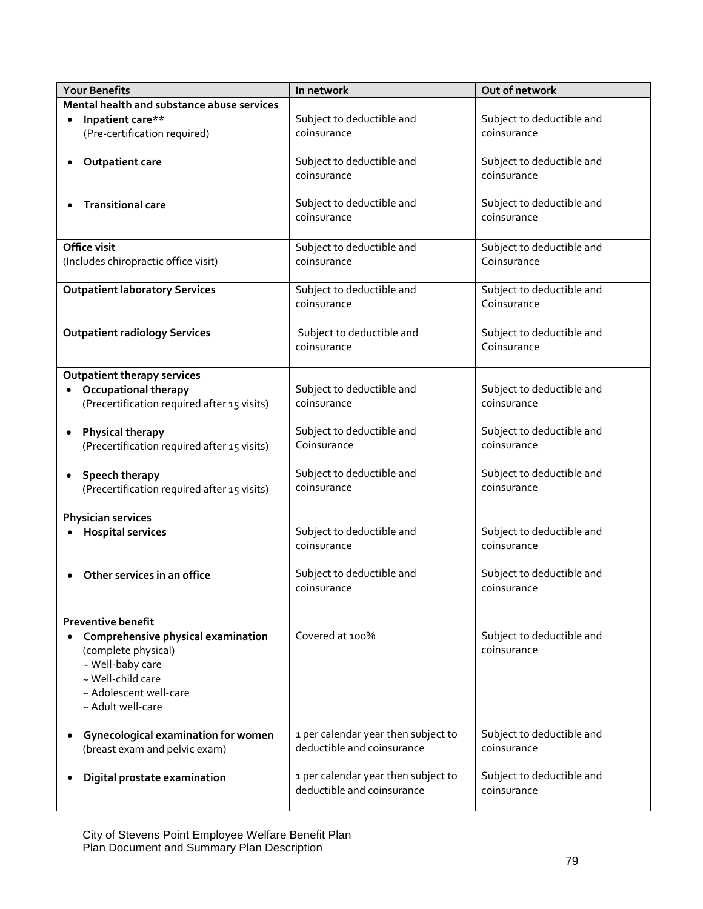| Your Benefits | In network | Out of network |
|---|---|---|
| **Mental health and substance abuse services** | | |
| • **Inpatient care**** (Pre-certification required) | Subject to deductible and coinsurance | Subject to deductible and coinsurance |
| • **Outpatient care** | Subject to deductible and coinsurance | Subject to deductible and coinsurance |
| • **Transitional care** | Subject to deductible and coinsurance | Subject to deductible and coinsurance |
| **Office visit** (Includes chiropractic office visit) | Subject to deductible and coinsurance | Subject to deductible and Coinsurance |
| **Outpatient laboratory Services** | Subject to deductible and coinsurance | Subject to deductible and Coinsurance |
| **Outpatient radiology Services** | Subject to deductible and coinsurance | Subject to deductible and Coinsurance |
| **Outpatient therapy services** | | |
| • **Occupational therapy** (Precertification required after 15 visits) | Subject to deductible and coinsurance | Subject to deductible and coinsurance |
| • **Physical therapy** (Precertification required after 15 visits) | Subject to deductible and Coinsurance | Subject to deductible and coinsurance |
| • **Speech therapy** (Precertification required after 15 visits) | Subject to deductible and coinsurance | Subject to deductible and coinsurance |
| **Physician services** | | |
| • **Hospital services** | Subject to deductible and coinsurance | Subject to deductible and coinsurance |
| • **Other services in an office** | Subject to deductible and coinsurance | Subject to deductible and coinsurance |
| **Preventive benefit** | | |
| • **Comprehensive physical examination** (complete physical) ~ Well-baby care ~ Well-child care ~ Adolescent well-care ~ Adult well-care | Covered at 100% | Subject to deductible and coinsurance |
| • **Gynecological examination for women** (breast exam and pelvic exam) | 1 per calendar year then subject to deductible and coinsurance | Subject to deductible and coinsurance |
| • **Digital prostate examination** | 1 per calendar year then subject to deductible and coinsurance | Subject to deductible and coinsurance |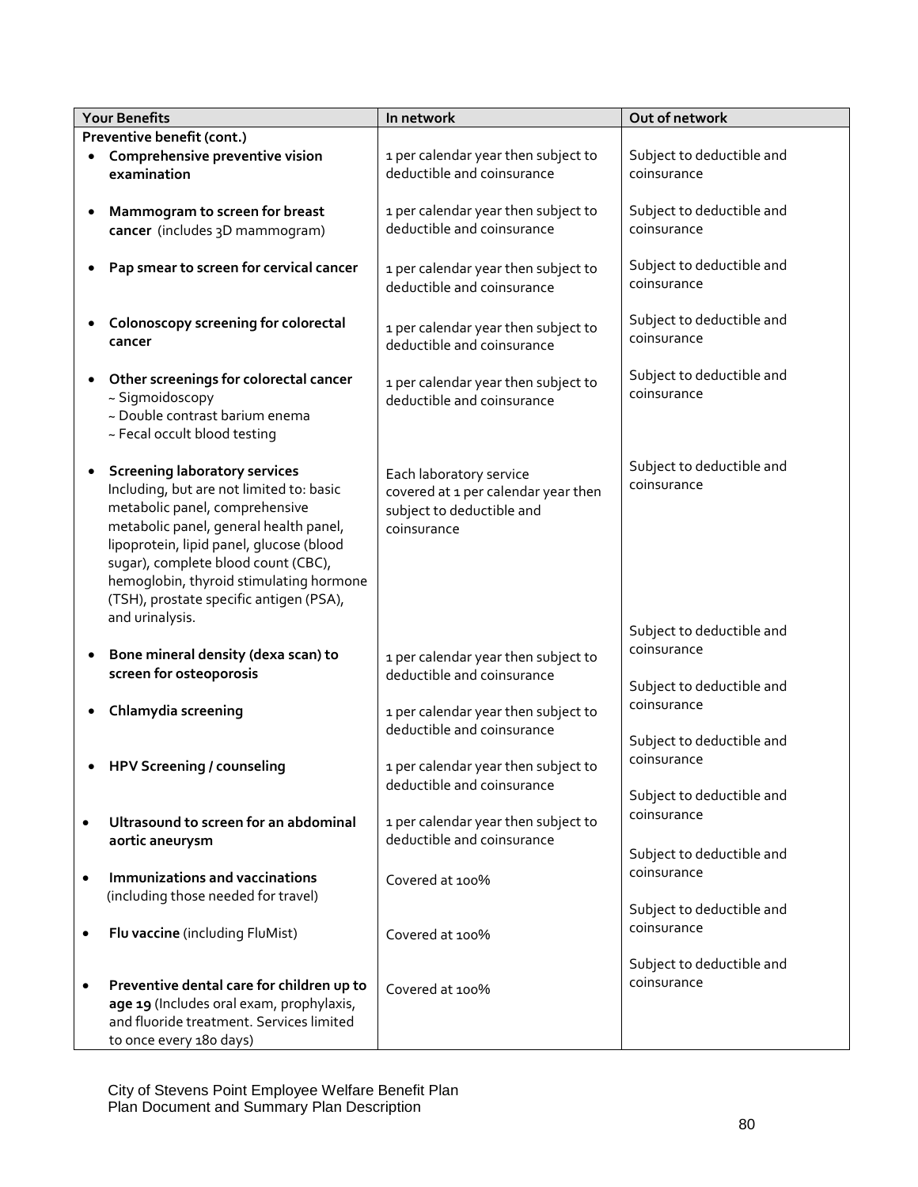| Your Benefits | In network | Out of network |
| --- | --- | --- |
| **Preventive benefit (cont.)** | | |
| • **Comprehensive preventive vision examination** | 1 per calendar year then subject to deductible and coinsurance | Subject to deductible and coinsurance |
| • **Mammogram to screen for breast cancer** (includes 3D mammogram) | 1 per calendar year then subject to deductible and coinsurance | Subject to deductible and coinsurance |
| • **Pap smear to screen for cervical cancer** | 1 per calendar year then subject to deductible and coinsurance | Subject to deductible and coinsurance |
| • **Colonoscopy screening for colorectal cancer** | 1 per calendar year then subject to deductible and coinsurance | Subject to deductible and coinsurance |
| • **Other screenings for colorectal cancer**<br>~ Sigmoidoscopy<br>~ Double contrast barium enema<br>~ Fecal occult blood testing | 1 per calendar year then subject to deductible and coinsurance | Subject to deductible and coinsurance |
| • **Screening laboratory services** Including, but are not limited to: basic metabolic panel, comprehensive metabolic panel, general health panel, lipoprotein, lipid panel, glucose (blood sugar), complete blood count (CBC), hemoglobin, thyroid stimulating hormone (TSH), prostate specific antigen (PSA), and urinalysis. | Each laboratory service covered at 1 per calendar year then subject to deductible and coinsurance | Subject to deductible and coinsurance |
| • **Bone mineral density (dexa scan) to screen for osteoporosis** | 1 per calendar year then subject to deductible and coinsurance | Subject to deductible and coinsurance |
| • **Chlamydia screening** | 1 per calendar year then subject to deductible and coinsurance | Subject to deductible and coinsurance |
| • **HPV Screening / counseling** | 1 per calendar year then subject to deductible and coinsurance | Subject to deductible and coinsurance |
| • **Ultrasound to screen for an abdominal aortic aneurysm** | 1 per calendar year then subject to deductible and coinsurance | Subject to deductible and coinsurance |
| • **Immunizations and vaccinations** (including those needed for travel) | Covered at 100% | Subject to deductible and coinsurance |
| • **Flu vaccine** (including FluMist) | Covered at 100% | Subject to deductible and coinsurance |
| • **Preventive dental care for children up to age 19** (Includes oral exam, prophylaxis, and fluoride treatment. Services limited to once every 180 days) | Covered at 100% | Subject to deductible and coinsurance |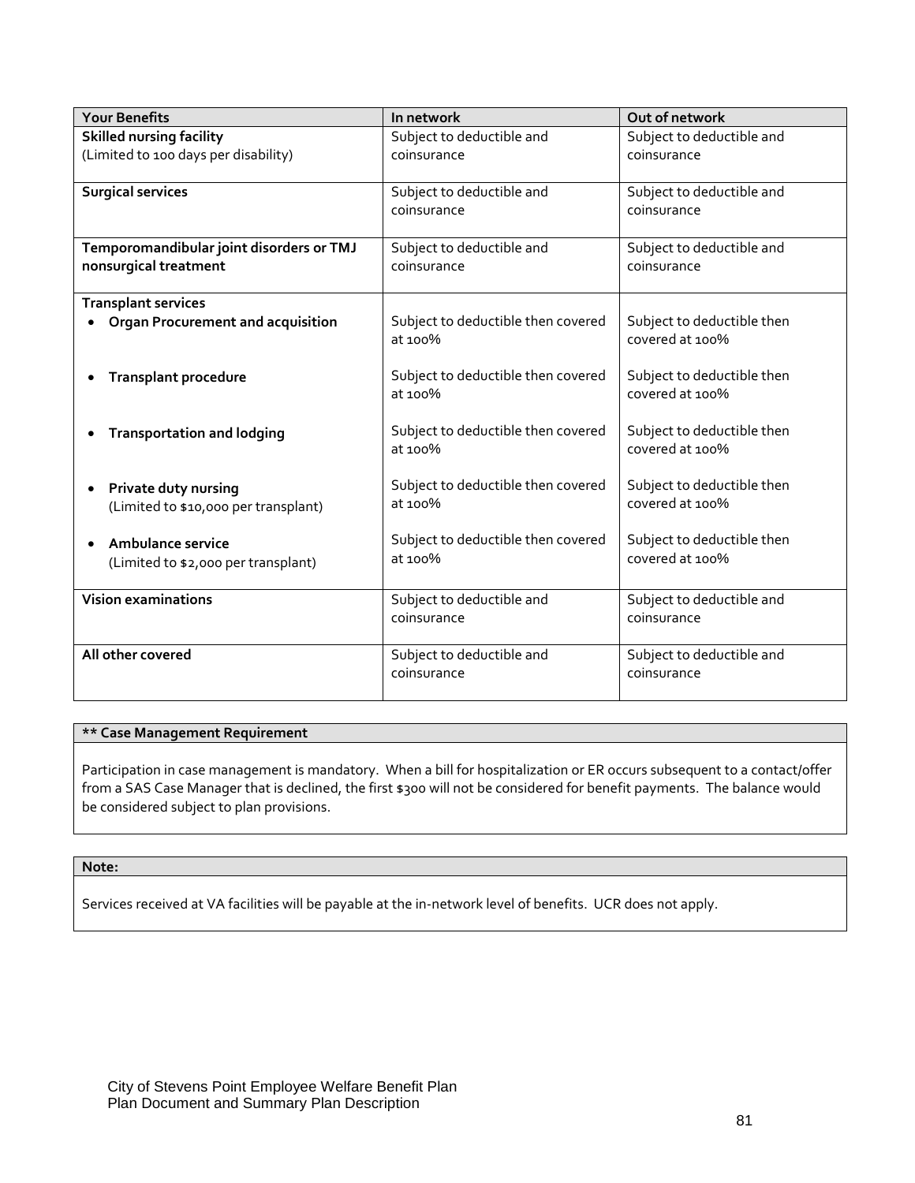| Your Benefits | In network | Out of network |
| --- | --- | --- |
| **Skilled nursing facility** (Limited to 100 days per disability) | Subject to deductible and coinsurance | Subject to deductible and coinsurance |
| **Surgical services** | Subject to deductible and coinsurance | Subject to deductible and coinsurance |
| **Temporomandibular joint disorders or TMJ nonsurgical treatment** | Subject to deductible and coinsurance | Subject to deductible and coinsurance |
| **Transplant services** | | |
| • **Organ Procurement and acquisition** | Subject to deductible then covered at 100% | Subject to deductible then covered at 100% |
| • **Transplant procedure** | Subject to deductible then covered at 100% | Subject to deductible then covered at 100% |
| • **Transportation and lodging** | Subject to deductible then covered at 100% | Subject to deductible then covered at 100% |
| • **Private duty nursing** (Limited to $10,000 per transplant) | Subject to deductible then covered at 100% | Subject to deductible then covered at 100% |
| • **Ambulance service** (Limited to $2,000 per transplant) | Subject to deductible then covered at 100% | Subject to deductible then covered at 100% |
| **Vision examinations** | Subject to deductible and coinsurance | Subject to deductible and coinsurance |
| **All other covered** | Subject to deductible and coinsurance | Subject to deductible and coinsurance |

**** Case Management Requirement**

Participation in case management is mandatory. When a bill for hospitalization or ER occurs subsequent to a contact/offer from a SAS Case Manager that is declined, the first $300 will not be considered for benefit payments. The balance would be considered subject to plan provisions.

**Note:**

Services received at VA facilities will be payable at the in-network level of benefits. UCR does not apply.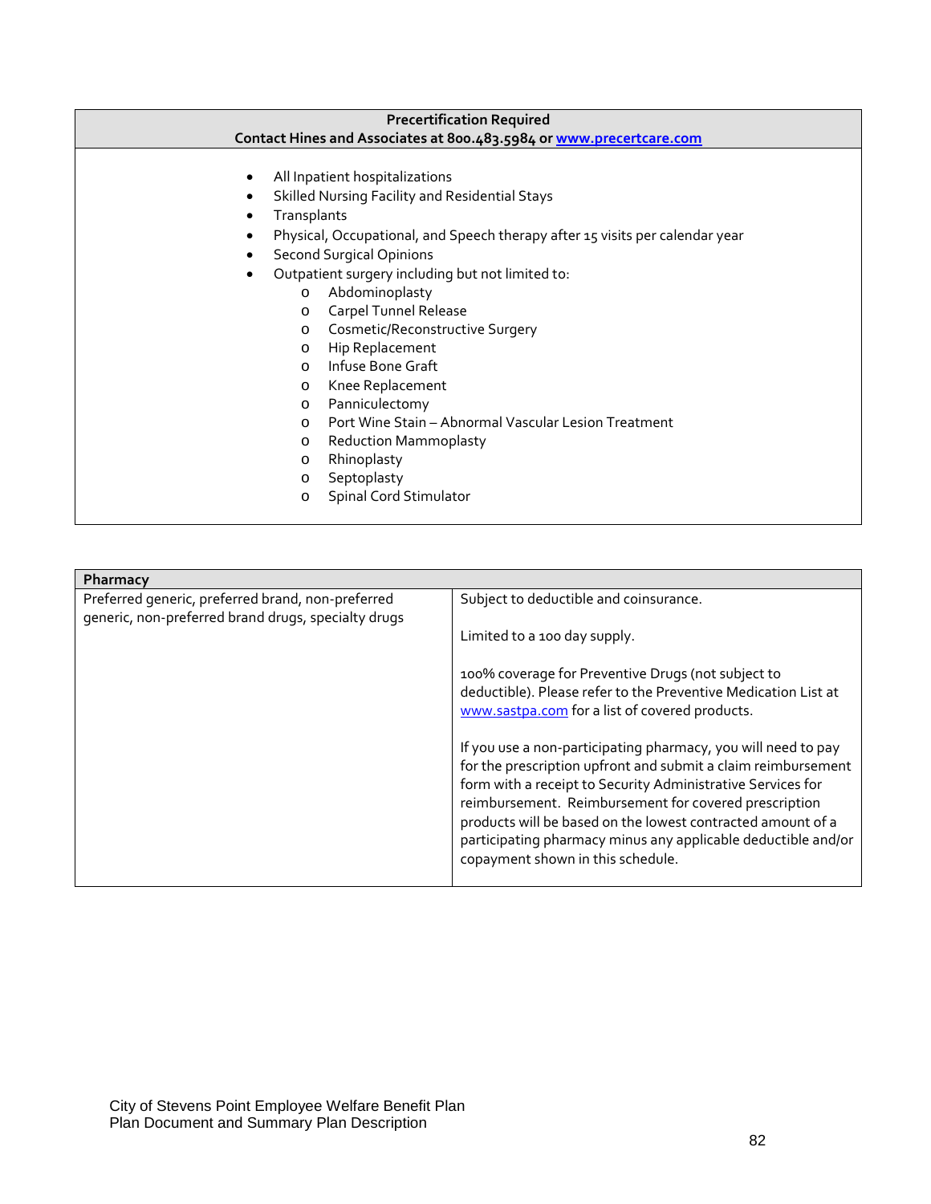| **Precertification Required** |
|---|
| **Contact Hines and Associates at 800.483.5984 or [www.precertcare.com](http://www.precertcare.com)** |

- All Inpatient hospitalizations
- Skilled Nursing Facility and Residential Stays
- Transplants
- Physical, Occupational, and Speech therapy after 15 visits per calendar year
- Second Surgical Opinions
- Outpatient surgery including but not limited to:
  - Abdominoplasty
  - Carpel Tunnel Release
  - Cosmetic/Reconstructive Surgery
  - Hip Replacement
  - Infuse Bone Graft
  - Knee Replacement
  - Panniculectomy
  - Port Wine Stain – Abnormal Vascular Lesion Treatment
  - Reduction Mammoplasty
  - Rhinoplasty
  - Septoplasty
  - Spinal Cord Stimulator

| **Pharmacy** | |
|---|---|
| Preferred generic, preferred brand, non-preferred generic, non-preferred brand drugs, specialty drugs | Subject to deductible and coinsurance.<br><br>Limited to a 100 day supply.<br><br>100% coverage for Preventive Drugs (not subject to deductible). Please refer to the Preventive Medication List at [www.sastpa.com](http://www.sastpa.com) for a list of covered products.<br><br>If you use a non-participating pharmacy, you will need to pay for the prescription upfront and submit a claim reimbursement form with a receipt to Security Administrative Services for reimbursement. Reimbursement for covered prescription products will be based on the lowest contracted amount of a participating pharmacy minus any applicable deductible and/or copayment shown in this schedule. |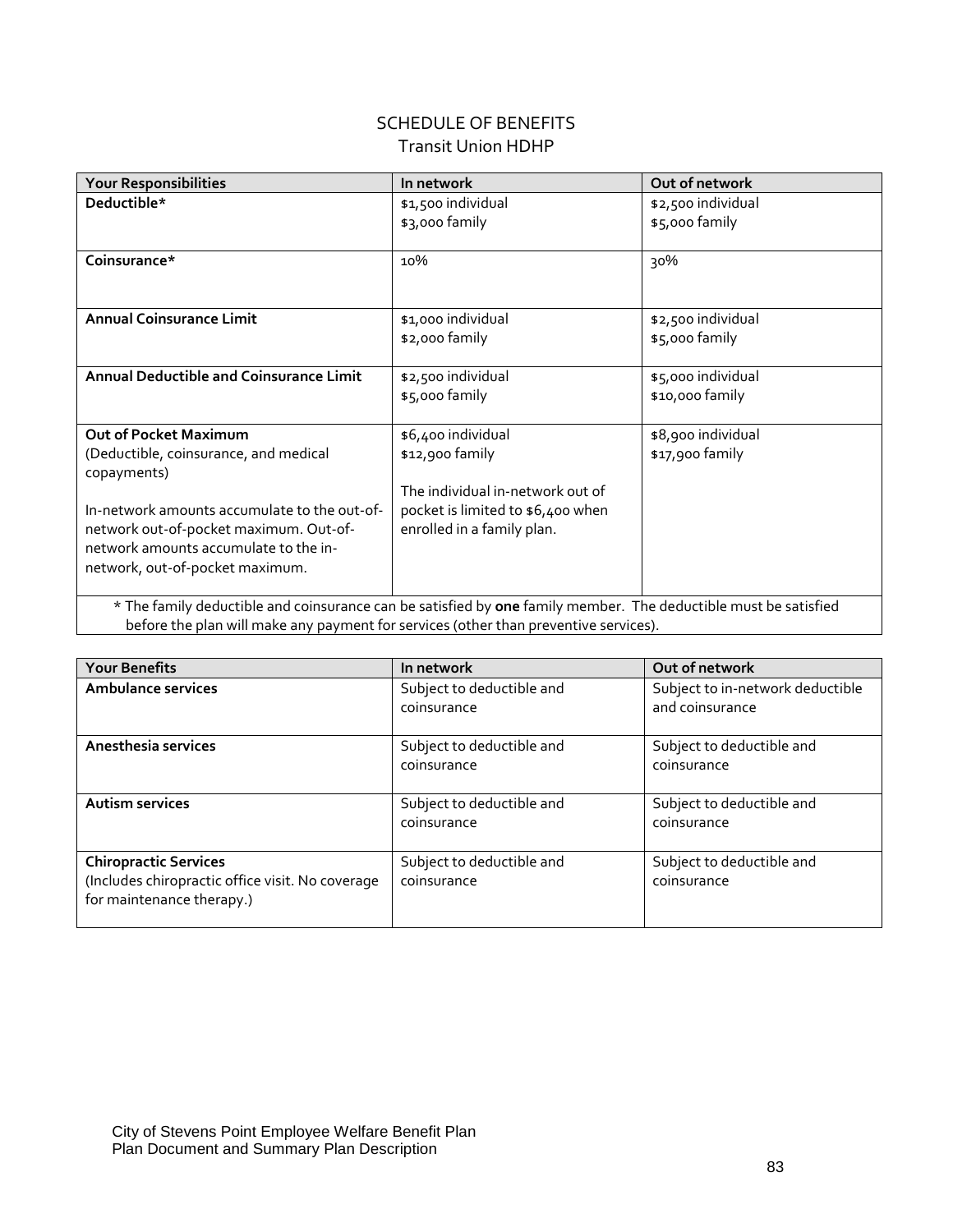## SCHEDULE OF BENEFITS
### Transit Union HDHP

| Your Responsibilities | In network | Out of network |
|---|---|---|
| **Deductible*** | $1,500 individual<br>$3,000 family | $2,500 individual<br>$5,000 family |
| **Coinsurance*** | 10% | 30% |
| **Annual Coinsurance Limit** | $1,000 individual<br>$2,000 family | $2,500 individual<br>$5,000 family |
| **Annual Deductible and Coinsurance Limit** | $2,500 individual<br>$5,000 family | $5,000 individual<br>$10,000 family |
| **Out of Pocket Maximum**<br>(Deductible, coinsurance, and medical copayments)<br><br>In-network amounts accumulate to the out-of-network out-of-pocket maximum. Out-of-network amounts accumulate to the in-network, out-of-pocket maximum. | $6,400 individual<br>$12,900 family<br><br>The individual in-network out of pocket is limited to $6,400 when enrolled in a family plan. | $8,900 individual<br>$17,900 family |

\* The family deductible and coinsurance can be satisfied by **one** family member. The deductible must be satisfied before the plan will make any payment for services (other than preventive services).

| Your Benefits | In network | Out of network |
|---|---|---|
| **Ambulance services** | Subject to deductible and coinsurance | Subject to in-network deductible and coinsurance |
| **Anesthesia services** | Subject to deductible and coinsurance | Subject to deductible and coinsurance |
| **Autism services** | Subject to deductible and coinsurance | Subject to deductible and coinsurance |
| **Chiropractic Services**<br>(Includes chiropractic office visit. No coverage for maintenance therapy.) | Subject to deductible and coinsurance | Subject to deductible and coinsurance |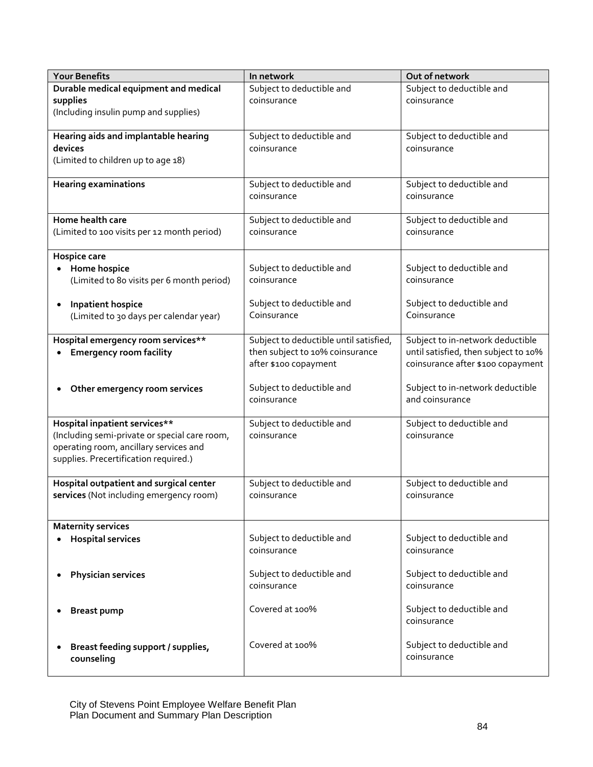| Your Benefits | In network | Out of network |
|---|---|---|
| **Durable medical equipment and medical supplies** (Including insulin pump and supplies) | Subject to deductible and coinsurance | Subject to deductible and coinsurance |
| **Hearing aids and implantable hearing devices** (Limited to children up to age 18) | Subject to deductible and coinsurance | Subject to deductible and coinsurance |
| **Hearing examinations** | Subject to deductible and coinsurance | Subject to deductible and coinsurance |
| **Home health care** (Limited to 100 visits per 12 month period) | Subject to deductible and coinsurance | Subject to deductible and coinsurance |
| **Hospice care** | | |
| • **Home hospice** (Limited to 80 visits per 6 month period) | Subject to deductible and coinsurance | Subject to deductible and coinsurance |
| • **Inpatient hospice** (Limited to 30 days per calendar year) | Subject to deductible and Coinsurance | Subject to deductible and Coinsurance |
| **Hospital emergency room services**** | | |
| • **Emergency room facility** | Subject to deductible until satisfied, then subject to 10% coinsurance after $100 copayment | Subject to in-network deductible until satisfied, then subject to 10% coinsurance after $100 copayment |
| • **Other emergency room services** | Subject to deductible and coinsurance | Subject to in-network deductible and coinsurance |
| **Hospital inpatient services**** (Including semi-private or special care room, operating room, ancillary services and supplies. Precertification required.) | Subject to deductible and coinsurance | Subject to deductible and coinsurance |
| **Hospital outpatient and surgical center services** (Not including emergency room) | Subject to deductible and coinsurance | Subject to deductible and coinsurance |
| **Maternity services** | | |
| • **Hospital services** | Subject to deductible and coinsurance | Subject to deductible and coinsurance |
| • **Physician services** | Subject to deductible and coinsurance | Subject to deductible and coinsurance |
| • **Breast pump** | Covered at 100% | Subject to deductible and coinsurance |
| • **Breast feeding support / supplies, counseling** | Covered at 100% | Subject to deductible and coinsurance |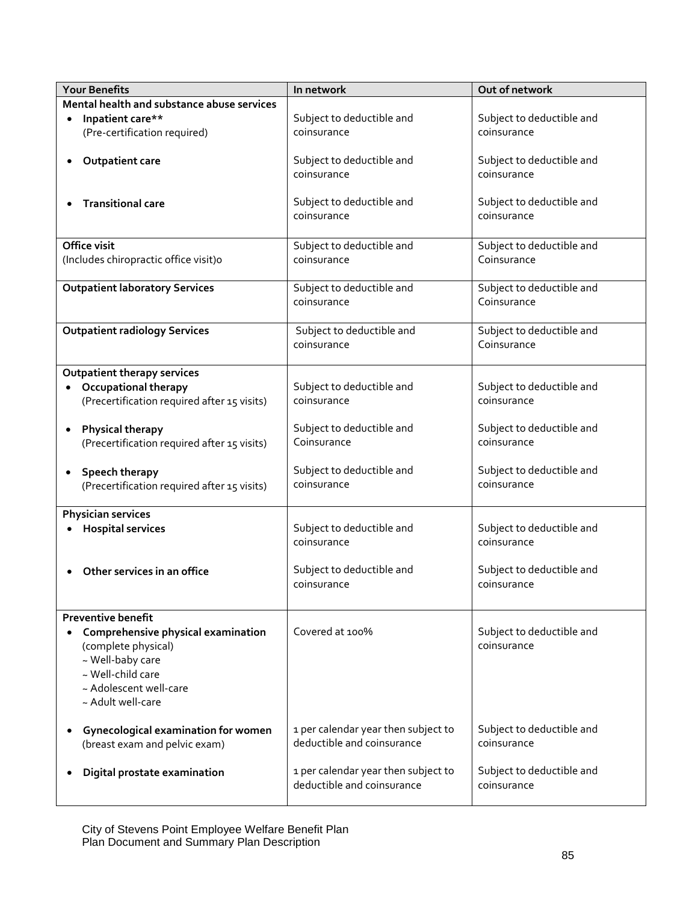| Your Benefits | In network | Out of network |
|---|---|---|
| **Mental health and substance abuse services** | | |
| • **Inpatient care**** (Pre-certification required) | Subject to deductible and coinsurance | Subject to deductible and coinsurance |
| • **Outpatient care** | Subject to deductible and coinsurance | Subject to deductible and coinsurance |
| • **Transitional care** | Subject to deductible and coinsurance | Subject to deductible and coinsurance |
| **Office visit** (Includes chiropractic office visit)o | Subject to deductible and coinsurance | Subject to deductible and Coinsurance |
| **Outpatient laboratory Services** | Subject to deductible and coinsurance | Subject to deductible and Coinsurance |
| **Outpatient radiology Services** | Subject to deductible and coinsurance | Subject to deductible and Coinsurance |
| **Outpatient therapy services** | | |
| • **Occupational therapy** (Precertification required after 15 visits) | Subject to deductible and coinsurance | Subject to deductible and coinsurance |
| • **Physical therapy** (Precertification required after 15 visits) | Subject to deductible and Coinsurance | Subject to deductible and coinsurance |
| • **Speech therapy** (Precertification required after 15 visits) | Subject to deductible and coinsurance | Subject to deductible and coinsurance |
| **Physician services** | | |
| • **Hospital services** | Subject to deductible and coinsurance | Subject to deductible and coinsurance |
| • **Other services in an office** | Subject to deductible and coinsurance | Subject to deductible and coinsurance |
| **Preventive benefit** | | |
| • **Comprehensive physical examination** (complete physical) ~ Well-baby care ~ Well-child care ~ Adolescent well-care ~ Adult well-care | Covered at 100% | Subject to deductible and coinsurance |
| • **Gynecological examination for women** (breast exam and pelvic exam) | 1 per calendar year then subject to deductible and coinsurance | Subject to deductible and coinsurance |
| • **Digital prostate examination** | 1 per calendar year then subject to deductible and coinsurance | Subject to deductible and coinsurance |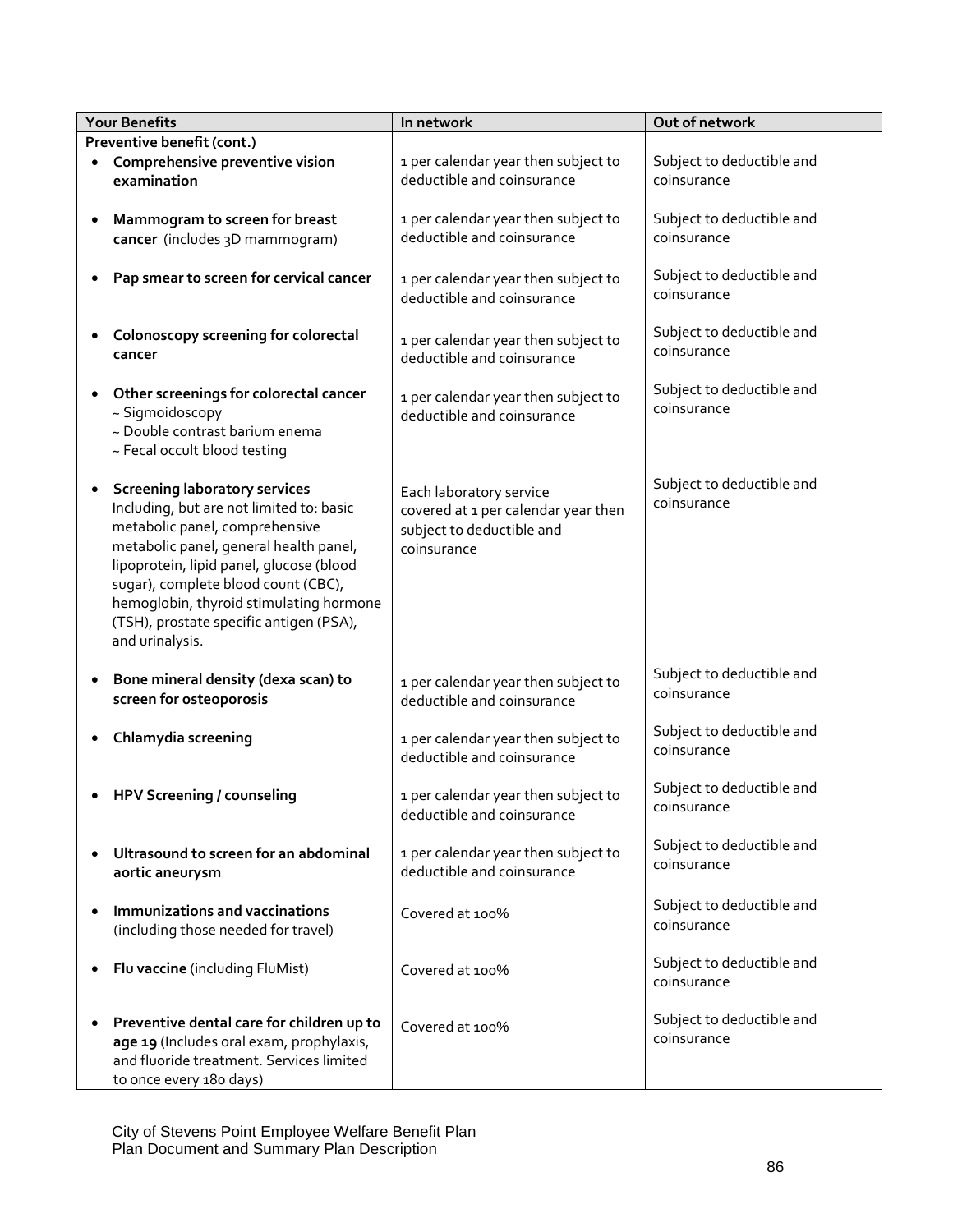| Your Benefits | In network | Out of network |
|---|---|---|
| **Preventive benefit (cont.)** | | |
| • **Comprehensive preventive vision examination** | 1 per calendar year then subject to deductible and coinsurance | Subject to deductible and coinsurance |
| • **Mammogram to screen for breast cancer** (includes 3D mammogram) | 1 per calendar year then subject to deductible and coinsurance | Subject to deductible and coinsurance |
| • **Pap smear to screen for cervical cancer** | 1 per calendar year then subject to deductible and coinsurance | Subject to deductible and coinsurance |
| • **Colonoscopy screening for colorectal cancer** | 1 per calendar year then subject to deductible and coinsurance | Subject to deductible and coinsurance |
| • **Other screenings for colorectal cancer**<br>~ Sigmoidoscopy<br>~ Double contrast barium enema<br>~ Fecal occult blood testing | 1 per calendar year then subject to deductible and coinsurance | Subject to deductible and coinsurance |
| • **Screening laboratory services** Including, but are not limited to: basic metabolic panel, comprehensive metabolic panel, general health panel, lipoprotein, lipid panel, glucose (blood sugar), complete blood count (CBC), hemoglobin, thyroid stimulating hormone (TSH), prostate specific antigen (PSA), and urinalysis. | Each laboratory service covered at 1 per calendar year then subject to deductible and coinsurance | Subject to deductible and coinsurance |
| • **Bone mineral density (dexa scan) to screen for osteoporosis** | 1 per calendar year then subject to deductible and coinsurance | Subject to deductible and coinsurance |
| • **Chlamydia screening** | 1 per calendar year then subject to deductible and coinsurance | Subject to deductible and coinsurance |
| • **HPV Screening / counseling** | 1 per calendar year then subject to deductible and coinsurance | Subject to deductible and coinsurance |
| • **Ultrasound to screen for an abdominal aortic aneurysm** | 1 per calendar year then subject to deductible and coinsurance | Subject to deductible and coinsurance |
| • **Immunizations and vaccinations** (including those needed for travel) | Covered at 100% | Subject to deductible and coinsurance |
| • **Flu vaccine** (including FluMist) | Covered at 100% | Subject to deductible and coinsurance |
| • **Preventive dental care for children up to age 19** (Includes oral exam, prophylaxis, and fluoride treatment. Services limited to once every 180 days) | Covered at 100% | Subject to deductible and coinsurance |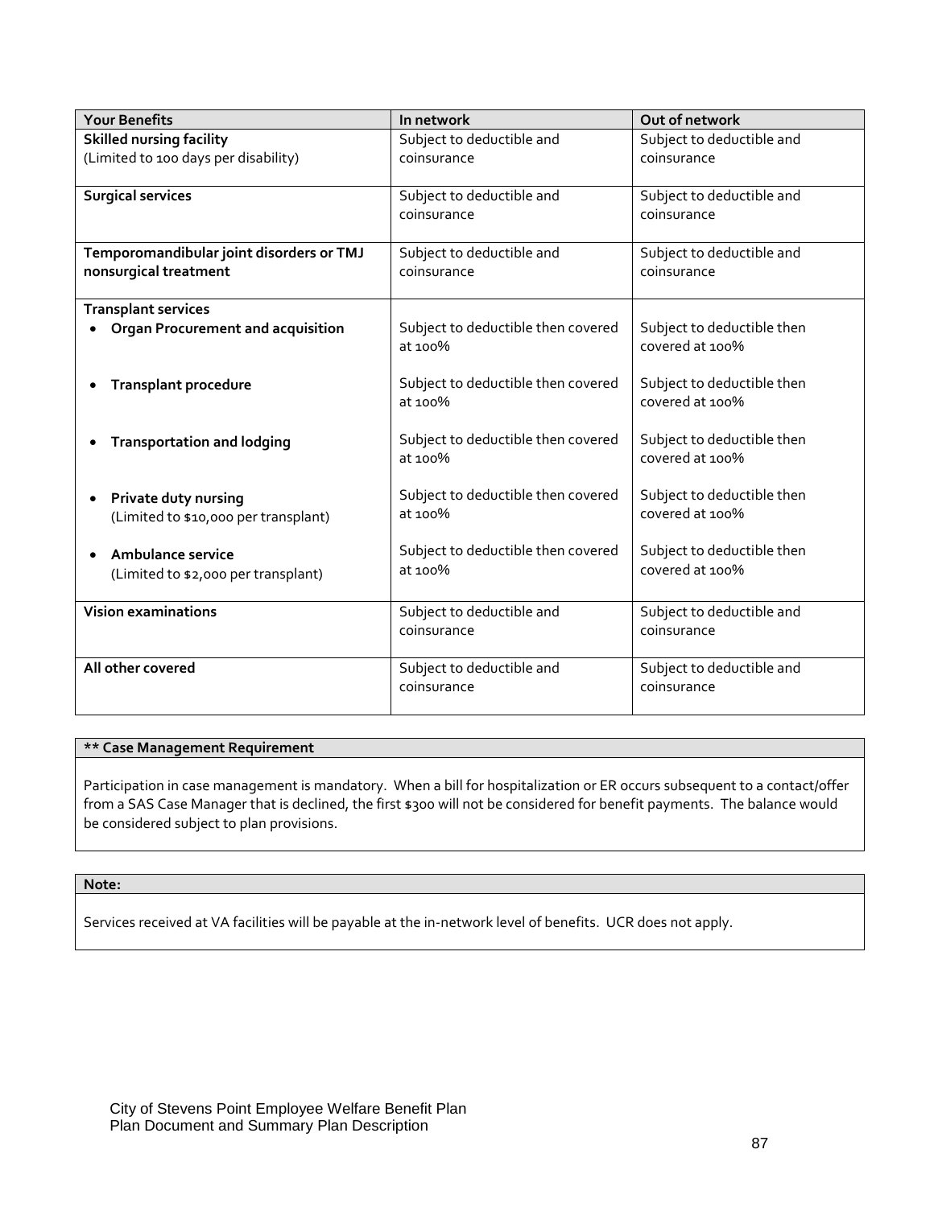| Your Benefits | In network | Out of network |
|---|---|---|
| **Skilled nursing facility** (Limited to 100 days per disability) | Subject to deductible and coinsurance | Subject to deductible and coinsurance |
| **Surgical services** | Subject to deductible and coinsurance | Subject to deductible and coinsurance |
| **Temporomandibular joint disorders or TMJ nonsurgical treatment** | Subject to deductible and coinsurance | Subject to deductible and coinsurance |
| **Transplant services** | | |
| • **Organ Procurement and acquisition** | Subject to deductible then covered at 100% | Subject to deductible then covered at 100% |
| • **Transplant procedure** | Subject to deductible then covered at 100% | Subject to deductible then covered at 100% |
| • **Transportation and lodging** | Subject to deductible then covered at 100% | Subject to deductible then covered at 100% |
| • **Private duty nursing** (Limited to $10,000 per transplant) | Subject to deductible then covered at 100% | Subject to deductible then covered at 100% |
| • **Ambulance service** (Limited to $2,000 per transplant) | Subject to deductible then covered at 100% | Subject to deductible then covered at 100% |
| **Vision examinations** | Subject to deductible and coinsurance | Subject to deductible and coinsurance |
| **All other covered** | Subject to deductible and coinsurance | Subject to deductible and coinsurance |

**** Case Management Requirement**

Participation in case management is mandatory. When a bill for hospitalization or ER occurs subsequent to a contact/offer from a SAS Case Manager that is declined, the first $300 will not be considered for benefit payments. The balance would be considered subject to plan provisions.

**Note:**

Services received at VA facilities will be payable at the in-network level of benefits. UCR does not apply.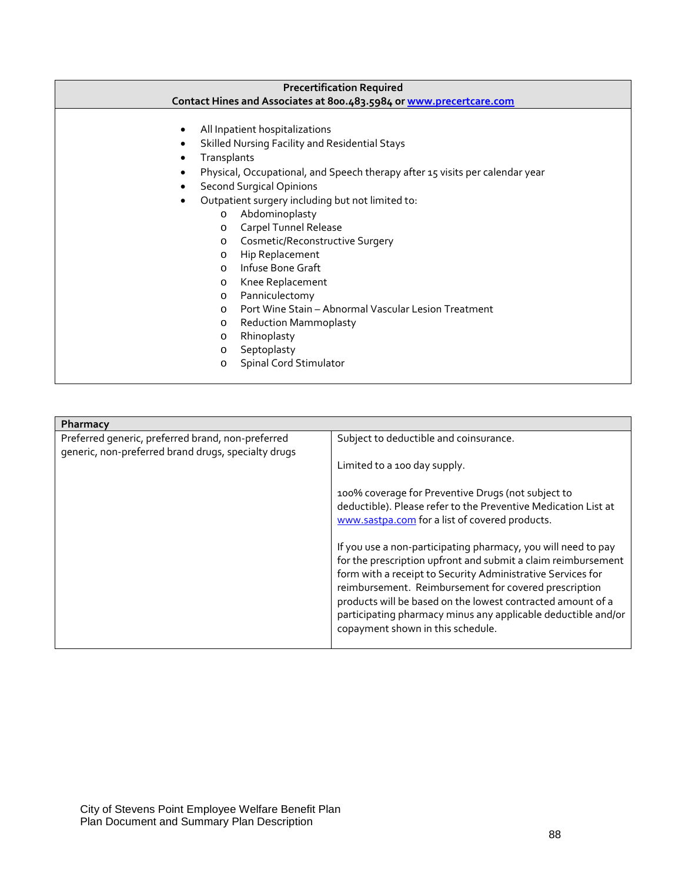| Precertification Required<br>Contact Hines and Associates at 800.483.5984 or www.precertcare.com |
|---|
| • All Inpatient hospitalizations<br>• Skilled Nursing Facility and Residential Stays<br>• Transplants<br>• Physical, Occupational, and Speech therapy after 15 visits per calendar year<br>• Second Surgical Opinions<br>• Outpatient surgery including but not limited to:<br>    o Abdominoplasty<br>    o Carpel Tunnel Release<br>    o Cosmetic/Reconstructive Surgery<br>    o Hip Replacement<br>    o Infuse Bone Graft<br>    o Knee Replacement<br>    o Panniculectomy<br>    o Port Wine Stain – Abnormal Vascular Lesion Treatment<br>    o Reduction Mammoplasty<br>    o Rhinoplasty<br>    o Septoplasty<br>    o Spinal Cord Stimulator |

| Pharmacy | |
|---|---|
| Preferred generic, preferred brand, non-preferred generic, non-preferred brand drugs, specialty drugs | Subject to deductible and coinsurance.<br><br>Limited to a 100 day supply.<br><br>100% coverage for Preventive Drugs (not subject to deductible). Please refer to the Preventive Medication List at www.sastpa.com for a list of covered products.<br><br>If you use a non-participating pharmacy, you will need to pay for the prescription upfront and submit a claim reimbursement form with a receipt to Security Administrative Services for reimbursement. Reimbursement for covered prescription products will be based on the lowest contracted amount of a participating pharmacy minus any applicable deductible and/or copayment shown in this schedule. |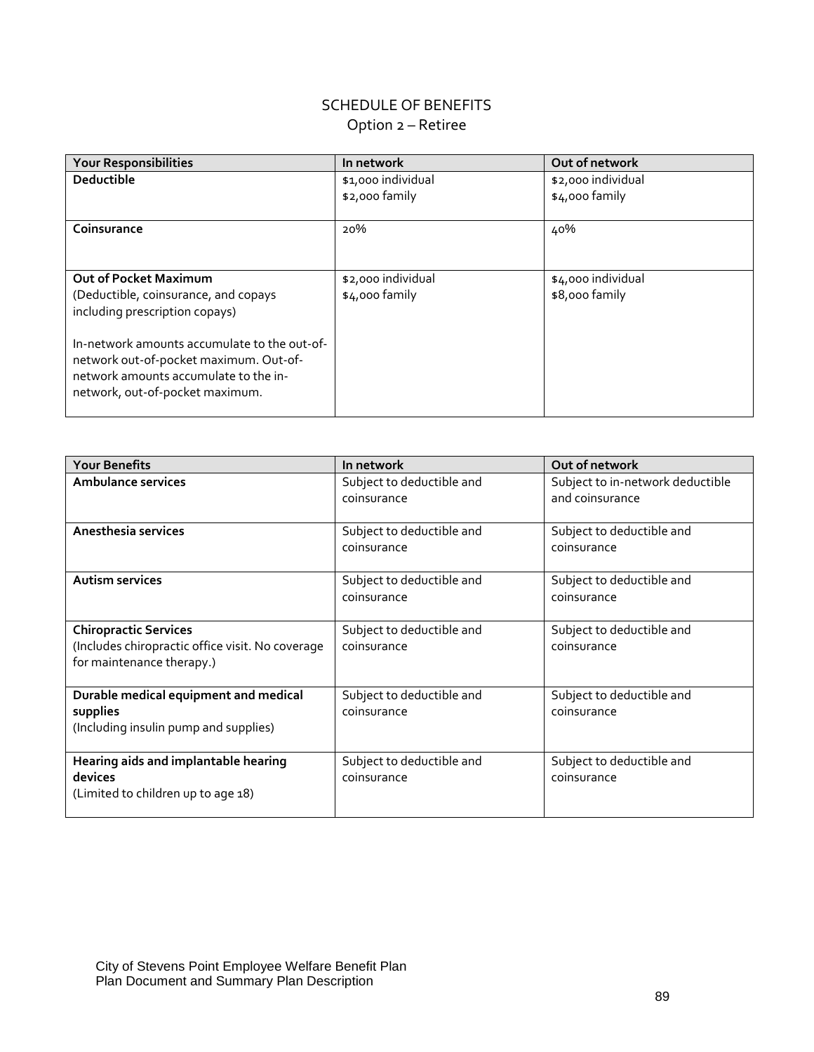# SCHEDULE OF BENEFITS

## Option 2 – Retiree

| Your Responsibilities | In network | Out of network |
|---|---|---|
| **Deductible** | $1,000 individual<br>$2,000 family | $2,000 individual<br>$4,000 family |
| **Coinsurance** | 20% | 40% |
| **Out of Pocket Maximum**<br>(Deductible, coinsurance, and copays including prescription copays)<br><br>In-network amounts accumulate to the out-of-network out-of-pocket maximum. Out-of-network amounts accumulate to the in-network, out-of-pocket maximum. | $2,000 individual<br>$4,000 family | $4,000 individual<br>$8,000 family |

| Your Benefits | In network | Out of network |
|---|---|---|
| **Ambulance services** | Subject to deductible and coinsurance | Subject to in-network deductible and coinsurance |
| **Anesthesia services** | Subject to deductible and coinsurance | Subject to deductible and coinsurance |
| **Autism services** | Subject to deductible and coinsurance | Subject to deductible and coinsurance |
| **Chiropractic Services**<br>(Includes chiropractic office visit. No coverage for maintenance therapy.) | Subject to deductible and coinsurance | Subject to deductible and coinsurance |
| **Durable medical equipment and medical supplies**<br>(Including insulin pump and supplies) | Subject to deductible and coinsurance | Subject to deductible and coinsurance |
| **Hearing aids and implantable hearing devices**<br>(Limited to children up to age 18) | Subject to deductible and coinsurance | Subject to deductible and coinsurance |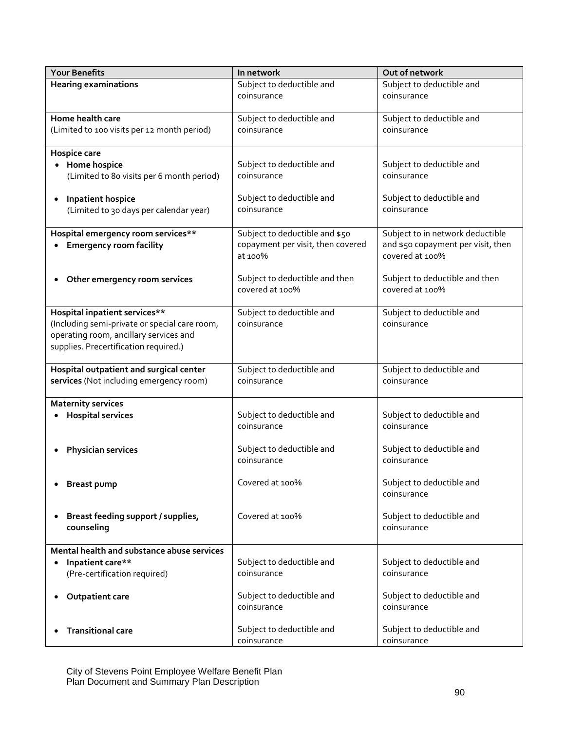| Your Benefits | In network | Out of network |
|---|---|---|
| **Hearing examinations** | Subject to deductible and coinsurance | Subject to deductible and coinsurance |
| **Home health care** (Limited to 100 visits per 12 month period) | Subject to deductible and coinsurance | Subject to deductible and coinsurance |
| **Hospice care** | | |
| • **Home hospice** (Limited to 80 visits per 6 month period) | Subject to deductible and coinsurance | Subject to deductible and coinsurance |
| • **Inpatient hospice** (Limited to 30 days per calendar year) | Subject to deductible and coinsurance | Subject to deductible and coinsurance |
| **Hospital emergency room services**** | | |
| • **Emergency room facility** | Subject to deductible and $50 copayment per visit, then covered at 100% | Subject to in network deductible and $50 copayment per visit, then covered at 100% |
| • **Other emergency room services** | Subject to deductible and then covered at 100% | Subject to deductible and then covered at 100% |
| **Hospital inpatient services**** (Including semi-private or special care room, operating room, ancillary services and supplies. Precertification required.) | Subject to deductible and coinsurance | Subject to deductible and coinsurance |
| **Hospital outpatient and surgical center services** (Not including emergency room) | Subject to deductible and coinsurance | Subject to deductible and coinsurance |
| **Maternity services** | | |
| • **Hospital services** | Subject to deductible and coinsurance | Subject to deductible and coinsurance |
| • **Physician services** | Subject to deductible and coinsurance | Subject to deductible and coinsurance |
| • **Breast pump** | Covered at 100% | Subject to deductible and coinsurance |
| • **Breast feeding support / supplies, counseling** | Covered at 100% | Subject to deductible and coinsurance |
| **Mental health and substance abuse services** | | |
| • **Inpatient care**** (Pre-certification required) | Subject to deductible and coinsurance | Subject to deductible and coinsurance |
| • **Outpatient care** | Subject to deductible and coinsurance | Subject to deductible and coinsurance |
| • **Transitional care** | Subject to deductible and coinsurance | Subject to deductible and coinsurance |

City of Stevens Point Employee Welfare Benefit Plan
Plan Document and Summary Plan Description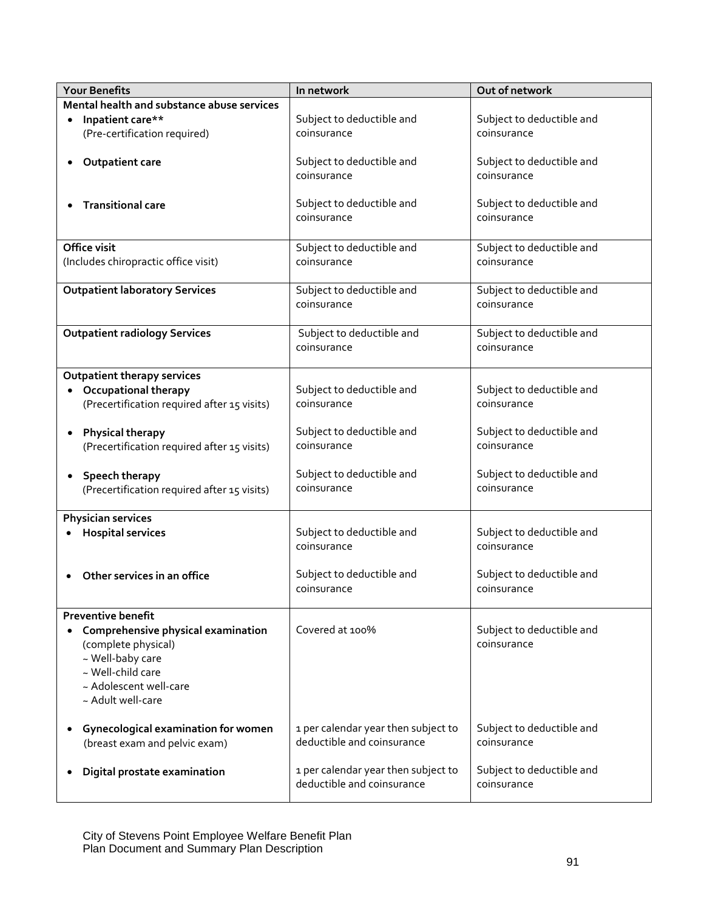| Your Benefits | In network | Out of network |
|---|---|---|
| **Mental health and substance abuse services** | | |
| • **Inpatient care**** (Pre-certification required) | Subject to deductible and coinsurance | Subject to deductible and coinsurance |
| • **Outpatient care** | Subject to deductible and coinsurance | Subject to deductible and coinsurance |
| • **Transitional care** | Subject to deductible and coinsurance | Subject to deductible and coinsurance |
| **Office visit** (Includes chiropractic office visit) | Subject to deductible and coinsurance | Subject to deductible and coinsurance |
| **Outpatient laboratory Services** | Subject to deductible and coinsurance | Subject to deductible and coinsurance |
| **Outpatient radiology Services** | Subject to deductible and coinsurance | Subject to deductible and coinsurance |
| **Outpatient therapy services** | | |
| • **Occupational therapy** (Precertification required after 15 visits) | Subject to deductible and coinsurance | Subject to deductible and coinsurance |
| • **Physical therapy** (Precertification required after 15 visits) | Subject to deductible and coinsurance | Subject to deductible and coinsurance |
| • **Speech therapy** (Precertification required after 15 visits) | Subject to deductible and coinsurance | Subject to deductible and coinsurance |
| **Physician services** | | |
| • **Hospital services** | Subject to deductible and coinsurance | Subject to deductible and coinsurance |
| • **Other services in an office** | Subject to deductible and coinsurance | Subject to deductible and coinsurance |
| **Preventive benefit** | | |
| • **Comprehensive physical examination** (complete physical) ~ Well-baby care ~ Well-child care ~ Adolescent well-care ~ Adult well-care | Covered at 100% | Subject to deductible and coinsurance |
| • **Gynecological examination for women** (breast exam and pelvic exam) | 1 per calendar year then subject to deductible and coinsurance | Subject to deductible and coinsurance |
| • **Digital prostate examination** | 1 per calendar year then subject to deductible and coinsurance | Subject to deductible and coinsurance |

City of Stevens Point Employee Welfare Benefit Plan
Plan Document and Summary Plan Description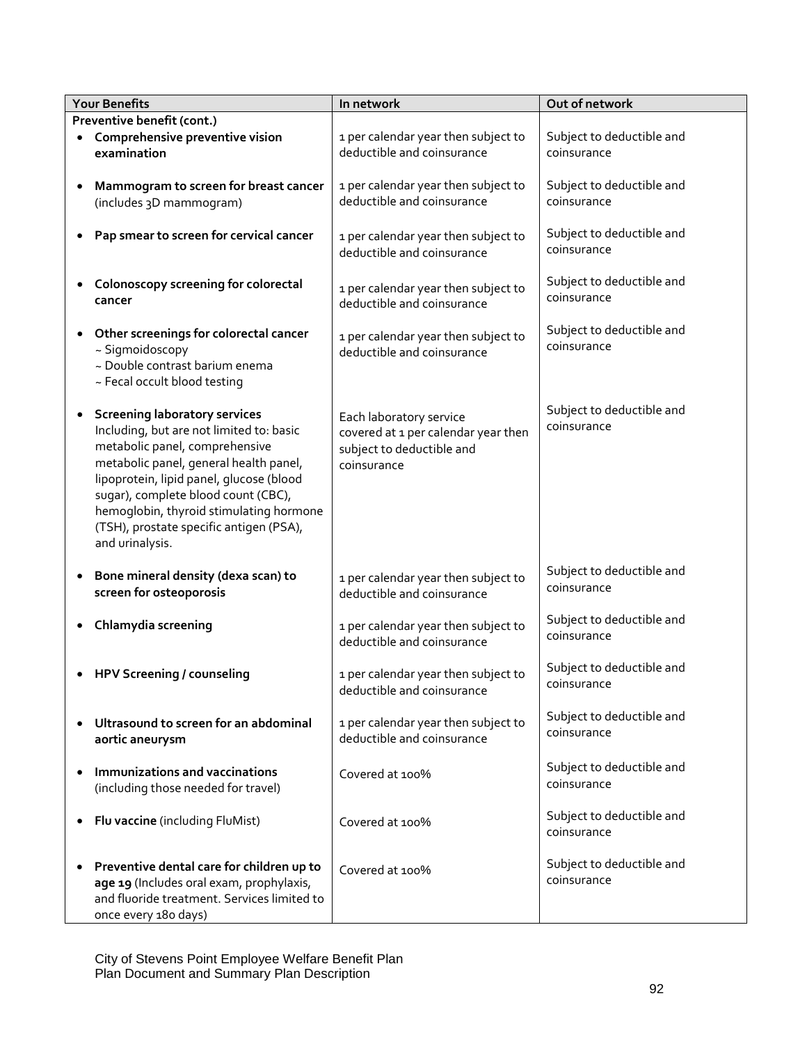| Your Benefits | In network | Out of network |
|---|---|---|
| **Preventive benefit (cont.)** | | |
| • **Comprehensive preventive vision examination** | 1 per calendar year then subject to deductible and coinsurance | Subject to deductible and coinsurance |
| • **Mammogram to screen for breast cancer** (includes 3D mammogram) | 1 per calendar year then subject to deductible and coinsurance | Subject to deductible and coinsurance |
| • **Pap smear to screen for cervical cancer** | 1 per calendar year then subject to deductible and coinsurance | Subject to deductible and coinsurance |
| • **Colonoscopy screening for colorectal cancer** | 1 per calendar year then subject to deductible and coinsurance | Subject to deductible and coinsurance |
| • **Other screenings for colorectal cancer**<br>~ Sigmoidoscopy<br>~ Double contrast barium enema<br>~ Fecal occult blood testing | 1 per calendar year then subject to deductible and coinsurance | Subject to deductible and coinsurance |
| • **Screening laboratory services** Including, but are not limited to: basic metabolic panel, comprehensive metabolic panel, general health panel, lipoprotein, lipid panel, glucose (blood sugar), complete blood count (CBC), hemoglobin, thyroid stimulating hormone (TSH), prostate specific antigen (PSA), and urinalysis. | Each laboratory service covered at 1 per calendar year then subject to deductible and coinsurance | Subject to deductible and coinsurance |
| • **Bone mineral density (dexa scan) to screen for osteoporosis** | 1 per calendar year then subject to deductible and coinsurance | Subject to deductible and coinsurance |
| • **Chlamydia screening** | 1 per calendar year then subject to deductible and coinsurance | Subject to deductible and coinsurance |
| • **HPV Screening / counseling** | 1 per calendar year then subject to deductible and coinsurance | Subject to deductible and coinsurance |
| • **Ultrasound to screen for an abdominal aortic aneurysm** | 1 per calendar year then subject to deductible and coinsurance | Subject to deductible and coinsurance |
| • **Immunizations and vaccinations** (including those needed for travel) | Covered at 100% | Subject to deductible and coinsurance |
| • **Flu vaccine** (including FluMist) | Covered at 100% | Subject to deductible and coinsurance |
| • **Preventive dental care for children up to age 19** (Includes oral exam, prophylaxis, and fluoride treatment. Services limited to once every 180 days) | Covered at 100% | Subject to deductible and coinsurance |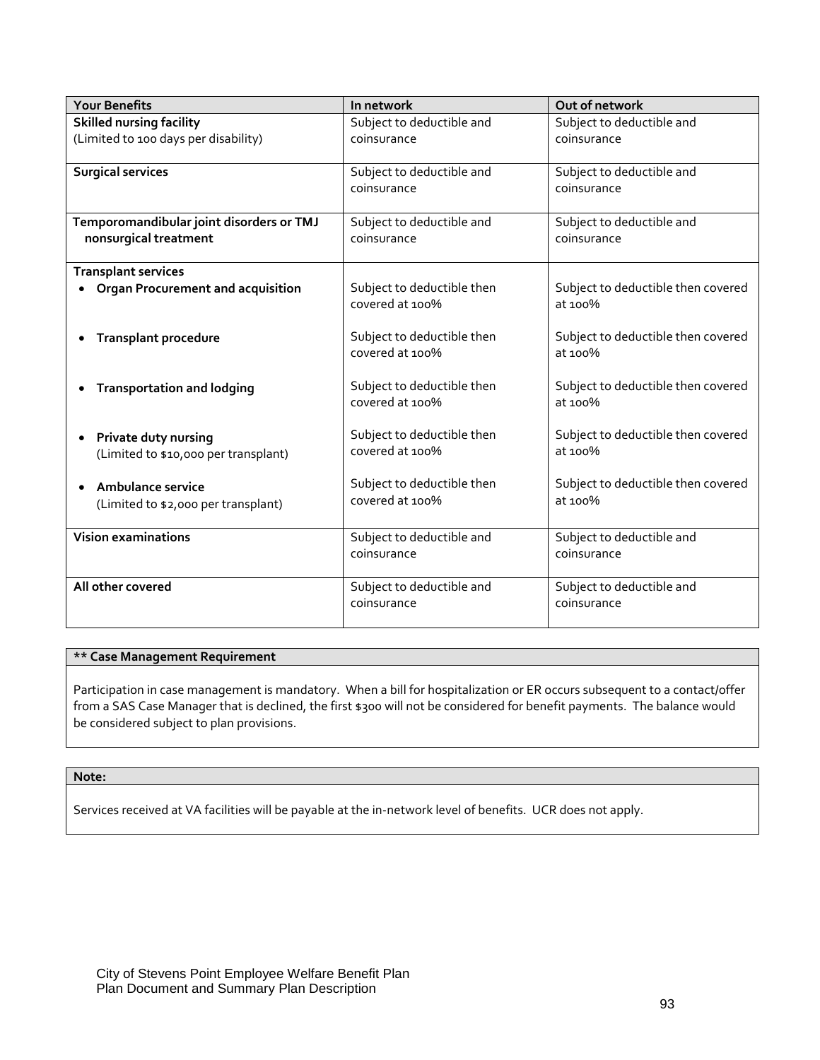| Your Benefits | In network | Out of network |
|---|---|---|
| **Skilled nursing facility** (Limited to 100 days per disability) | Subject to deductible and coinsurance | Subject to deductible and coinsurance |
| **Surgical services** | Subject to deductible and coinsurance | Subject to deductible and coinsurance |
| **Temporomandibular joint disorders or TMJ nonsurgical treatment** | Subject to deductible and coinsurance | Subject to deductible and coinsurance |
| **Transplant services** | | |
| • **Organ Procurement and acquisition** | Subject to deductible then covered at 100% | Subject to deductible then covered at 100% |
| • **Transplant procedure** | Subject to deductible then covered at 100% | Subject to deductible then covered at 100% |
| • **Transportation and lodging** | Subject to deductible then covered at 100% | Subject to deductible then covered at 100% |
| • **Private duty nursing** (Limited to $10,000 per transplant) | Subject to deductible then covered at 100% | Subject to deductible then covered at 100% |
| • **Ambulance service** (Limited to $2,000 per transplant) | Subject to deductible then covered at 100% | Subject to deductible then covered at 100% |
| **Vision examinations** | Subject to deductible and coinsurance | Subject to deductible and coinsurance |
| **All other covered** | Subject to deductible and coinsurance | Subject to deductible and coinsurance |

**** Case Management Requirement**

Participation in case management is mandatory. When a bill for hospitalization or ER occurs subsequent to a contact/offer from a SAS Case Manager that is declined, the first $300 will not be considered for benefit payments. The balance would be considered subject to plan provisions.

**Note:**

Services received at VA facilities will be payable at the in-network level of benefits. UCR does not apply.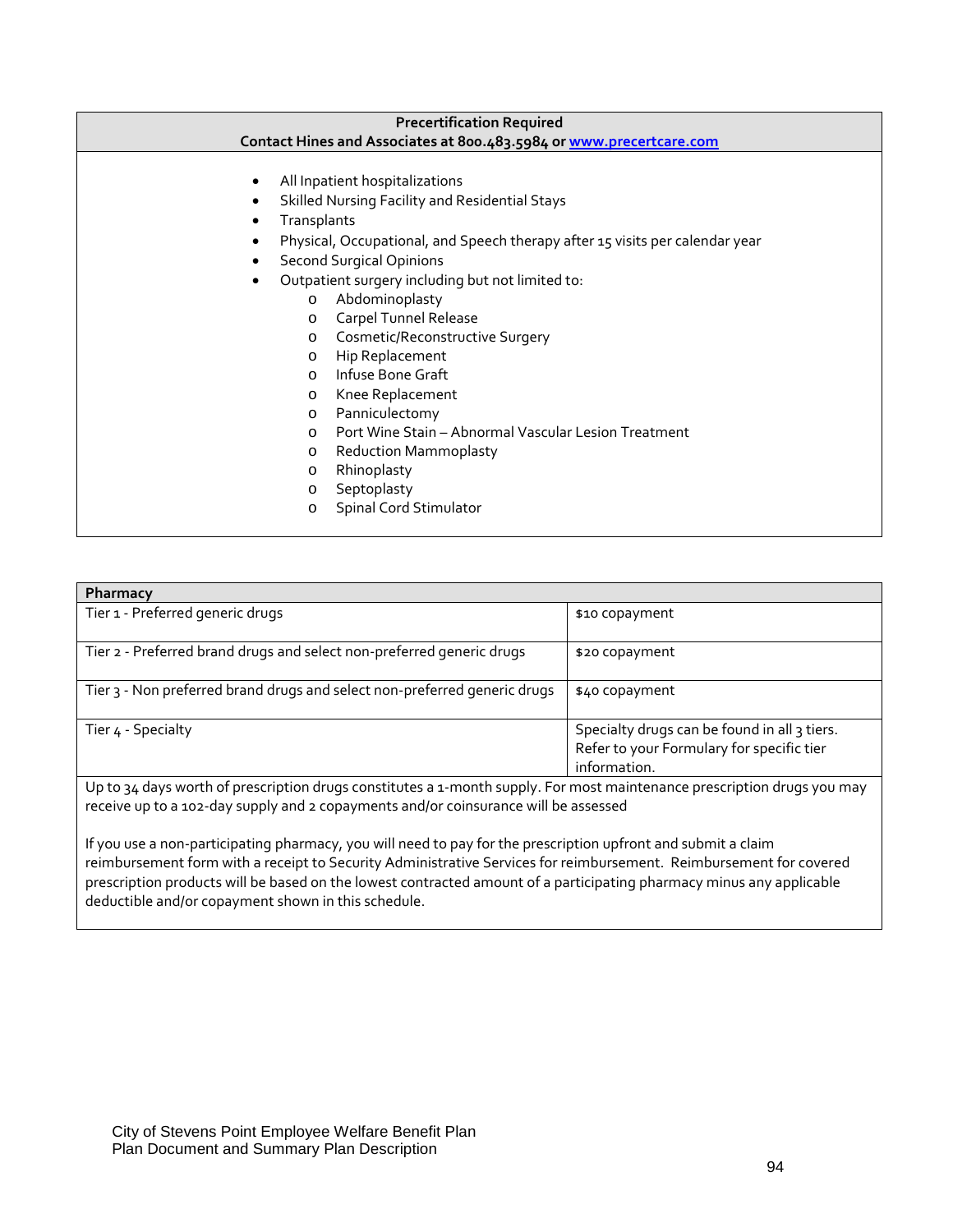| Precertification Required<br>Contact Hines and Associates at 800.483.5984 or [www.precertcare.com](http://www.precertcare.com) |
| --- |
| • All Inpatient hospitalizations<br>• Skilled Nursing Facility and Residential Stays<br>• Transplants<br>• Physical, Occupational, and Speech therapy after 15 visits per calendar year<br>• Second Surgical Opinions<br>• Outpatient surgery including but not limited to:<br>  o Abdominoplasty<br>  o Carpel Tunnel Release<br>  o Cosmetic/Reconstructive Surgery<br>  o Hip Replacement<br>  o Infuse Bone Graft<br>  o Knee Replacement<br>  o Panniculectomy<br>  o Port Wine Stain – Abnormal Vascular Lesion Treatment<br>  o Reduction Mammoplasty<br>  o Rhinoplasty<br>  o Septoplasty<br>  o Spinal Cord Stimulator |

| **Pharmacy** | |
| --- | --- |
| Tier 1 - Preferred generic drugs | $10 copayment |
| Tier 2 - Preferred brand drugs and select non-preferred generic drugs | $20 copayment |
| Tier 3 - Non preferred brand drugs and select non-preferred generic drugs | $40 copayment |
| Tier 4 - Specialty | Specialty drugs can be found in all 3 tiers. Refer to your Formulary for specific tier information. |
| Up to 34 days worth of prescription drugs constitutes a 1-month supply. For most maintenance prescription drugs you may receive up to a 102-day supply and 2 copayments and/or coinsurance will be assessed<br><br>If you use a non-participating pharmacy, you will need to pay for the prescription upfront and submit a claim reimbursement form with a receipt to Security Administrative Services for reimbursement. Reimbursement for covered prescription products will be based on the lowest contracted amount of a participating pharmacy minus any applicable deductible and/or copayment shown in this schedule. | |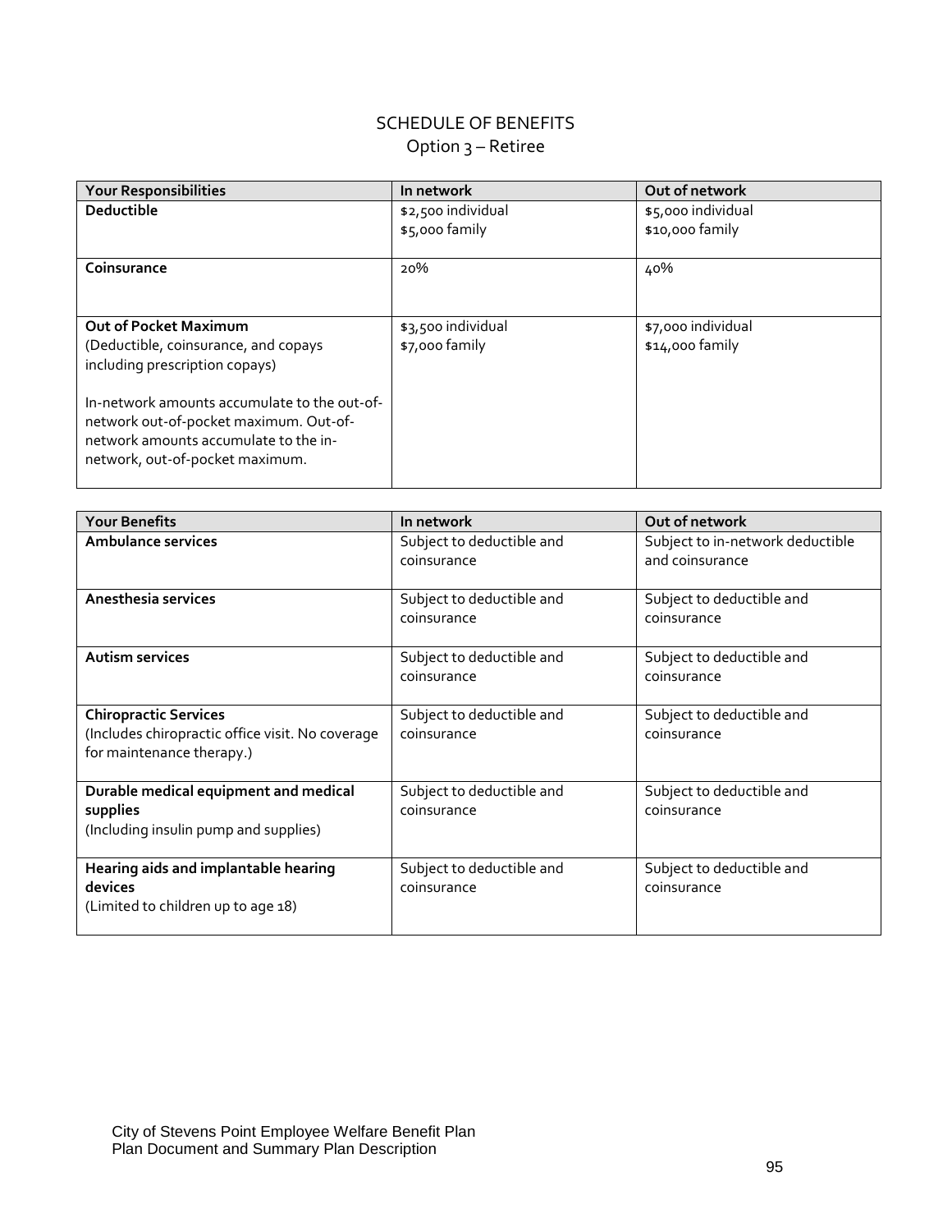# SCHEDULE OF BENEFITS

## Option 3 – Retiree

| Your Responsibilities | In network | Out of network |
| --- | --- | --- |
| **Deductible** | $2,500 individual<br>$5,000 family | $5,000 individual<br>$10,000 family |
| **Coinsurance** | 20% | 40% |
| **Out of Pocket Maximum**<br>(Deductible, coinsurance, and copays including prescription copays)<br><br>In-network amounts accumulate to the out-of-network out-of-pocket maximum. Out-of-network amounts accumulate to the in-network, out-of-pocket maximum. | $3,500 individual<br>$7,000 family | $7,000 individual<br>$14,000 family |

| Your Benefits | In network | Out of network |
| --- | --- | --- |
| **Ambulance services** | Subject to deductible and coinsurance | Subject to in-network deductible and coinsurance |
| **Anesthesia services** | Subject to deductible and coinsurance | Subject to deductible and coinsurance |
| **Autism services** | Subject to deductible and coinsurance | Subject to deductible and coinsurance |
| **Chiropractic Services**<br>(Includes chiropractic office visit. No coverage for maintenance therapy.) | Subject to deductible and coinsurance | Subject to deductible and coinsurance |
| **Durable medical equipment and medical supplies**<br>(Including insulin pump and supplies) | Subject to deductible and coinsurance | Subject to deductible and coinsurance |
| **Hearing aids and implantable hearing devices**<br>(Limited to children up to age 18) | Subject to deductible and coinsurance | Subject to deductible and coinsurance |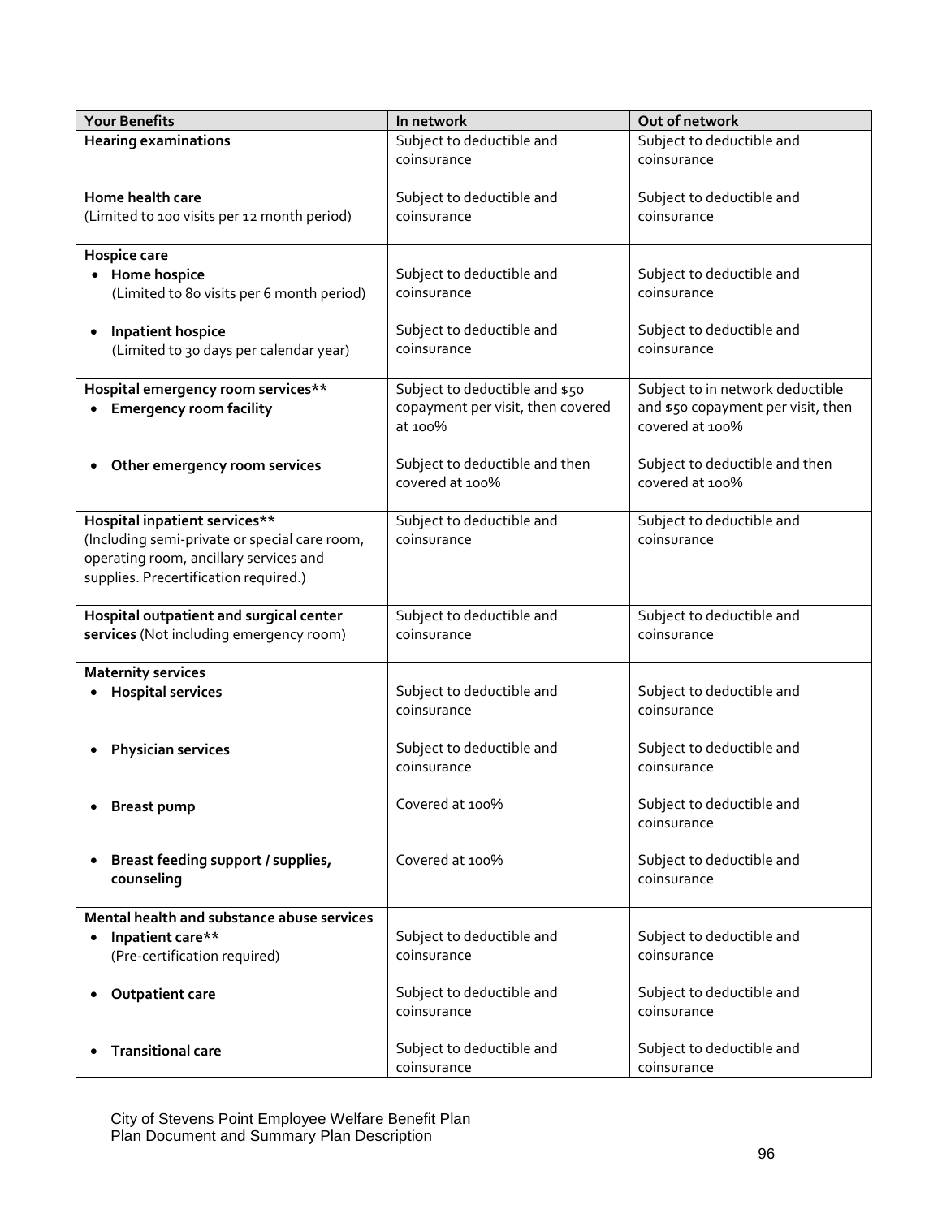| Your Benefits | In network | Out of network |
|---|---|---|
| **Hearing examinations** | Subject to deductible and coinsurance | Subject to deductible and coinsurance |
| **Home health care**<br>(Limited to 100 visits per 12 month period) | Subject to deductible and coinsurance | Subject to deductible and coinsurance |
| **Hospice care** | | |
| • **Home hospice**<br>(Limited to 80 visits per 6 month period) | Subject to deductible and coinsurance | Subject to deductible and coinsurance |
| • **Inpatient hospice**<br>(Limited to 30 days per calendar year) | Subject to deductible and coinsurance | Subject to deductible and coinsurance |
| **Hospital emergency room services**** | | |
| • **Emergency room facility** | Subject to deductible and $50 copayment per visit, then covered at 100% | Subject to in network deductible and $50 copayment per visit, then covered at 100% |
| • **Other emergency room services** | Subject to deductible and then covered at 100% | Subject to deductible and then covered at 100% |
| **Hospital inpatient services****<br>(Including semi-private or special care room, operating room, ancillary services and supplies. Precertification required.) | Subject to deductible and coinsurance | Subject to deductible and coinsurance |
| **Hospital outpatient and surgical center services** (Not including emergency room) | Subject to deductible and coinsurance | Subject to deductible and coinsurance |
| **Maternity services** | | |
| • **Hospital services** | Subject to deductible and coinsurance | Subject to deductible and coinsurance |
| • **Physician services** | Subject to deductible and coinsurance | Subject to deductible and coinsurance |
| • **Breast pump** | Covered at 100% | Subject to deductible and coinsurance |
| • **Breast feeding support / supplies, counseling** | Covered at 100% | Subject to deductible and coinsurance |
| **Mental health and substance abuse services** | | |
| • **Inpatient care****<br>(Pre-certification required) | Subject to deductible and coinsurance | Subject to deductible and coinsurance |
| • **Outpatient care** | Subject to deductible and coinsurance | Subject to deductible and coinsurance |
| • **Transitional care** | Subject to deductible and coinsurance | Subject to deductible and coinsurance |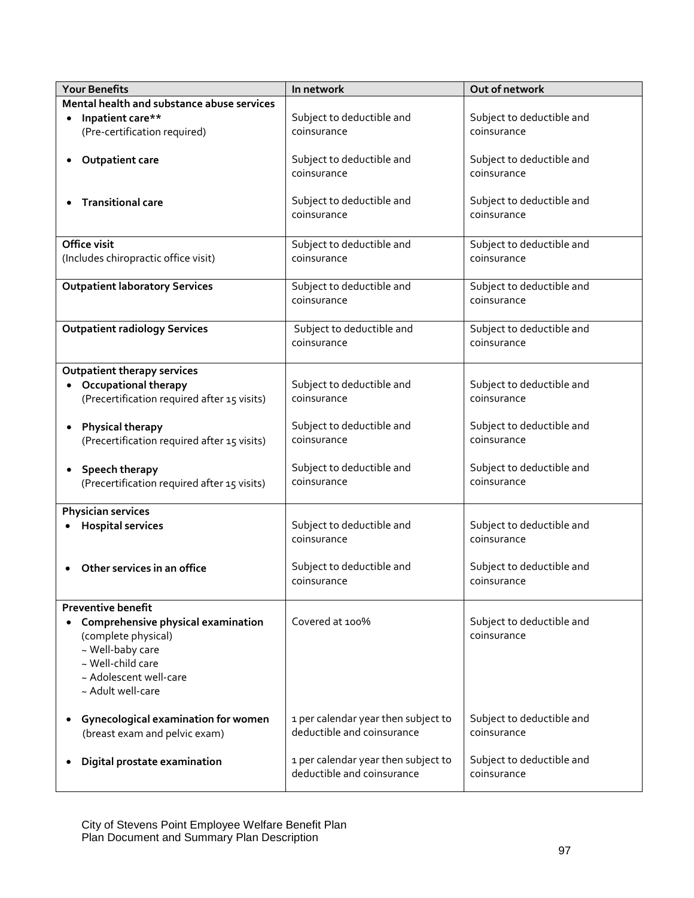| Your Benefits | In network | Out of network |
|---|---|---|
| **Mental health and substance abuse services** | | |
| • **Inpatient care\*\*** (Pre-certification required) | Subject to deductible and coinsurance | Subject to deductible and coinsurance |
| • **Outpatient care** | Subject to deductible and coinsurance | Subject to deductible and coinsurance |
| • **Transitional care** | Subject to deductible and coinsurance | Subject to deductible and coinsurance |
| **Office visit** (Includes chiropractic office visit) | Subject to deductible and coinsurance | Subject to deductible and coinsurance |
| **Outpatient laboratory Services** | Subject to deductible and coinsurance | Subject to deductible and coinsurance |
| **Outpatient radiology Services** | Subject to deductible and coinsurance | Subject to deductible and coinsurance |
| **Outpatient therapy services** | | |
| • **Occupational therapy** (Precertification required after 15 visits) | Subject to deductible and coinsurance | Subject to deductible and coinsurance |
| • **Physical therapy** (Precertification required after 15 visits) | Subject to deductible and coinsurance | Subject to deductible and coinsurance |
| • **Speech therapy** (Precertification required after 15 visits) | Subject to deductible and coinsurance | Subject to deductible and coinsurance |
| **Physician services** | | |
| • **Hospital services** | Subject to deductible and coinsurance | Subject to deductible and coinsurance |
| • **Other services in an office** | Subject to deductible and coinsurance | Subject to deductible and coinsurance |
| **Preventive benefit** | | |
| • **Comprehensive physical examination** (complete physical) ~ Well-baby care ~ Well-child care ~ Adolescent well-care ~ Adult well-care | Covered at 100% | Subject to deductible and coinsurance |
| • **Gynecological examination for women** (breast exam and pelvic exam) | 1 per calendar year then subject to deductible and coinsurance | Subject to deductible and coinsurance |
| • **Digital prostate examination** | 1 per calendar year then subject to deductible and coinsurance | Subject to deductible and coinsurance |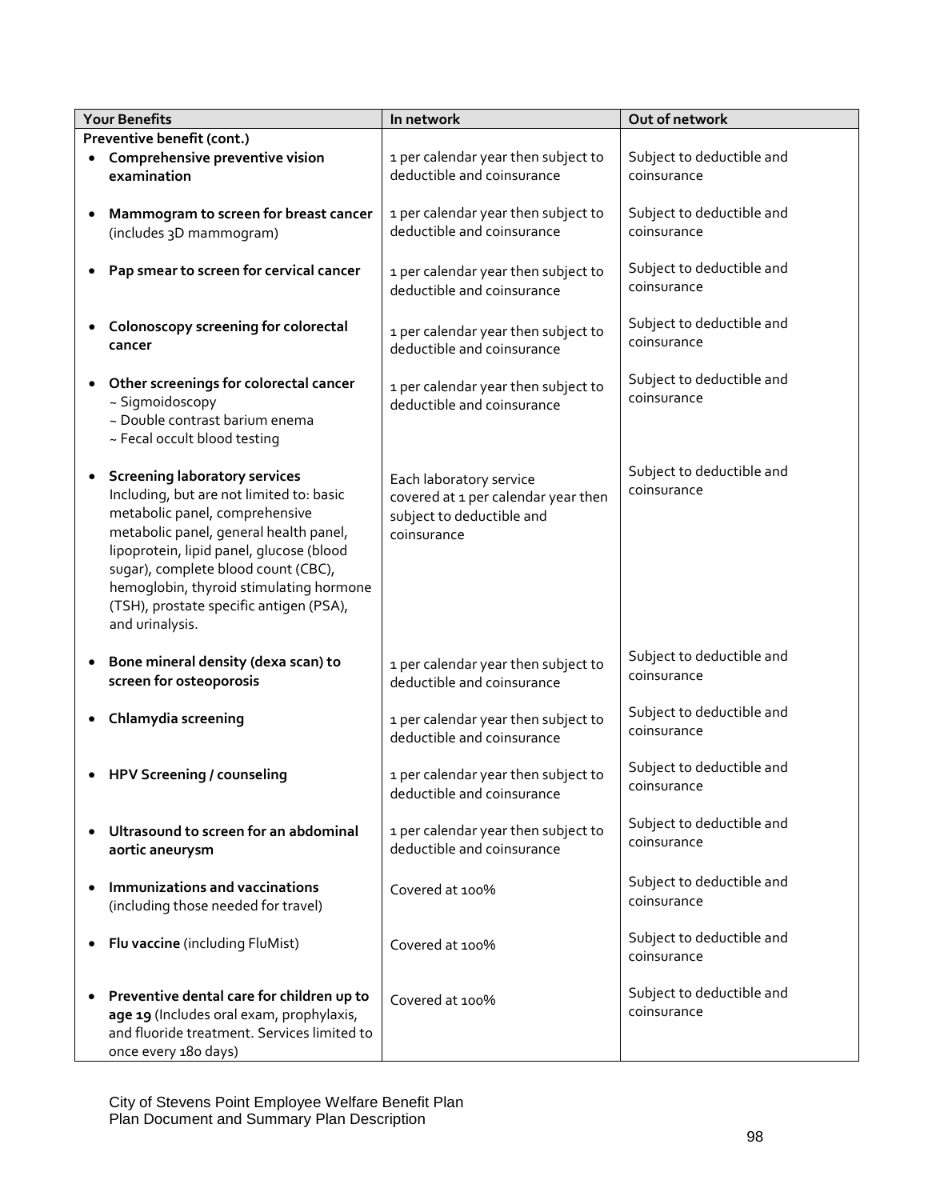| Your Benefits | In network | Out of network |
|---|---|---|
| **Preventive benefit (cont.)** | | |
| • **Comprehensive preventive vision examination** | 1 per calendar year then subject to deductible and coinsurance | Subject to deductible and coinsurance |
| • **Mammogram to screen for breast cancer** (includes 3D mammogram) | 1 per calendar year then subject to deductible and coinsurance | Subject to deductible and coinsurance |
| • **Pap smear to screen for cervical cancer** | 1 per calendar year then subject to deductible and coinsurance | Subject to deductible and coinsurance |
| • **Colonoscopy screening for colorectal cancer** | 1 per calendar year then subject to deductible and coinsurance | Subject to deductible and coinsurance |
| • **Other screenings for colorectal cancer**<br>~ Sigmoidoscopy<br>~ Double contrast barium enema<br>~ Fecal occult blood testing | 1 per calendar year then subject to deductible and coinsurance | Subject to deductible and coinsurance |
| • **Screening laboratory services** Including, but are not limited to: basic metabolic panel, comprehensive metabolic panel, general health panel, lipoprotein, lipid panel, glucose (blood sugar), complete blood count (CBC), hemoglobin, thyroid stimulating hormone (TSH), prostate specific antigen (PSA), and urinalysis. | Each laboratory service covered at 1 per calendar year then subject to deductible and coinsurance | Subject to deductible and coinsurance |
| • **Bone mineral density (dexa scan) to screen for osteoporosis** | 1 per calendar year then subject to deductible and coinsurance | Subject to deductible and coinsurance |
| • **Chlamydia screening** | 1 per calendar year then subject to deductible and coinsurance | Subject to deductible and coinsurance |
| • **HPV Screening / counseling** | 1 per calendar year then subject to deductible and coinsurance | Subject to deductible and coinsurance |
| • **Ultrasound to screen for an abdominal aortic aneurysm** | 1 per calendar year then subject to deductible and coinsurance | Subject to deductible and coinsurance |
| • **Immunizations and vaccinations** (including those needed for travel) | Covered at 100% | Subject to deductible and coinsurance |
| • **Flu vaccine** (including FluMist) | Covered at 100% | Subject to deductible and coinsurance |
| • **Preventive dental care for children up to age 19** (Includes oral exam, prophylaxis, and fluoride treatment. Services limited to once every 180 days) | Covered at 100% | Subject to deductible and coinsurance |

City of Stevens Point Employee Welfare Benefit Plan
Plan Document and Summary Plan Description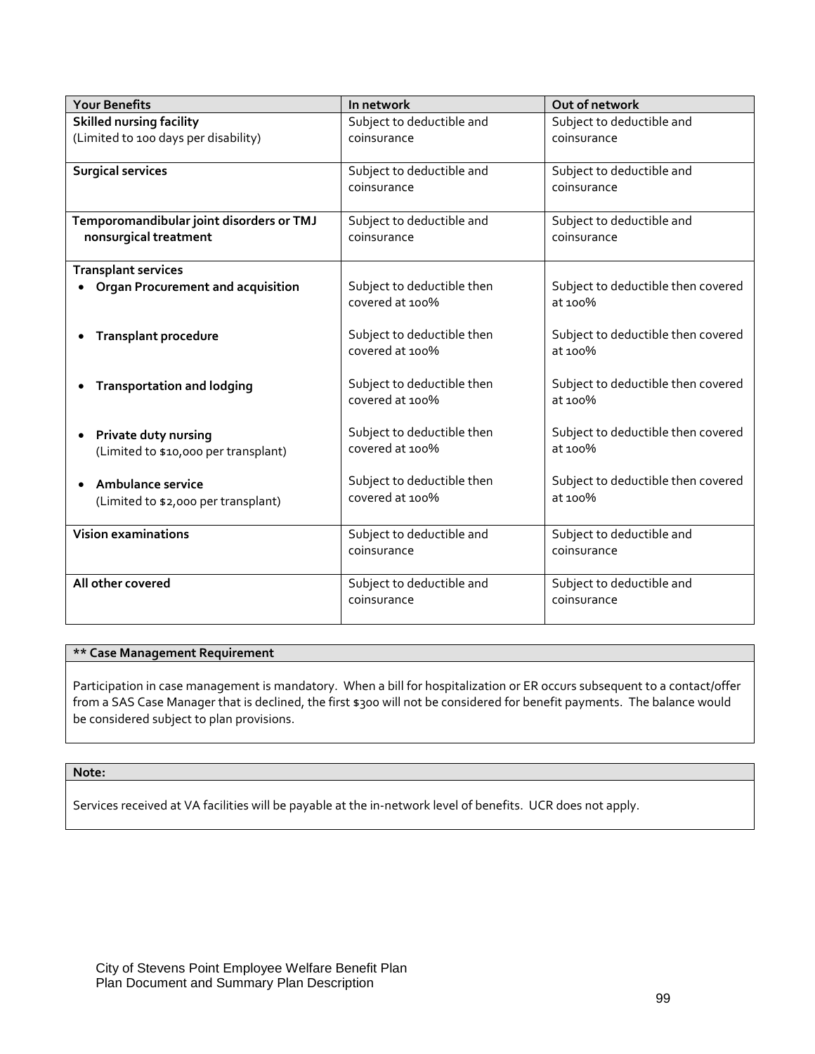| Your Benefits | In network | Out of network |
|---|---|---|
| **Skilled nursing facility** (Limited to 100 days per disability) | Subject to deductible and coinsurance | Subject to deductible and coinsurance |
| **Surgical services** | Subject to deductible and coinsurance | Subject to deductible and coinsurance |
| **Temporomandibular joint disorders or TMJ nonsurgical treatment** | Subject to deductible and coinsurance | Subject to deductible and coinsurance |
| **Transplant services** | | |
| • **Organ Procurement and acquisition** | Subject to deductible then covered at 100% | Subject to deductible then covered at 100% |
| • **Transplant procedure** | Subject to deductible then covered at 100% | Subject to deductible then covered at 100% |
| • **Transportation and lodging** | Subject to deductible then covered at 100% | Subject to deductible then covered at 100% |
| • **Private duty nursing** (Limited to $10,000 per transplant) | Subject to deductible then covered at 100% | Subject to deductible then covered at 100% |
| • **Ambulance service** (Limited to $2,000 per transplant) | Subject to deductible then covered at 100% | Subject to deductible then covered at 100% |
| **Vision examinations** | Subject to deductible and coinsurance | Subject to deductible and coinsurance |
| **All other covered** | Subject to deductible and coinsurance | Subject to deductible and coinsurance |

**** Case Management Requirement**

Participation in case management is mandatory. When a bill for hospitalization or ER occurs subsequent to a contact/offer from a SAS Case Manager that is declined, the first $300 will not be considered for benefit payments. The balance would be considered subject to plan provisions.

**Note:**

Services received at VA facilities will be payable at the in-network level of benefits. UCR does not apply.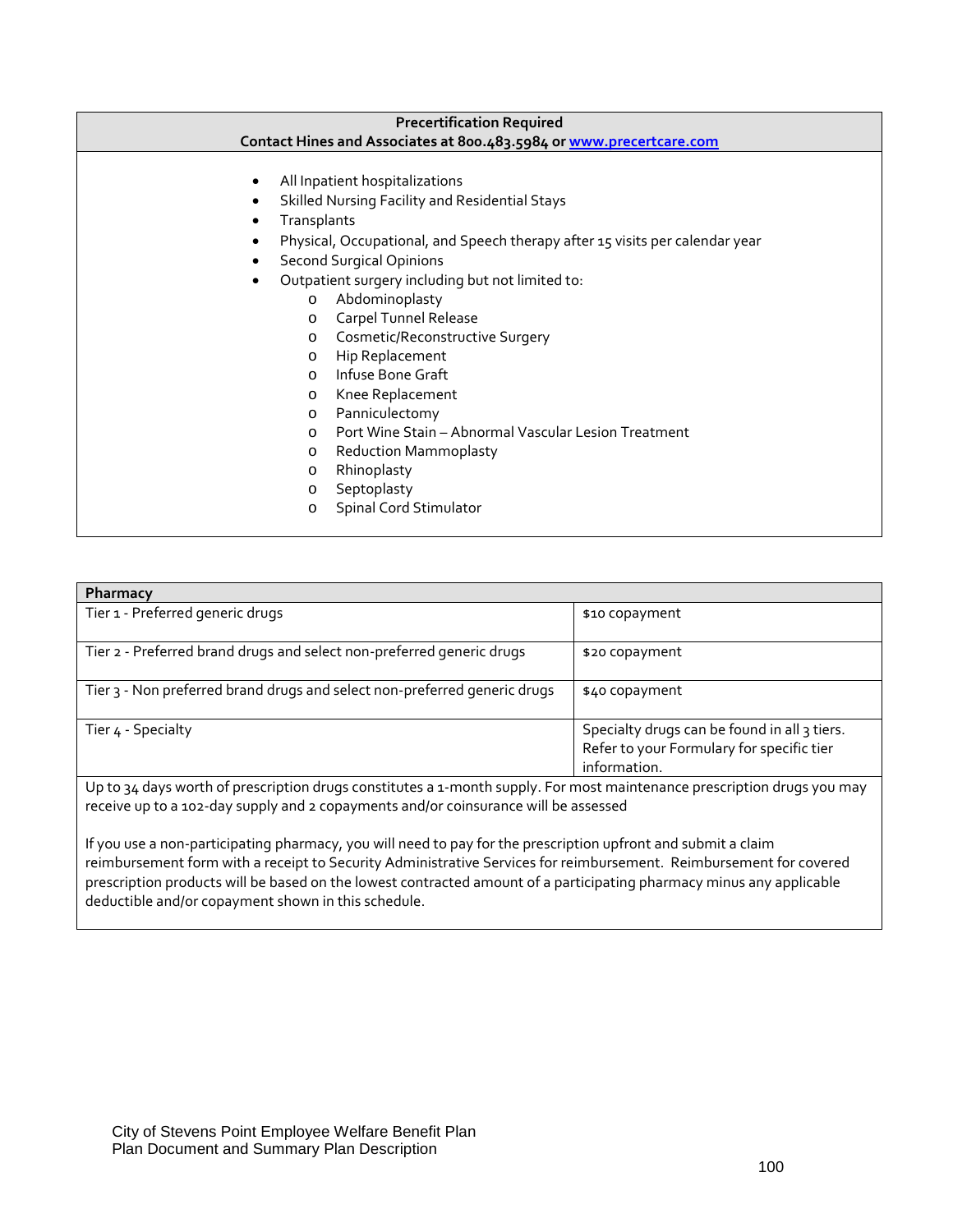**Precertification Required**
**Contact Hines and Associates at 800.483.5984 or [www.precertcare.com](www.precertcare.com)**

- All Inpatient hospitalizations
- Skilled Nursing Facility and Residential Stays
- Transplants
- Physical, Occupational, and Speech therapy after 15 visits per calendar year
- Second Surgical Opinions
- Outpatient surgery including but not limited to:
  - Abdominoplasty
  - Carpel Tunnel Release
  - Cosmetic/Reconstructive Surgery
  - Hip Replacement
  - Infuse Bone Graft
  - Knee Replacement
  - Panniculectomy
  - Port Wine Stain – Abnormal Vascular Lesion Treatment
  - Reduction Mammoplasty
  - Rhinoplasty
  - Septoplasty
  - Spinal Cord Stimulator

| Pharmacy | |
|---|---|
| Tier 1 - Preferred generic drugs | $10 copayment |
| Tier 2 - Preferred brand drugs and select non-preferred generic drugs | $20 copayment |
| Tier 3 - Non preferred brand drugs and select non-preferred generic drugs | $40 copayment |
| Tier 4 - Specialty | Specialty drugs can be found in all 3 tiers. Refer to your Formulary for specific tier information. |

Up to 34 days worth of prescription drugs constitutes a 1-month supply. For most maintenance prescription drugs you may receive up to a 102-day supply and 2 copayments and/or coinsurance will be assessed

If you use a non-participating pharmacy, you will need to pay for the prescription upfront and submit a claim reimbursement form with a receipt to Security Administrative Services for reimbursement. Reimbursement for covered prescription products will be based on the lowest contracted amount of a participating pharmacy minus any applicable deductible and/or copayment shown in this schedule.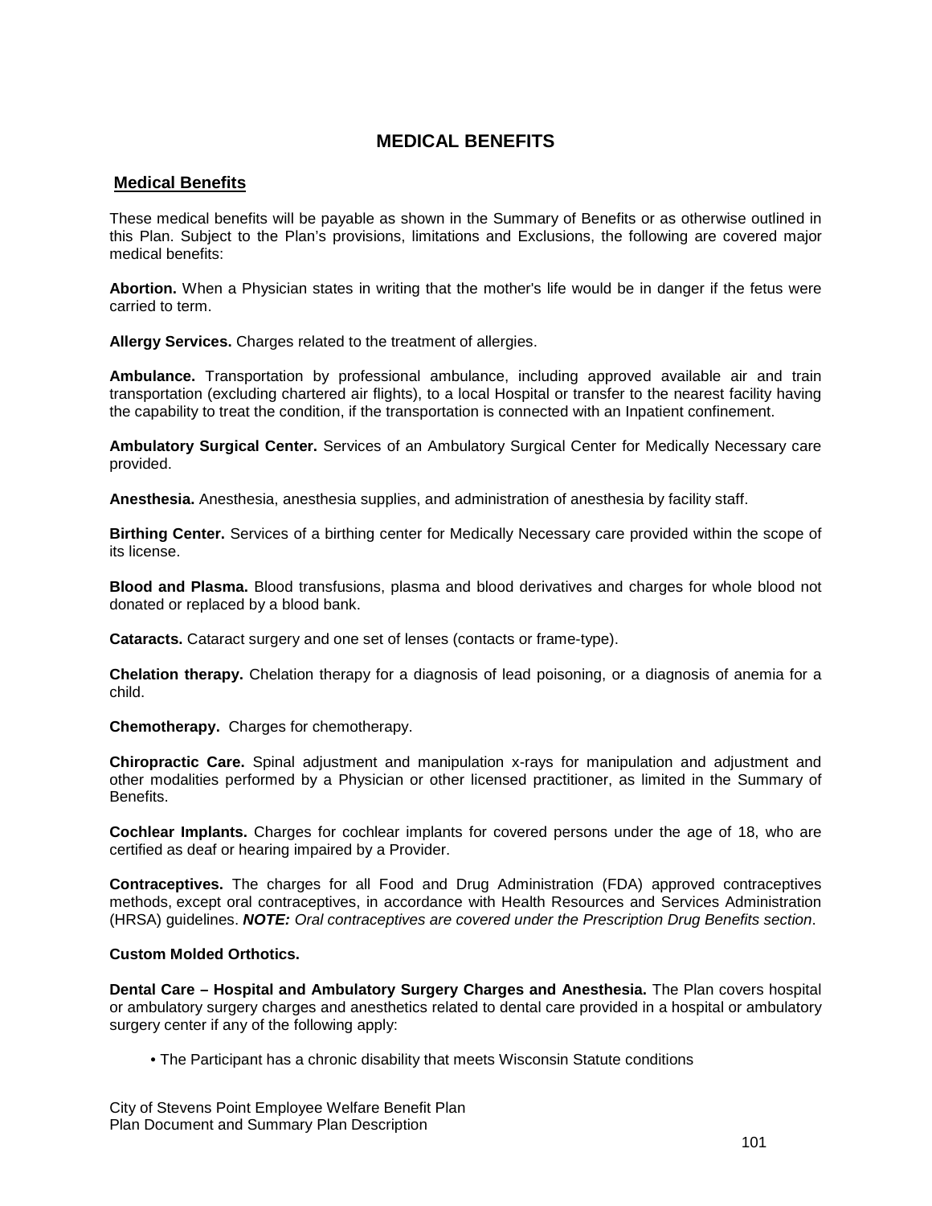# MEDICAL BENEFITS

## Medical Benefits

These medical benefits will be payable as shown in the Summary of Benefits or as otherwise outlined in this Plan. Subject to the Plan's provisions, limitations and Exclusions, the following are covered major medical benefits:

**Abortion.** When a Physician states in writing that the mother's life would be in danger if the fetus were carried to term.

**Allergy Services.** Charges related to the treatment of allergies.

**Ambulance.** Transportation by professional ambulance, including approved available air and train transportation (excluding chartered air flights), to a local Hospital or transfer to the nearest facility having the capability to treat the condition, if the transportation is connected with an Inpatient confinement.

**Ambulatory Surgical Center.** Services of an Ambulatory Surgical Center for Medically Necessary care provided.

**Anesthesia.** Anesthesia, anesthesia supplies, and administration of anesthesia by facility staff.

**Birthing Center.** Services of a birthing center for Medically Necessary care provided within the scope of its license.

**Blood and Plasma.** Blood transfusions, plasma and blood derivatives and charges for whole blood not donated or replaced by a blood bank.

**Cataracts.** Cataract surgery and one set of lenses (contacts or frame-type).

**Chelation therapy.** Chelation therapy for a diagnosis of lead poisoning, or a diagnosis of anemia for a child.

**Chemotherapy.** Charges for chemotherapy.

**Chiropractic Care.** Spinal adjustment and manipulation x-rays for manipulation and adjustment and other modalities performed by a Physician or other licensed practitioner, as limited in the Summary of Benefits.

**Cochlear Implants.** Charges for cochlear implants for covered persons under the age of 18, who are certified as deaf or hearing impaired by a Provider.

**Contraceptives.** The charges for all Food and Drug Administration (FDA) approved contraceptives methods, except oral contraceptives, in accordance with Health Resources and Services Administration (HRSA) guidelines. ***NOTE:*** *Oral contraceptives are covered under the Prescription Drug Benefits section*.

**Custom Molded Orthotics.**

**Dental Care – Hospital and Ambulatory Surgery Charges and Anesthesia.** The Plan covers hospital or ambulatory surgery charges and anesthetics related to dental care provided in a hospital or ambulatory surgery center if any of the following apply:

- The Participant has a chronic disability that meets Wisconsin Statute conditions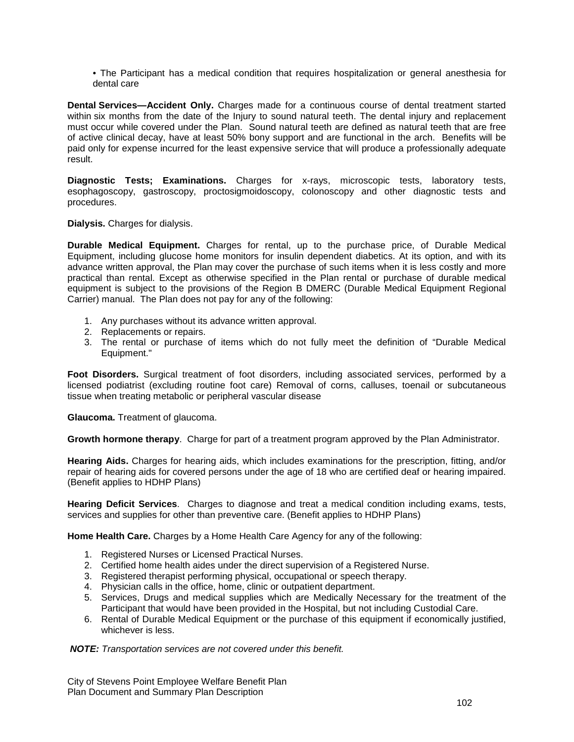• The Participant has a medical condition that requires hospitalization or general anesthesia for dental care

**Dental Services—Accident Only.** Charges made for a continuous course of dental treatment started within six months from the date of the Injury to sound natural teeth. The dental injury and replacement must occur while covered under the Plan. Sound natural teeth are defined as natural teeth that are free of active clinical decay, have at least 50% bony support and are functional in the arch. Benefits will be paid only for expense incurred for the least expensive service that will produce a professionally adequate result.

**Diagnostic Tests; Examinations.** Charges for x-rays, microscopic tests, laboratory tests, esophagoscopy, gastroscopy, proctosigmoidoscopy, colonoscopy and other diagnostic tests and procedures.

**Dialysis.** Charges for dialysis.

**Durable Medical Equipment.** Charges for rental, up to the purchase price, of Durable Medical Equipment, including glucose home monitors for insulin dependent diabetics. At its option, and with its advance written approval, the Plan may cover the purchase of such items when it is less costly and more practical than rental. Except as otherwise specified in the Plan rental or purchase of durable medical equipment is subject to the provisions of the Region B DMERC (Durable Medical Equipment Regional Carrier) manual. The Plan does not pay for any of the following:

1. Any purchases without its advance written approval.
2. Replacements or repairs.
3. The rental or purchase of items which do not fully meet the definition of "Durable Medical Equipment."

**Foot Disorders.** Surgical treatment of foot disorders, including associated services, performed by a licensed podiatrist (excluding routine foot care) Removal of corns, calluses, toenail or subcutaneous tissue when treating metabolic or peripheral vascular disease

**Glaucoma.** Treatment of glaucoma.

**Growth hormone therapy**. Charge for part of a treatment program approved by the Plan Administrator.

**Hearing Aids.** Charges for hearing aids, which includes examinations for the prescription, fitting, and/or repair of hearing aids for covered persons under the age of 18 who are certified deaf or hearing impaired. (Benefit applies to HDHP Plans)

**Hearing Deficit Services**. Charges to diagnose and treat a medical condition including exams, tests, services and supplies for other than preventive care. (Benefit applies to HDHP Plans)

**Home Health Care.** Charges by a Home Health Care Agency for any of the following:

1. Registered Nurses or Licensed Practical Nurses.
2. Certified home health aides under the direct supervision of a Registered Nurse.
3. Registered therapist performing physical, occupational or speech therapy.
4. Physician calls in the office, home, clinic or outpatient department.
5. Services, Drugs and medical supplies which are Medically Necessary for the treatment of the Participant that would have been provided in the Hospital, but not including Custodial Care.
6. Rental of Durable Medical Equipment or the purchase of this equipment if economically justified, whichever is less.

***NOTE:*** *Transportation services are not covered under this benefit.*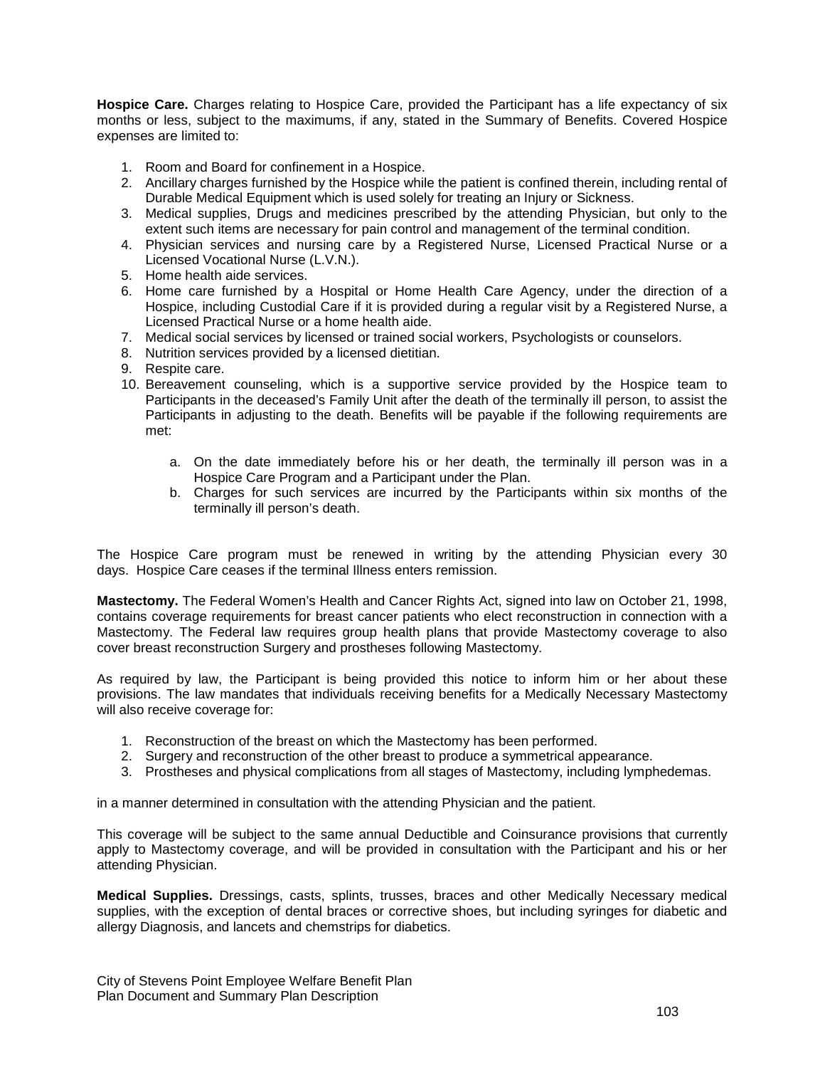**Hospice Care.** Charges relating to Hospice Care, provided the Participant has a life expectancy of six months or less, subject to the maximums, if any, stated in the Summary of Benefits. Covered Hospice expenses are limited to:

1. Room and Board for confinement in a Hospice.
2. Ancillary charges furnished by the Hospice while the patient is confined therein, including rental of Durable Medical Equipment which is used solely for treating an Injury or Sickness.
3. Medical supplies, Drugs and medicines prescribed by the attending Physician, but only to the extent such items are necessary for pain control and management of the terminal condition.
4. Physician services and nursing care by a Registered Nurse, Licensed Practical Nurse or a Licensed Vocational Nurse (L.V.N.).
5. Home health aide services.
6. Home care furnished by a Hospital or Home Health Care Agency, under the direction of a Hospice, including Custodial Care if it is provided during a regular visit by a Registered Nurse, a Licensed Practical Nurse or a home health aide.
7. Medical social services by licensed or trained social workers, Psychologists or counselors.
8. Nutrition services provided by a licensed dietitian.
9. Respite care.
10. Bereavement counseling, which is a supportive service provided by the Hospice team to Participants in the deceased's Family Unit after the death of the terminally ill person, to assist the Participants in adjusting to the death. Benefits will be payable if the following requirements are met:
    a. On the date immediately before his or her death, the terminally ill person was in a Hospice Care Program and a Participant under the Plan.
    b. Charges for such services are incurred by the Participants within six months of the terminally ill person's death.

The Hospice Care program must be renewed in writing by the attending Physician every 30 days. Hospice Care ceases if the terminal Illness enters remission.

**Mastectomy.** The Federal Women's Health and Cancer Rights Act, signed into law on October 21, 1998, contains coverage requirements for breast cancer patients who elect reconstruction in connection with a Mastectomy. The Federal law requires group health plans that provide Mastectomy coverage to also cover breast reconstruction Surgery and prostheses following Mastectomy.

As required by law, the Participant is being provided this notice to inform him or her about these provisions. The law mandates that individuals receiving benefits for a Medically Necessary Mastectomy will also receive coverage for:

1. Reconstruction of the breast on which the Mastectomy has been performed.
2. Surgery and reconstruction of the other breast to produce a symmetrical appearance.
3. Prostheses and physical complications from all stages of Mastectomy, including lymphedemas.

in a manner determined in consultation with the attending Physician and the patient.

This coverage will be subject to the same annual Deductible and Coinsurance provisions that currently apply to Mastectomy coverage, and will be provided in consultation with the Participant and his or her attending Physician.

**Medical Supplies.** Dressings, casts, splints, trusses, braces and other Medically Necessary medical supplies, with the exception of dental braces or corrective shoes, but including syringes for diabetic and allergy Diagnosis, and lancets and chemstrips for diabetics.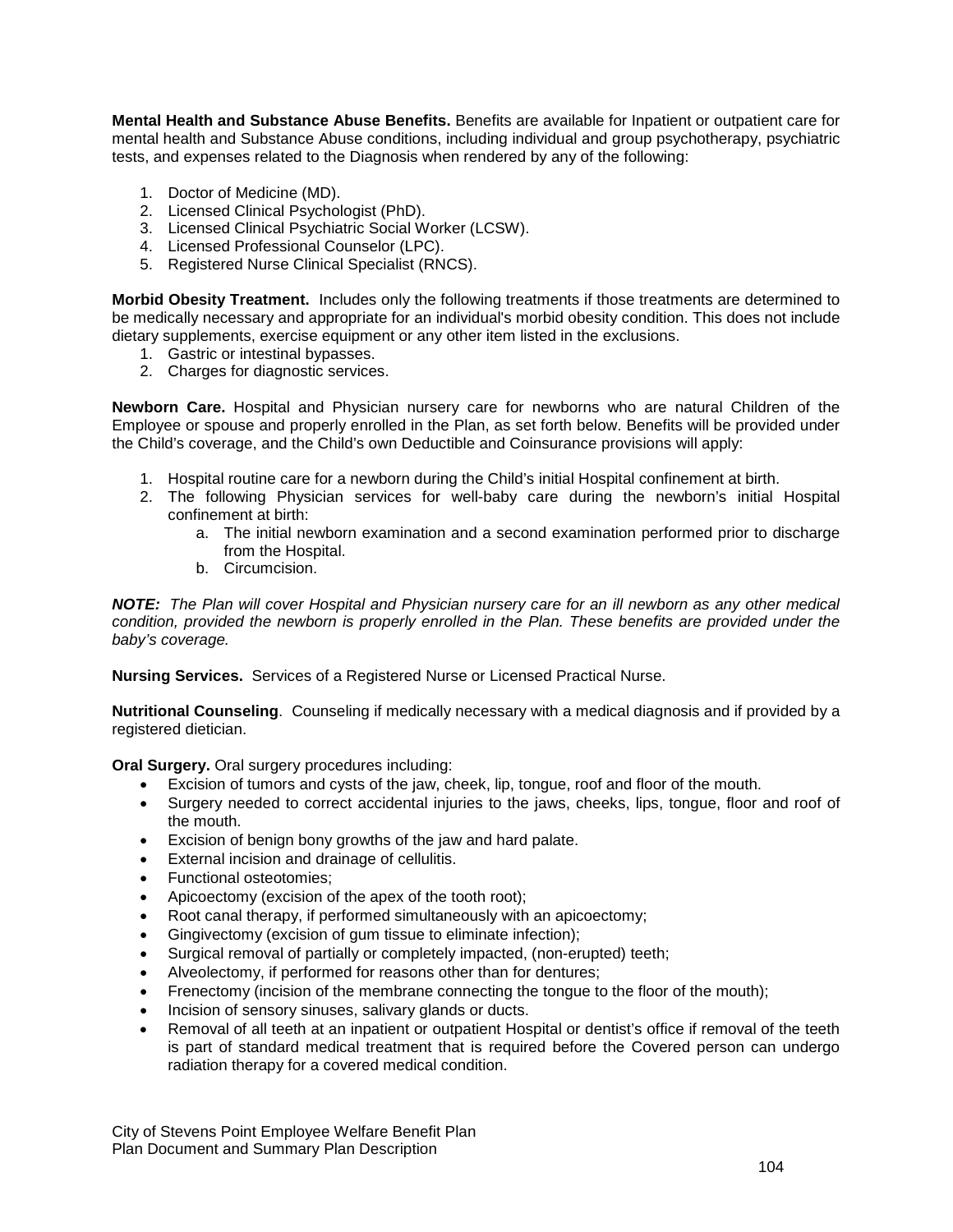**Mental Health and Substance Abuse Benefits.** Benefits are available for Inpatient or outpatient care for mental health and Substance Abuse conditions, including individual and group psychotherapy, psychiatric tests, and expenses related to the Diagnosis when rendered by any of the following:

1. Doctor of Medicine (MD).
2. Licensed Clinical Psychologist (PhD).
3. Licensed Clinical Psychiatric Social Worker (LCSW).
4. Licensed Professional Counselor (LPC).
5. Registered Nurse Clinical Specialist (RNCS).

**Morbid Obesity Treatment.** Includes only the following treatments if those treatments are determined to be medically necessary and appropriate for an individual's morbid obesity condition. This does not include dietary supplements, exercise equipment or any other item listed in the exclusions.

1. Gastric or intestinal bypasses.
2. Charges for diagnostic services.

**Newborn Care.** Hospital and Physician nursery care for newborns who are natural Children of the Employee or spouse and properly enrolled in the Plan, as set forth below. Benefits will be provided under the Child's coverage, and the Child's own Deductible and Coinsurance provisions will apply:

1. Hospital routine care for a newborn during the Child's initial Hospital confinement at birth.
2. The following Physician services for well-baby care during the newborn's initial Hospital confinement at birth:
    a. The initial newborn examination and a second examination performed prior to discharge from the Hospital.
    b. Circumcision.

***NOTE:*** *The Plan will cover Hospital and Physician nursery care for an ill newborn as any other medical condition, provided the newborn is properly enrolled in the Plan. These benefits are provided under the baby's coverage.*

**Nursing Services.** Services of a Registered Nurse or Licensed Practical Nurse.

**Nutritional Counseling**. Counseling if medically necessary with a medical diagnosis and if provided by a registered dietician.

**Oral Surgery.** Oral surgery procedures including:

- Excision of tumors and cysts of the jaw, cheek, lip, tongue, roof and floor of the mouth.
- Surgery needed to correct accidental injuries to the jaws, cheeks, lips, tongue, floor and roof of the mouth.
- Excision of benign bony growths of the jaw and hard palate.
- External incision and drainage of cellulitis.
- Functional osteotomies;
- Apicoectomy (excision of the apex of the tooth root);
- Root canal therapy, if performed simultaneously with an apicoectomy;
- Gingivectomy (excision of gum tissue to eliminate infection);
- Surgical removal of partially or completely impacted, (non-erupted) teeth;
- Alveolectomy, if performed for reasons other than for dentures;
- Frenectomy (incision of the membrane connecting the tongue to the floor of the mouth);
- Incision of sensory sinuses, salivary glands or ducts.
- Removal of all teeth at an inpatient or outpatient Hospital or dentist's office if removal of the teeth is part of standard medical treatment that is required before the Covered person can undergo radiation therapy for a covered medical condition.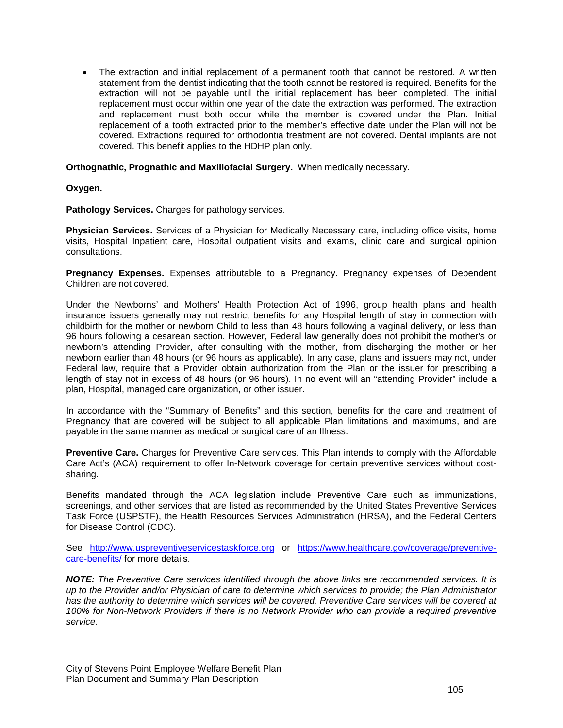- The extraction and initial replacement of a permanent tooth that cannot be restored. A written statement from the dentist indicating that the tooth cannot be restored is required. Benefits for the extraction will not be payable until the initial replacement has been completed. The initial replacement must occur within one year of the date the extraction was performed. The extraction and replacement must both occur while the member is covered under the Plan. Initial replacement of a tooth extracted prior to the member's effective date under the Plan will not be covered. Extractions required for orthodontia treatment are not covered. Dental implants are not covered. This benefit applies to the HDHP plan only.

**Orthognathic, Prognathic and Maxillofacial Surgery.** When medically necessary.

**Oxygen.**

**Pathology Services.** Charges for pathology services.

**Physician Services.** Services of a Physician for Medically Necessary care, including office visits, home visits, Hospital Inpatient care, Hospital outpatient visits and exams, clinic care and surgical opinion consultations.

**Pregnancy Expenses.** Expenses attributable to a Pregnancy. Pregnancy expenses of Dependent Children are not covered.

Under the Newborns' and Mothers' Health Protection Act of 1996, group health plans and health insurance issuers generally may not restrict benefits for any Hospital length of stay in connection with childbirth for the mother or newborn Child to less than 48 hours following a vaginal delivery, or less than 96 hours following a cesarean section. However, Federal law generally does not prohibit the mother's or newborn's attending Provider, after consulting with the mother, from discharging the mother or her newborn earlier than 48 hours (or 96 hours as applicable). In any case, plans and issuers may not, under Federal law, require that a Provider obtain authorization from the Plan or the issuer for prescribing a length of stay not in excess of 48 hours (or 96 hours). In no event will an "attending Provider" include a plan, Hospital, managed care organization, or other issuer.

In accordance with the "Summary of Benefits" and this section, benefits for the care and treatment of Pregnancy that are covered will be subject to all applicable Plan limitations and maximums, and are payable in the same manner as medical or surgical care of an Illness.

**Preventive Care.** Charges for Preventive Care services. This Plan intends to comply with the Affordable Care Act's (ACA) requirement to offer In-Network coverage for certain preventive services without cost-sharing.

Benefits mandated through the ACA legislation include Preventive Care such as immunizations, screenings, and other services that are listed as recommended by the United States Preventive Services Task Force (USPSTF), the Health Resources Services Administration (HRSA), and the Federal Centers for Disease Control (CDC).

See [http://www.uspreventiveservicestaskforce.org](http://www.uspreventiveservicestaskforce.org) or [https://www.healthcare.gov/coverage/preventive-care-benefits/](https://www.healthcare.gov/coverage/preventive-care-benefits/) for more details.

***NOTE:*** *The Preventive Care services identified through the above links are recommended services. It is up to the Provider and/or Physician of care to determine which services to provide; the Plan Administrator has the authority to determine which services will be covered. Preventive Care services will be covered at 100% for Non-Network Providers if there is no Network Provider who can provide a required preventive service.*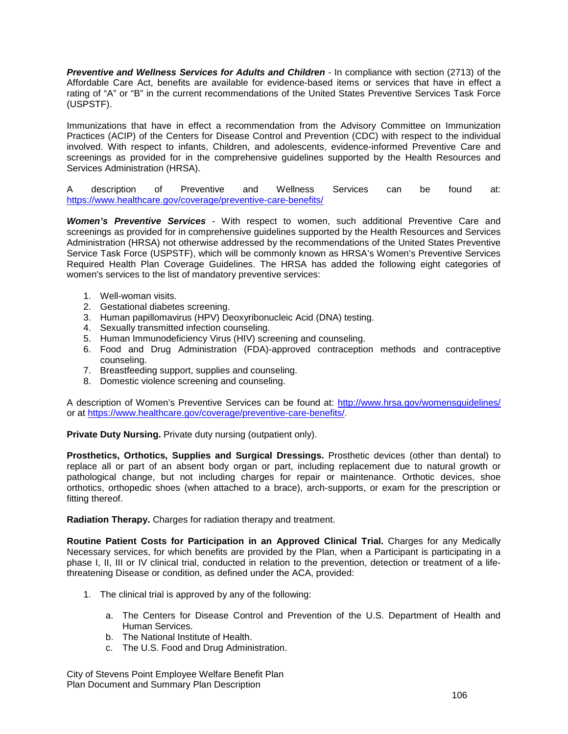***Preventive and Wellness Services for Adults and Children*** - In compliance with section (2713) of the Affordable Care Act, benefits are available for evidence-based items or services that have in effect a rating of "A" or "B" in the current recommendations of the United States Preventive Services Task Force (USPSTF).

Immunizations that have in effect a recommendation from the Advisory Committee on Immunization Practices (ACIP) of the Centers for Disease Control and Prevention (CDC) with respect to the individual involved. With respect to infants, Children, and adolescents, evidence-informed Preventive Care and screenings as provided for in the comprehensive guidelines supported by the Health Resources and Services Administration (HRSA).

A description of Preventive and Wellness Services can be found at: https://www.healthcare.gov/coverage/preventive-care-benefits/

***Women's Preventive Services*** - With respect to women, such additional Preventive Care and screenings as provided for in comprehensive guidelines supported by the Health Resources and Services Administration (HRSA) not otherwise addressed by the recommendations of the United States Preventive Service Task Force (USPSTF), which will be commonly known as HRSA's Women's Preventive Services Required Health Plan Coverage Guidelines. The HRSA has added the following eight categories of women's services to the list of mandatory preventive services:

1. Well-woman visits.
2. Gestational diabetes screening.
3. Human papillomavirus (HPV) Deoxyribonucleic Acid (DNA) testing.
4. Sexually transmitted infection counseling.
5. Human Immunodeficiency Virus (HIV) screening and counseling.
6. Food and Drug Administration (FDA)-approved contraception methods and contraceptive counseling.
7. Breastfeeding support, supplies and counseling.
8. Domestic violence screening and counseling.

A description of Women's Preventive Services can be found at: http://www.hrsa.gov/womensguidelines/ or at https://www.healthcare.gov/coverage/preventive-care-benefits/.

**Private Duty Nursing.** Private duty nursing (outpatient only).

**Prosthetics, Orthotics, Supplies and Surgical Dressings.** Prosthetic devices (other than dental) to replace all or part of an absent body organ or part, including replacement due to natural growth or pathological change, but not including charges for repair or maintenance. Orthotic devices, shoe orthotics, orthopedic shoes (when attached to a brace), arch-supports, or exam for the prescription or fitting thereof.

**Radiation Therapy.** Charges for radiation therapy and treatment.

**Routine Patient Costs for Participation in an Approved Clinical Trial.** Charges for any Medically Necessary services, for which benefits are provided by the Plan, when a Participant is participating in a phase I, II, III or IV clinical trial, conducted in relation to the prevention, detection or treatment of a life-threatening Disease or condition, as defined under the ACA, provided:

1. The clinical trial is approved by any of the following:

    a. The Centers for Disease Control and Prevention of the U.S. Department of Health and Human Services.
    b. The National Institute of Health.
    c. The U.S. Food and Drug Administration.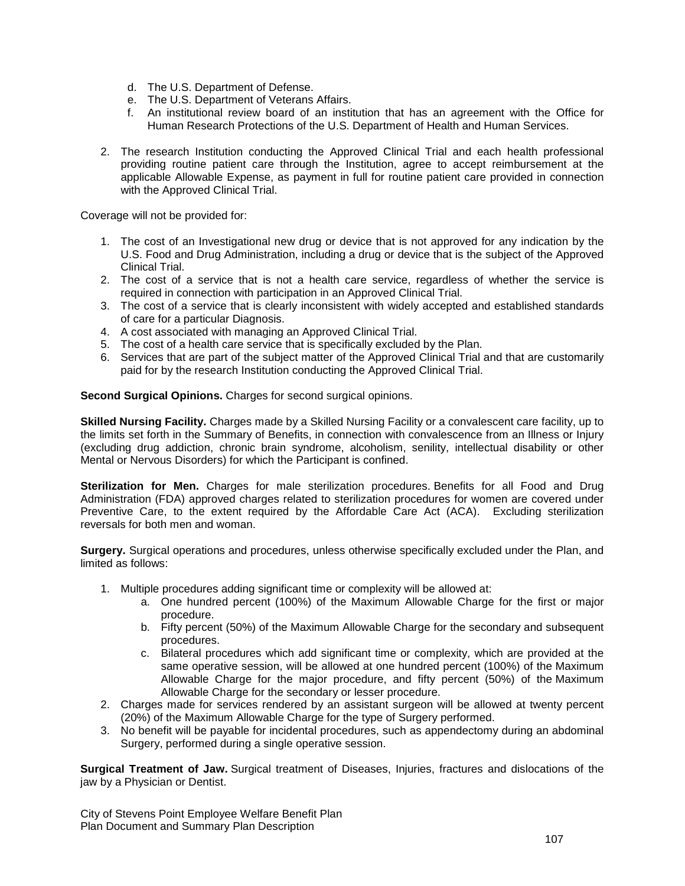d. The U.S. Department of Defense.
   e. The U.S. Department of Veterans Affairs.
   f. An institutional review board of an institution that has an agreement with the Office for Human Research Protections of the U.S. Department of Health and Human Services.

2. The research Institution conducting the Approved Clinical Trial and each health professional providing routine patient care through the Institution, agree to accept reimbursement at the applicable Allowable Expense, as payment in full for routine patient care provided in connection with the Approved Clinical Trial.

Coverage will not be provided for:

1. The cost of an Investigational new drug or device that is not approved for any indication by the U.S. Food and Drug Administration, including a drug or device that is the subject of the Approved Clinical Trial.
2. The cost of a service that is not a health care service, regardless of whether the service is required in connection with participation in an Approved Clinical Trial.
3. The cost of a service that is clearly inconsistent with widely accepted and established standards of care for a particular Diagnosis.
4. A cost associated with managing an Approved Clinical Trial.
5. The cost of a health care service that is specifically excluded by the Plan.
6. Services that are part of the subject matter of the Approved Clinical Trial and that are customarily paid for by the research Institution conducting the Approved Clinical Trial.

**Second Surgical Opinions.** Charges for second surgical opinions.

**Skilled Nursing Facility.** Charges made by a Skilled Nursing Facility or a convalescent care facility, up to the limits set forth in the Summary of Benefits, in connection with convalescence from an Illness or Injury (excluding drug addiction, chronic brain syndrome, alcoholism, senility, intellectual disability or other Mental or Nervous Disorders) for which the Participant is confined.

**Sterilization for Men.** Charges for male sterilization procedures. Benefits for all Food and Drug Administration (FDA) approved charges related to sterilization procedures for women are covered under Preventive Care, to the extent required by the Affordable Care Act (ACA). Excluding sterilization reversals for both men and woman.

**Surgery.** Surgical operations and procedures, unless otherwise specifically excluded under the Plan, and limited as follows:

1. Multiple procedures adding significant time or complexity will be allowed at:
   a. One hundred percent (100%) of the Maximum Allowable Charge for the first or major procedure.
   b. Fifty percent (50%) of the Maximum Allowable Charge for the secondary and subsequent procedures.
   c. Bilateral procedures which add significant time or complexity, which are provided at the same operative session, will be allowed at one hundred percent (100%) of the Maximum Allowable Charge for the major procedure, and fifty percent (50%) of the Maximum Allowable Charge for the secondary or lesser procedure.
2. Charges made for services rendered by an assistant surgeon will be allowed at twenty percent (20%) of the Maximum Allowable Charge for the type of Surgery performed.
3. No benefit will be payable for incidental procedures, such as appendectomy during an abdominal Surgery, performed during a single operative session.

**Surgical Treatment of Jaw.** Surgical treatment of Diseases, Injuries, fractures and dislocations of the jaw by a Physician or Dentist.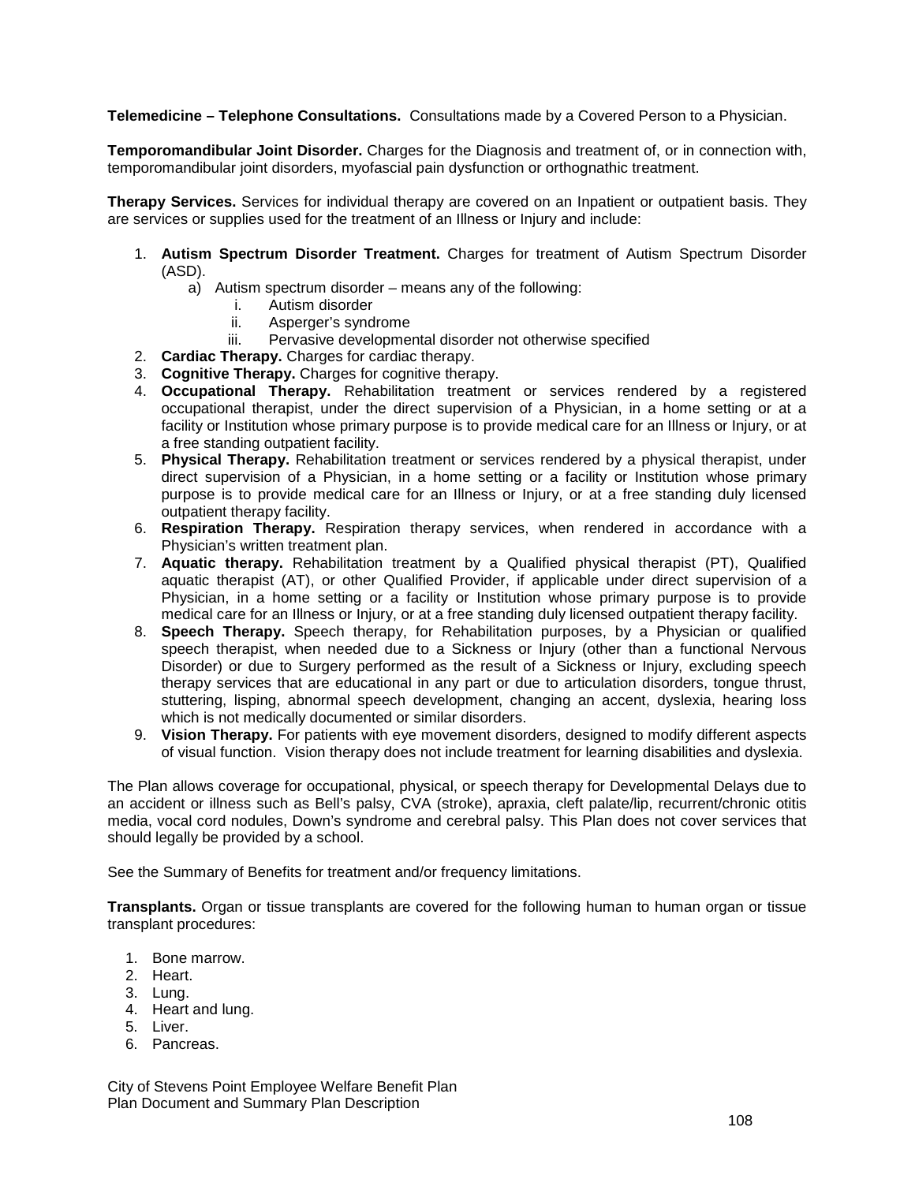**Telemedicine – Telephone Consultations.** Consultations made by a Covered Person to a Physician.

**Temporomandibular Joint Disorder.** Charges for the Diagnosis and treatment of, or in connection with, temporomandibular joint disorders, myofascial pain dysfunction or orthognathic treatment.

**Therapy Services.** Services for individual therapy are covered on an Inpatient or outpatient basis. They are services or supplies used for the treatment of an Illness or Injury and include:

1. **Autism Spectrum Disorder Treatment.** Charges for treatment of Autism Spectrum Disorder (ASD).
   a) Autism spectrum disorder – means any of the following:
      i. Autism disorder
      ii. Asperger's syndrome
      iii. Pervasive developmental disorder not otherwise specified
2. **Cardiac Therapy.** Charges for cardiac therapy.
3. **Cognitive Therapy.** Charges for cognitive therapy.
4. **Occupational Therapy.** Rehabilitation treatment or services rendered by a registered occupational therapist, under the direct supervision of a Physician, in a home setting or at a facility or Institution whose primary purpose is to provide medical care for an Illness or Injury, or at a free standing outpatient facility.
5. **Physical Therapy.** Rehabilitation treatment or services rendered by a physical therapist, under direct supervision of a Physician, in a home setting or a facility or Institution whose primary purpose is to provide medical care for an Illness or Injury, or at a free standing duly licensed outpatient therapy facility.
6. **Respiration Therapy.** Respiration therapy services, when rendered in accordance with a Physician's written treatment plan.
7. **Aquatic therapy.** Rehabilitation treatment by a Qualified physical therapist (PT), Qualified aquatic therapist (AT), or other Qualified Provider, if applicable under direct supervision of a Physician, in a home setting or a facility or Institution whose primary purpose is to provide medical care for an Illness or Injury, or at a free standing duly licensed outpatient therapy facility.
8. **Speech Therapy.** Speech therapy, for Rehabilitation purposes, by a Physician or qualified speech therapist, when needed due to a Sickness or Injury (other than a functional Nervous Disorder) or due to Surgery performed as the result of a Sickness or Injury, excluding speech therapy services that are educational in any part or due to articulation disorders, tongue thrust, stuttering, lisping, abnormal speech development, changing an accent, dyslexia, hearing loss which is not medically documented or similar disorders.
9. **Vision Therapy.** For patients with eye movement disorders, designed to modify different aspects of visual function. Vision therapy does not include treatment for learning disabilities and dyslexia.

The Plan allows coverage for occupational, physical, or speech therapy for Developmental Delays due to an accident or illness such as Bell's palsy, CVA (stroke), apraxia, cleft palate/lip, recurrent/chronic otitis media, vocal cord nodules, Down's syndrome and cerebral palsy. This Plan does not cover services that should legally be provided by a school.

See the Summary of Benefits for treatment and/or frequency limitations.

**Transplants.** Organ or tissue transplants are covered for the following human to human organ or tissue transplant procedures:

1. Bone marrow.
2. Heart.
3. Lung.
4. Heart and lung.
5. Liver.
6. Pancreas.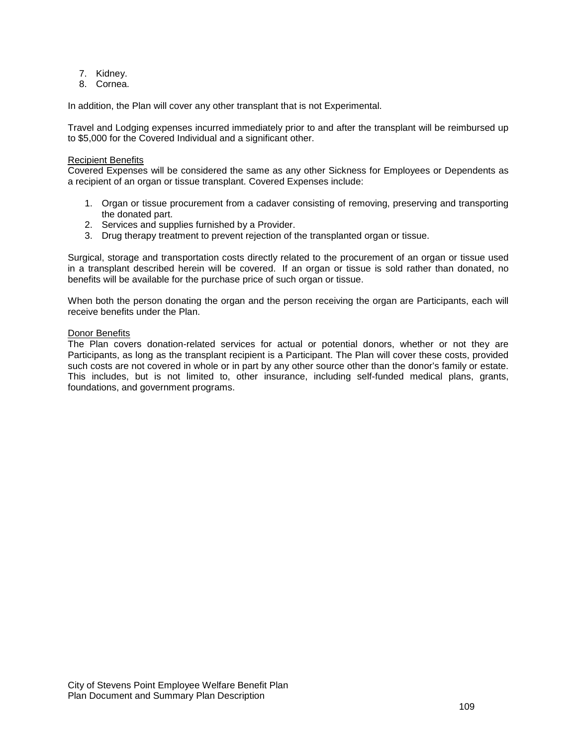7. Kidney.
8. Cornea.

In addition, the Plan will cover any other transplant that is not Experimental.

Travel and Lodging expenses incurred immediately prior to and after the transplant will be reimbursed up to $5,000 for the Covered Individual and a significant other.

<u>Recipient Benefits</u>
Covered Expenses will be considered the same as any other Sickness for Employees or Dependents as a recipient of an organ or tissue transplant. Covered Expenses include:

1. Organ or tissue procurement from a cadaver consisting of removing, preserving and transporting the donated part.
2. Services and supplies furnished by a Provider.
3. Drug therapy treatment to prevent rejection of the transplanted organ or tissue.

Surgical, storage and transportation costs directly related to the procurement of an organ or tissue used in a transplant described herein will be covered. If an organ or tissue is sold rather than donated, no benefits will be available for the purchase price of such organ or tissue.

When both the person donating the organ and the person receiving the organ are Participants, each will receive benefits under the Plan.

<u>Donor Benefits</u>
The Plan covers donation-related services for actual or potential donors, whether or not they are Participants, as long as the transplant recipient is a Participant. The Plan will cover these costs, provided such costs are not covered in whole or in part by any other source other than the donor's family or estate. This includes, but is not limited to, other insurance, including self-funded medical plans, grants, foundations, and government programs.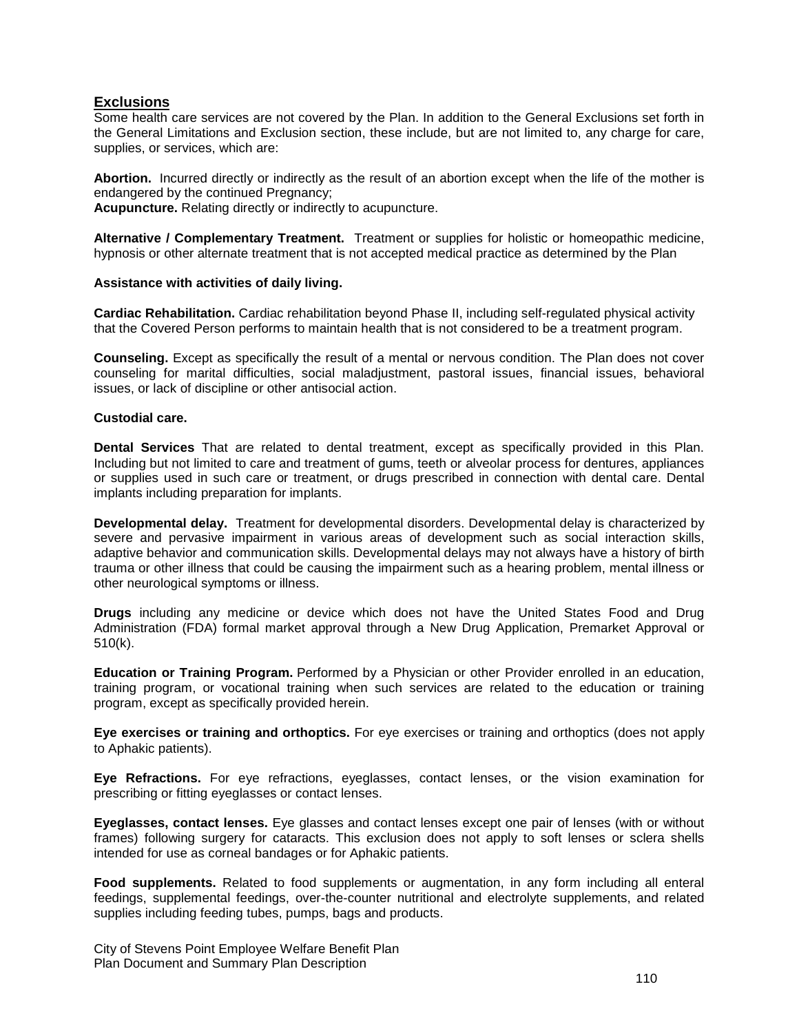## Exclusions

Some health care services are not covered by the Plan. In addition to the General Exclusions set forth in the General Limitations and Exclusion section, these include, but are not limited to, any charge for care, supplies, or services, which are:

**Abortion.** Incurred directly or indirectly as the result of an abortion except when the life of the mother is endangered by the continued Pregnancy;
**Acupuncture.** Relating directly or indirectly to acupuncture.

**Alternative / Complementary Treatment.** Treatment or supplies for holistic or homeopathic medicine, hypnosis or other alternate treatment that is not accepted medical practice as determined by the Plan

**Assistance with activities of daily living.**

**Cardiac Rehabilitation.** Cardiac rehabilitation beyond Phase II, including self-regulated physical activity that the Covered Person performs to maintain health that is not considered to be a treatment program.

**Counseling.** Except as specifically the result of a mental or nervous condition. The Plan does not cover counseling for marital difficulties, social maladjustment, pastoral issues, financial issues, behavioral issues, or lack of discipline or other antisocial action.

**Custodial care.**

**Dental Services** That are related to dental treatment, except as specifically provided in this Plan. Including but not limited to care and treatment of gums, teeth or alveolar process for dentures, appliances or supplies used in such care or treatment, or drugs prescribed in connection with dental care. Dental implants including preparation for implants.

**Developmental delay.** Treatment for developmental disorders. Developmental delay is characterized by severe and pervasive impairment in various areas of development such as social interaction skills, adaptive behavior and communication skills. Developmental delays may not always have a history of birth trauma or other illness that could be causing the impairment such as a hearing problem, mental illness or other neurological symptoms or illness.

**Drugs** including any medicine or device which does not have the United States Food and Drug Administration (FDA) formal market approval through a New Drug Application, Premarket Approval or 510(k).

**Education or Training Program.** Performed by a Physician or other Provider enrolled in an education, training program, or vocational training when such services are related to the education or training program, except as specifically provided herein.

**Eye exercises or training and orthoptics.** For eye exercises or training and orthoptics (does not apply to Aphakic patients).

**Eye Refractions.** For eye refractions, eyeglasses, contact lenses, or the vision examination for prescribing or fitting eyeglasses or contact lenses.

**Eyeglasses, contact lenses.** Eye glasses and contact lenses except one pair of lenses (with or without frames) following surgery for cataracts. This exclusion does not apply to soft lenses or sclera shells intended for use as corneal bandages or for Aphakic patients.

**Food supplements.** Related to food supplements or augmentation, in any form including all enteral feedings, supplemental feedings, over-the-counter nutritional and electrolyte supplements, and related supplies including feeding tubes, pumps, bags and products.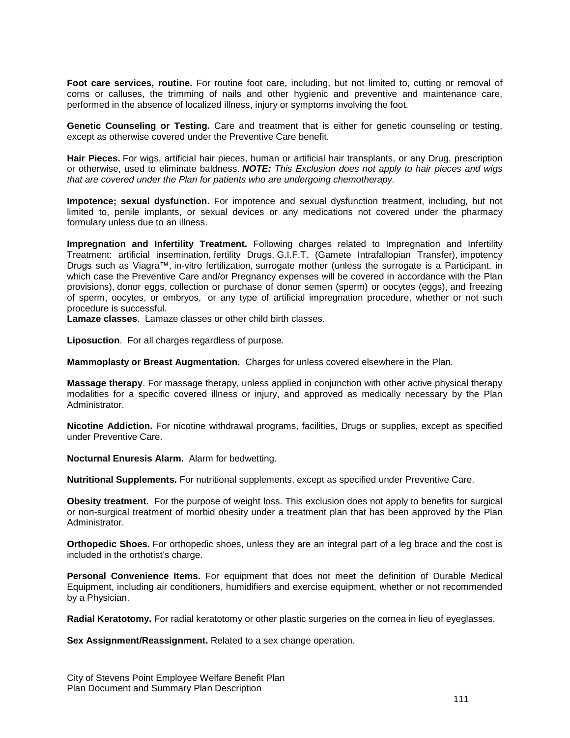**Foot care services, routine.** For routine foot care, including, but not limited to, cutting or removal of corns or calluses, the trimming of nails and other hygienic and preventive and maintenance care, performed in the absence of localized illness, injury or symptoms involving the foot.

**Genetic Counseling or Testing.** Care and treatment that is either for genetic counseling or testing, except as otherwise covered under the Preventive Care benefit.

**Hair Pieces.** For wigs, artificial hair pieces, human or artificial hair transplants, or any Drug, prescription or otherwise, used to eliminate baldness. ***NOTE:*** *This Exclusion does not apply to hair pieces and wigs that are covered under the Plan for patients who are undergoing chemotherapy.*

**Impotence; sexual dysfunction.** For impotence and sexual dysfunction treatment, including, but not limited to, penile implants, or sexual devices or any medications not covered under the pharmacy formulary unless due to an illness.

**Impregnation and Infertility Treatment.** Following charges related to Impregnation and Infertility Treatment: artificial insemination, fertility Drugs, G.I.F.T. (Gamete Intrafallopian Transfer), impotency Drugs such as Viagra™, in-vitro fertilization, surrogate mother (unless the surrogate is a Participant, in which case the Preventive Care and/or Pregnancy expenses will be covered in accordance with the Plan provisions), donor eggs, collection or purchase of donor semen (sperm) or oocytes (eggs), and freezing of sperm, oocytes, or embryos, or any type of artificial impregnation procedure, whether or not such procedure is successful.

**Lamaze classes**. Lamaze classes or other child birth classes.

**Liposuction**. For all charges regardless of purpose.

**Mammoplasty or Breast Augmentation.** Charges for unless covered elsewhere in the Plan.

**Massage therapy**. For massage therapy, unless applied in conjunction with other active physical therapy modalities for a specific covered illness or injury, and approved as medically necessary by the Plan Administrator.

**Nicotine Addiction.** For nicotine withdrawal programs, facilities, Drugs or supplies, except as specified under Preventive Care.

**Nocturnal Enuresis Alarm.** Alarm for bedwetting.

**Nutritional Supplements.** For nutritional supplements, except as specified under Preventive Care.

**Obesity treatment.** For the purpose of weight loss. This exclusion does not apply to benefits for surgical or non-surgical treatment of morbid obesity under a treatment plan that has been approved by the Plan Administrator.

**Orthopedic Shoes.** For orthopedic shoes, unless they are an integral part of a leg brace and the cost is included in the orthotist's charge.

**Personal Convenience Items.** For equipment that does not meet the definition of Durable Medical Equipment, including air conditioners, humidifiers and exercise equipment, whether or not recommended by a Physician.

**Radial Keratotomy.** For radial keratotomy or other plastic surgeries on the cornea in lieu of eyeglasses.

**Sex Assignment/Reassignment.** Related to a sex change operation.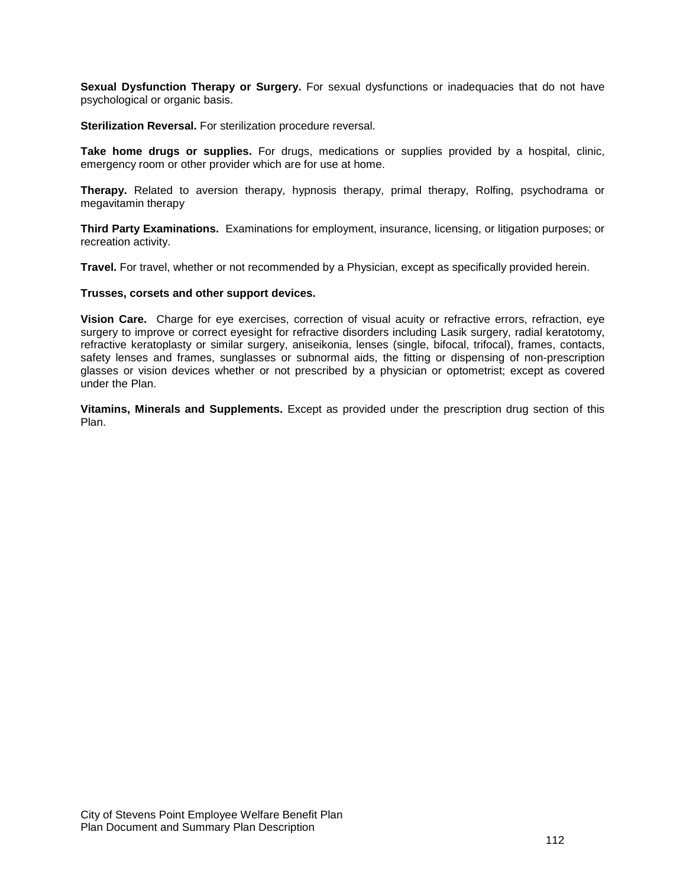**Sexual Dysfunction Therapy or Surgery.** For sexual dysfunctions or inadequacies that do not have psychological or organic basis.

**Sterilization Reversal.** For sterilization procedure reversal.

**Take home drugs or supplies.** For drugs, medications or supplies provided by a hospital, clinic, emergency room or other provider which are for use at home.

**Therapy.** Related to aversion therapy, hypnosis therapy, primal therapy, Rolfing, psychodrama or megavitamin therapy

**Third Party Examinations.** Examinations for employment, insurance, licensing, or litigation purposes; or recreation activity.

**Travel.** For travel, whether or not recommended by a Physician, except as specifically provided herein.

**Trusses, corsets and other support devices.**

**Vision Care.** Charge for eye exercises, correction of visual acuity or refractive errors, refraction, eye surgery to improve or correct eyesight for refractive disorders including Lasik surgery, radial keratotomy, refractive keratoplasty or similar surgery, aniseikonia, lenses (single, bifocal, trifocal), frames, contacts, safety lenses and frames, sunglasses or subnormal aids, the fitting or dispensing of non-prescription glasses or vision devices whether or not prescribed by a physician or optometrist; except as covered under the Plan.

**Vitamins, Minerals and Supplements.** Except as provided under the prescription drug section of this Plan.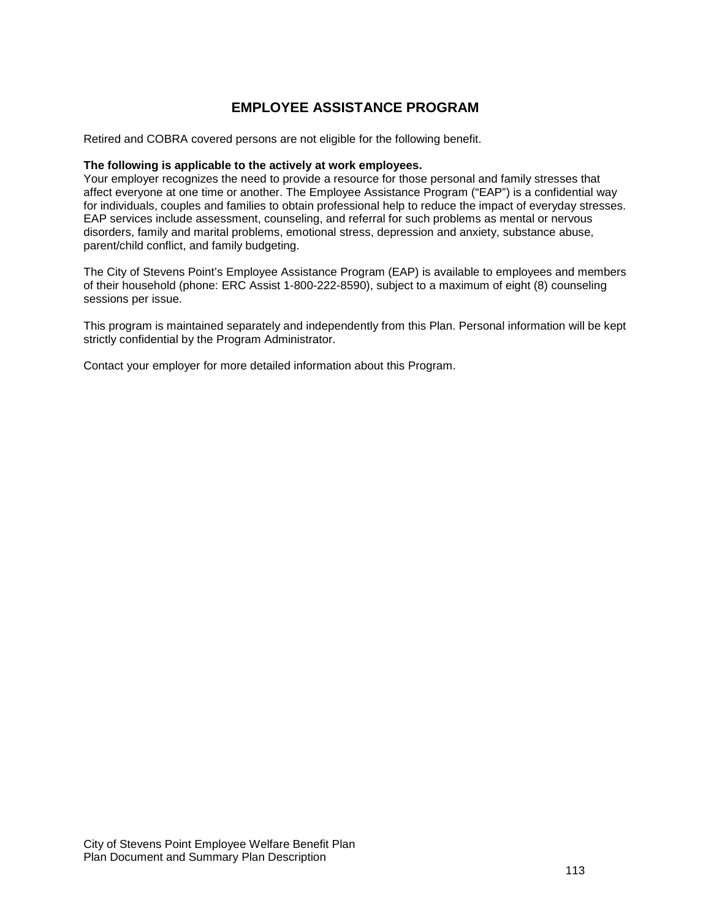# EMPLOYEE ASSISTANCE PROGRAM

Retired and COBRA covered persons are not eligible for the following benefit.

**The following is applicable to the actively at work employees.**
Your employer recognizes the need to provide a resource for those personal and family stresses that affect everyone at one time or another. The Employee Assistance Program ("EAP") is a confidential way for individuals, couples and families to obtain professional help to reduce the impact of everyday stresses. EAP services include assessment, counseling, and referral for such problems as mental or nervous disorders, family and marital problems, emotional stress, depression and anxiety, substance abuse, parent/child conflict, and family budgeting.

The City of Stevens Point's Employee Assistance Program (EAP) is available to employees and members of their household (phone: ERC Assist 1-800-222-8590), subject to a maximum of eight (8) counseling sessions per issue.

This program is maintained separately and independently from this Plan. Personal information will be kept strictly confidential by the Program Administrator.

Contact your employer for more detailed information about this Program.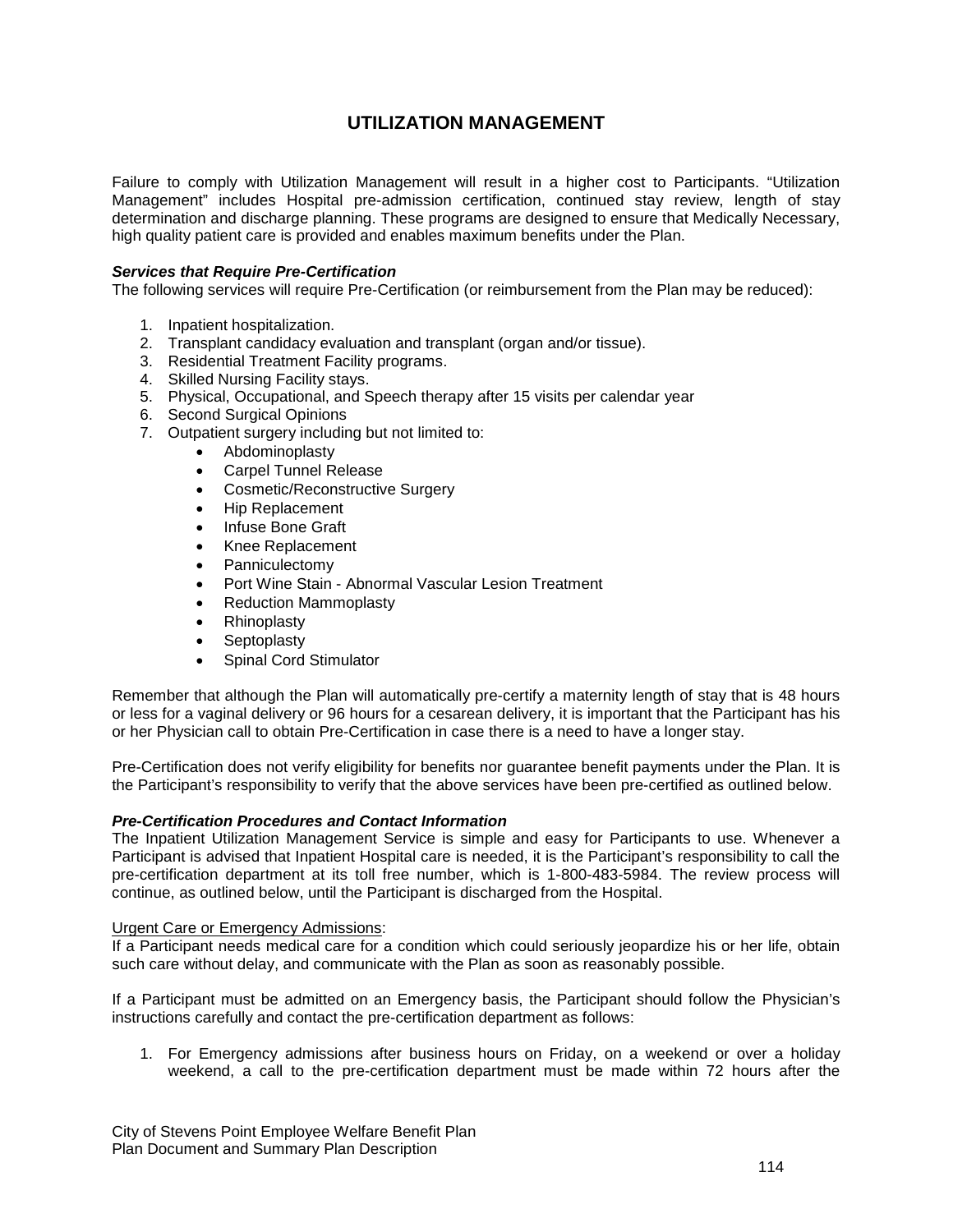## UTILIZATION MANAGEMENT

Failure to comply with Utilization Management will result in a higher cost to Participants. "Utilization Management" includes Hospital pre-admission certification, continued stay review, length of stay determination and discharge planning. These programs are designed to ensure that Medically Necessary, high quality patient care is provided and enables maximum benefits under the Plan.

***Services that Require Pre-Certification***

The following services will require Pre-Certification (or reimbursement from the Plan may be reduced):

1. Inpatient hospitalization.
2. Transplant candidacy evaluation and transplant (organ and/or tissue).
3. Residential Treatment Facility programs.
4. Skilled Nursing Facility stays.
5. Physical, Occupational, and Speech therapy after 15 visits per calendar year
6. Second Surgical Opinions
7. Outpatient surgery including but not limited to:
   - Abdominoplasty
   - Carpel Tunnel Release
   - Cosmetic/Reconstructive Surgery
   - Hip Replacement
   - Infuse Bone Graft
   - Knee Replacement
   - Panniculectomy
   - Port Wine Stain - Abnormal Vascular Lesion Treatment
   - Reduction Mammoplasty
   - Rhinoplasty
   - Septoplasty
   - Spinal Cord Stimulator

Remember that although the Plan will automatically pre-certify a maternity length of stay that is 48 hours or less for a vaginal delivery or 96 hours for a cesarean delivery, it is important that the Participant has his or her Physician call to obtain Pre-Certification in case there is a need to have a longer stay.

Pre-Certification does not verify eligibility for benefits nor guarantee benefit payments under the Plan. It is the Participant's responsibility to verify that the above services have been pre-certified as outlined below.

***Pre-Certification Procedures and Contact Information***

The Inpatient Utilization Management Service is simple and easy for Participants to use. Whenever a Participant is advised that Inpatient Hospital care is needed, it is the Participant's responsibility to call the pre-certification department at its toll free number, which is 1-800-483-5984. The review process will continue, as outlined below, until the Participant is discharged from the Hospital.

Urgent Care or Emergency Admissions:

If a Participant needs medical care for a condition which could seriously jeopardize his or her life, obtain such care without delay, and communicate with the Plan as soon as reasonably possible.

If a Participant must be admitted on an Emergency basis, the Participant should follow the Physician's instructions carefully and contact the pre-certification department as follows:

1. For Emergency admissions after business hours on Friday, on a weekend or over a holiday weekend, a call to the pre-certification department must be made within 72 hours after the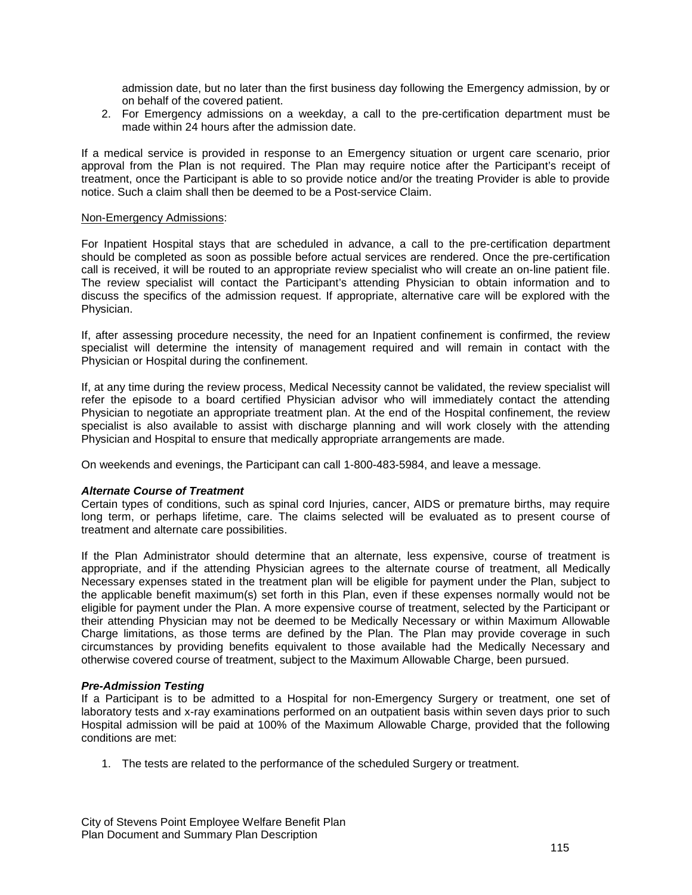admission date, but no later than the first business day following the Emergency admission, by or on behalf of the covered patient.

2. For Emergency admissions on a weekday, a call to the pre-certification department must be made within 24 hours after the admission date.

If a medical service is provided in response to an Emergency situation or urgent care scenario, prior approval from the Plan is not required. The Plan may require notice after the Participant's receipt of treatment, once the Participant is able to so provide notice and/or the treating Provider is able to provide notice. Such a claim shall then be deemed to be a Post-service Claim.

<u>Non-Emergency Admissions</u>:

For Inpatient Hospital stays that are scheduled in advance, a call to the pre-certification department should be completed as soon as possible before actual services are rendered. Once the pre-certification call is received, it will be routed to an appropriate review specialist who will create an on-line patient file. The review specialist will contact the Participant's attending Physician to obtain information and to discuss the specifics of the admission request. If appropriate, alternative care will be explored with the Physician.

If, after assessing procedure necessity, the need for an Inpatient confinement is confirmed, the review specialist will determine the intensity of management required and will remain in contact with the Physician or Hospital during the confinement.

If, at any time during the review process, Medical Necessity cannot be validated, the review specialist will refer the episode to a board certified Physician advisor who will immediately contact the attending Physician to negotiate an appropriate treatment plan. At the end of the Hospital confinement, the review specialist is also available to assist with discharge planning and will work closely with the attending Physician and Hospital to ensure that medically appropriate arrangements are made.

On weekends and evenings, the Participant can call 1-800-483-5984, and leave a message.

***Alternate Course of Treatment***

Certain types of conditions, such as spinal cord Injuries, cancer, AIDS or premature births, may require long term, or perhaps lifetime, care. The claims selected will be evaluated as to present course of treatment and alternate care possibilities.

If the Plan Administrator should determine that an alternate, less expensive, course of treatment is appropriate, and if the attending Physician agrees to the alternate course of treatment, all Medically Necessary expenses stated in the treatment plan will be eligible for payment under the Plan, subject to the applicable benefit maximum(s) set forth in this Plan, even if these expenses normally would not be eligible for payment under the Plan. A more expensive course of treatment, selected by the Participant or their attending Physician may not be deemed to be Medically Necessary or within Maximum Allowable Charge limitations, as those terms are defined by the Plan. The Plan may provide coverage in such circumstances by providing benefits equivalent to those available had the Medically Necessary and otherwise covered course of treatment, subject to the Maximum Allowable Charge, been pursued.

***Pre-Admission Testing***

If a Participant is to be admitted to a Hospital for non-Emergency Surgery or treatment, one set of laboratory tests and x-ray examinations performed on an outpatient basis within seven days prior to such Hospital admission will be paid at 100% of the Maximum Allowable Charge, provided that the following conditions are met:

1. The tests are related to the performance of the scheduled Surgery or treatment.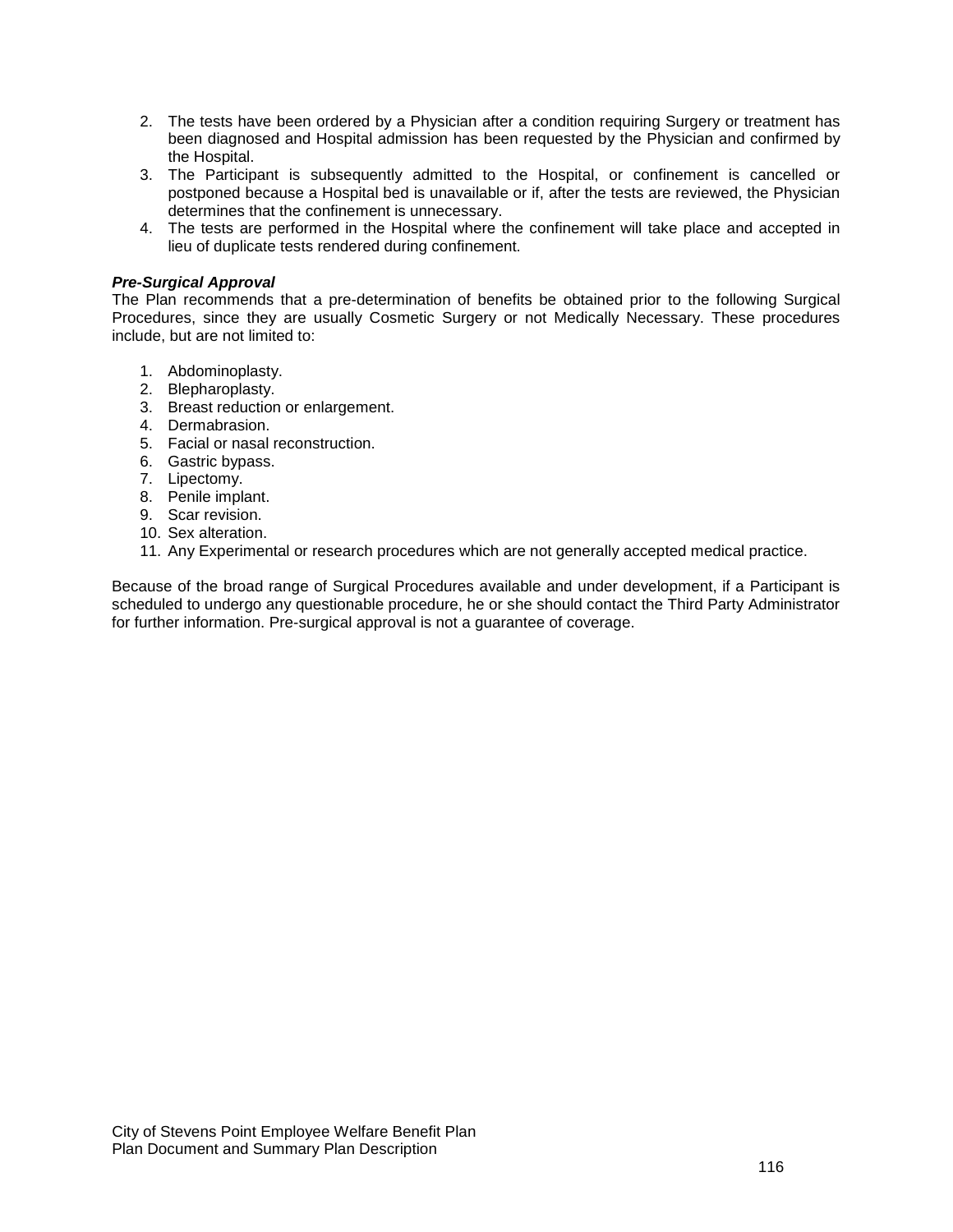2. The tests have been ordered by a Physician after a condition requiring Surgery or treatment has been diagnosed and Hospital admission has been requested by the Physician and confirmed by the Hospital.
3. The Participant is subsequently admitted to the Hospital, or confinement is cancelled or postponed because a Hospital bed is unavailable or if, after the tests are reviewed, the Physician determines that the confinement is unnecessary.
4. The tests are performed in the Hospital where the confinement will take place and accepted in lieu of duplicate tests rendered during confinement.

***Pre-Surgical Approval***

The Plan recommends that a pre-determination of benefits be obtained prior to the following Surgical Procedures, since they are usually Cosmetic Surgery or not Medically Necessary. These procedures include, but are not limited to:

1. Abdominoplasty.
2. Blepharoplasty.
3. Breast reduction or enlargement.
4. Dermabrasion.
5. Facial or nasal reconstruction.
6. Gastric bypass.
7. Lipectomy.
8. Penile implant.
9. Scar revision.
10. Sex alteration.
11. Any Experimental or research procedures which are not generally accepted medical practice.

Because of the broad range of Surgical Procedures available and under development, if a Participant is scheduled to undergo any questionable procedure, he or she should contact the Third Party Administrator for further information. Pre-surgical approval is not a guarantee of coverage.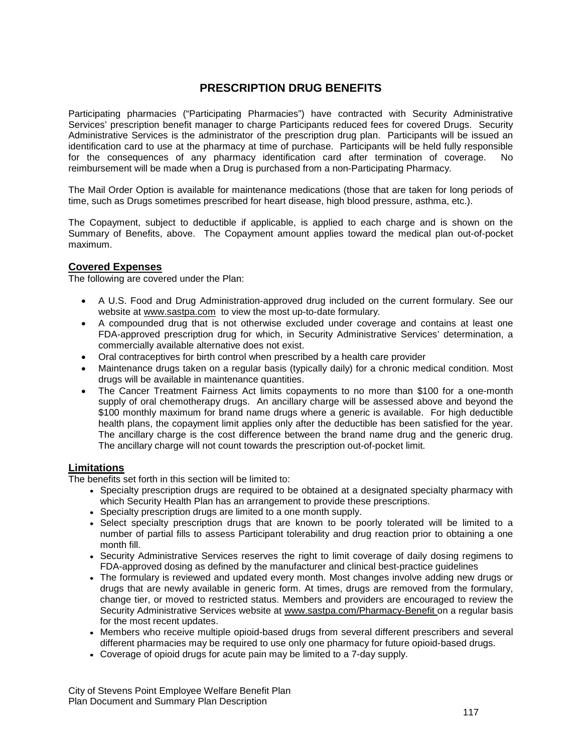## PRESCRIPTION DRUG BENEFITS

Participating pharmacies ("Participating Pharmacies") have contracted with Security Administrative Services' prescription benefit manager to charge Participants reduced fees for covered Drugs. Security Administrative Services is the administrator of the prescription drug plan. Participants will be issued an identification card to use at the pharmacy at time of purchase. Participants will be held fully responsible for the consequences of any pharmacy identification card after termination of coverage. No reimbursement will be made when a Drug is purchased from a non-Participating Pharmacy.

The Mail Order Option is available for maintenance medications (those that are taken for long periods of time, such as Drugs sometimes prescribed for heart disease, high blood pressure, asthma, etc.).

The Copayment, subject to deductible if applicable, is applied to each charge and is shown on the Summary of Benefits, above. The Copayment amount applies toward the medical plan out-of-pocket maximum.

### Covered Expenses

The following are covered under the Plan:

- A U.S. Food and Drug Administration-approved drug included on the current formulary. See our website at www.sastpa.com to view the most up-to-date formulary.
- A compounded drug that is not otherwise excluded under coverage and contains at least one FDA-approved prescription drug for which, in Security Administrative Services' determination, a commercially available alternative does not exist.
- Oral contraceptives for birth control when prescribed by a health care provider
- Maintenance drugs taken on a regular basis (typically daily) for a chronic medical condition. Most drugs will be available in maintenance quantities.
- The Cancer Treatment Fairness Act limits copayments to no more than $100 for a one-month supply of oral chemotherapy drugs. An ancillary charge will be assessed above and beyond the $100 monthly maximum for brand name drugs where a generic is available. For high deductible health plans, the copayment limit applies only after the deductible has been satisfied for the year. The ancillary charge is the cost difference between the brand name drug and the generic drug. The ancillary charge will not count towards the prescription out-of-pocket limit.

### Limitations

The benefits set forth in this section will be limited to:

- Specialty prescription drugs are required to be obtained at a designated specialty pharmacy with which Security Health Plan has an arrangement to provide these prescriptions.
- Specialty prescription drugs are limited to a one month supply.
- Select specialty prescription drugs that are known to be poorly tolerated will be limited to a number of partial fills to assess Participant tolerability and drug reaction prior to obtaining a one month fill.
- Security Administrative Services reserves the right to limit coverage of daily dosing regimens to FDA-approved dosing as defined by the manufacturer and clinical best-practice guidelines
- The formulary is reviewed and updated every month. Most changes involve adding new drugs or drugs that are newly available in generic form. At times, drugs are removed from the formulary, change tier, or moved to restricted status. Members and providers are encouraged to review the Security Administrative Services website at www.sastpa.com/Pharmacy-Benefit on a regular basis for the most recent updates.
- Members who receive multiple opioid-based drugs from several different prescribers and several different pharmacies may be required to use only one pharmacy for future opioid-based drugs.
- Coverage of opioid drugs for acute pain may be limited to a 7-day supply.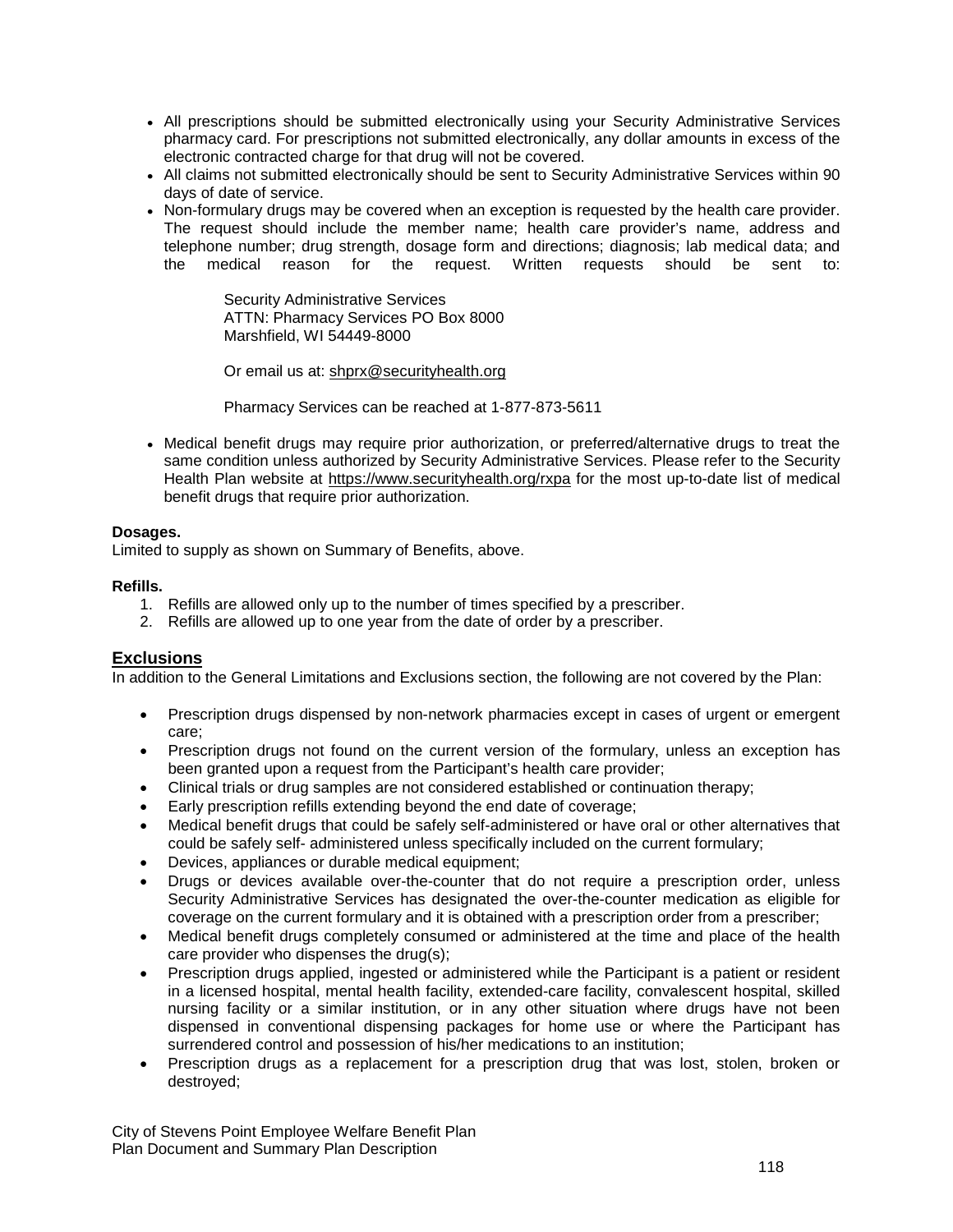- All prescriptions should be submitted electronically using your Security Administrative Services pharmacy card. For prescriptions not submitted electronically, any dollar amounts in excess of the electronic contracted charge for that drug will not be covered.
- All claims not submitted electronically should be sent to Security Administrative Services within 90 days of date of service.
- Non-formulary drugs may be covered when an exception is requested by the health care provider. The request should include the member name; health care provider's name, address and telephone number; drug strength, dosage form and directions; diagnosis; lab medical data; and the medical reason for the request. Written requests should be sent to:

  Security Administrative Services
  ATTN: Pharmacy Services PO Box 8000
  Marshfield, WI 54449-8000

  Or email us at: shprx@securityhealth.org

  Pharmacy Services can be reached at 1-877-873-5611

- Medical benefit drugs may require prior authorization, or preferred/alternative drugs to treat the same condition unless authorized by Security Administrative Services. Please refer to the Security Health Plan website at https://www.securityhealth.org/rxpa for the most up-to-date list of medical benefit drugs that require prior authorization.

**Dosages.**
Limited to supply as shown on Summary of Benefits, above.

**Refills.**
1. Refills are allowed only up to the number of times specified by a prescriber.
2. Refills are allowed up to one year from the date of order by a prescriber.

## Exclusions

In addition to the General Limitations and Exclusions section, the following are not covered by the Plan:

- Prescription drugs dispensed by non-network pharmacies except in cases of urgent or emergent care;
- Prescription drugs not found on the current version of the formulary, unless an exception has been granted upon a request from the Participant's health care provider;
- Clinical trials or drug samples are not considered established or continuation therapy;
- Early prescription refills extending beyond the end date of coverage;
- Medical benefit drugs that could be safely self-administered or have oral or other alternatives that could be safely self- administered unless specifically included on the current formulary;
- Devices, appliances or durable medical equipment;
- Drugs or devices available over-the-counter that do not require a prescription order, unless Security Administrative Services has designated the over-the-counter medication as eligible for coverage on the current formulary and it is obtained with a prescription order from a prescriber;
- Medical benefit drugs completely consumed or administered at the time and place of the health care provider who dispenses the drug(s);
- Prescription drugs applied, ingested or administered while the Participant is a patient or resident in a licensed hospital, mental health facility, extended-care facility, convalescent hospital, skilled nursing facility or a similar institution, or in any other situation where drugs have not been dispensed in conventional dispensing packages for home use or where the Participant has surrendered control and possession of his/her medications to an institution;
- Prescription drugs as a replacement for a prescription drug that was lost, stolen, broken or destroyed;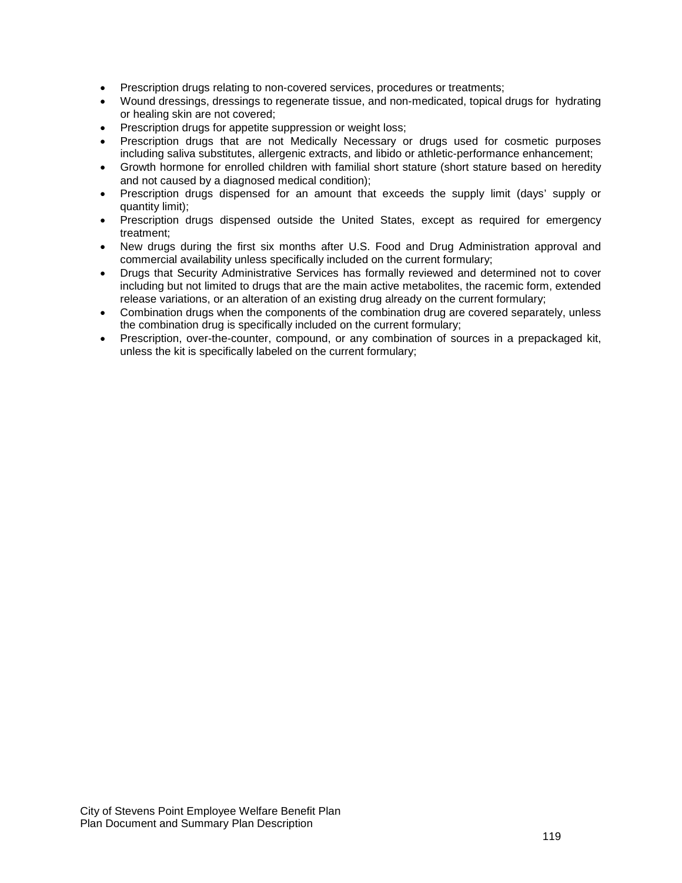- Prescription drugs relating to non-covered services, procedures or treatments;
- Wound dressings, dressings to regenerate tissue, and non-medicated, topical drugs for hydrating or healing skin are not covered;
- Prescription drugs for appetite suppression or weight loss;
- Prescription drugs that are not Medically Necessary or drugs used for cosmetic purposes including saliva substitutes, allergenic extracts, and libido or athletic-performance enhancement;
- Growth hormone for enrolled children with familial short stature (short stature based on heredity and not caused by a diagnosed medical condition);
- Prescription drugs dispensed for an amount that exceeds the supply limit (days' supply or quantity limit);
- Prescription drugs dispensed outside the United States, except as required for emergency treatment;
- New drugs during the first six months after U.S. Food and Drug Administration approval and commercial availability unless specifically included on the current formulary;
- Drugs that Security Administrative Services has formally reviewed and determined not to cover including but not limited to drugs that are the main active metabolites, the racemic form, extended release variations, or an alteration of an existing drug already on the current formulary;
- Combination drugs when the components of the combination drug are covered separately, unless the combination drug is specifically included on the current formulary;
- Prescription, over-the-counter, compound, or any combination of sources in a prepackaged kit, unless the kit is specifically labeled on the current formulary;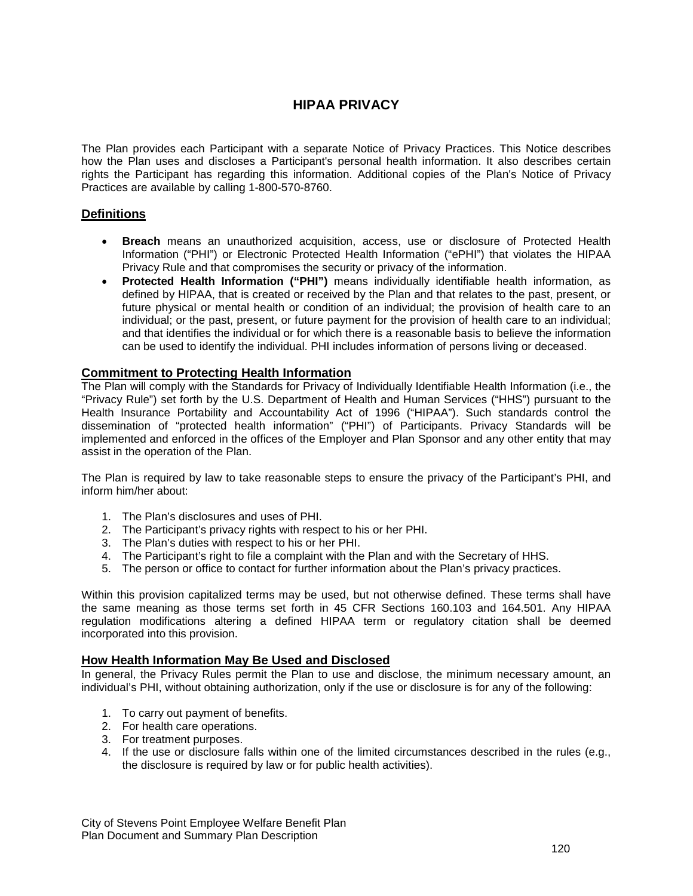# HIPAA PRIVACY

The Plan provides each Participant with a separate Notice of Privacy Practices. This Notice describes how the Plan uses and discloses a Participant's personal health information. It also describes certain rights the Participant has regarding this information. Additional copies of the Plan's Notice of Privacy Practices are available by calling 1-800-570-8760.

## Definitions

- **Breach** means an unauthorized acquisition, access, use or disclosure of Protected Health Information ("PHI") or Electronic Protected Health Information ("ePHI") that violates the HIPAA Privacy Rule and that compromises the security or privacy of the information.
- **Protected Health Information ("PHI")** means individually identifiable health information, as defined by HIPAA, that is created or received by the Plan and that relates to the past, present, or future physical or mental health or condition of an individual; the provision of health care to an individual; or the past, present, or future payment for the provision of health care to an individual; and that identifies the individual or for which there is a reasonable basis to believe the information can be used to identify the individual. PHI includes information of persons living or deceased.

## Commitment to Protecting Health Information

The Plan will comply with the Standards for Privacy of Individually Identifiable Health Information (i.e., the "Privacy Rule") set forth by the U.S. Department of Health and Human Services ("HHS") pursuant to the Health Insurance Portability and Accountability Act of 1996 ("HIPAA"). Such standards control the dissemination of "protected health information" ("PHI") of Participants. Privacy Standards will be implemented and enforced in the offices of the Employer and Plan Sponsor and any other entity that may assist in the operation of the Plan.

The Plan is required by law to take reasonable steps to ensure the privacy of the Participant's PHI, and inform him/her about:

1. The Plan's disclosures and uses of PHI.
2. The Participant's privacy rights with respect to his or her PHI.
3. The Plan's duties with respect to his or her PHI.
4. The Participant's right to file a complaint with the Plan and with the Secretary of HHS.
5. The person or office to contact for further information about the Plan's privacy practices.

Within this provision capitalized terms may be used, but not otherwise defined. These terms shall have the same meaning as those terms set forth in 45 CFR Sections 160.103 and 164.501. Any HIPAA regulation modifications altering a defined HIPAA term or regulatory citation shall be deemed incorporated into this provision.

## How Health Information May Be Used and Disclosed

In general, the Privacy Rules permit the Plan to use and disclose, the minimum necessary amount, an individual's PHI, without obtaining authorization, only if the use or disclosure is for any of the following:

1. To carry out payment of benefits.
2. For health care operations.
3. For treatment purposes.
4. If the use or disclosure falls within one of the limited circumstances described in the rules (e.g., the disclosure is required by law or for public health activities).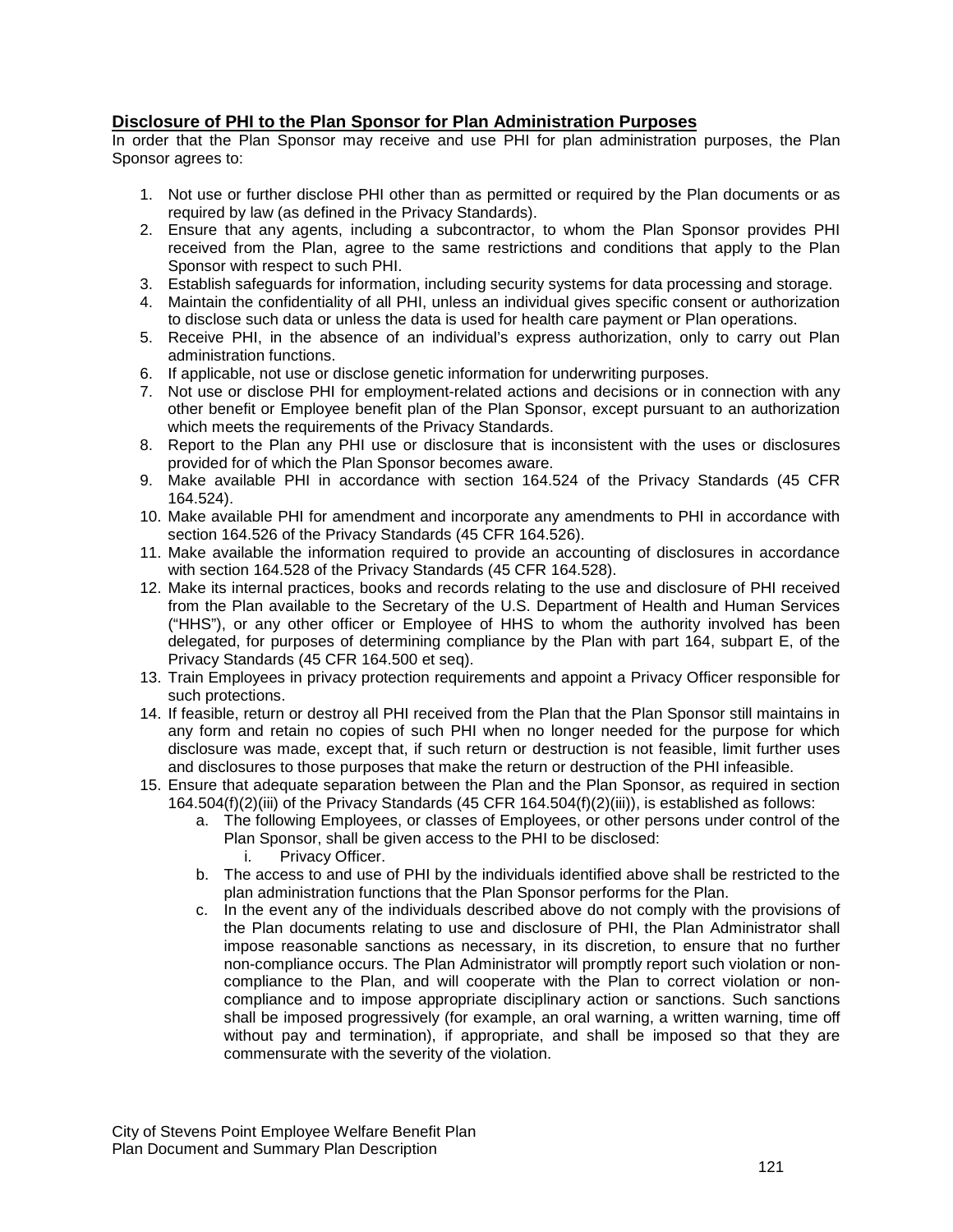**Disclosure of PHI to the Plan Sponsor for Plan Administration Purposes**

In order that the Plan Sponsor may receive and use PHI for plan administration purposes, the Plan Sponsor agrees to:

1. Not use or further disclose PHI other than as permitted or required by the Plan documents or as required by law (as defined in the Privacy Standards).
2. Ensure that any agents, including a subcontractor, to whom the Plan Sponsor provides PHI received from the Plan, agree to the same restrictions and conditions that apply to the Plan Sponsor with respect to such PHI.
3. Establish safeguards for information, including security systems for data processing and storage.
4. Maintain the confidentiality of all PHI, unless an individual gives specific consent or authorization to disclose such data or unless the data is used for health care payment or Plan operations.
5. Receive PHI, in the absence of an individual's express authorization, only to carry out Plan administration functions.
6. If applicable, not use or disclose genetic information for underwriting purposes.
7. Not use or disclose PHI for employment-related actions and decisions or in connection with any other benefit or Employee benefit plan of the Plan Sponsor, except pursuant to an authorization which meets the requirements of the Privacy Standards.
8. Report to the Plan any PHI use or disclosure that is inconsistent with the uses or disclosures provided for of which the Plan Sponsor becomes aware.
9. Make available PHI in accordance with section 164.524 of the Privacy Standards (45 CFR 164.524).
10. Make available PHI for amendment and incorporate any amendments to PHI in accordance with section 164.526 of the Privacy Standards (45 CFR 164.526).
11. Make available the information required to provide an accounting of disclosures in accordance with section 164.528 of the Privacy Standards (45 CFR 164.528).
12. Make its internal practices, books and records relating to the use and disclosure of PHI received from the Plan available to the Secretary of the U.S. Department of Health and Human Services ("HHS"), or any other officer or Employee of HHS to whom the authority involved has been delegated, for purposes of determining compliance by the Plan with part 164, subpart E, of the Privacy Standards (45 CFR 164.500 et seq).
13. Train Employees in privacy protection requirements and appoint a Privacy Officer responsible for such protections.
14. If feasible, return or destroy all PHI received from the Plan that the Plan Sponsor still maintains in any form and retain no copies of such PHI when no longer needed for the purpose for which disclosure was made, except that, if such return or destruction is not feasible, limit further uses and disclosures to those purposes that make the return or destruction of the PHI infeasible.
15. Ensure that adequate separation between the Plan and the Plan Sponsor, as required in section 164.504(f)(2)(iii) of the Privacy Standards (45 CFR 164.504(f)(2)(iii)), is established as follows:
    a. The following Employees, or classes of Employees, or other persons under control of the Plan Sponsor, shall be given access to the PHI to be disclosed:
        i. Privacy Officer.
    b. The access to and use of PHI by the individuals identified above shall be restricted to the plan administration functions that the Plan Sponsor performs for the Plan.
    c. In the event any of the individuals described above do not comply with the provisions of the Plan documents relating to use and disclosure of PHI, the Plan Administrator shall impose reasonable sanctions as necessary, in its discretion, to ensure that no further non-compliance occurs. The Plan Administrator will promptly report such violation or non-compliance to the Plan, and will cooperate with the Plan to correct violation or non-compliance and to impose appropriate disciplinary action or sanctions. Such sanctions shall be imposed progressively (for example, an oral warning, a written warning, time off without pay and termination), if appropriate, and shall be imposed so that they are commensurate with the severity of the violation.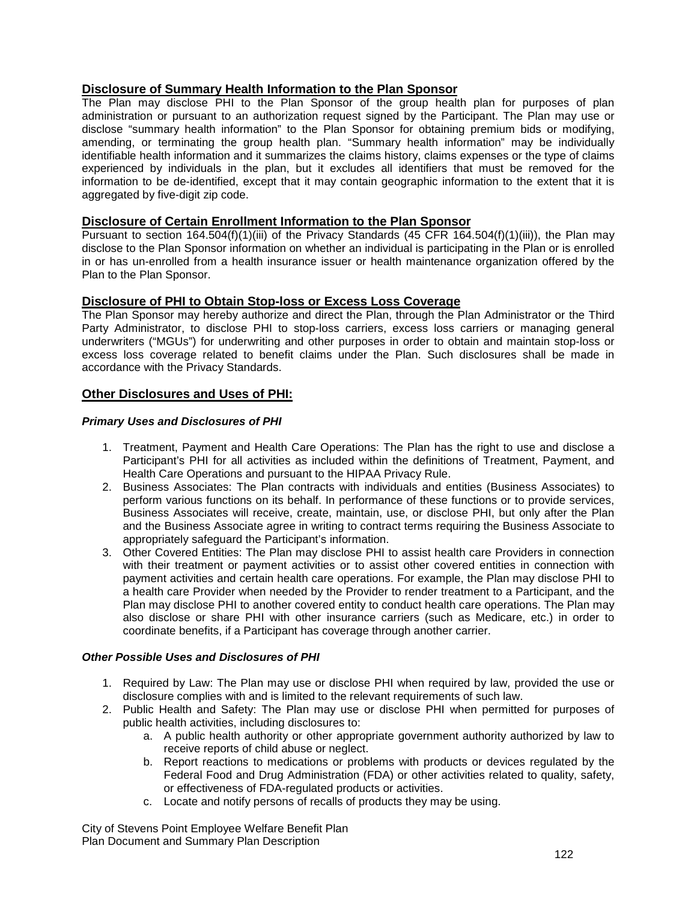## Disclosure of Summary Health Information to the Plan Sponsor

The Plan may disclose PHI to the Plan Sponsor of the group health plan for purposes of plan administration or pursuant to an authorization request signed by the Participant. The Plan may use or disclose "summary health information" to the Plan Sponsor for obtaining premium bids or modifying, amending, or terminating the group health plan. "Summary health information" may be individually identifiable health information and it summarizes the claims history, claims expenses or the type of claims experienced by individuals in the plan, but it excludes all identifiers that must be removed for the information to be de-identified, except that it may contain geographic information to the extent that it is aggregated by five-digit zip code.

## Disclosure of Certain Enrollment Information to the Plan Sponsor

Pursuant to section 164.504(f)(1)(iii) of the Privacy Standards (45 CFR 164.504(f)(1)(iii)), the Plan may disclose to the Plan Sponsor information on whether an individual is participating in the Plan or is enrolled in or has un-enrolled from a health insurance issuer or health maintenance organization offered by the Plan to the Plan Sponsor.

## Disclosure of PHI to Obtain Stop-loss or Excess Loss Coverage

The Plan Sponsor may hereby authorize and direct the Plan, through the Plan Administrator or the Third Party Administrator, to disclose PHI to stop-loss carriers, excess loss carriers or managing general underwriters ("MGUs") for underwriting and other purposes in order to obtain and maintain stop-loss or excess loss coverage related to benefit claims under the Plan. Such disclosures shall be made in accordance with the Privacy Standards.

## Other Disclosures and Uses of PHI:

### *Primary Uses and Disclosures of PHI*

1. Treatment, Payment and Health Care Operations: The Plan has the right to use and disclose a Participant's PHI for all activities as included within the definitions of Treatment, Payment, and Health Care Operations and pursuant to the HIPAA Privacy Rule.
2. Business Associates: The Plan contracts with individuals and entities (Business Associates) to perform various functions on its behalf. In performance of these functions or to provide services, Business Associates will receive, create, maintain, use, or disclose PHI, but only after the Plan and the Business Associate agree in writing to contract terms requiring the Business Associate to appropriately safeguard the Participant's information.
3. Other Covered Entities: The Plan may disclose PHI to assist health care Providers in connection with their treatment or payment activities or to assist other covered entities in connection with payment activities and certain health care operations. For example, the Plan may disclose PHI to a health care Provider when needed by the Provider to render treatment to a Participant, and the Plan may disclose PHI to another covered entity to conduct health care operations. The Plan may also disclose or share PHI with other insurance carriers (such as Medicare, etc.) in order to coordinate benefits, if a Participant has coverage through another carrier.

### *Other Possible Uses and Disclosures of PHI*

1. Required by Law: The Plan may use or disclose PHI when required by law, provided the use or disclosure complies with and is limited to the relevant requirements of such law.
2. Public Health and Safety: The Plan may use or disclose PHI when permitted for purposes of public health activities, including disclosures to:
   a. A public health authority or other appropriate government authority authorized by law to receive reports of child abuse or neglect.
   b. Report reactions to medications or problems with products or devices regulated by the Federal Food and Drug Administration (FDA) or other activities related to quality, safety, or effectiveness of FDA-regulated products or activities.
   c. Locate and notify persons of recalls of products they may be using.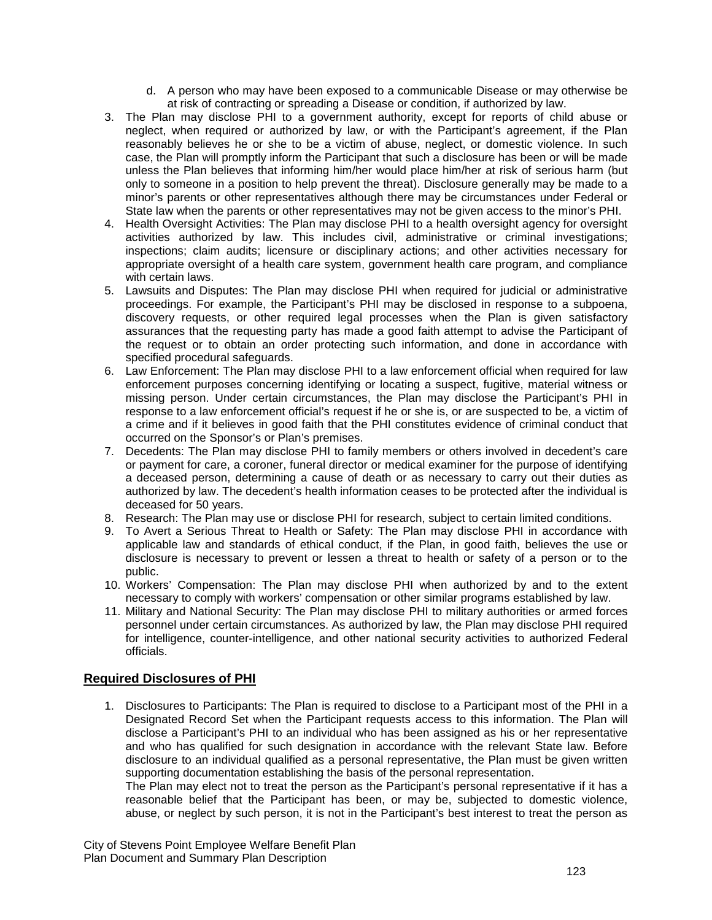d. A person who may have been exposed to a communicable Disease or may otherwise be at risk of contracting or spreading a Disease or condition, if authorized by law.
3. The Plan may disclose PHI to a government authority, except for reports of child abuse or neglect, when required or authorized by law, or with the Participant's agreement, if the Plan reasonably believes he or she to be a victim of abuse, neglect, or domestic violence. In such case, the Plan will promptly inform the Participant that such a disclosure has been or will be made unless the Plan believes that informing him/her would place him/her at risk of serious harm (but only to someone in a position to help prevent the threat). Disclosure generally may be made to a minor's parents or other representatives although there may be circumstances under Federal or State law when the parents or other representatives may not be given access to the minor's PHI.
4. Health Oversight Activities: The Plan may disclose PHI to a health oversight agency for oversight activities authorized by law. This includes civil, administrative or criminal investigations; inspections; claim audits; licensure or disciplinary actions; and other activities necessary for appropriate oversight of a health care system, government health care program, and compliance with certain laws.
5. Lawsuits and Disputes: The Plan may disclose PHI when required for judicial or administrative proceedings. For example, the Participant's PHI may be disclosed in response to a subpoena, discovery requests, or other required legal processes when the Plan is given satisfactory assurances that the requesting party has made a good faith attempt to advise the Participant of the request or to obtain an order protecting such information, and done in accordance with specified procedural safeguards.
6. Law Enforcement: The Plan may disclose PHI to a law enforcement official when required for law enforcement purposes concerning identifying or locating a suspect, fugitive, material witness or missing person. Under certain circumstances, the Plan may disclose the Participant's PHI in response to a law enforcement official's request if he or she is, or are suspected to be, a victim of a crime and if it believes in good faith that the PHI constitutes evidence of criminal conduct that occurred on the Sponsor's or Plan's premises.
7. Decedents: The Plan may disclose PHI to family members or others involved in decedent's care or payment for care, a coroner, funeral director or medical examiner for the purpose of identifying a deceased person, determining a cause of death or as necessary to carry out their duties as authorized by law. The decedent's health information ceases to be protected after the individual is deceased for 50 years.
8. Research: The Plan may use or disclose PHI for research, subject to certain limited conditions.
9. To Avert a Serious Threat to Health or Safety: The Plan may disclose PHI in accordance with applicable law and standards of ethical conduct, if the Plan, in good faith, believes the use or disclosure is necessary to prevent or lessen a threat to health or safety of a person or to the public.
10. Workers' Compensation: The Plan may disclose PHI when authorized by and to the extent necessary to comply with workers' compensation or other similar programs established by law.
11. Military and National Security: The Plan may disclose PHI to military authorities or armed forces personnel under certain circumstances. As authorized by law, the Plan may disclose PHI required for intelligence, counter-intelligence, and other national security activities to authorized Federal officials.

## Required Disclosures of PHI

1. Disclosures to Participants: The Plan is required to disclose to a Participant most of the PHI in a Designated Record Set when the Participant requests access to this information. The Plan will disclose a Participant's PHI to an individual who has been assigned as his or her representative and who has qualified for such designation in accordance with the relevant State law. Before disclosure to an individual qualified as a personal representative, the Plan must be given written supporting documentation establishing the basis of the personal representation.
   The Plan may elect not to treat the person as the Participant's personal representative if it has a reasonable belief that the Participant has been, or may be, subjected to domestic violence, abuse, or neglect by such person, it is not in the Participant's best interest to treat the person as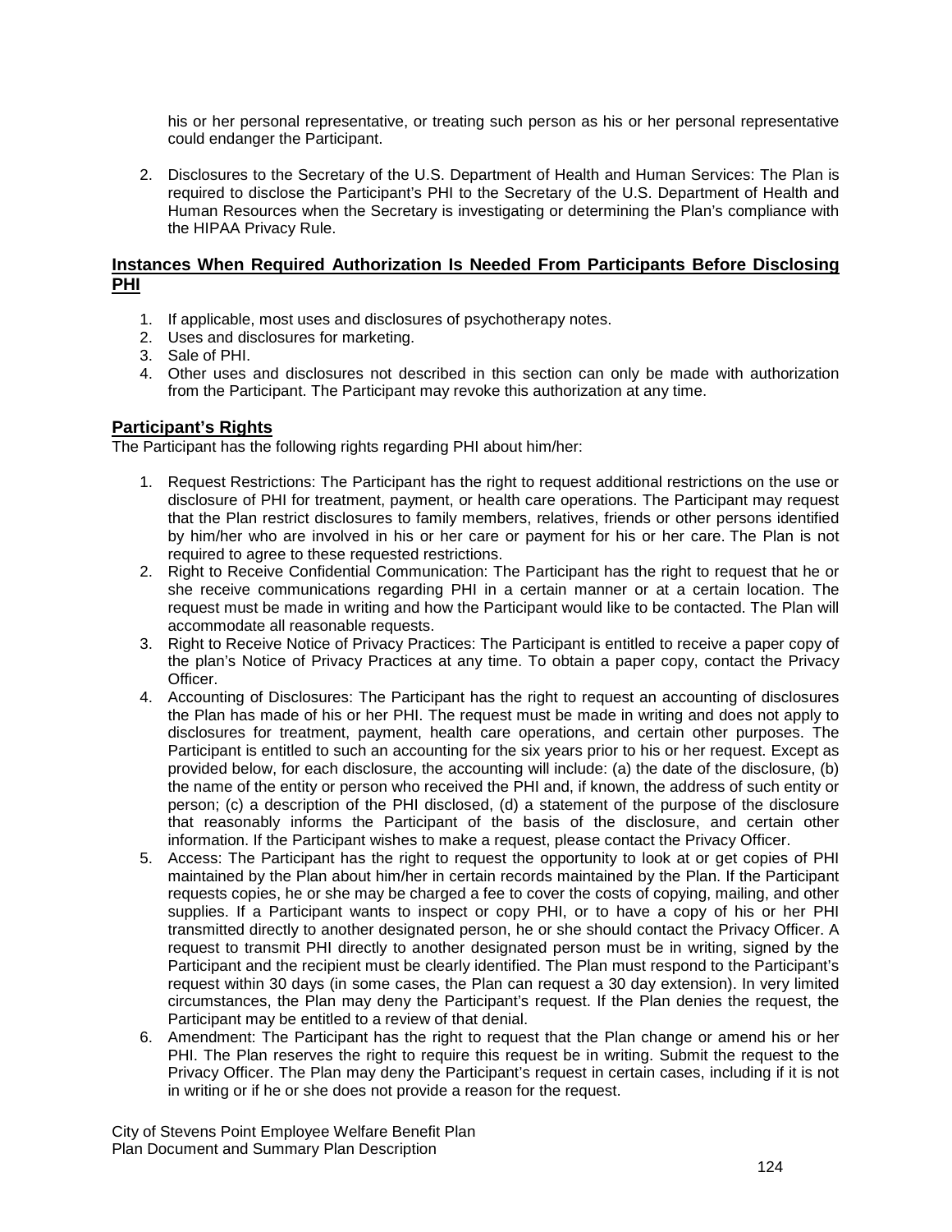his or her personal representative, or treating such person as his or her personal representative could endanger the Participant.

2. Disclosures to the Secretary of the U.S. Department of Health and Human Services: The Plan is required to disclose the Participant's PHI to the Secretary of the U.S. Department of Health and Human Resources when the Secretary is investigating or determining the Plan's compliance with the HIPAA Privacy Rule.

## Instances When Required Authorization Is Needed From Participants Before Disclosing PHI

1. If applicable, most uses and disclosures of psychotherapy notes.
2. Uses and disclosures for marketing.
3. Sale of PHI.
4. Other uses and disclosures not described in this section can only be made with authorization from the Participant. The Participant may revoke this authorization at any time.

## Participant's Rights

The Participant has the following rights regarding PHI about him/her:

1. Request Restrictions: The Participant has the right to request additional restrictions on the use or disclosure of PHI for treatment, payment, or health care operations. The Participant may request that the Plan restrict disclosures to family members, relatives, friends or other persons identified by him/her who are involved in his or her care or payment for his or her care. The Plan is not required to agree to these requested restrictions.
2. Right to Receive Confidential Communication: The Participant has the right to request that he or she receive communications regarding PHI in a certain manner or at a certain location. The request must be made in writing and how the Participant would like to be contacted. The Plan will accommodate all reasonable requests.
3. Right to Receive Notice of Privacy Practices: The Participant is entitled to receive a paper copy of the plan's Notice of Privacy Practices at any time. To obtain a paper copy, contact the Privacy Officer.
4. Accounting of Disclosures: The Participant has the right to request an accounting of disclosures the Plan has made of his or her PHI. The request must be made in writing and does not apply to disclosures for treatment, payment, health care operations, and certain other purposes. The Participant is entitled to such an accounting for the six years prior to his or her request. Except as provided below, for each disclosure, the accounting will include: (a) the date of the disclosure, (b) the name of the entity or person who received the PHI and, if known, the address of such entity or person; (c) a description of the PHI disclosed, (d) a statement of the purpose of the disclosure that reasonably informs the Participant of the basis of the disclosure, and certain other information. If the Participant wishes to make a request, please contact the Privacy Officer.
5. Access: The Participant has the right to request the opportunity to look at or get copies of PHI maintained by the Plan about him/her in certain records maintained by the Plan. If the Participant requests copies, he or she may be charged a fee to cover the costs of copying, mailing, and other supplies. If a Participant wants to inspect or copy PHI, or to have a copy of his or her PHI transmitted directly to another designated person, he or she should contact the Privacy Officer. A request to transmit PHI directly to another designated person must be in writing, signed by the Participant and the recipient must be clearly identified. The Plan must respond to the Participant's request within 30 days (in some cases, the Plan can request a 30 day extension). In very limited circumstances, the Plan may deny the Participant's request. If the Plan denies the request, the Participant may be entitled to a review of that denial.
6. Amendment: The Participant has the right to request that the Plan change or amend his or her PHI. The Plan reserves the right to require this request be in writing. Submit the request to the Privacy Officer. The Plan may deny the Participant's request in certain cases, including if it is not in writing or if he or she does not provide a reason for the request.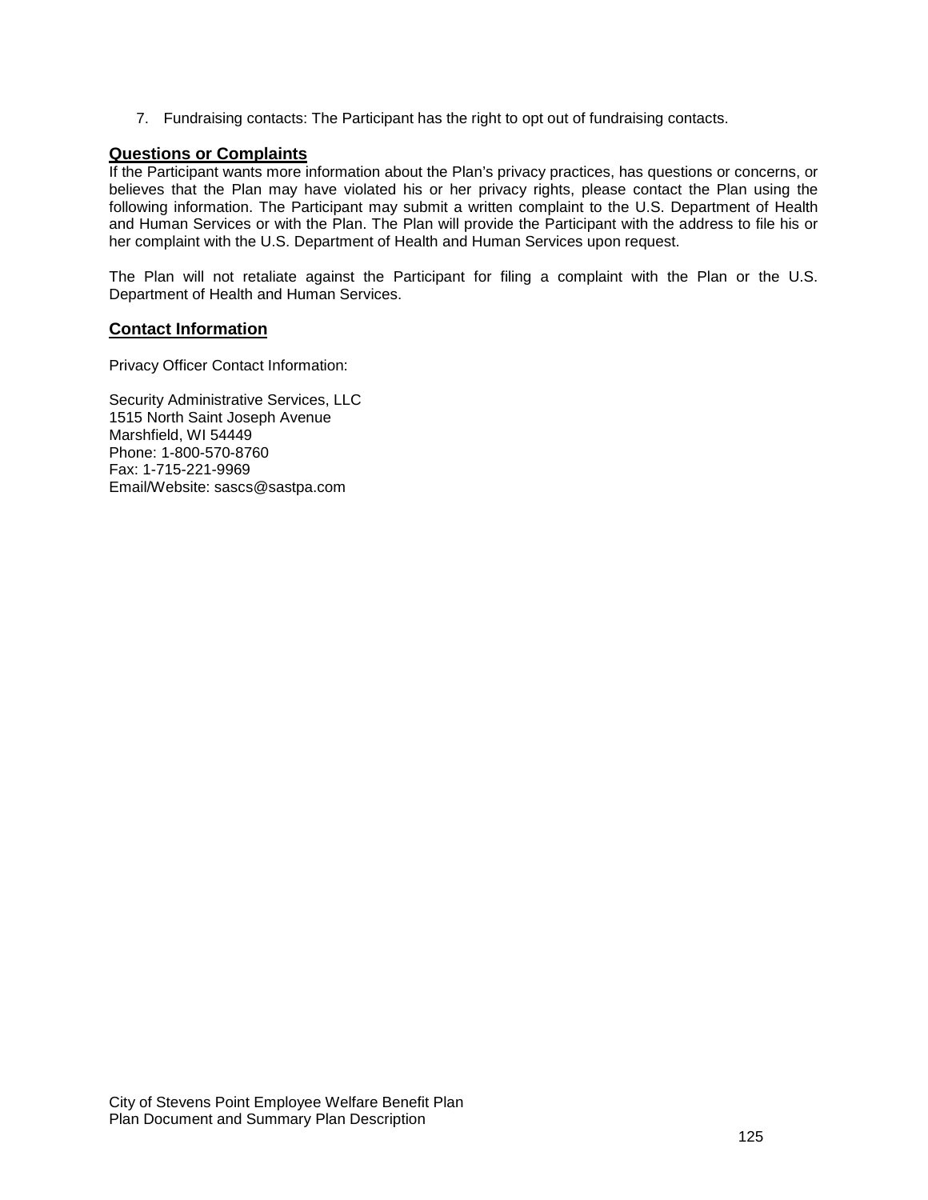7. Fundraising contacts: The Participant has the right to opt out of fundraising contacts.

## Questions or Complaints

If the Participant wants more information about the Plan's privacy practices, has questions or concerns, or believes that the Plan may have violated his or her privacy rights, please contact the Plan using the following information. The Participant may submit a written complaint to the U.S. Department of Health and Human Services or with the Plan. The Plan will provide the Participant with the address to file his or her complaint with the U.S. Department of Health and Human Services upon request.

The Plan will not retaliate against the Participant for filing a complaint with the Plan or the U.S. Department of Health and Human Services.

## Contact Information

Privacy Officer Contact Information:

Security Administrative Services, LLC
1515 North Saint Joseph Avenue
Marshfield, WI 54449
Phone: 1-800-570-8760
Fax: 1-715-221-9969
Email/Website: sascs@sastpa.com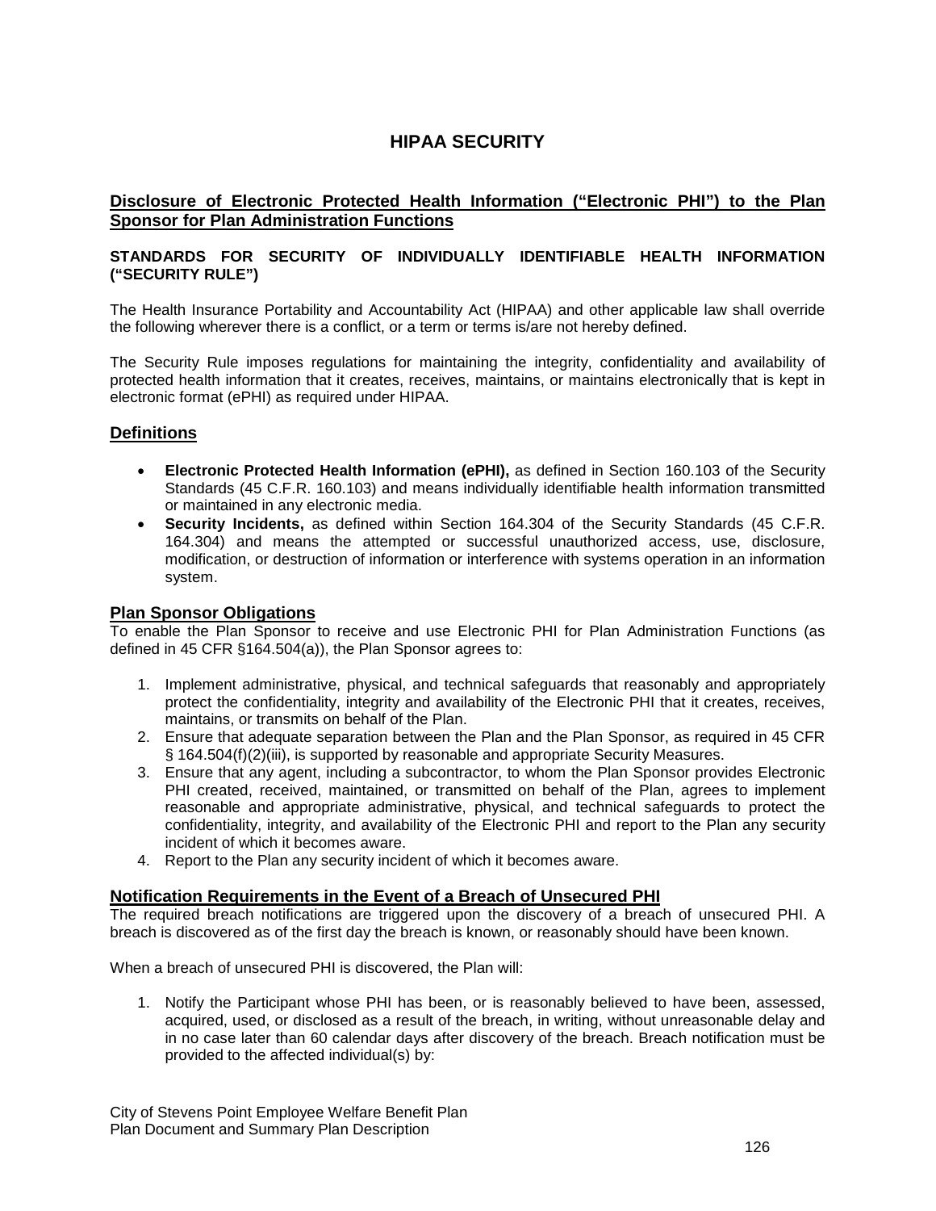# HIPAA SECURITY

## Disclosure of Electronic Protected Health Information ("Electronic PHI") to the Plan Sponsor for Plan Administration Functions

### STANDARDS FOR SECURITY OF INDIVIDUALLY IDENTIFIABLE HEALTH INFORMATION ("SECURITY RULE")

The Health Insurance Portability and Accountability Act (HIPAA) and other applicable law shall override the following wherever there is a conflict, or a term or terms is/are not hereby defined.

The Security Rule imposes regulations for maintaining the integrity, confidentiality and availability of protected health information that it creates, receives, maintains, or maintains electronically that is kept in electronic format (ePHI) as required under HIPAA.

## Definitions

- **Electronic Protected Health Information (ePHI),** as defined in Section 160.103 of the Security Standards (45 C.F.R. 160.103) and means individually identifiable health information transmitted or maintained in any electronic media.
- **Security Incidents,** as defined within Section 164.304 of the Security Standards (45 C.F.R. 164.304) and means the attempted or successful unauthorized access, use, disclosure, modification, or destruction of information or interference with systems operation in an information system.

## Plan Sponsor Obligations

To enable the Plan Sponsor to receive and use Electronic PHI for Plan Administration Functions (as defined in 45 CFR §164.504(a)), the Plan Sponsor agrees to:

1. Implement administrative, physical, and technical safeguards that reasonably and appropriately protect the confidentiality, integrity and availability of the Electronic PHI that it creates, receives, maintains, or transmits on behalf of the Plan.
2. Ensure that adequate separation between the Plan and the Plan Sponsor, as required in 45 CFR § 164.504(f)(2)(iii), is supported by reasonable and appropriate Security Measures.
3. Ensure that any agent, including a subcontractor, to whom the Plan Sponsor provides Electronic PHI created, received, maintained, or transmitted on behalf of the Plan, agrees to implement reasonable and appropriate administrative, physical, and technical safeguards to protect the confidentiality, integrity, and availability of the Electronic PHI and report to the Plan any security incident of which it becomes aware.
4. Report to the Plan any security incident of which it becomes aware.

## Notification Requirements in the Event of a Breach of Unsecured PHI

The required breach notifications are triggered upon the discovery of a breach of unsecured PHI. A breach is discovered as of the first day the breach is known, or reasonably should have been known.

When a breach of unsecured PHI is discovered, the Plan will:

1. Notify the Participant whose PHI has been, or is reasonably believed to have been, assessed, acquired, used, or disclosed as a result of the breach, in writing, without unreasonable delay and in no case later than 60 calendar days after discovery of the breach. Breach notification must be provided to the affected individual(s) by: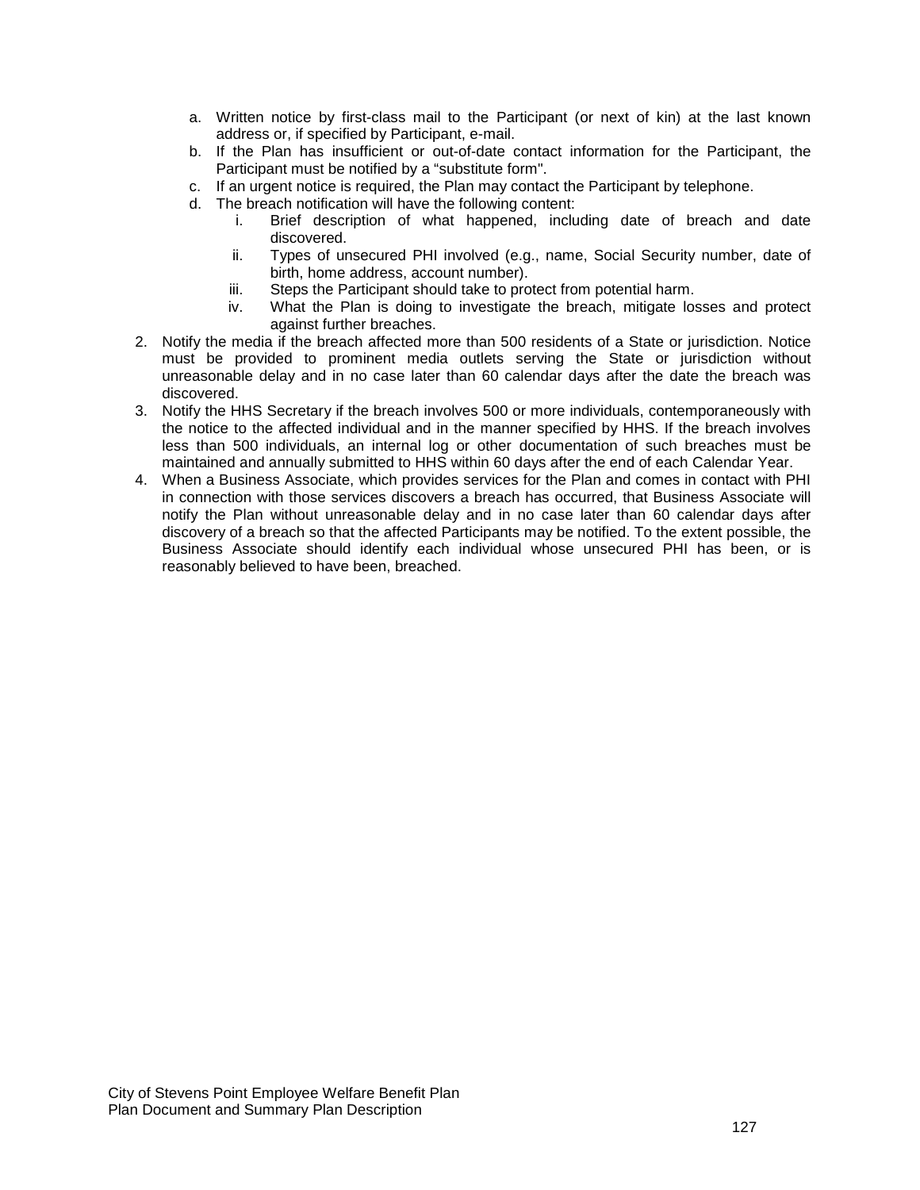a. Written notice by first-class mail to the Participant (or next of kin) at the last known address or, if specified by Participant, e-mail.
   b. If the Plan has insufficient or out-of-date contact information for the Participant, the Participant must be notified by a “substitute form".
   c. If an urgent notice is required, the Plan may contact the Participant by telephone.
   d. The breach notification will have the following content:
      i. Brief description of what happened, including date of breach and date discovered.
      ii. Types of unsecured PHI involved (e.g., name, Social Security number, date of birth, home address, account number).
      iii. Steps the Participant should take to protect from potential harm.
      iv. What the Plan is doing to investigate the breach, mitigate losses and protect against further breaches.
2. Notify the media if the breach affected more than 500 residents of a State or jurisdiction. Notice must be provided to prominent media outlets serving the State or jurisdiction without unreasonable delay and in no case later than 60 calendar days after the date the breach was discovered.
3. Notify the HHS Secretary if the breach involves 500 or more individuals, contemporaneously with the notice to the affected individual and in the manner specified by HHS. If the breach involves less than 500 individuals, an internal log or other documentation of such breaches must be maintained and annually submitted to HHS within 60 days after the end of each Calendar Year.
4. When a Business Associate, which provides services for the Plan and comes in contact with PHI in connection with those services discovers a breach has occurred, that Business Associate will notify the Plan without unreasonable delay and in no case later than 60 calendar days after discovery of a breach so that the affected Participants may be notified. To the extent possible, the Business Associate should identify each individual whose unsecured PHI has been, or is reasonably believed to have been, breached.